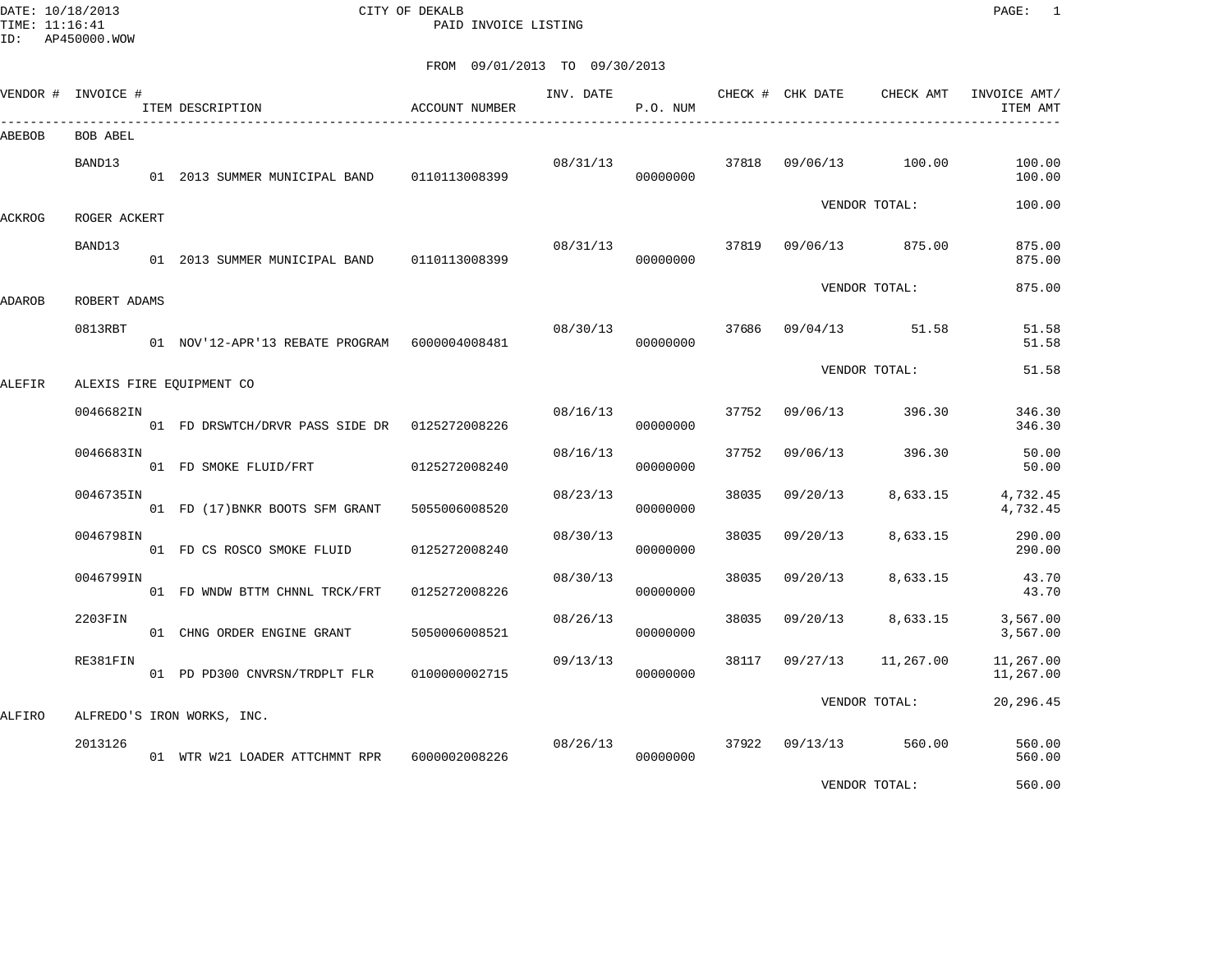DATE: 10/18/2013 CITY OF DEKALB PAGE: 1
TIME: 11:16:41 PAID INVOICE LISTING
ID: AP450000.WOW

FROM 09/01/2013 TO 09/30/2013

| VENDOR # | INVOICE # | ITEM DESCRIPTION | ACCOUNT NUMBER | INV. DATE | P.O. NUM | CHECK # | CHK DATE | CHECK AMT | INVOICE AMT/ ITEM AMT |
|---|---|---|---|---|---|---|---|---|---|
| ABEBOB | BOB ABEL | | | | | | | | |
| | BAND13 | | | 08/31/13 | | 37818 | 09/06/13 | 100.00 | 100.00 |
| | | 01 2013 SUMMER MUNICIPAL BAND | 0110113008399 | | 00000000 | | | | 100.00 |
| | | | | | | | | VENDOR TOTAL: | 100.00 |
| ACKROG | ROGER ACKERT | | | | | | | | |
| | BAND13 | | | 08/31/13 | | 37819 | 09/06/13 | 875.00 | 875.00 |
| | | 01 2013 SUMMER MUNICIPAL BAND | 0110113008399 | | 00000000 | | | | 875.00 |
| | | | | | | | | VENDOR TOTAL: | 875.00 |
| ADAROB | ROBERT ADAMS | | | | | | | | |
| | 0813RBT | | | 08/30/13 | | 37686 | 09/04/13 | 51.58 | 51.58 |
| | | 01 NOV'12-APR'13 REBATE PROGRAM | 6000004008481 | | 00000000 | | | | 51.58 |
| | | | | | | | | VENDOR TOTAL: | 51.58 |
| ALEFIR | ALEXIS FIRE EQUIPMENT CO | | | | | | | | |
| | 0046682IN | | | 08/16/13 | | 37752 | 09/06/13 | 396.30 | 346.30 |
| | | 01 FD DRSWTCH/DRVR PASS SIDE DR | 0125272008226 | | 00000000 | | | | 346.30 |
| | 0046683IN | | | 08/16/13 | | 37752 | 09/06/13 | 396.30 | 50.00 |
| | | 01 FD SMOKE FLUID/FRT | 0125272008240 | | 00000000 | | | | 50.00 |
| | 0046735IN | | | 08/23/13 | | 38035 | 09/20/13 | 8,633.15 | 4,732.45 |
| | | 01 FD (17)BNKR BOOTS SFM GRANT | 5055006008520 | | 00000000 | | | | 4,732.45 |
| | 0046798IN | | | 08/30/13 | | 38035 | 09/20/13 | 8,633.15 | 290.00 |
| | | 01 FD CS ROSCO SMOKE FLUID | 0125272008240 | | 00000000 | | | | 290.00 |
| | 0046799IN | | | 08/30/13 | | 38035 | 09/20/13 | 8,633.15 | 43.70 |
| | | 01 FD WNDW BTTM CHNNL TRCK/FRT | 0125272008226 | | 00000000 | | | | 43.70 |
| | 2203FIN | | | 08/26/13 | | 38035 | 09/20/13 | 8,633.15 | 3,567.00 |
| | | 01 CHNG ORDER ENGINE GRANT | 5050006008521 | | 00000000 | | | | 3,567.00 |
| | RE381FIN | | | 09/13/13 | | 38117 | 09/27/13 | 11,267.00 | 11,267.00 |
| | | 01 PD PD300 CNVRSN/TRDPLT FLR | 0100000002715 | | 00000000 | | | | 11,267.00 |
| | | | | | | | | VENDOR TOTAL: | 20,296.45 |
| ALFIRO | ALFREDO'S IRON WORKS, INC. | | | | | | | | |
| | 2013126 | | | 08/26/13 | | 37922 | 09/13/13 | 560.00 | 560.00 |
| | | 01 WTR W21 LOADER ATTCHMNT RPR | 6000002008226 | | 00000000 | | | | 560.00 |
| | | | | | | | | VENDOR TOTAL: | 560.00 |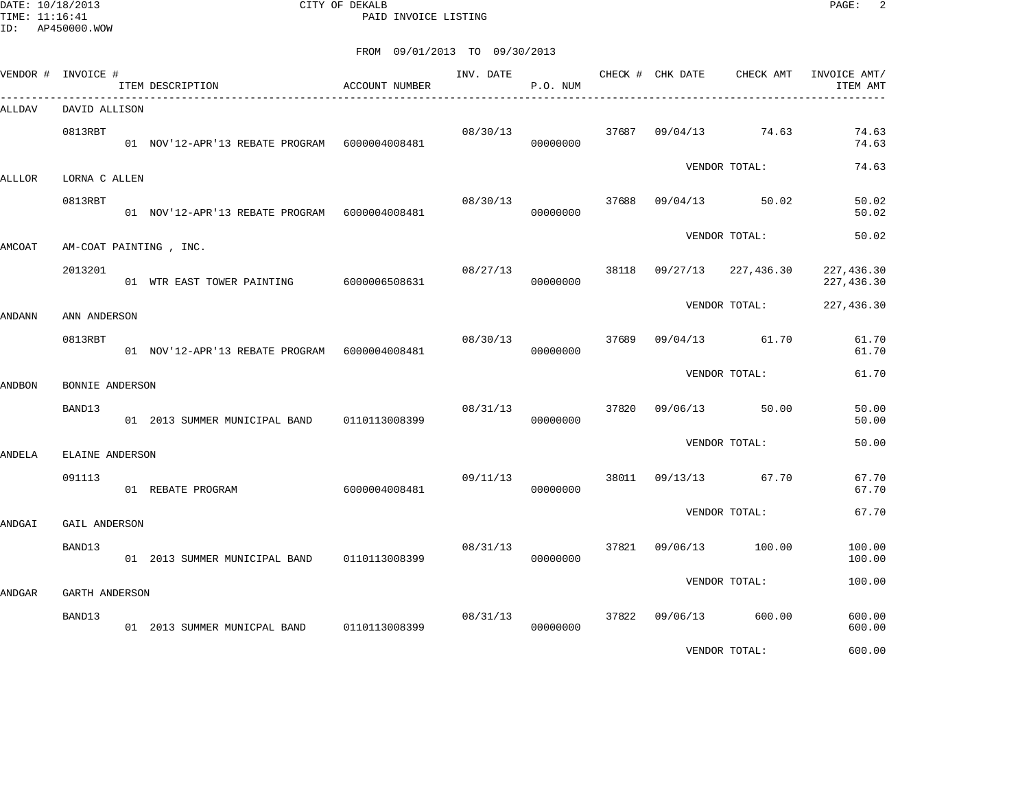DATE: 10/18/2013
TIME: 11:16:41
ID: AP450000.WOW

CITY OF DEKALB
PAID INVOICE LISTING

FROM 09/01/2013 TO 09/30/2013

| VENDOR # | INVOICE # | ITEM DESCRIPTION | ACCOUNT NUMBER | INV. DATE | P.O. NUM | CHECK # | CHK DATE | CHECK AMT | INVOICE AMT/ ITEM AMT |
|---|---|---|---|---|---|---|---|---|---|
| ALLDAV | DAVID ALLISON | | | | | | | | |
| | 0813RBT | | | 08/30/13 | | 37687 | 09/04/13 | 74.63 | 74.63 |
| | | 01 NOV'12-APR'13 REBATE PROGRAM | 6000004008481 | | 00000000 | | | | 74.63 |
| | | | | | | | VENDOR TOTAL: | | 74.63 |
| ALLLOR | LORNA C ALLEN | | | | | | | | |
| | 0813RBT | | | 08/30/13 | | 37688 | 09/04/13 | 50.02 | 50.02 |
| | | 01 NOV'12-APR'13 REBATE PROGRAM | 6000004008481 | | 00000000 | | | | 50.02 |
| | | | | | | | VENDOR TOTAL: | | 50.02 |
| AMCOAT | AM-COAT PAINTING , INC. | | | | | | | | |
| | 2013201 | | | 08/27/13 | | 38118 | 09/27/13 | 227,436.30 | 227,436.30 |
| | | 01 WTR EAST TOWER PAINTING | 6000006508631 | | 00000000 | | | | 227,436.30 |
| | | | | | | | VENDOR TOTAL: | | 227,436.30 |
| ANDANN | ANN ANDERSON | | | | | | | | |
| | 0813RBT | | | 08/30/13 | | 37689 | 09/04/13 | 61.70 | 61.70 |
| | | 01 NOV'12-APR'13 REBATE PROGRAM | 6000004008481 | | 00000000 | | | | 61.70 |
| | | | | | | | VENDOR TOTAL: | | 61.70 |
| ANDBON | BONNIE ANDERSON | | | | | | | | |
| | BAND13 | | | 08/31/13 | | 37820 | 09/06/13 | 50.00 | 50.00 |
| | | 01 2013 SUMMER MUNICIPAL BAND | 0110113008399 | | 00000000 | | | | 50.00 |
| | | | | | | | VENDOR TOTAL: | | 50.00 |
| ANDELA | ELAINE ANDERSON | | | | | | | | |
| | 091113 | | | 09/11/13 | | 38011 | 09/13/13 | 67.70 | 67.70 |
| | | 01 REBATE PROGRAM | 6000004008481 | | 00000000 | | | | 67.70 |
| | | | | | | | VENDOR TOTAL: | | 67.70 |
| ANDGAI | GAIL ANDERSON | | | | | | | | |
| | BAND13 | | | 08/31/13 | | 37821 | 09/06/13 | 100.00 | 100.00 |
| | | 01 2013 SUMMER MUNICIPAL BAND | 0110113008399 | | 00000000 | | | | 100.00 |
| | | | | | | | VENDOR TOTAL: | | 100.00 |
| ANDGAR | GARTH ANDERSON | | | | | | | | |
| | BAND13 | | | 08/31/13 | | 37822 | 09/06/13 | 600.00 | 600.00 |
| | | 01 2013 SUMMER MUNICPAL BAND | 0110113008399 | | 00000000 | | | | 600.00 |
| | | | | | | | VENDOR TOTAL: | | 600.00 |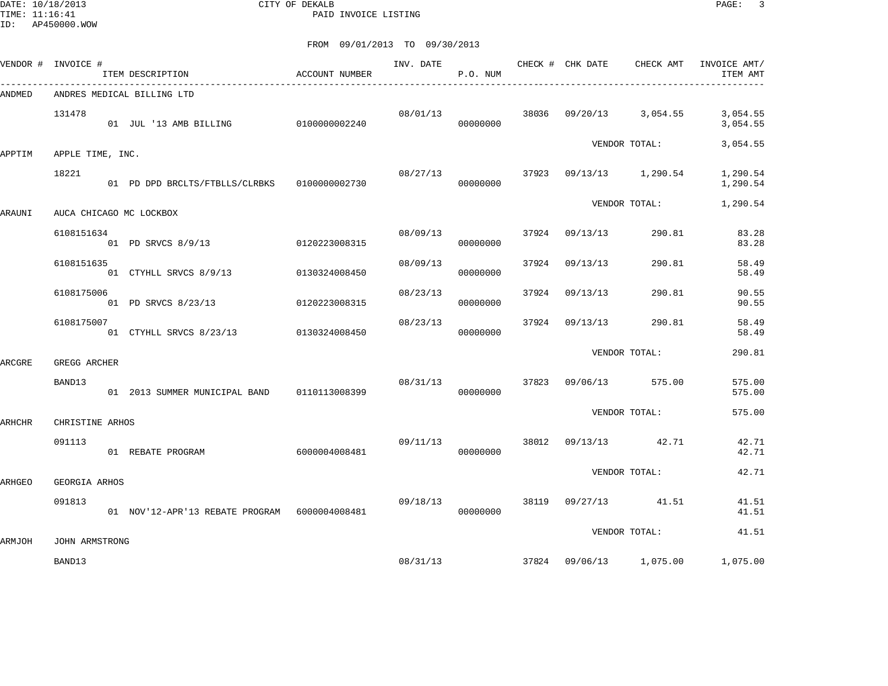CITY OF DEKALB
PAID INVOICE LISTING

FROM 09/01/2013 TO 09/30/2013

| VENDOR # | INVOICE # / ITEM DESCRIPTION | ACCOUNT NUMBER | INV. DATE | P.O. NUM | CHECK # | CHK DATE | CHECK AMT | INVOICE AMT/ ITEM AMT |
|---|---|---|---|---|---|---|---|---|
| ANDMED | ANDRES MEDICAL BILLING LTD | | | | | | | |
| | 131478 | | 08/01/13 | | 38036 | 09/20/13 | 3,054.55 | 3,054.55 |
| | 01 JUL '13 AMB BILLING | 0100000002240 | | 00000000 | | | | 3,054.55 |
| | | | | | | VENDOR TOTAL: | | 3,054.55 |
| APPTIM | APPLE TIME, INC. | | | | | | | |
| | 18221 | | 08/27/13 | | 37923 | 09/13/13 | 1,290.54 | 1,290.54 |
| | 01 PD DPD BRCLTS/FTBLLS/CLRBKS | 0100000002730 | | 00000000 | | | | 1,290.54 |
| | | | | | | VENDOR TOTAL: | | 1,290.54 |
| ARAUNI | AUCA CHICAGO MC LOCKBOX | | | | | | | |
| | 6108151634 | | 08/09/13 | | 37924 | 09/13/13 | 290.81 | 83.28 |
| | 01 PD SRVCS 8/9/13 | 0120223008315 | | 00000000 | | | | 83.28 |
| | 6108151635 | | 08/09/13 | | 37924 | 09/13/13 | 290.81 | 58.49 |
| | 01 CTYHLL SRVCS 8/9/13 | 0130324008450 | | 00000000 | | | | 58.49 |
| | 6108175006 | | 08/23/13 | | 37924 | 09/13/13 | 290.81 | 90.55 |
| | 01 PD SRVCS 8/23/13 | 0120223008315 | | 00000000 | | | | 90.55 |
| | 6108175007 | | 08/23/13 | | 37924 | 09/13/13 | 290.81 | 58.49 |
| | 01 CTYHLL SRVCS 8/23/13 | 0130324008450 | | 00000000 | | | | 58.49 |
| | | | | | | VENDOR TOTAL: | | 290.81 |
| ARCGRE | GREGG ARCHER | | | | | | | |
| | BAND13 | | 08/31/13 | | 37823 | 09/06/13 | 575.00 | 575.00 |
| | 01 2013 SUMMER MUNICIPAL BAND | 0110113008399 | | 00000000 | | | | 575.00 |
| | | | | | | VENDOR TOTAL: | | 575.00 |
| ARHCHR | CHRISTINE ARHOS | | | | | | | |
| | 091113 | | 09/11/13 | | 38012 | 09/13/13 | 42.71 | 42.71 |
| | 01 REBATE PROGRAM | 6000004008481 | | 00000000 | | | | 42.71 |
| | | | | | | VENDOR TOTAL: | | 42.71 |
| ARHGEO | GEORGIA ARHOS | | | | | | | |
| | 091813 | | 09/18/13 | | 38119 | 09/27/13 | 41.51 | 41.51 |
| | 01 NOV'12-APR'13 REBATE PROGRAM | 6000004008481 | | 00000000 | | | | 41.51 |
| | | | | | | VENDOR TOTAL: | | 41.51 |
| ARMJOH | JOHN ARMSTRONG | | | | | | | |
| | BAND13 | | 08/31/13 | | 37824 | 09/06/13 | 1,075.00 | 1,075.00 |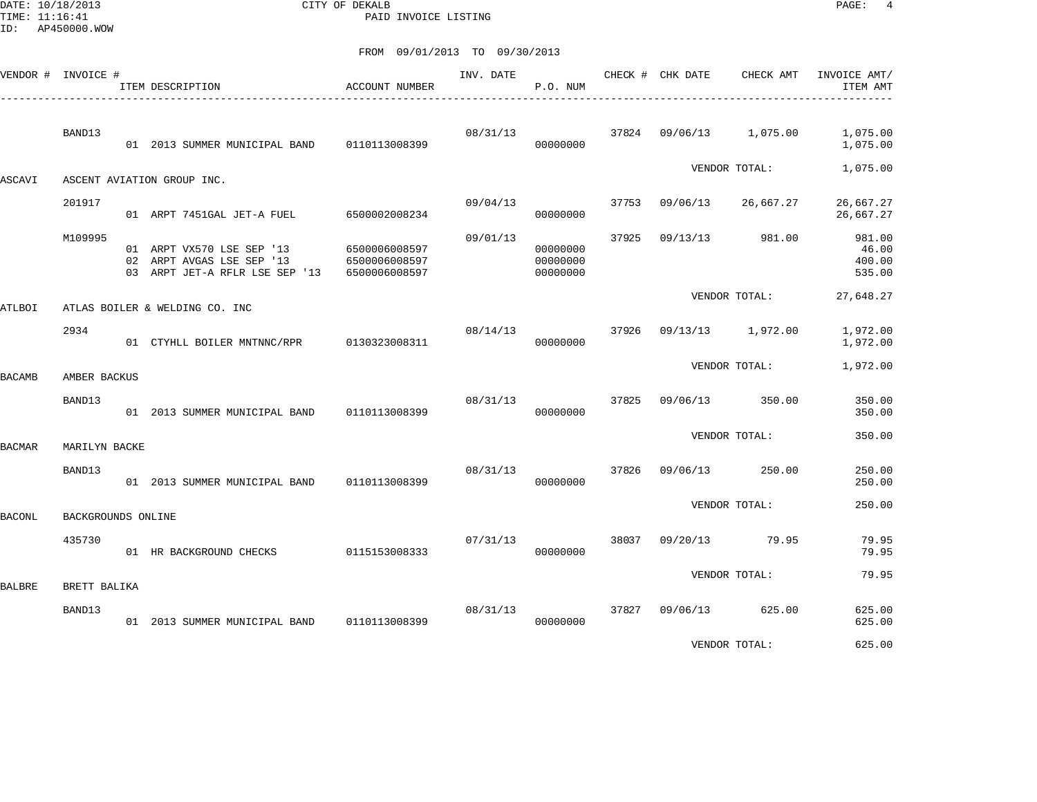CITY OF DEKALB
PAID INVOICE LISTING

DATE: 10/18/2013
TIME: 11:16:41
ID: AP450000.WOW

FROM 09/01/2013 TO 09/30/2013

| VENDOR # | INVOICE # | ITEM DESCRIPTION | ACCOUNT NUMBER | INV. DATE | P.O. NUM | CHECK # | CHK DATE | CHECK AMT | INVOICE AMT/ ITEM AMT |
|---|---|---|---|---|---|---|---|---|---|
| | BAND13 | | | 08/31/13 | | 37824 | 09/06/13 | 1,075.00 | 1,075.00 |
| | | 01 2013 SUMMER MUNICIPAL BAND | 0110113008399 | | 00000000 | | | | 1,075.00 |
| | | | | | | | | VENDOR TOTAL: | 1,075.00 |
| ASCAVI | ASCENT AVIATION GROUP INC. | | | | | | | | |
| | 201917 | | | 09/04/13 | | 37753 | 09/06/13 | 26,667.27 | 26,667.27 |
| | | 01 ARPT 7451GAL JET-A FUEL | 6500002008234 | | 00000000 | | | | 26,667.27 |
| | M109995 | | | 09/01/13 | | 37925 | 09/13/13 | 981.00 | 981.00 |
| | | 01 ARPT VX570 LSE SEP '13 | 6500006008597 | | 00000000 | | | | 46.00 |
| | | 02 ARPT AVGAS LSE SEP '13 | 6500006008597 | | 00000000 | | | | 400.00 |
| | | 03 ARPT JET-A RFLR LSE SEP '13 | 6500006008597 | | 00000000 | | | | 535.00 |
| | | | | | | | | VENDOR TOTAL: | 27,648.27 |
| ATLBOI | ATLAS BOILER & WELDING CO. INC | | | | | | | | |
| | 2934 | | | 08/14/13 | | 37926 | 09/13/13 | 1,972.00 | 1,972.00 |
| | | 01 CTYHLL BOILER MNTNNC/RPR | 0130323008311 | | 00000000 | | | | 1,972.00 |
| | | | | | | | | VENDOR TOTAL: | 1,972.00 |
| BACAMB | AMBER BACKUS | | | | | | | | |
| | BAND13 | | | 08/31/13 | | 37825 | 09/06/13 | 350.00 | 350.00 |
| | | 01 2013 SUMMER MUNICIPAL BAND | 0110113008399 | | 00000000 | | | | 350.00 |
| | | | | | | | | VENDOR TOTAL: | 350.00 |
| BACMAR | MARILYN BACKE | | | | | | | | |
| | BAND13 | | | 08/31/13 | | 37826 | 09/06/13 | 250.00 | 250.00 |
| | | 01 2013 SUMMER MUNICIPAL BAND | 0110113008399 | | 00000000 | | | | 250.00 |
| | | | | | | | | VENDOR TOTAL: | 250.00 |
| BACONL | BACKGROUNDS ONLINE | | | | | | | | |
| | 435730 | | | 07/31/13 | | 38037 | 09/20/13 | 79.95 | 79.95 |
| | | 01 HR BACKGROUND CHECKS | 0115153008333 | | 00000000 | | | | 79.95 |
| | | | | | | | | VENDOR TOTAL: | 79.95 |
| BALBRE | BRETT BALIKA | | | | | | | | |
| | BAND13 | | | 08/31/13 | | 37827 | 09/06/13 | 625.00 | 625.00 |
| | | 01 2013 SUMMER MUNICIPAL BAND | 0110113008399 | | 00000000 | | | | 625.00 |
| | | | | | | | | VENDOR TOTAL: | 625.00 |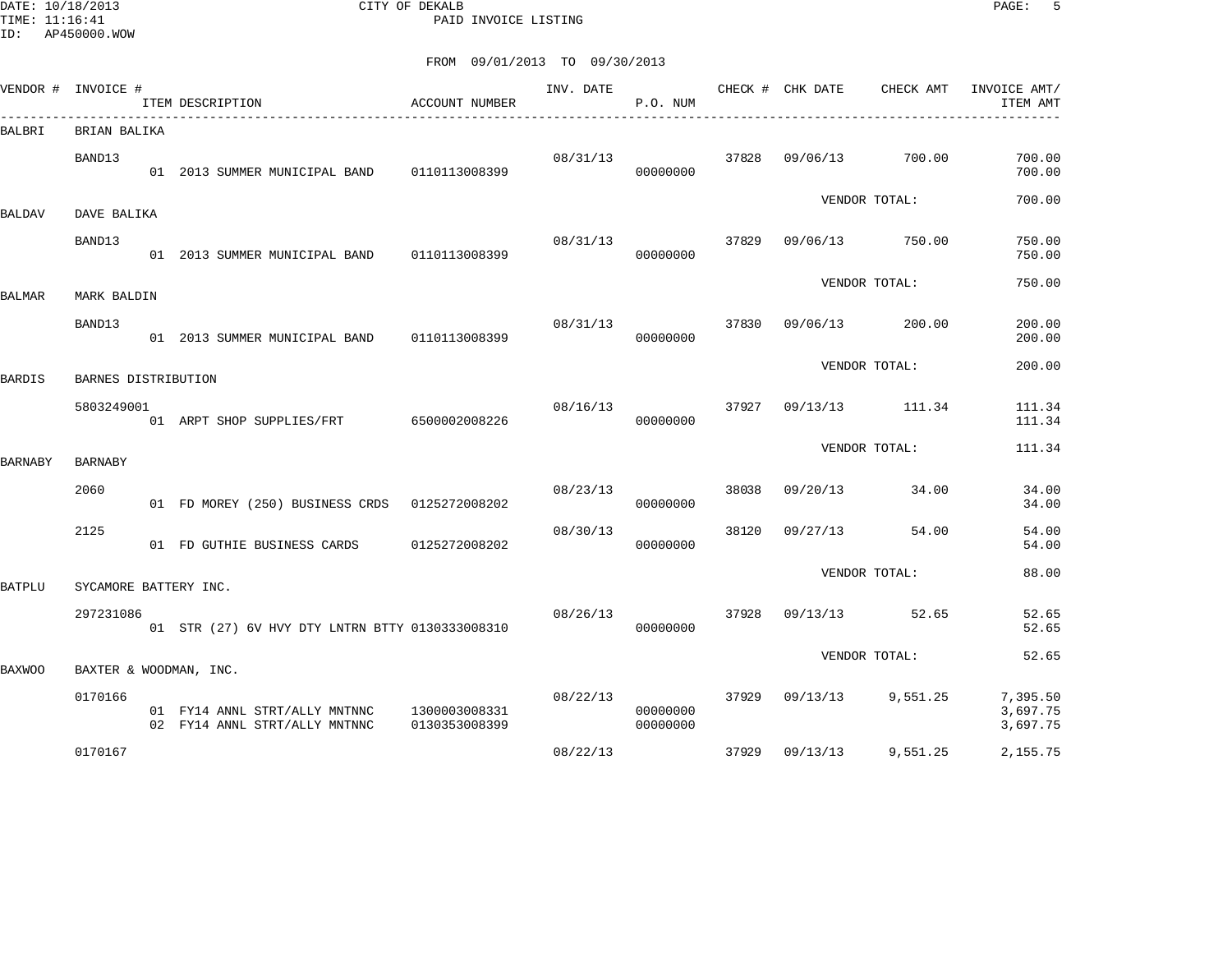DATE: 10/18/2013
TIME: 11:16:41
ID: AP450000.WOW

CITY OF DEKALB
PAID INVOICE LISTING

FROM 09/01/2013 TO 09/30/2013

| VENDOR # | INVOICE # | ITEM DESCRIPTION | ACCOUNT NUMBER | INV. DATE | P.O. NUM | CHECK # | CHK DATE | CHECK AMT | INVOICE AMT/ ITEM AMT |
|---|---|---|---|---|---|---|---|---|---|
| BALBRI | BRIAN BALIKA | | | | | | | | |
| | BAND13 | | | 08/31/13 | | 37828 | 09/06/13 | 700.00 | 700.00 |
| | | 01 2013 SUMMER MUNICIPAL BAND | 0110113008399 | | 00000000 | | | | 700.00 |
| | | | | | | | VENDOR TOTAL: | | 700.00 |
| BALDAV | DAVE BALIKA | | | | | | | | |
| | BAND13 | | | 08/31/13 | | 37829 | 09/06/13 | 750.00 | 750.00 |
| | | 01 2013 SUMMER MUNICIPAL BAND | 0110113008399 | | 00000000 | | | | 750.00 |
| | | | | | | | VENDOR TOTAL: | | 750.00 |
| BALMAR | MARK BALDIN | | | | | | | | |
| | BAND13 | | | 08/31/13 | | 37830 | 09/06/13 | 200.00 | 200.00 |
| | | 01 2013 SUMMER MUNICIPAL BAND | 0110113008399 | | 00000000 | | | | 200.00 |
| | | | | | | | VENDOR TOTAL: | | 200.00 |
| BARDIS | BARNES DISTRIBUTION | | | | | | | | |
| | 5803249001 | | | 08/16/13 | | 37927 | 09/13/13 | 111.34 | 111.34 |
| | | 01 ARPT SHOP SUPPLIES/FRT | 6500002008226 | | 00000000 | | | | 111.34 |
| | | | | | | | VENDOR TOTAL: | | 111.34 |
| BARNABY | BARNABY | | | | | | | | |
| | 2060 | | | 08/23/13 | | 38038 | 09/20/13 | 34.00 | 34.00 |
| | | 01 FD MOREY (250) BUSINESS CRDS | 0125272008202 | | 00000000 | | | | 34.00 |
| | 2125 | | | 08/30/13 | | 38120 | 09/27/13 | 54.00 | 54.00 |
| | | 01 FD GUTHIE BUSINESS CARDS | 0125272008202 | | 00000000 | | | | 54.00 |
| | | | | | | | VENDOR TOTAL: | | 88.00 |
| BATPLU | SYCAMORE BATTERY INC. | | | | | | | | |
| | 297231086 | | | 08/26/13 | | 37928 | 09/13/13 | 52.65 | 52.65 |
| | | 01 STR (27) 6V HVY DTY LNTRN BTTY | 0130333008310 | | 00000000 | | | | 52.65 |
| | | | | | | | VENDOR TOTAL: | | 52.65 |
| BAXWOO | BAXTER & WOODMAN, INC. | | | | | | | | |
| | 0170166 | | | 08/22/13 | | 37929 | 09/13/13 | 9,551.25 | 7,395.50 |
| | | 01 FY14 ANNL STRT/ALLY MNTNNC | 1300003008331 | | 00000000 | | | | 3,697.75 |
| | | 02 FY14 ANNL STRT/ALLY MNTNNC | 0130353008399 | | 00000000 | | | | 3,697.75 |
| | 0170167 | | | 08/22/13 | | 37929 | 09/13/13 | 9,551.25 | 2,155.75 |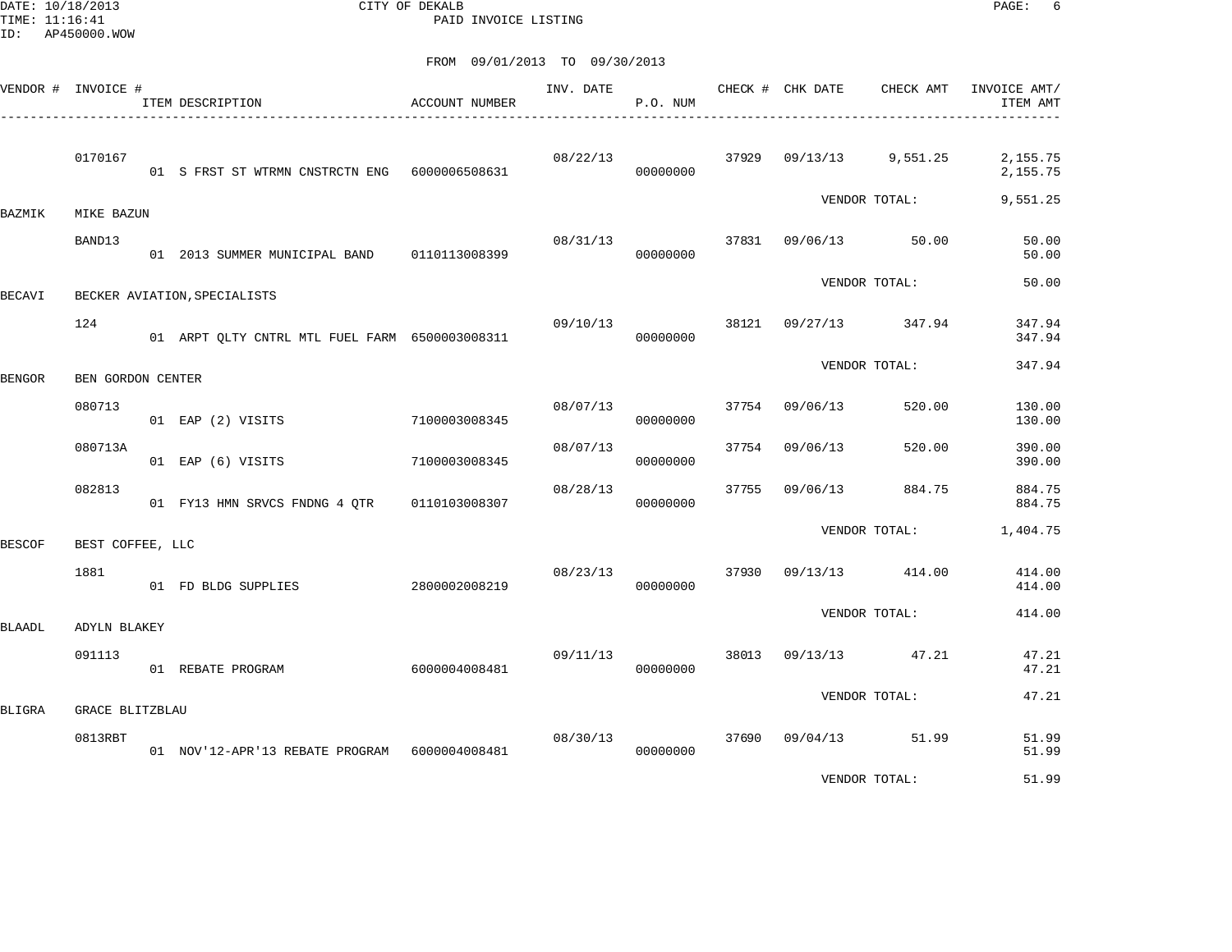DATE: 10/18/2013 CITY OF DEKALB
TIME: 11:16:41 PAID INVOICE LISTING
ID: AP450000.WOW

FROM 09/01/2013 TO 09/30/2013

| VENDOR # | INVOICE # | ITEM DESCRIPTION | ACCOUNT NUMBER | INV. DATE | P.O. NUM | CHECK # | CHK DATE | CHECK AMT | INVOICE AMT/ ITEM AMT |
|---|---|---|---|---|---|---|---|---|---|
| | 0170167 | | | 08/22/13 | | 37929 | 09/13/13 | 9,551.25 | 2,155.75 |
| | | 01 S FRST ST WTRMN CNSTRCTN ENG | 6000006508631 | | 00000000 | | | | 2,155.75 |
| | | | | | | | | VENDOR TOTAL: | 9,551.25 |
| BAZMIK | MIKE BAZUN | | | | | | | | |
| | BAND13 | | | 08/31/13 | | 37831 | 09/06/13 | 50.00 | 50.00 |
| | | 01 2013 SUMMER MUNICIPAL BAND | 0110113008399 | | 00000000 | | | | 50.00 |
| | | | | | | | | VENDOR TOTAL: | 50.00 |
| BECAVI | BECKER AVIATION, SPECIALISTS | | | | | | | | |
| | 124 | | | 09/10/13 | | 38121 | 09/27/13 | 347.94 | 347.94 |
| | | 01 ARPT QLTY CNTRL MTL FUEL FARM | 6500003008311 | | 00000000 | | | | 347.94 |
| | | | | | | | | VENDOR TOTAL: | 347.94 |
| BENGOR | BEN GORDON CENTER | | | | | | | | |
| | 080713 | | | 08/07/13 | | 37754 | 09/06/13 | 520.00 | 130.00 |
| | | 01 EAP (2) VISITS | 7100003008345 | | 00000000 | | | | 130.00 |
| | 080713A | | | 08/07/13 | | 37754 | 09/06/13 | 520.00 | 390.00 |
| | | 01 EAP (6) VISITS | 7100003008345 | | 00000000 | | | | 390.00 |
| | 082813 | | | 08/28/13 | | 37755 | 09/06/13 | 884.75 | 884.75 |
| | | 01 FY13 HMN SRVCS FNDNG 4 QTR | 0110103008307 | | 00000000 | | | | 884.75 |
| | | | | | | | | VENDOR TOTAL: | 1,404.75 |
| BESCOF | BEST COFFEE, LLC | | | | | | | | |
| | 1881 | | | 08/23/13 | | 37930 | 09/13/13 | 414.00 | 414.00 |
| | | 01 FD BLDG SUPPLIES | 2800002008219 | | 00000000 | | | | 414.00 |
| | | | | | | | | VENDOR TOTAL: | 414.00 |
| BLAADL | ADYLN BLAKEY | | | | | | | | |
| | 091113 | | | 09/11/13 | | 38013 | 09/13/13 | 47.21 | 47.21 |
| | | 01 REBATE PROGRAM | 6000004008481 | | 00000000 | | | | 47.21 |
| | | | | | | | | VENDOR TOTAL: | 47.21 |
| BLIGRA | GRACE BLITZBLAU | | | | | | | | |
| | 0813RBT | | | 08/30/13 | | 37690 | 09/04/13 | 51.99 | 51.99 |
| | | 01 NOV'12-APR'13 REBATE PROGRAM | 6000004008481 | | 00000000 | | | | 51.99 |
| | | | | | | | | VENDOR TOTAL: | 51.99 |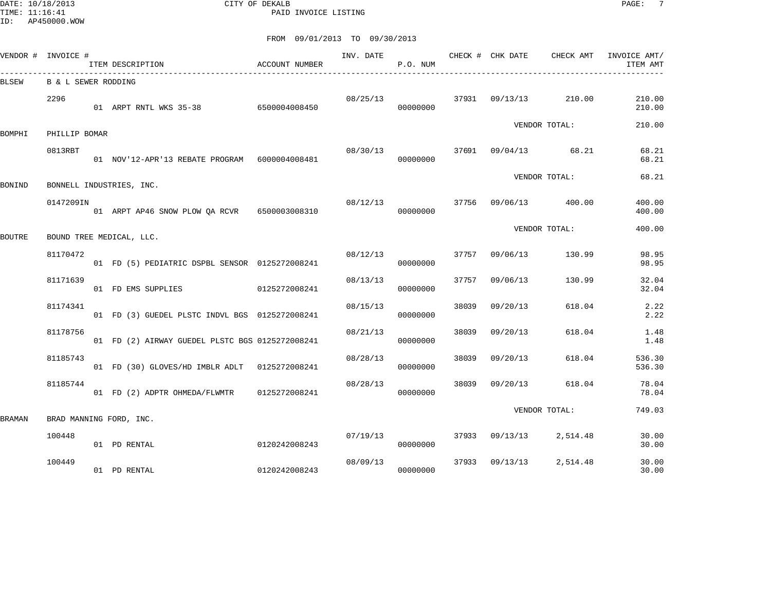CITY OF DEKALB
PAID INVOICE LISTING

FROM 09/01/2013 TO 09/30/2013

| VENDOR # | INVOICE # | ITEM DESCRIPTION | ACCOUNT NUMBER | INV. DATE | P.O. NUM | CHECK # | CHK DATE | CHECK AMT | INVOICE AMT/ ITEM AMT |
|---|---|---|---|---|---|---|---|---|---|
| BLSEW | B & L SEWER RODDING | | | | | | | | |
| | 2296 | | | 08/25/13 | | 37931 | 09/13/13 | 210.00 | 210.00 |
| | | 01 ARPT RNTL WKS 35-38 | 6500004008450 | | 00000000 | | | | 210.00 |
| | | | | | | | VENDOR TOTAL: | | 210.00 |
| BOMPHI | PHILLIP BOMAR | | | | | | | | |
| | 0813RBT | | | 08/30/13 | | 37691 | 09/04/13 | 68.21 | 68.21 |
| | | 01 NOV'12-APR'13 REBATE PROGRAM | 6000004008481 | | 00000000 | | | | 68.21 |
| | | | | | | | VENDOR TOTAL: | | 68.21 |
| BONIND | BONNELL INDUSTRIES, INC. | | | | | | | | |
| | 0147209IN | | | 08/12/13 | | 37756 | 09/06/13 | 400.00 | 400.00 |
| | | 01 ARPT AP46 SNOW PLOW QA RCVR | 6500003008310 | | 00000000 | | | | 400.00 |
| | | | | | | | VENDOR TOTAL: | | 400.00 |
| BOUTRE | BOUND TREE MEDICAL, LLC. | | | | | | | | |
| | 81170472 | | | 08/12/13 | | 37757 | 09/06/13 | 130.99 | 98.95 |
| | | 01 FD (5) PEDIATRIC DSPBL SENSOR | 0125272008241 | | 00000000 | | | | 98.95 |
| | 81171639 | | | 08/13/13 | | 37757 | 09/06/13 | 130.99 | 32.04 |
| | | 01 FD EMS SUPPLIES | 0125272008241 | | 00000000 | | | | 32.04 |
| | 81174341 | | | 08/15/13 | | 38039 | 09/20/13 | 618.04 | 2.22 |
| | | 01 FD (3) GUEDEL PLSTC INDVL BGS | 0125272008241 | | 00000000 | | | | 2.22 |
| | 81178756 | | | 08/21/13 | | 38039 | 09/20/13 | 618.04 | 1.48 |
| | | 01 FD (2) AIRWAY GUEDEL PLSTC BGS | 0125272008241 | | 00000000 | | | | 1.48 |
| | 81185743 | | | 08/28/13 | | 38039 | 09/20/13 | 618.04 | 536.30 |
| | | 01 FD (30) GLOVES/HD IMBLR ADLT | 0125272008241 | | 00000000 | | | | 536.30 |
| | 81185744 | | | 08/28/13 | | 38039 | 09/20/13 | 618.04 | 78.04 |
| | | 01 FD (2) ADPTR OHMEDA/FLWMTR | 0125272008241 | | 00000000 | | | | 78.04 |
| | | | | | | | VENDOR TOTAL: | | 749.03 |
| BRAMAN | BRAD MANNING FORD, INC. | | | | | | | | |
| | 100448 | | | 07/19/13 | | 37933 | 09/13/13 | 2,514.48 | 30.00 |
| | | 01 PD RENTAL | 0120242008243 | | 00000000 | | | | 30.00 |
| | 100449 | | | 08/09/13 | | 37933 | 09/13/13 | 2,514.48 | 30.00 |
| | | 01 PD RENTAL | 0120242008243 | | 00000000 | | | | 30.00 |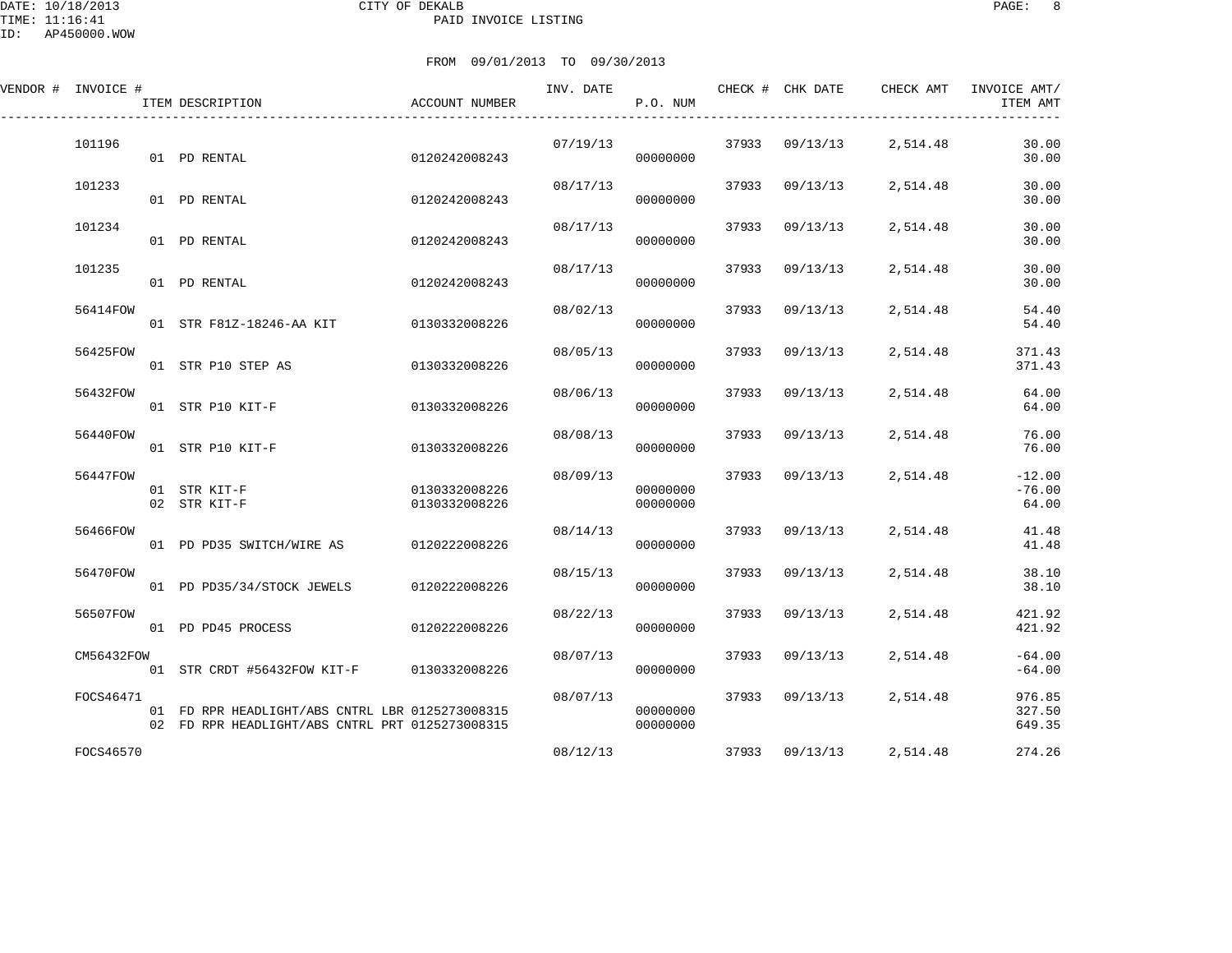CITY OF DEKALB
PAID INVOICE LISTING

DATE: 10/18/2013
TIME: 11:16:41
ID: AP450000.WOW

FROM 09/01/2013 TO 09/30/2013

| VENDOR # | INVOICE # | ITEM DESCRIPTION | ACCOUNT NUMBER | INV. DATE | P.O. NUM | CHECK # | CHK DATE | CHECK AMT | INVOICE AMT/ ITEM AMT |
|---|---|---|---|---|---|---|---|---|---|
| | 101196 | | | 07/19/13 | | 37933 | 09/13/13 | 2,514.48 | 30.00 |
| | | 01 PD RENTAL | 0120242008243 | | 00000000 | | | | 30.00 |
| | 101233 | | | 08/17/13 | | 37933 | 09/13/13 | 2,514.48 | 30.00 |
| | | 01 PD RENTAL | 0120242008243 | | 00000000 | | | | 30.00 |
| | 101234 | | | 08/17/13 | | 37933 | 09/13/13 | 2,514.48 | 30.00 |
| | | 01 PD RENTAL | 0120242008243 | | 00000000 | | | | 30.00 |
| | 101235 | | | 08/17/13 | | 37933 | 09/13/13 | 2,514.48 | 30.00 |
| | | 01 PD RENTAL | 0120242008243 | | 00000000 | | | | 30.00 |
| | 56414FOW | | | 08/02/13 | | 37933 | 09/13/13 | 2,514.48 | 54.40 |
| | | 01 STR F81Z-18246-AA KIT | 0130332008226 | | 00000000 | | | | 54.40 |
| | 56425FOW | | | 08/05/13 | | 37933 | 09/13/13 | 2,514.48 | 371.43 |
| | | 01 STR P10 STEP AS | 0130332008226 | | 00000000 | | | | 371.43 |
| | 56432FOW | | | 08/06/13 | | 37933 | 09/13/13 | 2,514.48 | 64.00 |
| | | 01 STR P10 KIT-F | 0130332008226 | | 00000000 | | | | 64.00 |
| | 56440FOW | | | 08/08/13 | | 37933 | 09/13/13 | 2,514.48 | 76.00 |
| | | 01 STR P10 KIT-F | 0130332008226 | | 00000000 | | | | 76.00 |
| | 56447FOW | | | 08/09/13 | | 37933 | 09/13/13 | 2,514.48 | -12.00 |
| | | 01 STR KIT-F | 0130332008226 | | 00000000 | | | | -76.00 |
| | | 02 STR KIT-F | 0130332008226 | | 00000000 | | | | 64.00 |
| | 56466FOW | | | 08/14/13 | | 37933 | 09/13/13 | 2,514.48 | 41.48 |
| | | 01 PD PD35 SWITCH/WIRE AS | 0120222008226 | | 00000000 | | | | 41.48 |
| | 56470FOW | | | 08/15/13 | | 37933 | 09/13/13 | 2,514.48 | 38.10 |
| | | 01 PD PD35/34/STOCK JEWELS | 0120222008226 | | 00000000 | | | | 38.10 |
| | 56507FOW | | | 08/22/13 | | 37933 | 09/13/13 | 2,514.48 | 421.92 |
| | | 01 PD PD45 PROCESS | 0120222008226 | | 00000000 | | | | 421.92 |
| | CM56432FOW | | | 08/07/13 | | 37933 | 09/13/13 | 2,514.48 | -64.00 |
| | | 01 STR CRDT #56432FOW KIT-F | 0130332008226 | | 00000000 | | | | -64.00 |
| | FOCS46471 | | | 08/07/13 | | 37933 | 09/13/13 | 2,514.48 | 976.85 |
| | | 01 FD RPR HEADLIGHT/ABS CNTRL LBR | 0125273008315 | | 00000000 | | | | 327.50 |
| | | 02 FD RPR HEADLIGHT/ABS CNTRL PRT | 0125273008315 | | 00000000 | | | | 649.35 |
| | FOCS46570 | | | 08/12/13 | | 37933 | 09/13/13 | 2,514.48 | 274.26 |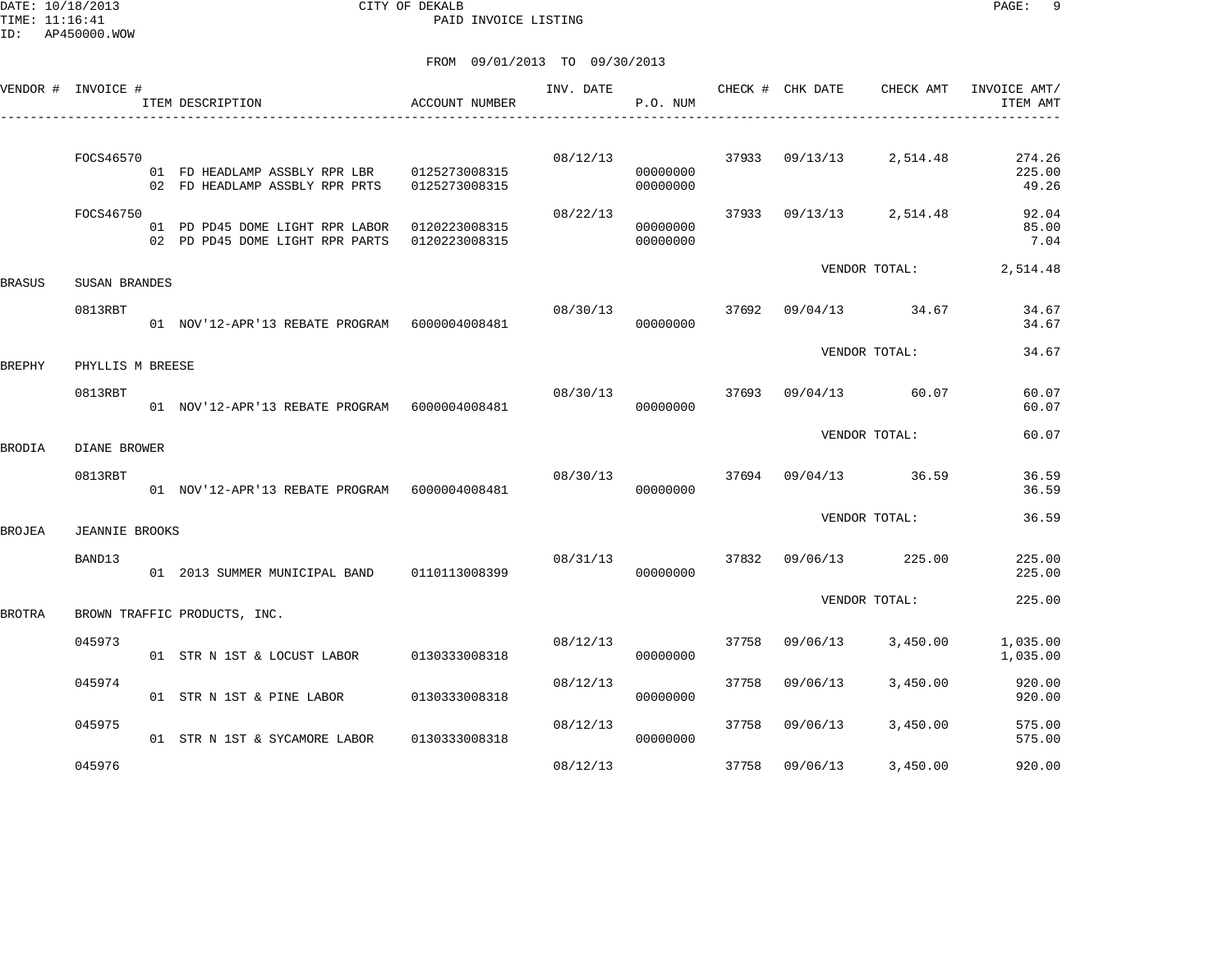FROM 09/01/2013 TO 09/30/2013

| VENDOR # | INVOICE # | ITEM DESCRIPTION | ACCOUNT NUMBER | INV. DATE | P.O. NUM | CHECK # | CHK DATE | CHECK AMT | INVOICE AMT/ ITEM AMT |
|---|---|---|---|---|---|---|---|---|---|
| | FOCS46570 | | | 08/12/13 | | 37933 | 09/13/13 | 2,514.48 | 274.26 |
| | | 01 FD HEADLAMP ASSBLY RPR LBR | 0125273008315 | | 00000000 | | | | 225.00 |
| | | 02 FD HEADLAMP ASSBLY RPR PRTS | 0125273008315 | | 00000000 | | | | 49.26 |
| | FOCS46750 | | | 08/22/13 | | 37933 | 09/13/13 | 2,514.48 | 92.04 |
| | | 01 PD PD45 DOME LIGHT RPR LABOR | 0120223008315 | | 00000000 | | | | 85.00 |
| | | 02 PD PD45 DOME LIGHT RPR PARTS | 0120223008315 | | 00000000 | | | | 7.04 |
| | | | | | | | VENDOR TOTAL: | | 2,514.48 |
| BRASUS | SUSAN BRANDES | | | | | | | | |
| | 0813RBT | | | 08/30/13 | | 37692 | 09/04/13 | 34.67 | 34.67 |
| | | 01 NOV'12-APR'13 REBATE PROGRAM | 6000004008481 | | 00000000 | | | | 34.67 |
| | | | | | | | VENDOR TOTAL: | | 34.67 |
| BREPHY | PHYLLIS M BREESE | | | | | | | | |
| | 0813RBT | | | 08/30/13 | | 37693 | 09/04/13 | 60.07 | 60.07 |
| | | 01 NOV'12-APR'13 REBATE PROGRAM | 6000004008481 | | 00000000 | | | | 60.07 |
| | | | | | | | VENDOR TOTAL: | | 60.07 |
| BRODIA | DIANE BROWER | | | | | | | | |
| | 0813RBT | | | 08/30/13 | | 37694 | 09/04/13 | 36.59 | 36.59 |
| | | 01 NOV'12-APR'13 REBATE PROGRAM | 6000004008481 | | 00000000 | | | | 36.59 |
| | | | | | | | VENDOR TOTAL: | | 36.59 |
| BROJEA | JEANNIE BROOKS | | | | | | | | |
| | BAND13 | | | 08/31/13 | | 37832 | 09/06/13 | 225.00 | 225.00 |
| | | 01 2013 SUMMER MUNICIPAL BAND | 0110113008399 | | 00000000 | | | | 225.00 |
| | | | | | | | VENDOR TOTAL: | | 225.00 |
| BROTRA | BROWN TRAFFIC PRODUCTS, INC. | | | | | | | | |
| | 045973 | | | 08/12/13 | | 37758 | 09/06/13 | 3,450.00 | 1,035.00 |
| | | 01 STR N 1ST & LOCUST LABOR | 0130333008318 | | 00000000 | | | | 1,035.00 |
| | 045974 | | | 08/12/13 | | 37758 | 09/06/13 | 3,450.00 | 920.00 |
| | | 01 STR N 1ST & PINE LABOR | 0130333008318 | | 00000000 | | | | 920.00 |
| | 045975 | | | 08/12/13 | | 37758 | 09/06/13 | 3,450.00 | 575.00 |
| | | 01 STR N 1ST & SYCAMORE LABOR | 0130333008318 | | 00000000 | | | | 575.00 |
| | 045976 | | | 08/12/13 | | 37758 | 09/06/13 | 3,450.00 | 920.00 |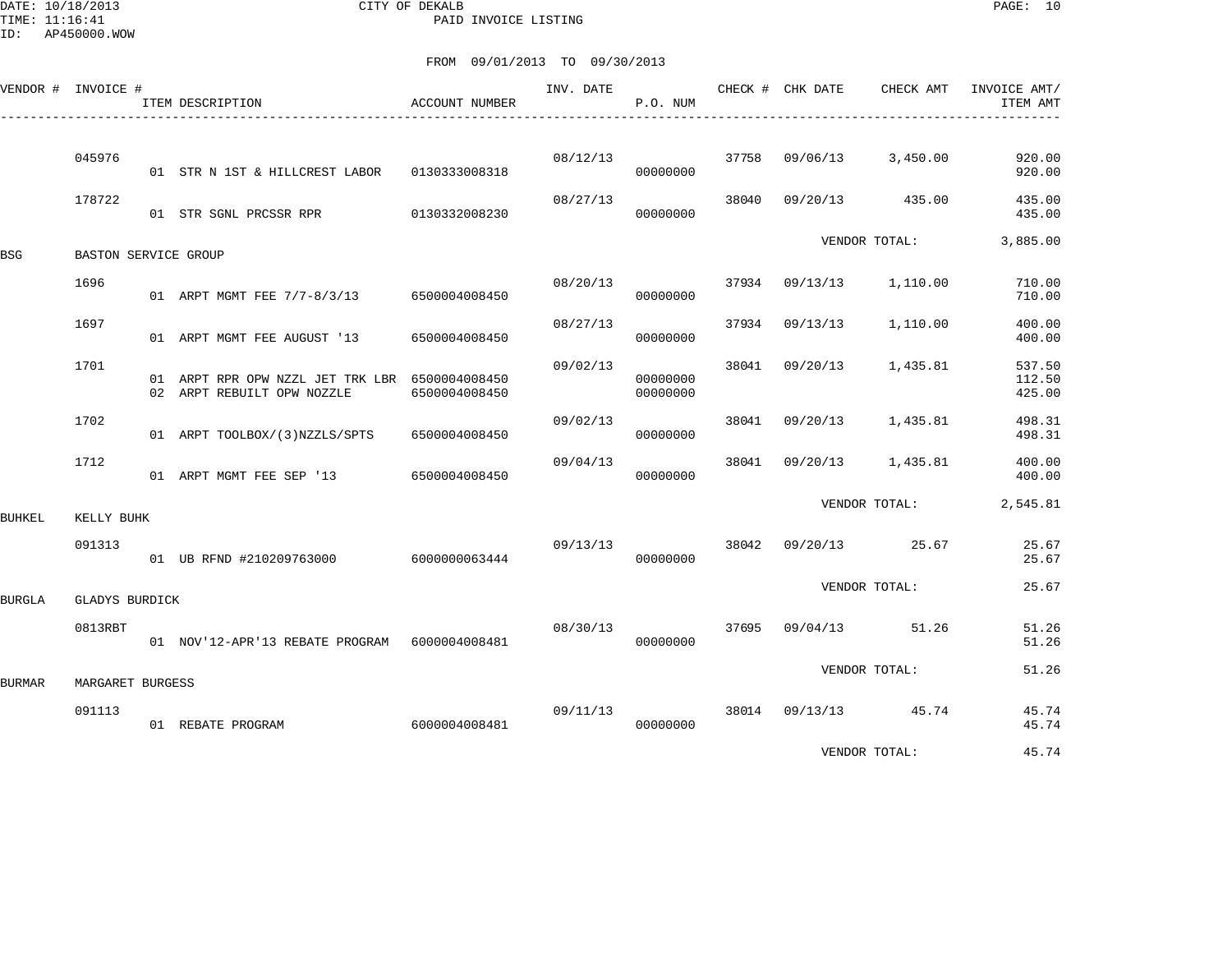CITY OF DEKALB

PAID INVOICE LISTING

FROM 09/01/2013 TO 09/30/2013

| VENDOR # | INVOICE # | ITEM DESCRIPTION | ACCOUNT NUMBER | INV. DATE | P.O. NUM | CHECK # | CHK DATE | CHECK AMT | INVOICE AMT/ ITEM AMT |
|---|---|---|---|---|---|---|---|---|---|
| | 045976 | | | 08/12/13 | | 37758 | 09/06/13 | 3,450.00 | 920.00 |
| | | 01 STR N 1ST & HILLCREST LABOR | 0130333008318 | | 00000000 | | | | 920.00 |
| | 178722 | | | 08/27/13 | | 38040 | 09/20/13 | 435.00 | 435.00 |
| | | 01 STR SGNL PRCSSR RPR | 0130332008230 | | 00000000 | | | | 435.00 |
| | | | | | | | VENDOR TOTAL: | | 3,885.00 |
| BSG | BASTON SERVICE GROUP | | | | | | | | |
| | 1696 | | | 08/20/13 | | 37934 | 09/13/13 | 1,110.00 | 710.00 |
| | | 01 ARPT MGMT FEE 7/7-8/3/13 | 6500004008450 | | 00000000 | | | | 710.00 |
| | 1697 | | | 08/27/13 | | 37934 | 09/13/13 | 1,110.00 | 400.00 |
| | | 01 ARPT MGMT FEE AUGUST '13 | 6500004008450 | | 00000000 | | | | 400.00 |
| | 1701 | | | 09/02/13 | | 38041 | 09/20/13 | 1,435.81 | 537.50 |
| | | 01 ARPT RPR OPW NZZL JET TRK LBR | 6500004008450 | | 00000000 | | | | 112.50 |
| | | 02 ARPT REBUILT OPW NOZZLE | 6500004008450 | | 00000000 | | | | 425.00 |
| | 1702 | | | 09/02/13 | | 38041 | 09/20/13 | 1,435.81 | 498.31 |
| | | 01 ARPT TOOLBOX/(3)NZZLS/SPTS | 6500004008450 | | 00000000 | | | | 498.31 |
| | 1712 | | | 09/04/13 | | 38041 | 09/20/13 | 1,435.81 | 400.00 |
| | | 01 ARPT MGMT FEE SEP '13 | 6500004008450 | | 00000000 | | | | 400.00 |
| | | | | | | | VENDOR TOTAL: | | 2,545.81 |
| BUHKEL | KELLY BUHK | | | | | | | | |
| | 091313 | | | 09/13/13 | | 38042 | 09/20/13 | 25.67 | 25.67 |
| | | 01 UB RFND #210209763000 | 6000000063444 | | 00000000 | | | | 25.67 |
| | | | | | | | VENDOR TOTAL: | | 25.67 |
| BURGLA | GLADYS BURDICK | | | | | | | | |
| | 0813RBT | | | 08/30/13 | | 37695 | 09/04/13 | 51.26 | 51.26 |
| | | 01 NOV'12-APR'13 REBATE PROGRAM | 6000004008481 | | 00000000 | | | | 51.26 |
| | | | | | | | VENDOR TOTAL: | | 51.26 |
| BURMAR | MARGARET BURGESS | | | | | | | | |
| | 091113 | | | 09/11/13 | | 38014 | 09/13/13 | 45.74 | 45.74 |
| | | 01 REBATE PROGRAM | 6000004008481 | | 00000000 | | | | 45.74 |
| | | | | | | | VENDOR TOTAL: | | 45.74 |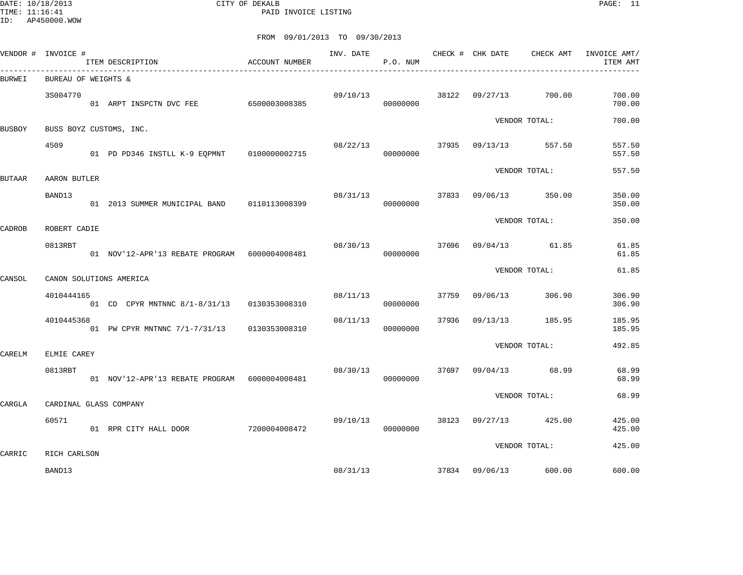DATE: 10/18/2013
TIME: 11:16:41
ID: AP450000.WOW

CITY OF DEKALB
PAID INVOICE LISTING

FROM 09/01/2013 TO 09/30/2013

| VENDOR # | INVOICE # / ITEM DESCRIPTION | ACCOUNT NUMBER | INV. DATE | P.O. NUM | CHECK # | CHK DATE | CHECK AMT | INVOICE AMT/ ITEM AMT |
|---|---|---|---|---|---|---|---|---|
| BURWEI | BUREAU OF WEIGHTS & | | | | | | | |
| | 3S004770 | | 09/10/13 | | 38122 | 09/27/13 | 700.00 | 700.00 |
| | 01 ARPT INSPCTN DVC FEE | 6500003008385 | | 00000000 | | | | 700.00 |
| | | | | | | VENDOR TOTAL: | | 700.00 |
| BUSBOY | BUSS BOYZ CUSTOMS, INC. | | | | | | | |
| | 4509 | | 08/22/13 | | 37935 | 09/13/13 | 557.50 | 557.50 |
| | 01 PD PD346 INSTLL K-9 EQPMNT | 0100000002715 | | 00000000 | | | | 557.50 |
| | | | | | | VENDOR TOTAL: | | 557.50 |
| BUTAAR | AARON BUTLER | | | | | | | |
| | BAND13 | | 08/31/13 | | 37833 | 09/06/13 | 350.00 | 350.00 |
| | 01 2013 SUMMER MUNICIPAL BAND | 0110113008399 | | 00000000 | | | | 350.00 |
| | | | | | | VENDOR TOTAL: | | 350.00 |
| CADROB | ROBERT CADIE | | | | | | | |
| | 0813RBT | | 08/30/13 | | 37696 | 09/04/13 | 61.85 | 61.85 |
| | 01 NOV'12-APR'13 REBATE PROGRAM | 6000004008481 | | 00000000 | | | | 61.85 |
| | | | | | | VENDOR TOTAL: | | 61.85 |
| CANSOL | CANON SOLUTIONS AMERICA | | | | | | | |
| | 4010444165 | | 08/11/13 | | 37759 | 09/06/13 | 306.90 | 306.90 |
| | 01 CD CPYR MNTNNC 8/1-8/31/13 | 0130353008310 | | 00000000 | | | | 306.90 |
| | 4010445368 | | 08/11/13 | | 37936 | 09/13/13 | 185.95 | 185.95 |
| | 01 PW CPYR MNTNNC 7/1-7/31/13 | 0130353008310 | | 00000000 | | | | 185.95 |
| | | | | | | VENDOR TOTAL: | | 492.85 |
| CARELM | ELMIE CAREY | | | | | | | |
| | 0813RBT | | 08/30/13 | | 37697 | 09/04/13 | 68.99 | 68.99 |
| | 01 NOV'12-APR'13 REBATE PROGRAM | 6000004008481 | | 00000000 | | | | 68.99 |
| | | | | | | VENDOR TOTAL: | | 68.99 |
| CARGLA | CARDINAL GLASS COMPANY | | | | | | | |
| | 60571 | | 09/10/13 | | 38123 | 09/27/13 | 425.00 | 425.00 |
| | 01 RPR CITY HALL DOOR | 7200004008472 | | 00000000 | | | | 425.00 |
| | | | | | | VENDOR TOTAL: | | 425.00 |
| CARRIC | RICH CARLSON | | | | | | | |
| | BAND13 | | 08/31/13 | | 37834 | 09/06/13 | 600.00 | 600.00 |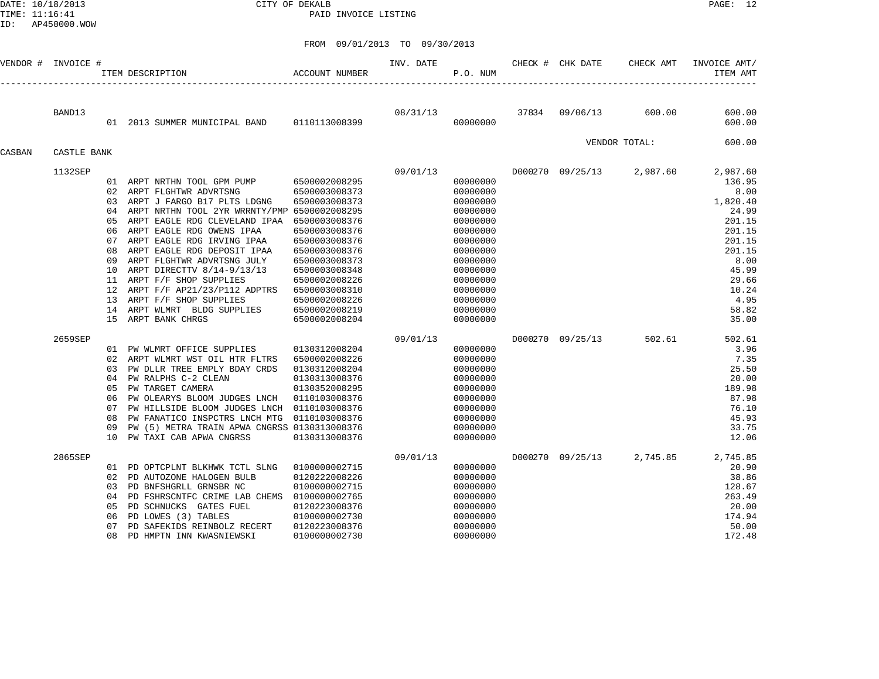CITY OF DEKALB

PAID INVOICE LISTING

FROM 09/01/2013 TO 09/30/2013

| VENDOR # | INVOICE # | ITEM DESCRIPTION | ACCOUNT NUMBER | INV. DATE | P.O. NUM | CHECK # | CHK DATE | CHECK AMT | INVOICE AMT/ ITEM AMT |
|---|---|---|---|---|---|---|---|---|---|
| | BAND13 | | | 08/31/13 | | 37834 | 09/06/13 | 600.00 | 600.00 |
| | | 01 2013 SUMMER MUNICIPAL BAND | 0110113008399 | | 00000000 | | | | 600.00 |
| | | | | | | | | VENDOR TOTAL: | 600.00 |
| CASBAN | CASTLE BANK | | | | | | | | |
| | 1132SEP | | | 09/01/13 | | D000270 | 09/25/13 | 2,987.60 | 2,987.60 |
| | | 01 ARPT NRTHN TOOL GPM PUMP | 6500002008295 | | 00000000 | | | | 136.95 |
| | | 02 ARPT FLGHTWR ADVRTSNG | 6500003008373 | | 00000000 | | | | 8.00 |
| | | 03 ARPT J FARGO B17 PLTS LDGNG | 6500003008373 | | 00000000 | | | | 1,820.40 |
| | | 04 ARPT NRTHN TOOL 2YR WRRNTY/PMP | 6500002008295 | | 00000000 | | | | 24.99 |
| | | 05 ARPT EAGLE RDG CLEVELAND IPAA | 6500003008376 | | 00000000 | | | | 201.15 |
| | | 06 ARPT EAGLE RDG OWENS IPAA | 6500003008376 | | 00000000 | | | | 201.15 |
| | | 07 ARPT EAGLE RDG IRVING IPAA | 6500003008376 | | 00000000 | | | | 201.15 |
| | | 08 ARPT EAGLE RDG DEPOSIT IPAA | 6500003008376 | | 00000000 | | | | 201.15 |
| | | 09 ARPT FLGHTWR ADVRTSNG JULY | 6500003008373 | | 00000000 | | | | 8.00 |
| | | 10 ARPT DIRECTTV 8/14-9/13/13 | 6500003008348 | | 00000000 | | | | 45.99 |
| | | 11 ARPT F/F SHOP SUPPLIES | 6500002008226 | | 00000000 | | | | 29.66 |
| | | 12 ARPT F/F AP21/23/P112 ADPTRS | 6500003008310 | | 00000000 | | | | 10.24 |
| | | 13 ARPT F/F SHOP SUPPLIES | 6500002008226 | | 00000000 | | | | 4.95 |
| | | 14 ARPT WLMRT BLDG SUPPLIES | 6500002008219 | | 00000000 | | | | 58.82 |
| | | 15 ARPT BANK CHRGS | 6500002008204 | | 00000000 | | | | 35.00 |
| | 2659SEP | | | 09/01/13 | | D000270 | 09/25/13 | 502.61 | 502.61 |
| | | 01 PW WLMRT OFFICE SUPPLIES | 0130312008204 | | 00000000 | | | | 3.96 |
| | | 02 ARPT WLMRT WST OIL HTR FLTRS | 6500002008226 | | 00000000 | | | | 7.35 |
| | | 03 PW DLLR TREE EMPLY BDAY CRDS | 0130312008204 | | 00000000 | | | | 25.50 |
| | | 04 PW RALPHS C-2 CLEAN | 0130313008376 | | 00000000 | | | | 20.00 |
| | | 05 PW TARGET CAMERA | 0130352008295 | | 00000000 | | | | 189.98 |
| | | 06 PW OLEARYS BLOOM JUDGES LNCH | 0110103008376 | | 00000000 | | | | 87.98 |
| | | 07 PW HILLSIDE BLOOM JUDGES LNCH | 0110103008376 | | 00000000 | | | | 76.10 |
| | | 08 PW FANATICO INSPCTRS LNCH MTG | 0110103008376 | | 00000000 | | | | 45.93 |
| | | 09 PW (5) METRA TRAIN APWA CNGRSS | 0130313008376 | | 00000000 | | | | 33.75 |
| | | 10 PW TAXI CAB APWA CNGRSS | 0130313008376 | | 00000000 | | | | 12.06 |
| | 2865SEP | | | 09/01/13 | | D000270 | 09/25/13 | 2,745.85 | 2,745.85 |
| | | 01 PD OPTCPLNT BLKHWK TCTL SLNG | 0100000002715 | | 00000000 | | | | 20.90 |
| | | 02 PD AUTOZONE HALOGEN BULB | 0120222008226 | | 00000000 | | | | 38.86 |
| | | 03 PD BNFSHGRLL GRNSBR NC | 0100000002715 | | 00000000 | | | | 128.67 |
| | | 04 PD FSHRSCNTFC CRIME LAB CHEMS | 0100000002765 | | 00000000 | | | | 263.49 |
| | | 05 PD SCHNUCKS GATES FUEL | 0120223008376 | | 00000000 | | | | 20.00 |
| | | 06 PD LOWES (3) TABLES | 0100000002730 | | 00000000 | | | | 174.94 |
| | | 07 PD SAFEKIDS REINBOLZ RECERT | 0120223008376 | | 00000000 | | | | 50.00 |
| | | 08 PD HMPTN INN KWASNIEWSKI | 0100000002730 | | 00000000 | | | | 172.48 |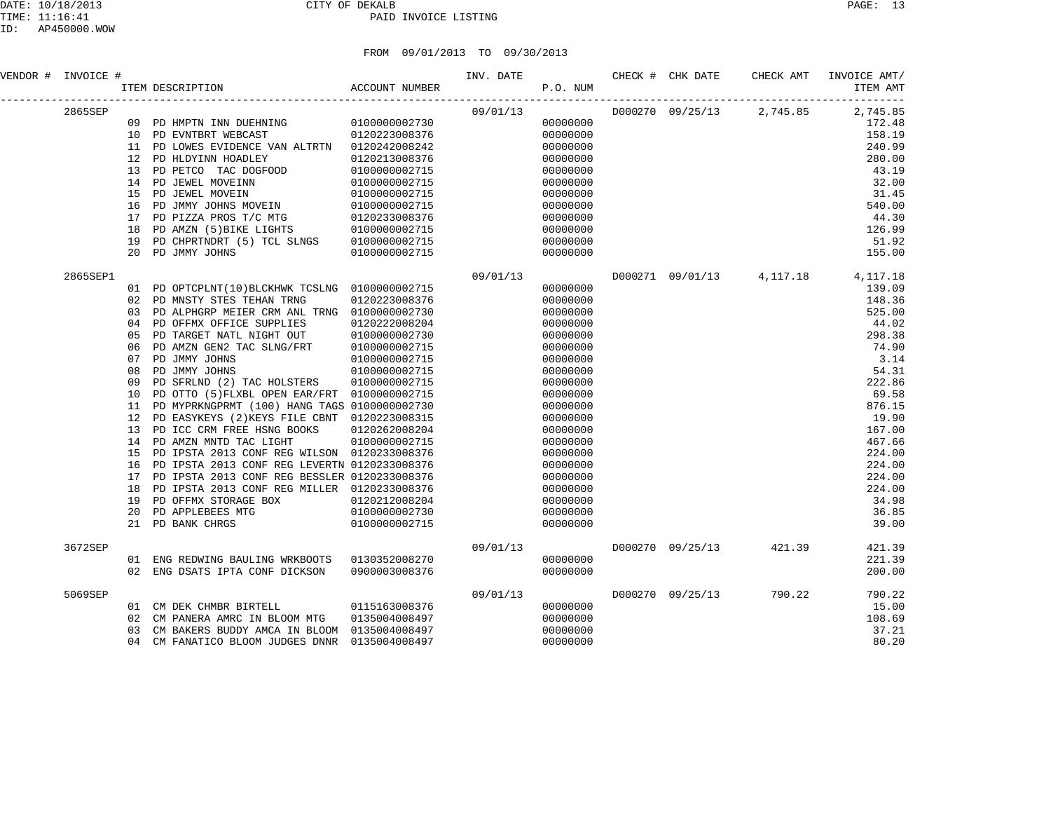CITY OF DEKALB

PAID INVOICE LISTING

FROM 09/01/2013 TO 09/30/2013

| VENDOR # | INVOICE # | ITEM DESCRIPTION | ACCOUNT NUMBER | INV. DATE | P.O. NUM | CHECK # | CHK DATE | CHECK AMT | INVOICE AMT/ ITEM AMT |
|---|---|---|---|---|---|---|---|---|---|
| | 2865SEP | | | 09/01/13 | | D000270 | 09/25/13 | 2,745.85 | 2,745.85 |
| | | 09 PD HMPTN INN DUEHNING | 0100000002730 | | 00000000 | | | | 172.48 |
| | | 10 PD EVNTBRT WEBCAST | 0120223008376 | | 00000000 | | | | 158.19 |
| | | 11 PD LOWES EVIDENCE VAN ALTRTN | 0120242008242 | | 00000000 | | | | 240.99 |
| | | 12 PD HLDYINN HOADLEY | 0120213008376 | | 00000000 | | | | 280.00 |
| | | 13 PD PETCO TAC DOGFOOD | 0100000002715 | | 00000000 | | | | 43.19 |
| | | 14 PD JEWEL MOVEINN | 0100000002715 | | 00000000 | | | | 32.00 |
| | | 15 PD JEWEL MOVEIN | 0100000002715 | | 00000000 | | | | 31.45 |
| | | 16 PD JMMY JOHNS MOVEIN | 0100000002715 | | 00000000 | | | | 540.00 |
| | | 17 PD PIZZA PROS T/C MTG | 0120233008376 | | 00000000 | | | | 44.30 |
| | | 18 PD AMZN (5)BIKE LIGHTS | 0100000002715 | | 00000000 | | | | 126.99 |
| | | 19 PD CHPRTNDRT (5) TCL SLNGS | 0100000002715 | | 00000000 | | | | 51.92 |
| | | 20 PD JMMY JOHNS | 0100000002715 | | 00000000 | | | | 155.00 |
| | 2865SEP1 | | | 09/01/13 | | D000271 | 09/01/13 | 4,117.18 | 4,117.18 |
| | | 01 PD OPTCPLNT(10)BLCKHWK TCSLNG | 0100000002715 | | 00000000 | | | | 139.09 |
| | | 02 PD MNSTY STES TEHAN TRNG | 0120223008376 | | 00000000 | | | | 148.36 |
| | | 03 PD ALPHGRP MEIER CRM ANL TRNG | 0100000002730 | | 00000000 | | | | 525.00 |
| | | 04 PD OFFMX OFFICE SUPPLIES | 0120222008204 | | 00000000 | | | | 44.02 |
| | | 05 PD TARGET NATL NIGHT OUT | 0100000002730 | | 00000000 | | | | 298.38 |
| | | 06 PD AMZN GEN2 TAC SLNG/FRT | 0100000002715 | | 00000000 | | | | 74.90 |
| | | 07 PD JMMY JOHNS | 0100000002715 | | 00000000 | | | | 3.14 |
| | | 08 PD JMMY JOHNS | 0100000002715 | | 00000000 | | | | 54.31 |
| | | 09 PD SFRLND (2) TAC HOLSTERS | 0100000002715 | | 00000000 | | | | 222.86 |
| | | 10 PD OTTO (5)FLXBL OPEN EAR/FRT | 0100000002715 | | 00000000 | | | | 69.58 |
| | | 11 PD MYPRKNGPRMT (100) HANG TAGS | 0100000002730 | | 00000000 | | | | 876.15 |
| | | 12 PD EASYKEYS (2)KEYS FILE CBNT | 0120223008315 | | 00000000 | | | | 19.90 |
| | | 13 PD ICC CRM FREE HSNG BOOKS | 0120262008204 | | 00000000 | | | | 167.00 |
| | | 14 PD AMZN MNTD TAC LIGHT | 0100000002715 | | 00000000 | | | | 467.66 |
| | | 15 PD IPSTA 2013 CONF REG WILSON | 0120233008376 | | 00000000 | | | | 224.00 |
| | | 16 PD IPSTA 2013 CONF REG LEVERTN | 0120233008376 | | 00000000 | | | | 224.00 |
| | | 17 PD IPSTA 2013 CONF REG BESSLER | 0120233008376 | | 00000000 | | | | 224.00 |
| | | 18 PD IPSTA 2013 CONF REG MILLER | 0120233008376 | | 00000000 | | | | 224.00 |
| | | 19 PD OFFMX STORAGE BOX | 0120212008204 | | 00000000 | | | | 34.98 |
| | | 20 PD APPLEBEES MTG | 0100000002730 | | 00000000 | | | | 36.85 |
| | | 21 PD BANK CHRGS | 0100000002715 | | 00000000 | | | | 39.00 |
| | 3672SEP | | | 09/01/13 | | D000270 | 09/25/13 | 421.39 | 421.39 |
| | | 01 ENG REDWING BAULING WRKBOOTS | 0130352008270 | | 00000000 | | | | 221.39 |
| | | 02 ENG DSATS IPTA CONF DICKSON | 0900003008376 | | 00000000 | | | | 200.00 |
| | 5069SEP | | | 09/01/13 | | D000270 | 09/25/13 | 790.22 | 790.22 |
| | | 01 CM DEK CHMBR BIRTELL | 0115163008376 | | 00000000 | | | | 15.00 |
| | | 02 CM PANERA AMRC IN BLOOM MTG | 0135004008497 | | 00000000 | | | | 108.69 |
| | | 03 CM BAKERS BUDDY AMCA IN BLOOM | 0135004008497 | | 00000000 | | | | 37.21 |
| | | 04 CM FANATICO BLOOM JUDGES DNNR | 0135004008497 | | 00000000 | | | | 80.20 |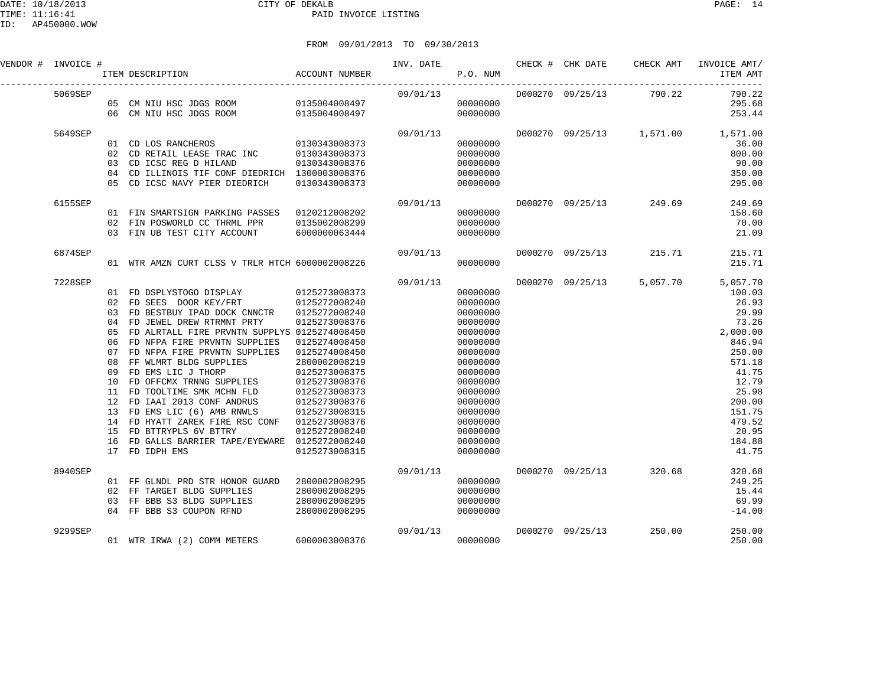CITY OF DEKALB

PAID INVOICE LISTING

DATE: 10/18/2013
TIME: 11:16:41
ID: AP450000.WOW

FROM 09/01/2013 TO 09/30/2013

| VENDOR # | INVOICE # | ITEM DESCRIPTION | ACCOUNT NUMBER | INV. DATE | P.O. NUM | CHECK # | CHK DATE | CHECK AMT | INVOICE AMT/ ITEM AMT |
|---|---|---|---|---|---|---|---|---|---|
| | 5069SEP | | | 09/01/13 | | D000270 | 09/25/13 | 790.22 | 790.22 |
| | | 05 CM NIU HSC JDGS ROOM | 0135004008497 | | 00000000 | | | | 295.68 |
| | | 06 CM NIU HSC JDGS ROOM | 0135004008497 | | 00000000 | | | | 253.44 |
| | 5649SEP | | | 09/01/13 | | D000270 | 09/25/13 | 1,571.00 | 1,571.00 |
| | | 01 CD LOS RANCHEROS | 0130343008373 | | 00000000 | | | | 36.00 |
| | | 02 CD RETAIL LEASE TRAC INC | 0130343008373 | | 00000000 | | | | 800.00 |
| | | 03 CD ICSC REG D HILAND | 0130343008376 | | 00000000 | | | | 90.00 |
| | | 04 CD ILLINOIS TIF CONF DIEDRICH | 1300003008376 | | 00000000 | | | | 350.00 |
| | | 05 CD ICSC NAVY PIER DIEDRICH | 0130343008373 | | 00000000 | | | | 295.00 |
| | 6155SEP | | | 09/01/13 | | D000270 | 09/25/13 | 249.69 | 249.69 |
| | | 01 FIN SMARTSIGN PARKING PASSES | 0120212008202 | | 00000000 | | | | 158.60 |
| | | 02 FIN POSWORLD CC THRML PPR | 0135002008299 | | 00000000 | | | | 70.00 |
| | | 03 FIN UB TEST CITY ACCOUNT | 6000000063444 | | 00000000 | | | | 21.09 |
| | 6874SEP | | | 09/01/13 | | D000270 | 09/25/13 | 215.71 | 215.71 |
| | | 01 WTR AMZN CURT CLSS V TRLR HTCH | 6000002008226 | | 00000000 | | | | 215.71 |
| | 7228SEP | | | 09/01/13 | | D000270 | 09/25/13 | 5,057.70 | 5,057.70 |
| | | 01 FD DSPLYSTOGO DISPLAY | 0125273008373 | | 00000000 | | | | 100.03 |
| | | 02 FD SEES DOOR KEY/FRT | 0125272008240 | | 00000000 | | | | 26.93 |
| | | 03 FD BESTBUY IPAD DOCK CNNCTR | 0125272008240 | | 00000000 | | | | 29.99 |
| | | 04 FD JEWEL DREW RTRMNT PRTY | 0125273008376 | | 00000000 | | | | 73.26 |
| | | 05 FD ALRTALL FIRE PRVNTN SUPPLYS | 0125274008450 | | 00000000 | | | | 2,000.00 |
| | | 06 FD NFPA FIRE PRVNTN SUPPLIES | 0125274008450 | | 00000000 | | | | 846.94 |
| | | 07 FD NFPA FIRE PRVNTN SUPPLIES | 0125274008450 | | 00000000 | | | | 250.00 |
| | | 08 FF WLMRT BLDG SUPPLIES | 2800002008219 | | 00000000 | | | | 571.18 |
| | | 09 FD EMS LIC J THORP | 0125273008375 | | 00000000 | | | | 41.75 |
| | | 10 FD OFFCMX TRNNG SUPPLIES | 0125273008376 | | 00000000 | | | | 12.79 |
| | | 11 FD TOOLTIME SMK MCHN FLD | 0125273008373 | | 00000000 | | | | 25.98 |
| | | 12 FD IAAI 2013 CONF ANDRUS | 0125273008376 | | 00000000 | | | | 200.00 |
| | | 13 FD EMS LIC (6) AMB RNWLS | 0125273008315 | | 00000000 | | | | 151.75 |
| | | 14 FD HYATT ZAREK FIRE RSC CONF | 0125273008376 | | 00000000 | | | | 479.52 |
| | | 15 FD BTTRYPLS 6V BTTRY | 0125272008240 | | 00000000 | | | | 20.95 |
| | | 16 FD GALLS BARRIER TAPE/EYEWARE | 0125272008240 | | 00000000 | | | | 184.88 |
| | | 17 FD IDPH EMS | 0125273008315 | | 00000000 | | | | 41.75 |
| | 8940SEP | | | 09/01/13 | | D000270 | 09/25/13 | 320.68 | 320.68 |
| | | 01 FF GLNDL PRD STR HONOR GUARD | 2800002008295 | | 00000000 | | | | 249.25 |
| | | 02 FF TARGET BLDG SUPPLIES | 2800002008295 | | 00000000 | | | | 15.44 |
| | | 03 FF BBB S3 BLDG SUPPLIES | 2800002008295 | | 00000000 | | | | 69.99 |
| | | 04 FF BBB S3 COUPON RFND | 2800002008295 | | 00000000 | | | | -14.00 |
| | 9299SEP | | | 09/01/13 | | D000270 | 09/25/13 | 250.00 | 250.00 |
| | | 01 WTR IRWA (2) COMM METERS | 6000003008376 | | 00000000 | | | | 250.00 |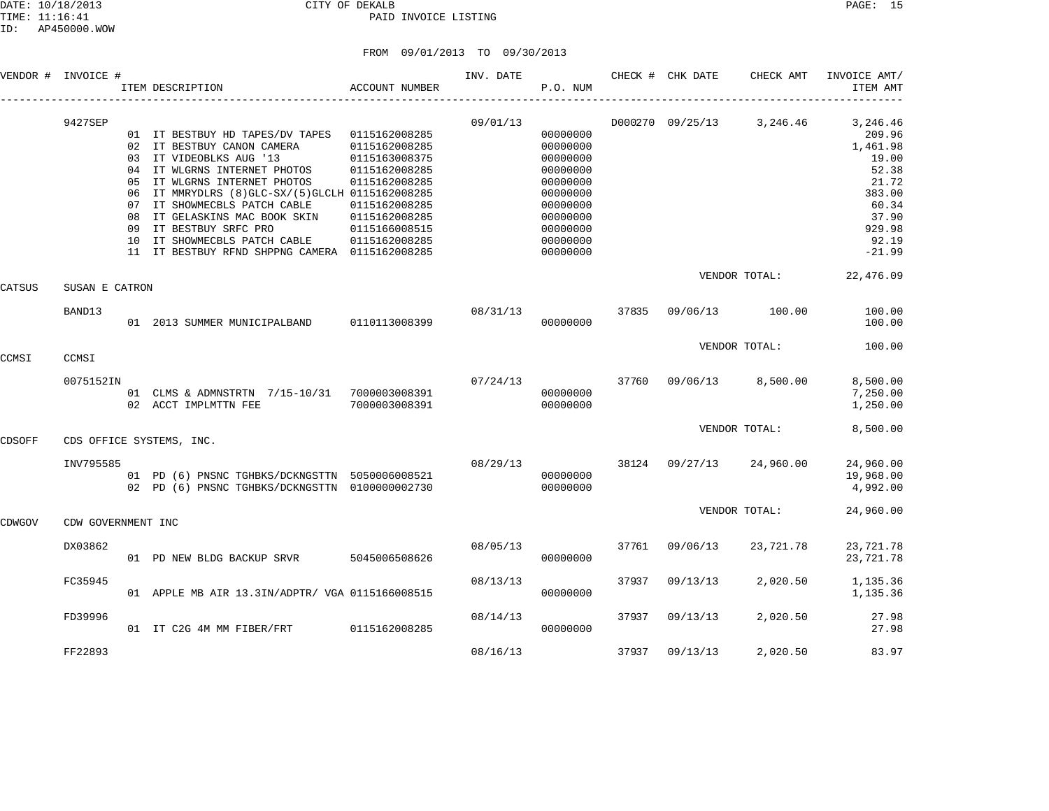CITY OF DEKALB
PAID INVOICE LISTING

FROM 09/01/2013 TO 09/30/2013

| VENDOR # | INVOICE # | ITEM DESCRIPTION | ACCOUNT NUMBER | INV. DATE | P.O. NUM | CHECK # | CHK DATE | CHECK AMT | INVOICE AMT/ ITEM AMT |
|---|---|---|---|---|---|---|---|---|---|
| | 9427SEP | | | 09/01/13 | | D000270 | 09/25/13 | 3,246.46 | 3,246.46 |
| | | 01 IT BESTBUY HD TAPES/DV TAPES | 0115162008285 | | 00000000 | | | | 209.96 |
| | | 02 IT BESTBUY CANON CAMERA | 0115162008285 | | 00000000 | | | | 1,461.98 |
| | | 03 IT VIDEOBLKS AUG '13 | 0115163008375 | | 00000000 | | | | 19.00 |
| | | 04 IT WLGRNS INTERNET PHOTOS | 0115162008285 | | 00000000 | | | | 52.38 |
| | | 05 IT WLGRNS INTERNET PHOTOS | 0115162008285 | | 00000000 | | | | 21.72 |
| | | 06 IT MMRYDLRS (8)GLC-SX/(5)GLCLH | 0115162008285 | | 00000000 | | | | 383.00 |
| | | 07 IT SHOWMECBLS PATCH CABLE | 0115162008285 | | 00000000 | | | | 60.34 |
| | | 08 IT GELASKINS MAC BOOK SKIN | 0115162008285 | | 00000000 | | | | 37.90 |
| | | 09 IT BESTBUY SRFC PRO | 0115166008515 | | 00000000 | | | | 929.98 |
| | | 10 IT SHOWMECBLS PATCH CABLE | 0115162008285 | | 00000000 | | | | 92.19 |
| | | 11 IT BESTBUY RFND SHPPNG CAMERA | 0115162008285 | | 00000000 | | | | -21.99 |
| | | | | | | | VENDOR TOTAL: | | 22,476.09 |
| CATSUS | SUSAN E CATRON | | | | | | | | |
| | BAND13 | | | 08/31/13 | | 37835 | 09/06/13 | 100.00 | 100.00 |
| | | 01 2013 SUMMER MUNICIPALBAND | 0110113008399 | | 00000000 | | | | 100.00 |
| | | | | | | | VENDOR TOTAL: | | 100.00 |
| CCMSI | CCMSI | | | | | | | | |
| | 0075152IN | | | 07/24/13 | | 37760 | 09/06/13 | 8,500.00 | 8,500.00 |
| | | 01 CLMS & ADMNSTRTN 7/15-10/31 | 7000003008391 | | 00000000 | | | | 7,250.00 |
| | | 02 ACCT IMPLMTTN FEE | 7000003008391 | | 00000000 | | | | 1,250.00 |
| | | | | | | | VENDOR TOTAL: | | 8,500.00 |
| CDSOFF | CDS OFFICE SYSTEMS, INC. | | | | | | | | |
| | INV795585 | | | 08/29/13 | | 38124 | 09/27/13 | 24,960.00 | 24,960.00 |
| | | 01 PD (6) PNSNC TGHBKS/DCKNGSTTN | 5050006008521 | | 00000000 | | | | 19,968.00 |
| | | 02 PD (6) PNSNC TGHBKS/DCKNGSTTN | 0100000002730 | | 00000000 | | | | 4,992.00 |
| | | | | | | | VENDOR TOTAL: | | 24,960.00 |
| CDWGOV | CDW GOVERNMENT INC | | | | | | | | |
| | DX03862 | | | 08/05/13 | | 37761 | 09/06/13 | 23,721.78 | 23,721.78 |
| | | 01 PD NEW BLDG BACKUP SRVR | 5045006508626 | | 00000000 | | | | 23,721.78 |
| | FC35945 | | | 08/13/13 | | 37937 | 09/13/13 | 2,020.50 | 1,135.36 |
| | | 01 APPLE MB AIR 13.3IN/ADPTR/ VGA | 0115166008515 | | 00000000 | | | | 1,135.36 |
| | FD39996 | | | 08/14/13 | | 37937 | 09/13/13 | 2,020.50 | 27.98 |
| | | 01 IT C2G 4M MM FIBER/FRT | 0115162008285 | | 00000000 | | | | 27.98 |
| | FF22893 | | | 08/16/13 | | 37937 | 09/13/13 | 2,020.50 | 83.97 |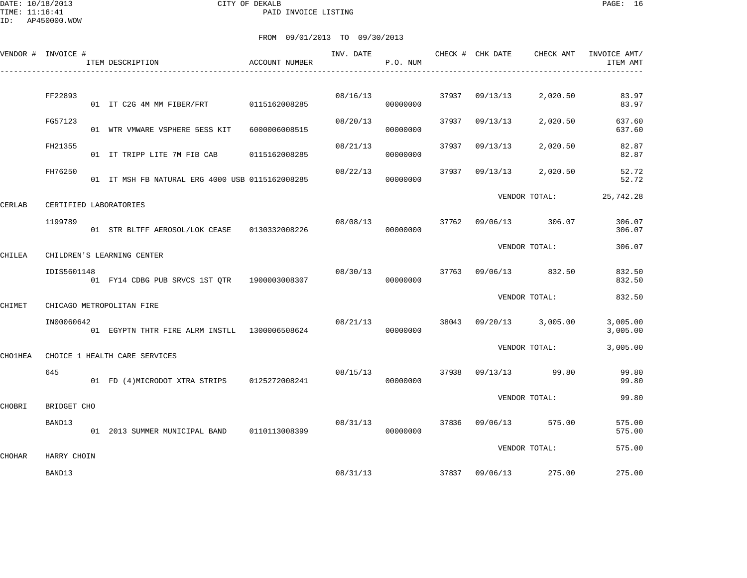CITY OF DEKALB
PAID INVOICE LISTING

FROM 09/01/2013 TO 09/30/2013

| VENDOR # | INVOICE # | ITEM DESCRIPTION | ACCOUNT NUMBER | INV. DATE | P.O. NUM | CHECK # | CHK DATE | CHECK AMT | INVOICE AMT/ ITEM AMT |
|---|---|---|---|---|---|---|---|---|---|
| | FF22893 | | | 08/16/13 | | 37937 | 09/13/13 | 2,020.50 | 83.97 |
| | | 01 IT C2G 4M MM FIBER/FRT | 0115162008285 | | 00000000 | | | | 83.97 |
| | FG57123 | | | 08/20/13 | | 37937 | 09/13/13 | 2,020.50 | 637.60 |
| | | 01 WTR VMWARE VSPHERE 5ESS KIT | 6000006008515 | | 00000000 | | | | 637.60 |
| | FH21355 | | | 08/21/13 | | 37937 | 09/13/13 | 2,020.50 | 82.87 |
| | | 01 IT TRIPP LITE 7M FIB CAB | 0115162008285 | | 00000000 | | | | 82.87 |
| | FH76250 | | | 08/22/13 | | 37937 | 09/13/13 | 2,020.50 | 52.72 |
| | | 01 IT MSH FB NATURAL ERG 4000 USB | 0115162008285 | | 00000000 | | | | 52.72 |
| | | | | | | | | VENDOR TOTAL: | 25,742.28 |
| CERLAB | CERTIFIED LABORATORIES | | | | | | | | |
| | 1199789 | | | 08/08/13 | | 37762 | 09/06/13 | 306.07 | 306.07 |
| | | 01 STR BLTFF AEROSOL/LOK CEASE | 0130332008226 | | 00000000 | | | | 306.07 |
| | | | | | | | | VENDOR TOTAL: | 306.07 |
| CHILEA | CHILDREN'S LEARNING CENTER | | | | | | | | |
| | IDIS5601148 | | | 08/30/13 | | 37763 | 09/06/13 | 832.50 | 832.50 |
| | | 01 FY14 CDBG PUB SRVCS 1ST QTR | 1900003008307 | | 00000000 | | | | 832.50 |
| | | | | | | | | VENDOR TOTAL: | 832.50 |
| CHIMET | CHICAGO METROPOLITAN FIRE | | | | | | | | |
| | IN00060642 | | | 08/21/13 | | 38043 | 09/20/13 | 3,005.00 | 3,005.00 |
| | | 01 EGYPTN THTR FIRE ALRM INSTLL | 1300006508624 | | 00000000 | | | | 3,005.00 |
| | | | | | | | | VENDOR TOTAL: | 3,005.00 |
| CHO1HEA | CHOICE 1 HEALTH CARE SERVICES | | | | | | | | |
| | 645 | | | 08/15/13 | | 37938 | 09/13/13 | 99.80 | 99.80 |
| | | 01 FD (4)MICRODOT XTRA STRIPS | 0125272008241 | | 00000000 | | | | 99.80 |
| | | | | | | | | VENDOR TOTAL: | 99.80 |
| CHOBRI | BRIDGET CHO | | | | | | | | |
| | BAND13 | | | 08/31/13 | | 37836 | 09/06/13 | 575.00 | 575.00 |
| | | 01 2013 SUMMER MUNICIPAL BAND | 0110113008399 | | 00000000 | | | | 575.00 |
| | | | | | | | | VENDOR TOTAL: | 575.00 |
| CHOHAR | HARRY CHOIN | | | | | | | | |
| | BAND13 | | | 08/31/13 | | 37837 | 09/06/13 | 275.00 | 275.00 |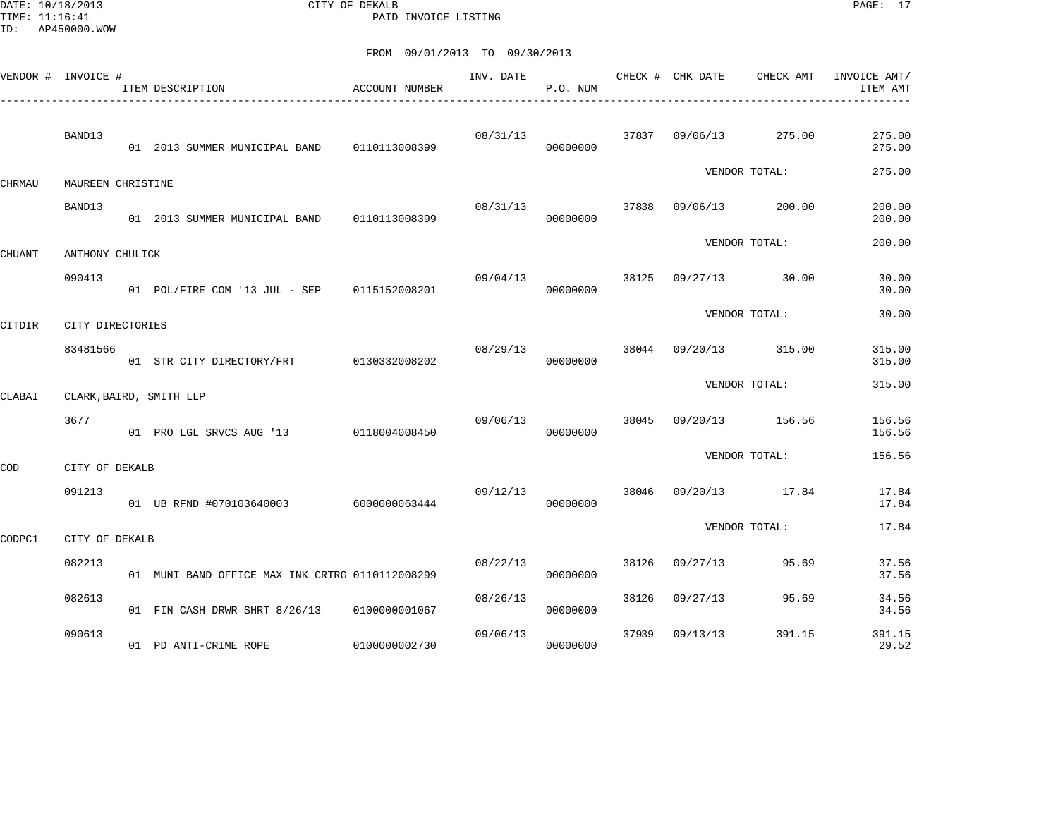DATE: 10/18/2013 CITY OF DEKALB
TIME: 11:16:41 PAID INVOICE LISTING
ID: AP450000.WOW

FROM 09/01/2013 TO 09/30/2013

| VENDOR # | INVOICE # / ITEM DESCRIPTION | ACCOUNT NUMBER | INV. DATE | P.O. NUM | CHECK # | CHK DATE | CHECK AMT | INVOICE AMT/ ITEM AMT |
|---|---|---|---|---|---|---|---|---|
| | BAND13 | | 08/31/13 | | 37837 | 09/06/13 | 275.00 | 275.00 |
| | 01 2013 SUMMER MUNICIPAL BAND | 0110113008399 | | 00000000 | | | | 275.00 |
| | | | | | | VENDOR TOTAL: | | 275.00 |
| CHRMAU | MAUREEN CHRISTINE | | | | | | | |
| | BAND13 | | 08/31/13 | | 37838 | 09/06/13 | 200.00 | 200.00 |
| | 01 2013 SUMMER MUNICIPAL BAND | 0110113008399 | | 00000000 | | | | 200.00 |
| | | | | | | VENDOR TOTAL: | | 200.00 |
| CHUANT | ANTHONY CHULICK | | | | | | | |
| | 090413 | | 09/04/13 | | 38125 | 09/27/13 | 30.00 | 30.00 |
| | 01 POL/FIRE COM '13 JUL - SEP | 0115152008201 | | 00000000 | | | | 30.00 |
| | | | | | | VENDOR TOTAL: | | 30.00 |
| CITDIR | CITY DIRECTORIES | | | | | | | |
| | 83481566 | | 08/29/13 | | 38044 | 09/20/13 | 315.00 | 315.00 |
| | 01 STR CITY DIRECTORY/FRT | 0130332008202 | | 00000000 | | | | 315.00 |
| | | | | | | VENDOR TOTAL: | | 315.00 |
| CLABAI | CLARK,BAIRD, SMITH LLP | | | | | | | |
| | 3677 | | 09/06/13 | | 38045 | 09/20/13 | 156.56 | 156.56 |
| | 01 PRO LGL SRVCS AUG '13 | 0118004008450 | | 00000000 | | | | 156.56 |
| | | | | | | VENDOR TOTAL: | | 156.56 |
| COD | CITY OF DEKALB | | | | | | | |
| | 091213 | | 09/12/13 | | 38046 | 09/20/13 | 17.84 | 17.84 |
| | 01 UB RFND #070103640003 | 6000000063444 | | 00000000 | | | | 17.84 |
| | | | | | | VENDOR TOTAL: | | 17.84 |
| CODPC1 | CITY OF DEKALB | | | | | | | |
| | 082213 | | 08/22/13 | | 38126 | 09/27/13 | 95.69 | 37.56 |
| | 01 MUNI BAND OFFICE MAX INK CRTRG | 0110112008299 | | 00000000 | | | | 37.56 |
| | 082613 | | 08/26/13 | | 38126 | 09/27/13 | 95.69 | 34.56 |
| | 01 FIN CASH DRWR SHRT 8/26/13 | 0100000001067 | | 00000000 | | | | 34.56 |
| | 090613 | | 09/06/13 | | 37939 | 09/13/13 | 391.15 | 391.15 |
| | 01 PD ANTI-CRIME ROPE | 0100000002730 | | 00000000 | | | | 29.52 |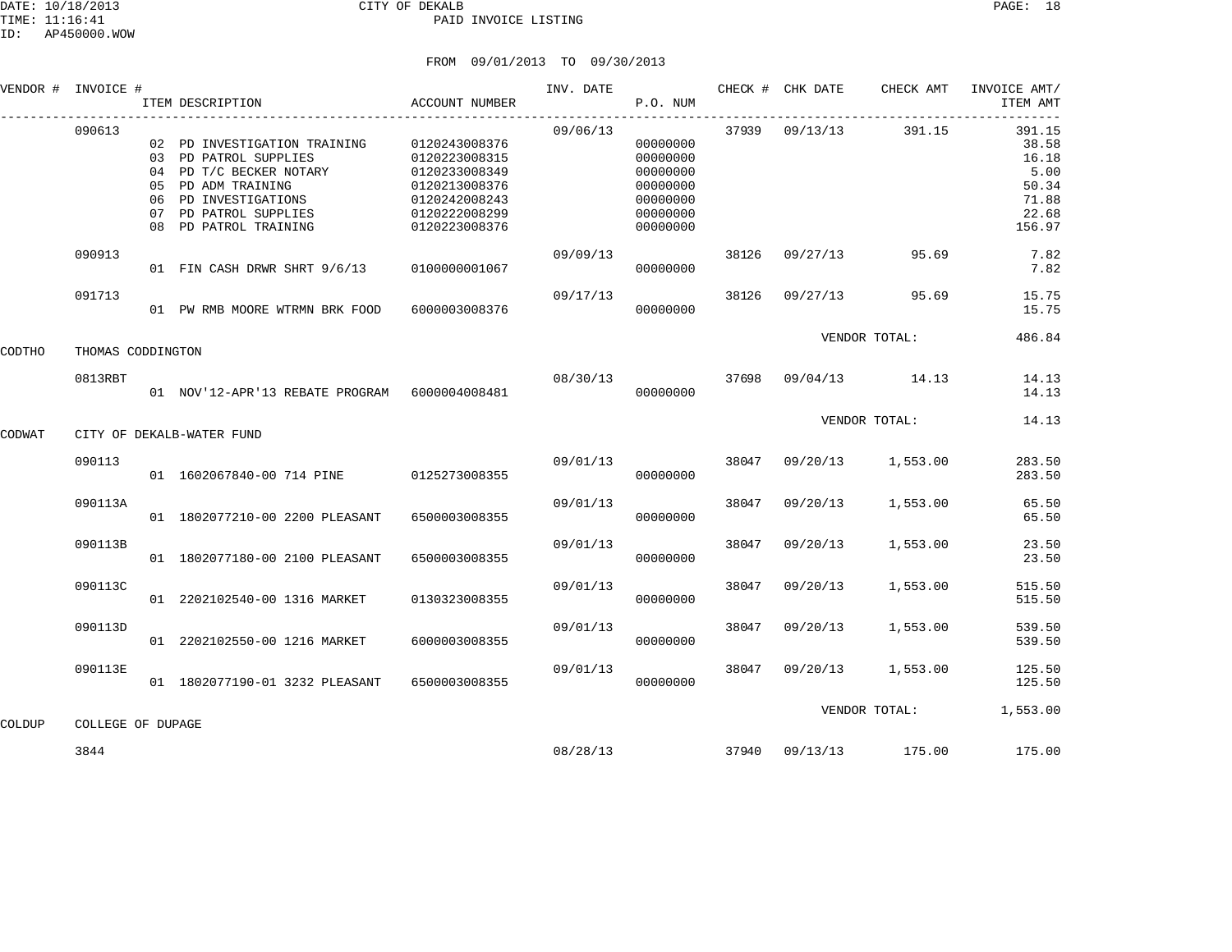DATE: 10/18/2013 CITY OF DEKALB
TIME: 11:16:41 PAID INVOICE LISTING
ID: AP450000.WOW

FROM 09/01/2013 TO 09/30/2013

| VENDOR # | INVOICE # | ITEM DESCRIPTION | ACCOUNT NUMBER | INV. DATE | P.O. NUM | CHECK # | CHK DATE | CHECK AMT | INVOICE AMT/ ITEM AMT |
|---|---|---|---|---|---|---|---|---|---|
| | 090613 | | | 09/06/13 | | 37939 | 09/13/13 | 391.15 | 391.15 |
| | | 02 PD INVESTIGATION TRAINING | 0120243008376 | | 00000000 | | | | 38.58 |
| | | 03 PD PATROL SUPPLIES | 0120223008315 | | 00000000 | | | | 16.18 |
| | | 04 PD T/C BECKER NOTARY | 0120233008349 | | 00000000 | | | | 5.00 |
| | | 05 PD ADM TRAINING | 0120213008376 | | 00000000 | | | | 50.34 |
| | | 06 PD INVESTIGATIONS | 0120242008243 | | 00000000 | | | | 71.88 |
| | | 07 PD PATROL SUPPLIES | 0120222008299 | | 00000000 | | | | 22.68 |
| | | 08 PD PATROL TRAINING | 0120223008376 | | 00000000 | | | | 156.97 |
| | 090913 | | | 09/09/13 | | 38126 | 09/27/13 | 95.69 | 7.82 |
| | | 01 FIN CASH DRWR SHRT 9/6/13 | 0100000001067 | | 00000000 | | | | 7.82 |
| | 091713 | | | 09/17/13 | | 38126 | 09/27/13 | 95.69 | 15.75 |
| | | 01 PW RMB MOORE WTRMN BRK FOOD | 6000003008376 | | 00000000 | | | | 15.75 |
| | | | | | | | VENDOR TOTAL: | | 486.84 |
| CODTHO | THOMAS CODDINGTON | | | | | | | | |
| | 0813RBT | | | 08/30/13 | | 37698 | 09/04/13 | 14.13 | 14.13 |
| | | 01 NOV'12-APR'13 REBATE PROGRAM | 6000004008481 | | 00000000 | | | | 14.13 |
| | | | | | | | VENDOR TOTAL: | | 14.13 |
| CODWAT | CITY OF DEKALB-WATER FUND | | | | | | | | |
| | 090113 | | | 09/01/13 | | 38047 | 09/20/13 | 1,553.00 | 283.50 |
| | | 01 1602067840-00 714 PINE | 0125273008355 | | 00000000 | | | | 283.50 |
| | 090113A | | | 09/01/13 | | 38047 | 09/20/13 | 1,553.00 | 65.50 |
| | | 01 1802077210-00 2200 PLEASANT | 6500003008355 | | 00000000 | | | | 65.50 |
| | 090113B | | | 09/01/13 | | 38047 | 09/20/13 | 1,553.00 | 23.50 |
| | | 01 1802077180-00 2100 PLEASANT | 6500003008355 | | 00000000 | | | | 23.50 |
| | 090113C | | | 09/01/13 | | 38047 | 09/20/13 | 1,553.00 | 515.50 |
| | | 01 2202102540-00 1316 MARKET | 0130323008355 | | 00000000 | | | | 515.50 |
| | 090113D | | | 09/01/13 | | 38047 | 09/20/13 | 1,553.00 | 539.50 |
| | | 01 2202102550-00 1216 MARKET | 6000003008355 | | 00000000 | | | | 539.50 |
| | 090113E | | | 09/01/13 | | 38047 | 09/20/13 | 1,553.00 | 125.50 |
| | | 01 1802077190-01 3232 PLEASANT | 6500003008355 | | 00000000 | | | | 125.50 |
| | | | | | | | VENDOR TOTAL: | | 1,553.00 |
| COLDUP | COLLEGE OF DUPAGE | | | | | | | | |
| | 3844 | | | 08/28/13 | | 37940 | 09/13/13 | 175.00 | 175.00 |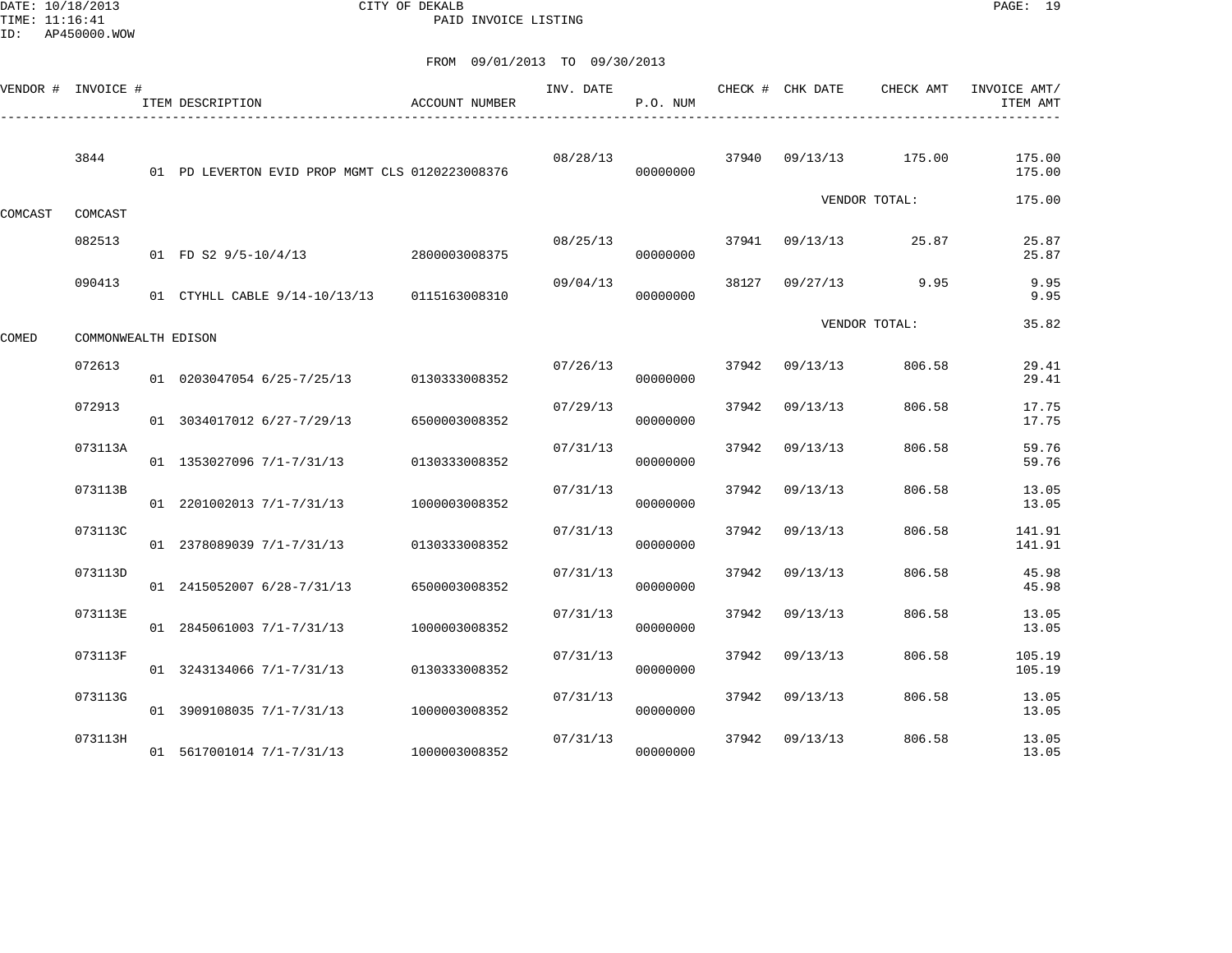CITY OF DEKALB
PAID INVOICE LISTING

FROM 09/01/2013 TO 09/30/2013

| VENDOR # | INVOICE # | ITEM DESCRIPTION | ACCOUNT NUMBER | INV. DATE | P.O. NUM | CHECK # | CHK DATE | CHECK AMT | INVOICE AMT/ ITEM AMT |
|---|---|---|---|---|---|---|---|---|---|
| | 3844 | | | 08/28/13 | | 37940 | 09/13/13 | 175.00 | 175.00 |
| | | 01 PD LEVERTON EVID PROP MGMT CLS | 0120223008376 | | 00000000 | | | | 175.00 |
| | | | | | | | | VENDOR TOTAL: | 175.00 |
| COMCAST | COMCAST | | | | | | | | |
| | 082513 | | | 08/25/13 | | 37941 | 09/13/13 | 25.87 | 25.87 |
| | | 01 FD S2 9/5-10/4/13 | 2800003008375 | | 00000000 | | | | 25.87 |
| | 090413 | | | 09/04/13 | | 38127 | 09/27/13 | 9.95 | 9.95 |
| | | 01 CTYHLL CABLE 9/14-10/13/13 | 0115163008310 | | 00000000 | | | | 9.95 |
| | | | | | | | | VENDOR TOTAL: | 35.82 |
| COMED | COMMONWEALTH EDISON | | | | | | | | |
| | 072613 | | | 07/26/13 | | 37942 | 09/13/13 | 806.58 | 29.41 |
| | | 01 0203047054 6/25-7/25/13 | 0130333008352 | | 00000000 | | | | 29.41 |
| | 072913 | | | 07/29/13 | | 37942 | 09/13/13 | 806.58 | 17.75 |
| | | 01 3034017012 6/27-7/29/13 | 6500003008352 | | 00000000 | | | | 17.75 |
| | 073113A | | | 07/31/13 | | 37942 | 09/13/13 | 806.58 | 59.76 |
| | | 01 1353027096 7/1-7/31/13 | 0130333008352 | | 00000000 | | | | 59.76 |
| | 073113B | | | 07/31/13 | | 37942 | 09/13/13 | 806.58 | 13.05 |
| | | 01 2201002013 7/1-7/31/13 | 1000003008352 | | 00000000 | | | | 13.05 |
| | 073113C | | | 07/31/13 | | 37942 | 09/13/13 | 806.58 | 141.91 |
| | | 01 2378089039 7/1-7/31/13 | 0130333008352 | | 00000000 | | | | 141.91 |
| | 073113D | | | 07/31/13 | | 37942 | 09/13/13 | 806.58 | 45.98 |
| | | 01 2415052007 6/28-7/31/13 | 6500003008352 | | 00000000 | | | | 45.98 |
| | 073113E | | | 07/31/13 | | 37942 | 09/13/13 | 806.58 | 13.05 |
| | | 01 2845061003 7/1-7/31/13 | 1000003008352 | | 00000000 | | | | 13.05 |
| | 073113F | | | 07/31/13 | | 37942 | 09/13/13 | 806.58 | 105.19 |
| | | 01 3243134066 7/1-7/31/13 | 0130333008352 | | 00000000 | | | | 105.19 |
| | 073113G | | | 07/31/13 | | 37942 | 09/13/13 | 806.58 | 13.05 |
| | | 01 3909108035 7/1-7/31/13 | 1000003008352 | | 00000000 | | | | 13.05 |
| | 073113H | | | 07/31/13 | | 37942 | 09/13/13 | 806.58 | 13.05 |
| | | 01 5617001014 7/1-7/31/13 | 1000003008352 | | 00000000 | | | | 13.05 |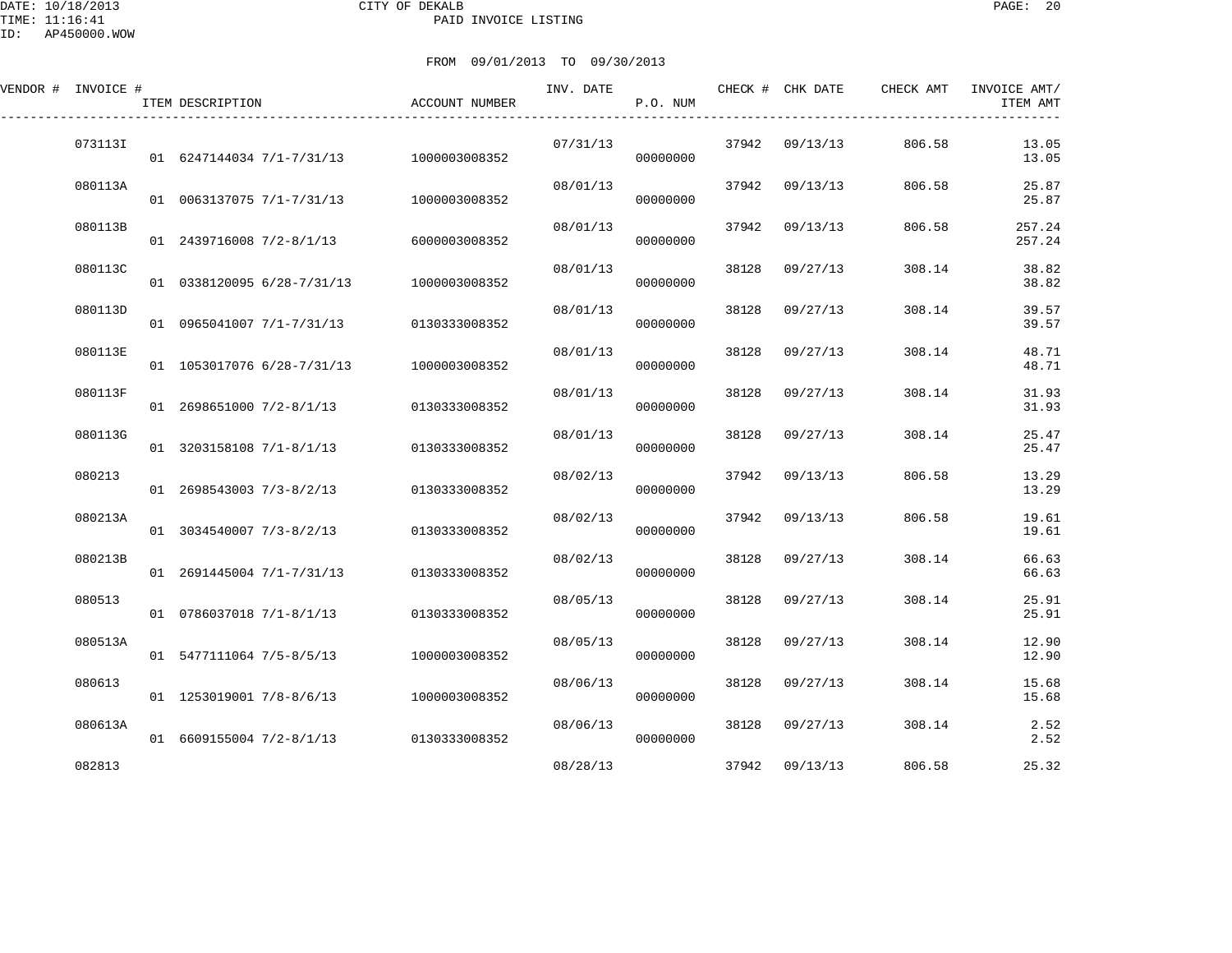CITY OF DEKALB

PAID INVOICE LISTING

DATE: 10/18/2013
TIME: 11:16:41
ID: AP450000.WOW

FROM 09/01/2013 TO 09/30/2013

| VENDOR # | INVOICE # | ITEM DESCRIPTION | ACCOUNT NUMBER | INV. DATE | P.O. NUM | CHECK # | CHK DATE | CHECK AMT | INVOICE AMT/ ITEM AMT |
|---|---|---|---|---|---|---|---|---|---|
| | 073113I | | | 07/31/13 | | 37942 | 09/13/13 | 806.58 | 13.05 |
| | | 01 6247144034 7/1-7/31/13 | 1000003008352 | | 00000000 | | | | 13.05 |
| | 080113A | | | 08/01/13 | | 37942 | 09/13/13 | 806.58 | 25.87 |
| | | 01 0063137075 7/1-7/31/13 | 1000003008352 | | 00000000 | | | | 25.87 |
| | 080113B | | | 08/01/13 | | 37942 | 09/13/13 | 806.58 | 257.24 |
| | | 01 2439716008 7/2-8/1/13 | 6000003008352 | | 00000000 | | | | 257.24 |
| | 080113C | | | 08/01/13 | | 38128 | 09/27/13 | 308.14 | 38.82 |
| | | 01 0338120095 6/28-7/31/13 | 1000003008352 | | 00000000 | | | | 38.82 |
| | 080113D | | | 08/01/13 | | 38128 | 09/27/13 | 308.14 | 39.57 |
| | | 01 0965041007 7/1-7/31/13 | 0130333008352 | | 00000000 | | | | 39.57 |
| | 080113E | | | 08/01/13 | | 38128 | 09/27/13 | 308.14 | 48.71 |
| | | 01 1053017076 6/28-7/31/13 | 1000003008352 | | 00000000 | | | | 48.71 |
| | 080113F | | | 08/01/13 | | 38128 | 09/27/13 | 308.14 | 31.93 |
| | | 01 2698651000 7/2-8/1/13 | 0130333008352 | | 00000000 | | | | 31.93 |
| | 080113G | | | 08/01/13 | | 38128 | 09/27/13 | 308.14 | 25.47 |
| | | 01 3203158108 7/1-8/1/13 | 0130333008352 | | 00000000 | | | | 25.47 |
| | 080213 | | | 08/02/13 | | 37942 | 09/13/13 | 806.58 | 13.29 |
| | | 01 2698543003 7/3-8/2/13 | 0130333008352 | | 00000000 | | | | 13.29 |
| | 080213A | | | 08/02/13 | | 37942 | 09/13/13 | 806.58 | 19.61 |
| | | 01 3034540007 7/3-8/2/13 | 0130333008352 | | 00000000 | | | | 19.61 |
| | 080213B | | | 08/02/13 | | 38128 | 09/27/13 | 308.14 | 66.63 |
| | | 01 2691445004 7/1-7/31/13 | 0130333008352 | | 00000000 | | | | 66.63 |
| | 080513 | | | 08/05/13 | | 38128 | 09/27/13 | 308.14 | 25.91 |
| | | 01 0786037018 7/1-8/1/13 | 0130333008352 | | 00000000 | | | | 25.91 |
| | 080513A | | | 08/05/13 | | 38128 | 09/27/13 | 308.14 | 12.90 |
| | | 01 5477111064 7/5-8/5/13 | 1000003008352 | | 00000000 | | | | 12.90 |
| | 080613 | | | 08/06/13 | | 38128 | 09/27/13 | 308.14 | 15.68 |
| | | 01 1253019001 7/8-8/6/13 | 1000003008352 | | 00000000 | | | | 15.68 |
| | 080613A | | | 08/06/13 | | 38128 | 09/27/13 | 308.14 | 2.52 |
| | | 01 6609155004 7/2-8/1/13 | 0130333008352 | | 00000000 | | | | 2.52 |
| | 082813 | | | 08/28/13 | | 37942 | 09/13/13 | 806.58 | 25.32 |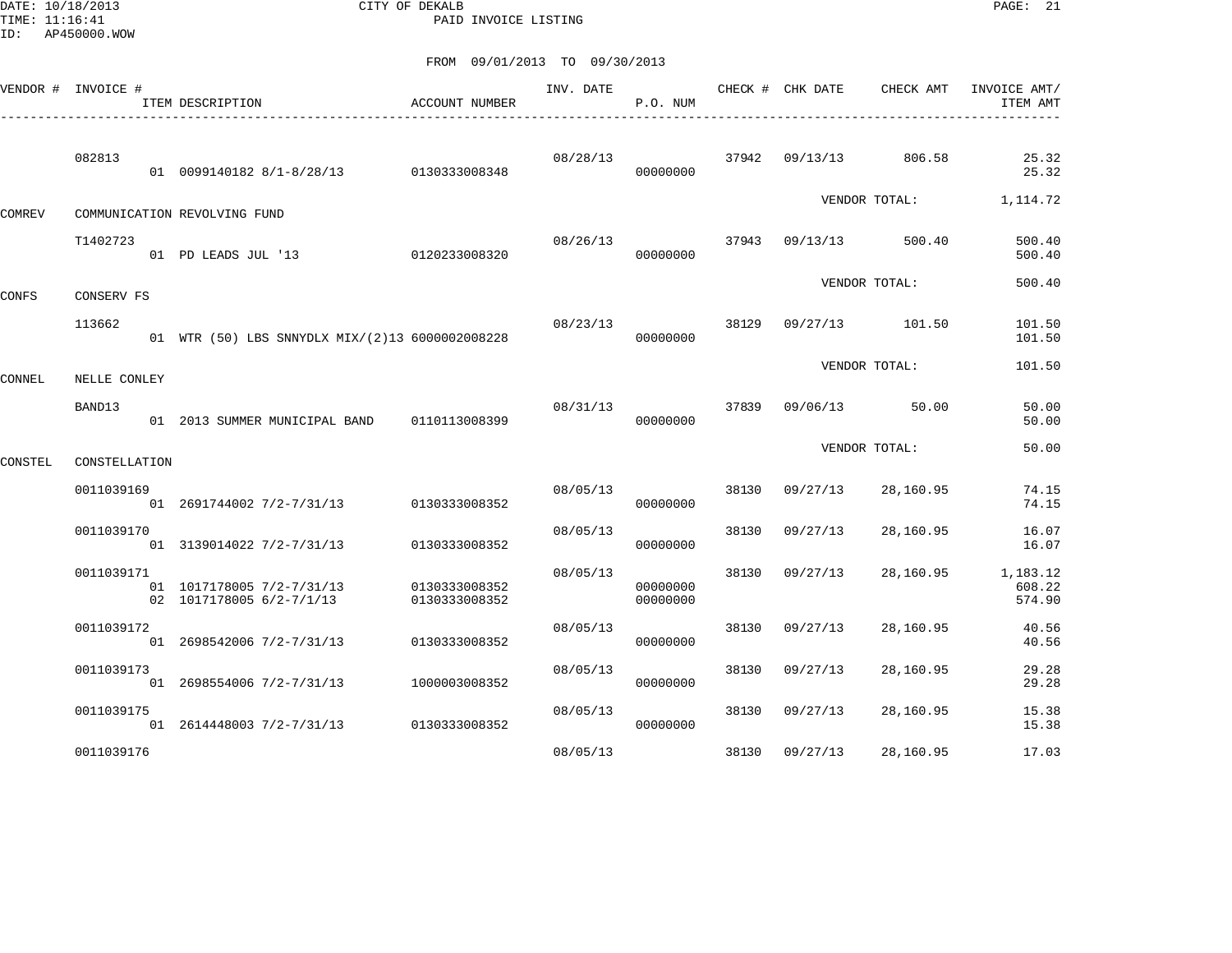CITY OF DEKALB
PAID INVOICE LISTING

DATE: 10/18/2013
TIME: 11:16:41
ID: AP450000.WOW

FROM 09/01/2013 TO 09/30/2013

| VENDOR # | INVOICE # | ITEM DESCRIPTION | ACCOUNT NUMBER | INV. DATE | P.O. NUM | CHECK # | CHK DATE | CHECK AMT | INVOICE AMT/ ITEM AMT |
|---|---|---|---|---|---|---|---|---|---|
| | 082813 | | | 08/28/13 | | 37942 | 09/13/13 | 806.58 | 25.32 |
| | | 01 0099140182 8/1-8/28/13 | 0130333008348 | | 00000000 | | | | 25.32 |
| | | | | | | | VENDOR TOTAL: | | 1,114.72 |
| COMREV | COMMUNICATION REVOLVING FUND | | | | | | | | |
| | T1402723 | | | 08/26/13 | | 37943 | 09/13/13 | 500.40 | 500.40 |
| | | 01 PD LEADS JUL '13 | 0120233008320 | | 00000000 | | | | 500.40 |
| | | | | | | | VENDOR TOTAL: | | 500.40 |
| CONFS | CONSERV FS | | | | | | | | |
| | 113662 | | | 08/23/13 | | 38129 | 09/27/13 | 101.50 | 101.50 |
| | | 01 WTR (50) LBS SNNYDLX MIX/(2)13 | 6000002008228 | | 00000000 | | | | 101.50 |
| | | | | | | | VENDOR TOTAL: | | 101.50 |
| CONNEL | NELLE CONLEY | | | | | | | | |
| | BAND13 | | | 08/31/13 | | 37839 | 09/06/13 | 50.00 | 50.00 |
| | | 01 2013 SUMMER MUNICIPAL BAND | 0110113008399 | | 00000000 | | | | 50.00 |
| | | | | | | | VENDOR TOTAL: | | 50.00 |
| CONSTEL | CONSTELLATION | | | | | | | | |
| | 0011039169 | | | 08/05/13 | | 38130 | 09/27/13 | 28,160.95 | 74.15 |
| | | 01 2691744002 7/2-7/31/13 | 0130333008352 | | 00000000 | | | | 74.15 |
| | 0011039170 | | | 08/05/13 | | 38130 | 09/27/13 | 28,160.95 | 16.07 |
| | | 01 3139014022 7/2-7/31/13 | 0130333008352 | | 00000000 | | | | 16.07 |
| | 0011039171 | | | 08/05/13 | | 38130 | 09/27/13 | 28,160.95 | 1,183.12 |
| | | 01 1017178005 7/2-7/31/13 | 0130333008352 | | 00000000 | | | | 608.22 |
| | | 02 1017178005 6/2-7/1/13 | 0130333008352 | | 00000000 | | | | 574.90 |
| | 0011039172 | | | 08/05/13 | | 38130 | 09/27/13 | 28,160.95 | 40.56 |
| | | 01 2698542006 7/2-7/31/13 | 0130333008352 | | 00000000 | | | | 40.56 |
| | 0011039173 | | | 08/05/13 | | 38130 | 09/27/13 | 28,160.95 | 29.28 |
| | | 01 2698554006 7/2-7/31/13 | 1000003008352 | | 00000000 | | | | 29.28 |
| | 0011039175 | | | 08/05/13 | | 38130 | 09/27/13 | 28,160.95 | 15.38 |
| | | 01 2614448003 7/2-7/31/13 | 0130333008352 | | 00000000 | | | | 15.38 |
| | 0011039176 | | | 08/05/13 | | 38130 | 09/27/13 | 28,160.95 | 17.03 |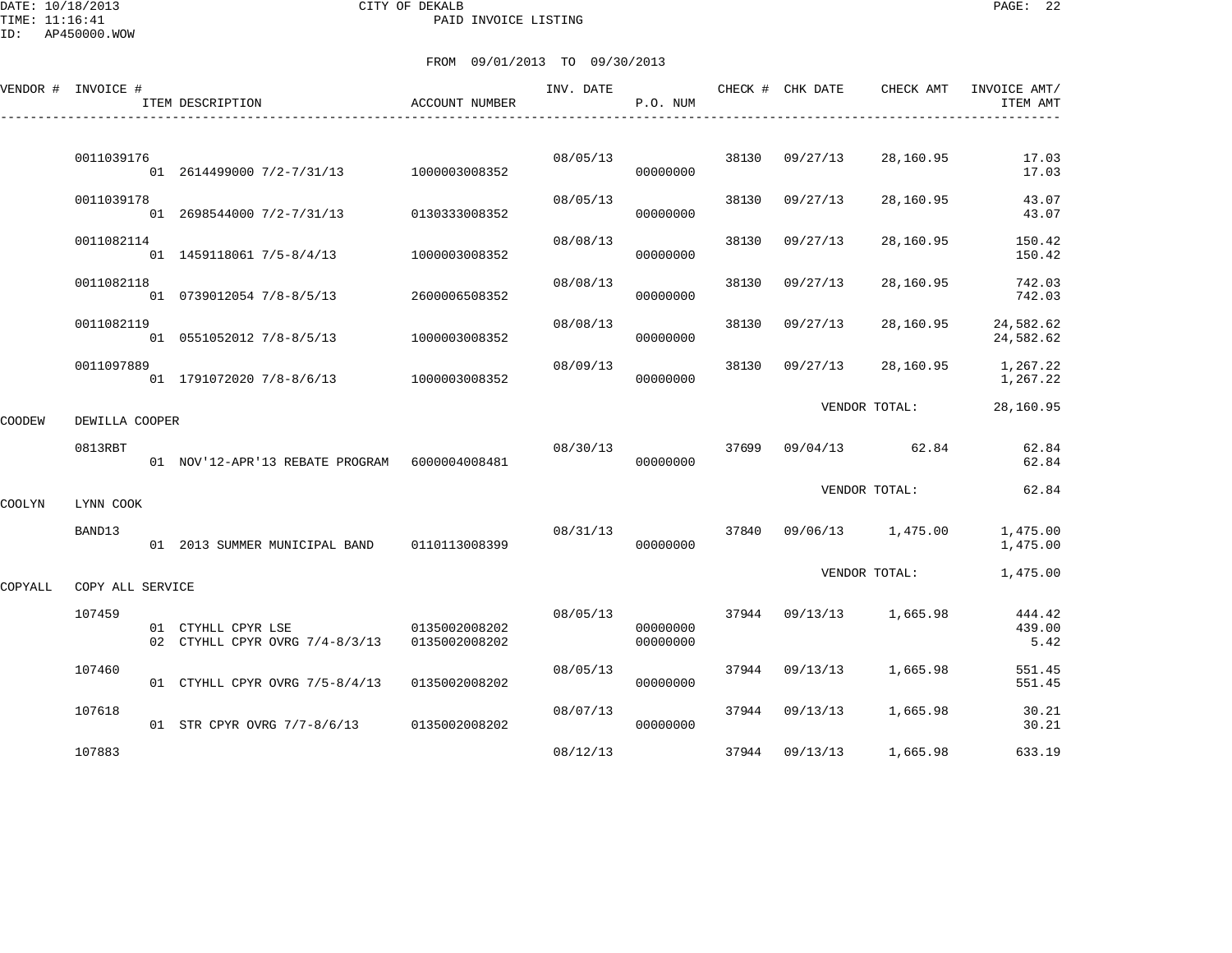DATE: 10/18/2013
TIME: 11:16:41
ID: AP450000.WOW

CITY OF DEKALB
PAID INVOICE LISTING

FROM 09/01/2013 TO 09/30/2013

| VENDOR # | INVOICE # | ITEM DESCRIPTION | ACCOUNT NUMBER | INV. DATE | P.O. NUM | CHECK # | CHK DATE | CHECK AMT | INVOICE AMT/ ITEM AMT |
|---|---|---|---|---|---|---|---|---|---|
| | 0011039176 | | | 08/05/13 | | 38130 | 09/27/13 | 28,160.95 | 17.03 |
| | | 01 2614499000 7/2-7/31/13 | 1000003008352 | | 00000000 | | | | 17.03 |
| | 0011039178 | | | 08/05/13 | | 38130 | 09/27/13 | 28,160.95 | 43.07 |
| | | 01 2698544000 7/2-7/31/13 | 0130333008352 | | 00000000 | | | | 43.07 |
| | 0011082114 | | | 08/08/13 | | 38130 | 09/27/13 | 28,160.95 | 150.42 |
| | | 01 1459118061 7/5-8/4/13 | 1000003008352 | | 00000000 | | | | 150.42 |
| | 0011082118 | | | 08/08/13 | | 38130 | 09/27/13 | 28,160.95 | 742.03 |
| | | 01 0739012054 7/8-8/5/13 | 2600006508352 | | 00000000 | | | | 742.03 |
| | 0011082119 | | | 08/08/13 | | 38130 | 09/27/13 | 28,160.95 | 24,582.62 |
| | | 01 0551052012 7/8-8/5/13 | 1000003008352 | | 00000000 | | | | 24,582.62 |
| | 0011097889 | | | 08/09/13 | | 38130 | 09/27/13 | 28,160.95 | 1,267.22 |
| | | 01 1791072020 7/8-8/6/13 | 1000003008352 | | 00000000 | | | | 1,267.22 |
| | | | | | | | VENDOR TOTAL: | | 28,160.95 |
| COODEW | DEWILLA COOPER | | | | | | | | |
| | 0813RBT | | | 08/30/13 | | 37699 | 09/04/13 | 62.84 | 62.84 |
| | | 01 NOV'12-APR'13 REBATE PROGRAM | 6000004008481 | | 00000000 | | | | 62.84 |
| | | | | | | | VENDOR TOTAL: | | 62.84 |
| COOLYN | LYNN COOK | | | | | | | | |
| | BAND13 | | | 08/31/13 | | 37840 | 09/06/13 | 1,475.00 | 1,475.00 |
| | | 01 2013 SUMMER MUNICIPAL BAND | 0110113008399 | | 00000000 | | | | 1,475.00 |
| | | | | | | | VENDOR TOTAL: | | 1,475.00 |
| COPYALL | COPY ALL SERVICE | | | | | | | | |
| | 107459 | | | 08/05/13 | | 37944 | 09/13/13 | 1,665.98 | 444.42 |
| | | 01 CTYHLL CPYR LSE | 0135002008202 | | 00000000 | | | | 439.00 |
| | | 02 CTYHLL CPYR OVRG 7/4-8/3/13 | 0135002008202 | | 00000000 | | | | 5.42 |
| | 107460 | | | 08/05/13 | | 37944 | 09/13/13 | 1,665.98 | 551.45 |
| | | 01 CTYHLL CPYR OVRG 7/5-8/4/13 | 0135002008202 | | 00000000 | | | | 551.45 |
| | 107618 | | | 08/07/13 | | 37944 | 09/13/13 | 1,665.98 | 30.21 |
| | | 01 STR CPYR OVRG 7/7-8/6/13 | 0135002008202 | | 00000000 | | | | 30.21 |
| | 107883 | | | 08/12/13 | | 37944 | 09/13/13 | 1,665.98 | 633.19 |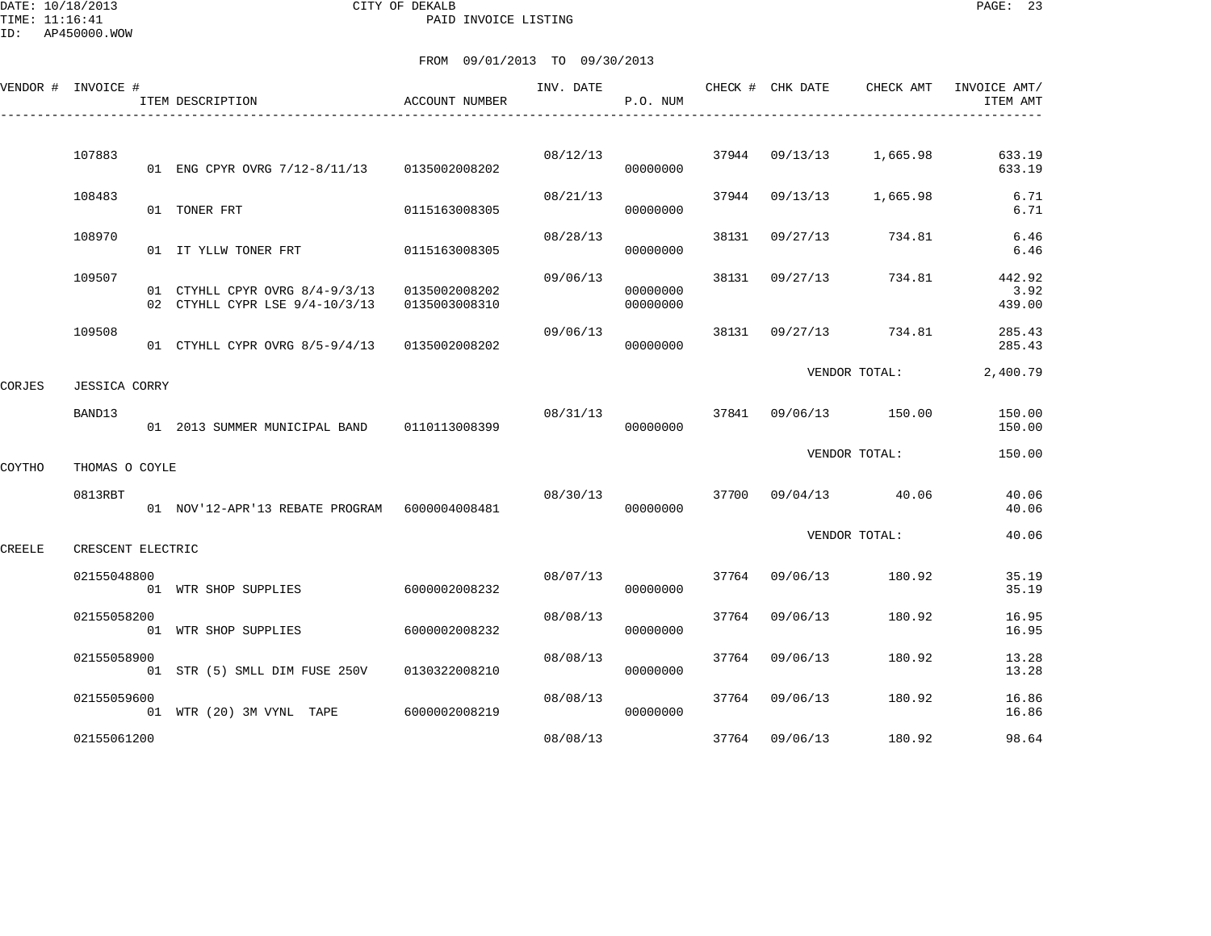DATE: 10/18/2013 CITY OF DEKALB
TIME: 11:16:41 PAID INVOICE LISTING
ID: AP450000.WOW

FROM 09/01/2013 TO 09/30/2013

| VENDOR # | INVOICE # | ITEM DESCRIPTION | ACCOUNT NUMBER | INV. DATE | P.O. NUM | CHECK # | CHK DATE | CHECK AMT | INVOICE AMT/ ITEM AMT |
|---|---|---|---|---|---|---|---|---|---|
| | 107883 | | | 08/12/13 | | 37944 | 09/13/13 | 1,665.98 | 633.19 |
| | | 01 ENG CPYR OVRG 7/12-8/11/13 | 0135002008202 | | 00000000 | | | | 633.19 |
| | 108483 | | | 08/21/13 | | 37944 | 09/13/13 | 1,665.98 | 6.71 |
| | | 01 TONER FRT | 0115163008305 | | 00000000 | | | | 6.71 |
| | 108970 | | | 08/28/13 | | 38131 | 09/27/13 | 734.81 | 6.46 |
| | | 01 IT YLLW TONER FRT | 0115163008305 | | 00000000 | | | | 6.46 |
| | 109507 | | | 09/06/13 | | 38131 | 09/27/13 | 734.81 | 442.92 |
| | | 01 CTYHLL CPYR OVRG 8/4-9/3/13 | 0135002008202 | | 00000000 | | | | 3.92 |
| | | 02 CTYHLL CYPR LSE 9/4-10/3/13 | 0135003008310 | | 00000000 | | | | 439.00 |
| | 109508 | | | 09/06/13 | | 38131 | 09/27/13 | 734.81 | 285.43 |
| | | 01 CTYHLL CYPR OVRG 8/5-9/4/13 | 0135002008202 | | 00000000 | | | | 285.43 |
| | | | | | | | VENDOR TOTAL: | | 2,400.79 |
| CORJES | JESSICA CORRY | | | | | | | | |
| | BAND13 | | | 08/31/13 | | 37841 | 09/06/13 | 150.00 | 150.00 |
| | | 01 2013 SUMMER MUNICIPAL BAND | 0110113008399 | | 00000000 | | | | 150.00 |
| | | | | | | | VENDOR TOTAL: | | 150.00 |
| COYTHO | THOMAS O COYLE | | | | | | | | |
| | 0813RBT | | | 08/30/13 | | 37700 | 09/04/13 | 40.06 | 40.06 |
| | | 01 NOV'12-APR'13 REBATE PROGRAM | 6000004008481 | | 00000000 | | | | 40.06 |
| | | | | | | | VENDOR TOTAL: | | 40.06 |
| CREELE | CRESCENT ELECTRIC | | | | | | | | |
| | 02155048800 | | | 08/07/13 | | 37764 | 09/06/13 | 180.92 | 35.19 |
| | | 01 WTR SHOP SUPPLIES | 6000002008232 | | 00000000 | | | | 35.19 |
| | 02155058200 | | | 08/08/13 | | 37764 | 09/06/13 | 180.92 | 16.95 |
| | | 01 WTR SHOP SUPPLIES | 6000002008232 | | 00000000 | | | | 16.95 |
| | 02155058900 | | | 08/08/13 | | 37764 | 09/06/13 | 180.92 | 13.28 |
| | | 01 STR (5) SMLL DIM FUSE 250V | 0130322008210 | | 00000000 | | | | 13.28 |
| | 02155059600 | | | 08/08/13 | | 37764 | 09/06/13 | 180.92 | 16.86 |
| | | 01 WTR (20) 3M VYNL TAPE | 6000002008219 | | 00000000 | | | | 16.86 |
| | 02155061200 | | | 08/08/13 | | 37764 | 09/06/13 | 180.92 | 98.64 |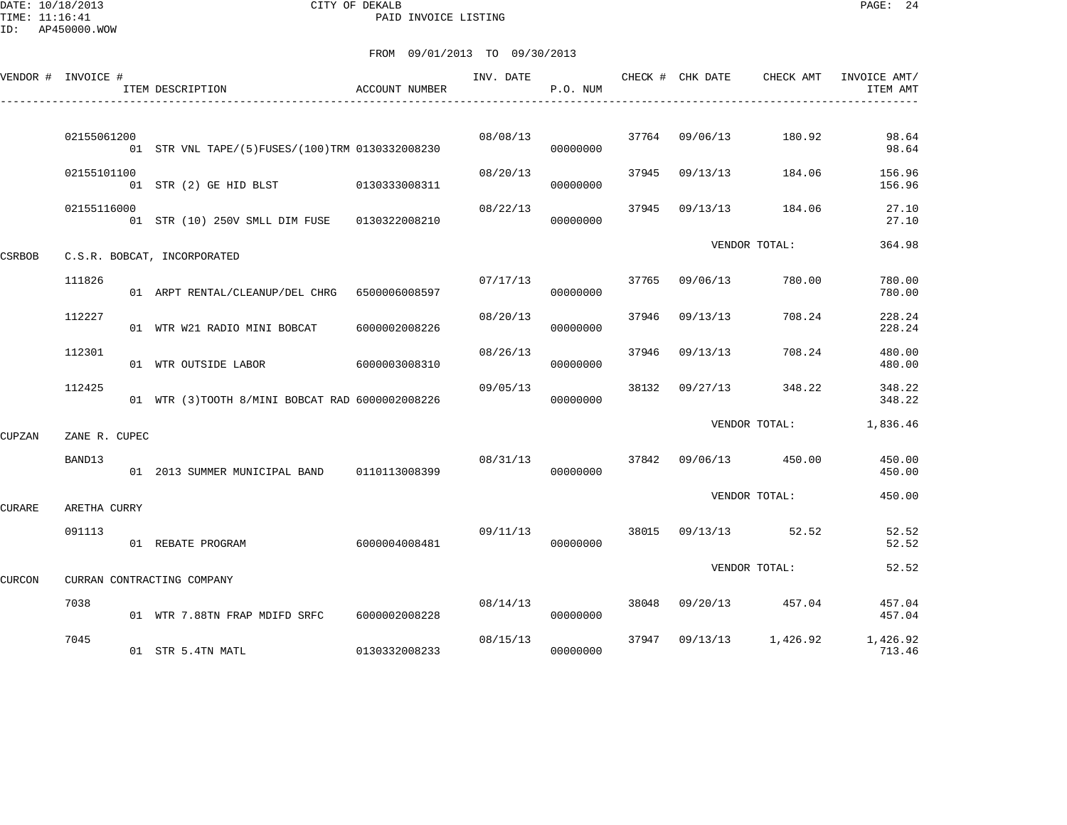CITY OF DEKALB
PAID INVOICE LISTING

DATE: 10/18/2013
TIME: 11:16:41
ID: AP450000.WOW

FROM 09/01/2013 TO 09/30/2013

| VENDOR # | INVOICE # | ITEM DESCRIPTION | ACCOUNT NUMBER | INV. DATE | P.O. NUM | CHECK # | CHK DATE | CHECK AMT | INVOICE AMT/ ITEM AMT |
|---|---|---|---|---|---|---|---|---|---|
| | 02155061200 | | | 08/08/13 | | 37764 | 09/06/13 | 180.92 | 98.64 |
| | | 01 STR VNL TAPE/(5)FUSES/(100)TRM | 0130332008230 | | 00000000 | | | | 98.64 |
| | 02155101100 | | | 08/20/13 | | 37945 | 09/13/13 | 184.06 | 156.96 |
| | | 01 STR (2) GE HID BLST | 0130333008311 | | 00000000 | | | | 156.96 |
| | 02155116000 | | | 08/22/13 | | 37945 | 09/13/13 | 184.06 | 27.10 |
| | | 01 STR (10) 250V SMLL DIM FUSE | 0130322008210 | | 00000000 | | | | 27.10 |
| | | | | | | | VENDOR TOTAL: | | 364.98 |
| CSRBOB | C.S.R. BOBCAT, INCORPORATED | | | | | | | | |
| | 111826 | | | 07/17/13 | | 37765 | 09/06/13 | 780.00 | 780.00 |
| | | 01 ARPT RENTAL/CLEANUP/DEL CHRG | 6500006008597 | | 00000000 | | | | 780.00 |
| | 112227 | | | 08/20/13 | | 37946 | 09/13/13 | 708.24 | 228.24 |
| | | 01 WTR W21 RADIO MINI BOBCAT | 6000002008226 | | 00000000 | | | | 228.24 |
| | 112301 | | | 08/26/13 | | 37946 | 09/13/13 | 708.24 | 480.00 |
| | | 01 WTR OUTSIDE LABOR | 6000003008310 | | 00000000 | | | | 480.00 |
| | 112425 | | | 09/05/13 | | 38132 | 09/27/13 | 348.22 | 348.22 |
| | | 01 WTR (3)TOOTH 8/MINI BOBCAT RAD | 6000002008226 | | 00000000 | | | | 348.22 |
| | | | | | | | VENDOR TOTAL: | | 1,836.46 |
| CUPZAN | ZANE R. CUPEC | | | | | | | | |
| | BAND13 | | | 08/31/13 | | 37842 | 09/06/13 | 450.00 | 450.00 |
| | | 01 2013 SUMMER MUNICIPAL BAND | 0110113008399 | | 00000000 | | | | 450.00 |
| | | | | | | | VENDOR TOTAL: | | 450.00 |
| CURARE | ARETHA CURRY | | | | | | | | |
| | 091113 | | | 09/11/13 | | 38015 | 09/13/13 | 52.52 | 52.52 |
| | | 01 REBATE PROGRAM | 6000004008481 | | 00000000 | | | | 52.52 |
| | | | | | | | VENDOR TOTAL: | | 52.52 |
| CURCON | CURRAN CONTRACTING COMPANY | | | | | | | | |
| | 7038 | | | 08/14/13 | | 38048 | 09/20/13 | 457.04 | 457.04 |
| | | 01 WTR 7.88TN FRAP MDIFD SRFC | 6000002008228 | | 00000000 | | | | 457.04 |
| | 7045 | | | 08/15/13 | | 37947 | 09/13/13 | 1,426.92 | 1,426.92 |
| | | 01 STR 5.4TN MATL | 0130332008233 | | 00000000 | | | | 713.46 |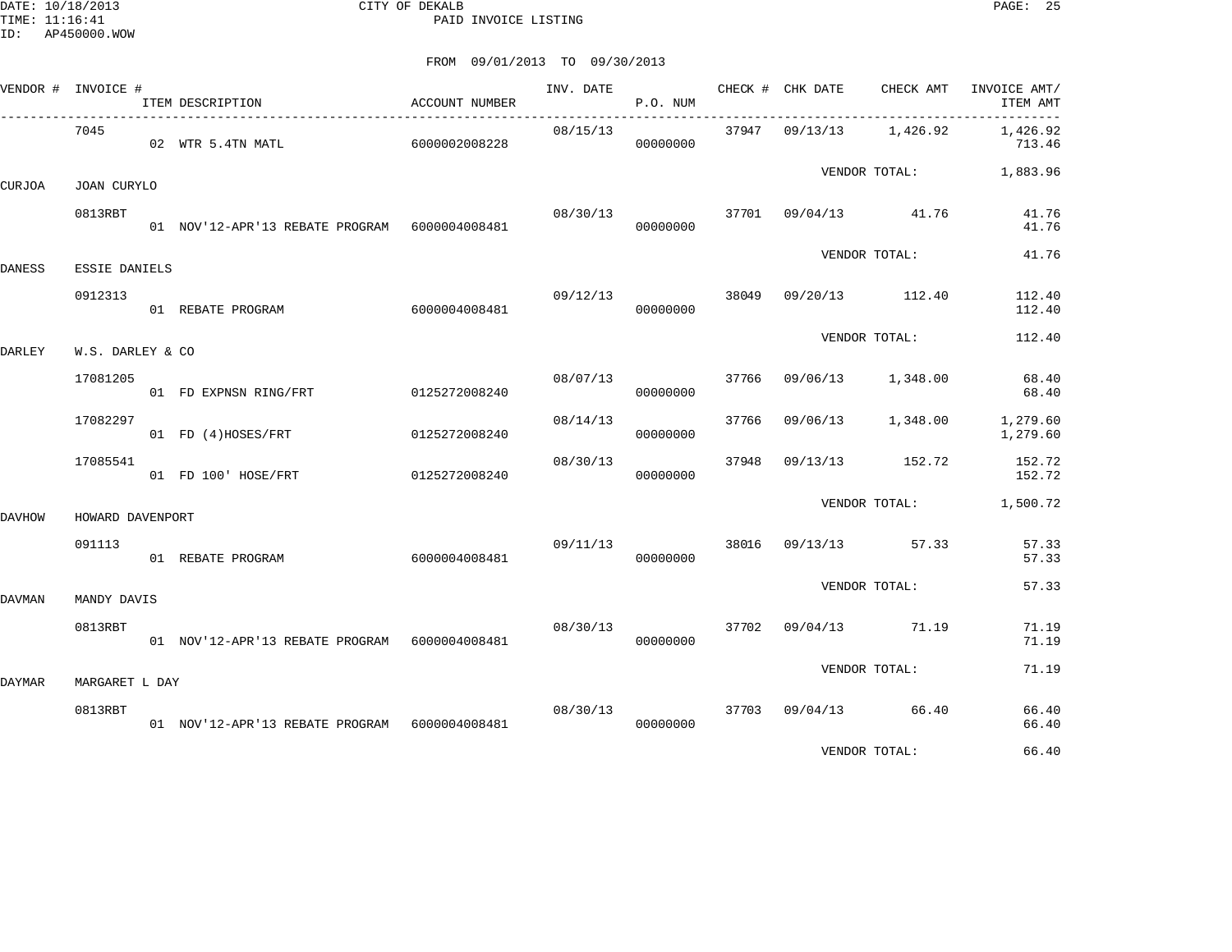CITY OF DEKALB

PAID INVOICE LISTING

FROM 09/01/2013 TO 09/30/2013

| VENDOR # | INVOICE # | ITEM DESCRIPTION | ACCOUNT NUMBER | INV. DATE | P.O. NUM | CHECK # | CHK DATE | CHECK AMT | INVOICE AMT/ ITEM AMT |
|---|---|---|---|---|---|---|---|---|---|
| | 7045 | | | 08/15/13 | | 37947 | 09/13/13 | 1,426.92 | 1,426.92 |
| | | 02 WTR 5.4TN MATL | 6000002008228 | | 00000000 | | | | 713.46 |
| | | | | | | | VENDOR TOTAL: | | 1,883.96 |
| CURJOA | JOAN CURYLO | | | | | | | | |
| | 0813RBT | | | 08/30/13 | | 37701 | 09/04/13 | 41.76 | 41.76 |
| | | 01 NOV'12-APR'13 REBATE PROGRAM | 6000004008481 | | 00000000 | | | | 41.76 |
| | | | | | | | VENDOR TOTAL: | | 41.76 |
| DANESS | ESSIE DANIELS | | | | | | | | |
| | 0912313 | | | 09/12/13 | | 38049 | 09/20/13 | 112.40 | 112.40 |
| | | 01 REBATE PROGRAM | 6000004008481 | | 00000000 | | | | 112.40 |
| | | | | | | | VENDOR TOTAL: | | 112.40 |
| DARLEY | W.S. DARLEY & CO | | | | | | | | |
| | 17081205 | | | 08/07/13 | | 37766 | 09/06/13 | 1,348.00 | 68.40 |
| | | 01 FD EXPNSN RING/FRT | 0125272008240 | | 00000000 | | | | 68.40 |
| | 17082297 | | | 08/14/13 | | 37766 | 09/06/13 | 1,348.00 | 1,279.60 |
| | | 01 FD (4)HOSES/FRT | 0125272008240 | | 00000000 | | | | 1,279.60 |
| | 17085541 | | | 08/30/13 | | 37948 | 09/13/13 | 152.72 | 152.72 |
| | | 01 FD 100' HOSE/FRT | 0125272008240 | | 00000000 | | | | 152.72 |
| | | | | | | | VENDOR TOTAL: | | 1,500.72 |
| DAVHOW | HOWARD DAVENPORT | | | | | | | | |
| | 091113 | | | 09/11/13 | | 38016 | 09/13/13 | 57.33 | 57.33 |
| | | 01 REBATE PROGRAM | 6000004008481 | | 00000000 | | | | 57.33 |
| | | | | | | | VENDOR TOTAL: | | 57.33 |
| DAVMAN | MANDY DAVIS | | | | | | | | |
| | 0813RBT | | | 08/30/13 | | 37702 | 09/04/13 | 71.19 | 71.19 |
| | | 01 NOV'12-APR'13 REBATE PROGRAM | 6000004008481 | | 00000000 | | | | 71.19 |
| | | | | | | | VENDOR TOTAL: | | 71.19 |
| DAYMAR | MARGARET L DAY | | | | | | | | |
| | 0813RBT | | | 08/30/13 | | 37703 | 09/04/13 | 66.40 | 66.40 |
| | | 01 NOV'12-APR'13 REBATE PROGRAM | 6000004008481 | | 00000000 | | | | 66.40 |
| | | | | | | | VENDOR TOTAL: | | 66.40 |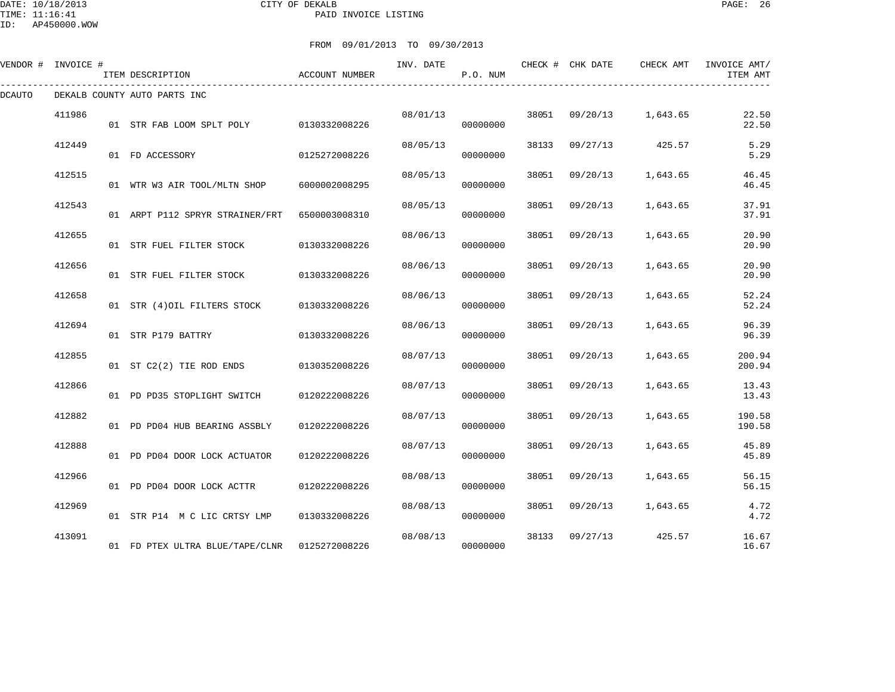CITY OF DEKALB
PAID INVOICE LISTING

DATE: 10/18/2013
TIME: 11:16:41
ID: AP450000.WOW

FROM 09/01/2013 TO 09/30/2013

| VENDOR # | INVOICE # | ITEM DESCRIPTION | ACCOUNT NUMBER | INV. DATE | P.O. NUM | CHECK # | CHK DATE | CHECK AMT | INVOICE AMT/ ITEM AMT |
|---|---|---|---|---|---|---|---|---|---|
| DCAUTO | DEKALB COUNTY AUTO PARTS INC | | | | | | | | |
| | 411986 | | | 08/01/13 | | 38051 | 09/20/13 | 1,643.65 | 22.50 |
| | | 01 STR FAB LOOM SPLT POLY | 0130332008226 | | 00000000 | | | | 22.50 |
| | 412449 | | | 08/05/13 | | 38133 | 09/27/13 | 425.57 | 5.29 |
| | | 01 FD ACCESSORY | 0125272008226 | | 00000000 | | | | 5.29 |
| | 412515 | | | 08/05/13 | | 38051 | 09/20/13 | 1,643.65 | 46.45 |
| | | 01 WTR W3 AIR TOOL/MLTN SHOP | 6000002008295 | | 00000000 | | | | 46.45 |
| | 412543 | | | 08/05/13 | | 38051 | 09/20/13 | 1,643.65 | 37.91 |
| | | 01 ARPT P112 SPRYR STRAINER/FRT | 6500003008310 | | 00000000 | | | | 37.91 |
| | 412655 | | | 08/06/13 | | 38051 | 09/20/13 | 1,643.65 | 20.90 |
| | | 01 STR FUEL FILTER STOCK | 0130332008226 | | 00000000 | | | | 20.90 |
| | 412656 | | | 08/06/13 | | 38051 | 09/20/13 | 1,643.65 | 20.90 |
| | | 01 STR FUEL FILTER STOCK | 0130332008226 | | 00000000 | | | | 20.90 |
| | 412658 | | | 08/06/13 | | 38051 | 09/20/13 | 1,643.65 | 52.24 |
| | | 01 STR (4)OIL FILTERS STOCK | 0130332008226 | | 00000000 | | | | 52.24 |
| | 412694 | | | 08/06/13 | | 38051 | 09/20/13 | 1,643.65 | 96.39 |
| | | 01 STR P179 BATTRY | 0130332008226 | | 00000000 | | | | 96.39 |
| | 412855 | | | 08/07/13 | | 38051 | 09/20/13 | 1,643.65 | 200.94 |
| | | 01 ST C2(2) TIE ROD ENDS | 0130352008226 | | 00000000 | | | | 200.94 |
| | 412866 | | | 08/07/13 | | 38051 | 09/20/13 | 1,643.65 | 13.43 |
| | | 01 PD PD35 STOPLIGHT SWITCH | 0120222008226 | | 00000000 | | | | 13.43 |
| | 412882 | | | 08/07/13 | | 38051 | 09/20/13 | 1,643.65 | 190.58 |
| | | 01 PD PD04 HUB BEARING ASSBLY | 0120222008226 | | 00000000 | | | | 190.58 |
| | 412888 | | | 08/07/13 | | 38051 | 09/20/13 | 1,643.65 | 45.89 |
| | | 01 PD PD04 DOOR LOCK ACTUATOR | 0120222008226 | | 00000000 | | | | 45.89 |
| | 412966 | | | 08/08/13 | | 38051 | 09/20/13 | 1,643.65 | 56.15 |
| | | 01 PD PD04 DOOR LOCK ACTTR | 0120222008226 | | 00000000 | | | | 56.15 |
| | 412969 | | | 08/08/13 | | 38051 | 09/20/13 | 1,643.65 | 4.72 |
| | | 01 STR P14 M C LIC CRTSY LMP | 0130332008226 | | 00000000 | | | | 4.72 |
| | 413091 | | | 08/08/13 | | 38133 | 09/27/13 | 425.57 | 16.67 |
| | | 01 FD PTEX ULTRA BLUE/TAPE/CLNR | 0125272008226 | | 00000000 | | | | 16.67 |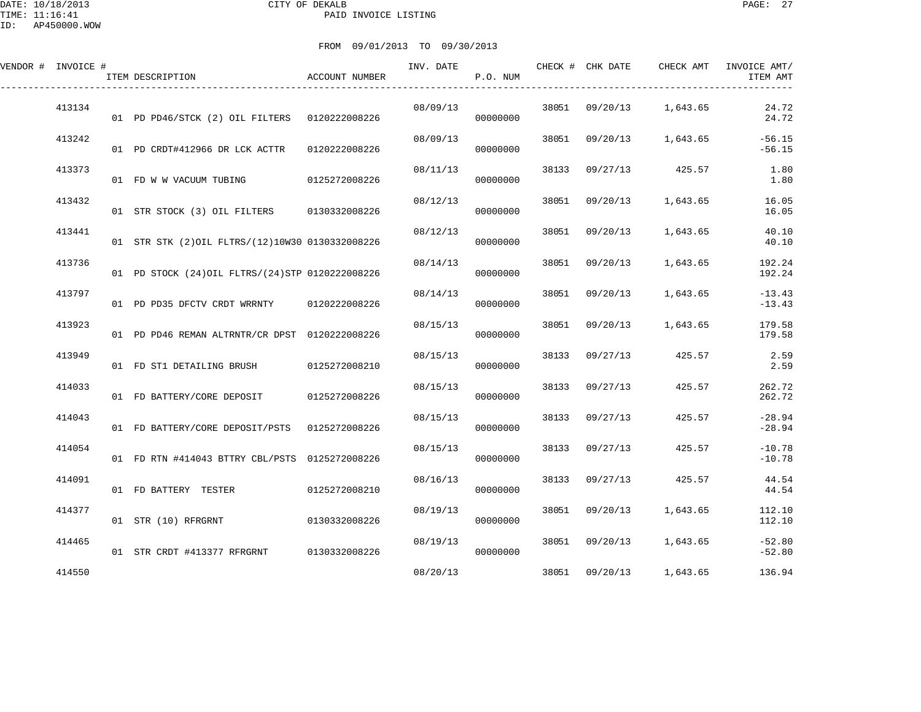CITY OF DEKALB
PAID INVOICE LISTING

FROM 09/01/2013 TO 09/30/2013

| VENDOR # | INVOICE # | ITEM DESCRIPTION | ACCOUNT NUMBER | INV. DATE | P.O. NUM | CHECK # | CHK DATE | CHECK AMT | INVOICE AMT/ ITEM AMT |
|---|---|---|---|---|---|---|---|---|---|
| | 413134 | | | 08/09/13 | | 38051 | 09/20/13 | 1,643.65 | 24.72 |
| | | 01 PD PD46/STCK (2) OIL FILTERS | 0120222008226 | | 00000000 | | | | 24.72 |
| | 413242 | | | 08/09/13 | | 38051 | 09/20/13 | 1,643.65 | -56.15 |
| | | 01 PD CRDT#412966 DR LCK ACTTR | 0120222008226 | | 00000000 | | | | -56.15 |
| | 413373 | | | 08/11/13 | | 38133 | 09/27/13 | 425.57 | 1.80 |
| | | 01 FD W W VACUUM TUBING | 0125272008226 | | 00000000 | | | | 1.80 |
| | 413432 | | | 08/12/13 | | 38051 | 09/20/13 | 1,643.65 | 16.05 |
| | | 01 STR STOCK (3) OIL FILTERS | 0130332008226 | | 00000000 | | | | 16.05 |
| | 413441 | | | 08/12/13 | | 38051 | 09/20/13 | 1,643.65 | 40.10 |
| | | 01 STR STK (2)OIL FLTRS/(12)10W30 | 0130332008226 | | 00000000 | | | | 40.10 |
| | 413736 | | | 08/14/13 | | 38051 | 09/20/13 | 1,643.65 | 192.24 |
| | | 01 PD STOCK (24)OIL FLTRS/(24)STP | 0120222008226 | | 00000000 | | | | 192.24 |
| | 413797 | | | 08/14/13 | | 38051 | 09/20/13 | 1,643.65 | -13.43 |
| | | 01 PD PD35 DFCTV CRDT WRRNTY | 0120222008226 | | 00000000 | | | | -13.43 |
| | 413923 | | | 08/15/13 | | 38051 | 09/20/13 | 1,643.65 | 179.58 |
| | | 01 PD PD46 REMAN ALTRNTR/CR DPST | 0120222008226 | | 00000000 | | | | 179.58 |
| | 413949 | | | 08/15/13 | | 38133 | 09/27/13 | 425.57 | 2.59 |
| | | 01 FD ST1 DETAILING BRUSH | 0125272008210 | | 00000000 | | | | 2.59 |
| | 414033 | | | 08/15/13 | | 38133 | 09/27/13 | 425.57 | 262.72 |
| | | 01 FD BATTERY/CORE DEPOSIT | 0125272008226 | | 00000000 | | | | 262.72 |
| | 414043 | | | 08/15/13 | | 38133 | 09/27/13 | 425.57 | -28.94 |
| | | 01 FD BATTERY/CORE DEPOSIT/PSTS | 0125272008226 | | 00000000 | | | | -28.94 |
| | 414054 | | | 08/15/13 | | 38133 | 09/27/13 | 425.57 | -10.78 |
| | | 01 FD RTN #414043 BTTRY CBL/PSTS | 0125272008226 | | 00000000 | | | | -10.78 |
| | 414091 | | | 08/16/13 | | 38133 | 09/27/13 | 425.57 | 44.54 |
| | | 01 FD BATTERY TESTER | 0125272008210 | | 00000000 | | | | 44.54 |
| | 414377 | | | 08/19/13 | | 38051 | 09/20/13 | 1,643.65 | 112.10 |
| | | 01 STR (10) RFRGRNT | 0130332008226 | | 00000000 | | | | 112.10 |
| | 414465 | | | 08/19/13 | | 38051 | 09/20/13 | 1,643.65 | -52.80 |
| | | 01 STR CRDT #413377 RFRGRNT | 0130332008226 | | 00000000 | | | | -52.80 |
| | 414550 | | | 08/20/13 | | 38051 | 09/20/13 | 1,643.65 | 136.94 |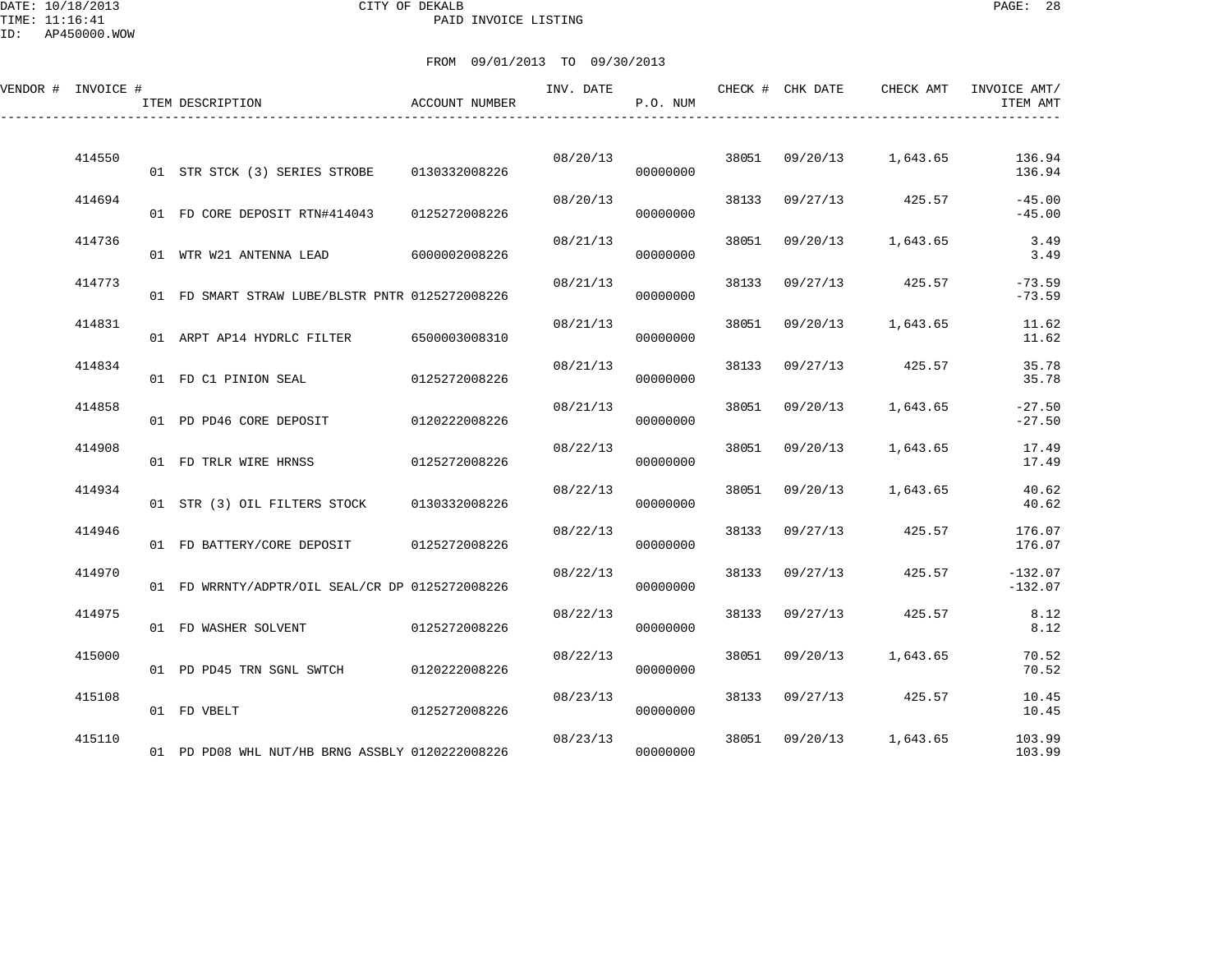CITY OF DEKALB
PAID INVOICE LISTING

DATE: 10/18/2013
TIME: 11:16:41
ID: AP450000.WOW

FROM 09/01/2013 TO 09/30/2013

| VENDOR # | INVOICE # | ITEM DESCRIPTION | ACCOUNT NUMBER | INV. DATE | P.O. NUM | CHECK # | CHK DATE | CHECK AMT | INVOICE AMT/ ITEM AMT |
|---|---|---|---|---|---|---|---|---|---|
| | 414550 | | | 08/20/13 | | 38051 | 09/20/13 | 1,643.65 | 136.94 |
| | | 01 STR STCK (3) SERIES STROBE | 0130332008226 | | 00000000 | | | | 136.94 |
| | 414694 | | | 08/20/13 | | 38133 | 09/27/13 | 425.57 | -45.00 |
| | | 01 FD CORE DEPOSIT RTN#414043 | 0125272008226 | | 00000000 | | | | -45.00 |
| | 414736 | | | 08/21/13 | | 38051 | 09/20/13 | 1,643.65 | 3.49 |
| | | 01 WTR W21 ANTENNA LEAD | 6000002008226 | | 00000000 | | | | 3.49 |
| | 414773 | | | 08/21/13 | | 38133 | 09/27/13 | 425.57 | -73.59 |
| | | 01 FD SMART STRAW LUBE/BLSTR PNTR | 0125272008226 | | 00000000 | | | | -73.59 |
| | 414831 | | | 08/21/13 | | 38051 | 09/20/13 | 1,643.65 | 11.62 |
| | | 01 ARPT AP14 HYDRLC FILTER | 6500003008310 | | 00000000 | | | | 11.62 |
| | 414834 | | | 08/21/13 | | 38133 | 09/27/13 | 425.57 | 35.78 |
| | | 01 FD C1 PINION SEAL | 0125272008226 | | 00000000 | | | | 35.78 |
| | 414858 | | | 08/21/13 | | 38051 | 09/20/13 | 1,643.65 | -27.50 |
| | | 01 PD PD46 CORE DEPOSIT | 0120222008226 | | 00000000 | | | | -27.50 |
| | 414908 | | | 08/22/13 | | 38051 | 09/20/13 | 1,643.65 | 17.49 |
| | | 01 FD TRLR WIRE HRNSS | 0125272008226 | | 00000000 | | | | 17.49 |
| | 414934 | | | 08/22/13 | | 38051 | 09/20/13 | 1,643.65 | 40.62 |
| | | 01 STR (3) OIL FILTERS STOCK | 0130332008226 | | 00000000 | | | | 40.62 |
| | 414946 | | | 08/22/13 | | 38133 | 09/27/13 | 425.57 | 176.07 |
| | | 01 FD BATTERY/CORE DEPOSIT | 0125272008226 | | 00000000 | | | | 176.07 |
| | 414970 | | | 08/22/13 | | 38133 | 09/27/13 | 425.57 | -132.07 |
| | | 01 FD WRRNTY/ADPTR/OIL SEAL/CR DP | 0125272008226 | | 00000000 | | | | -132.07 |
| | 414975 | | | 08/22/13 | | 38133 | 09/27/13 | 425.57 | 8.12 |
| | | 01 FD WASHER SOLVENT | 0125272008226 | | 00000000 | | | | 8.12 |
| | 415000 | | | 08/22/13 | | 38051 | 09/20/13 | 1,643.65 | 70.52 |
| | | 01 PD PD45 TRN SGNL SWTCH | 0120222008226 | | 00000000 | | | | 70.52 |
| | 415108 | | | 08/23/13 | | 38133 | 09/27/13 | 425.57 | 10.45 |
| | | 01 FD VBELT | 0125272008226 | | 00000000 | | | | 10.45 |
| | 415110 | | | 08/23/13 | | 38051 | 09/20/13 | 1,643.65 | 103.99 |
| | | 01 PD PD08 WHL NUT/HB BRNG ASSBLY | 0120222008226 | | 00000000 | | | | 103.99 |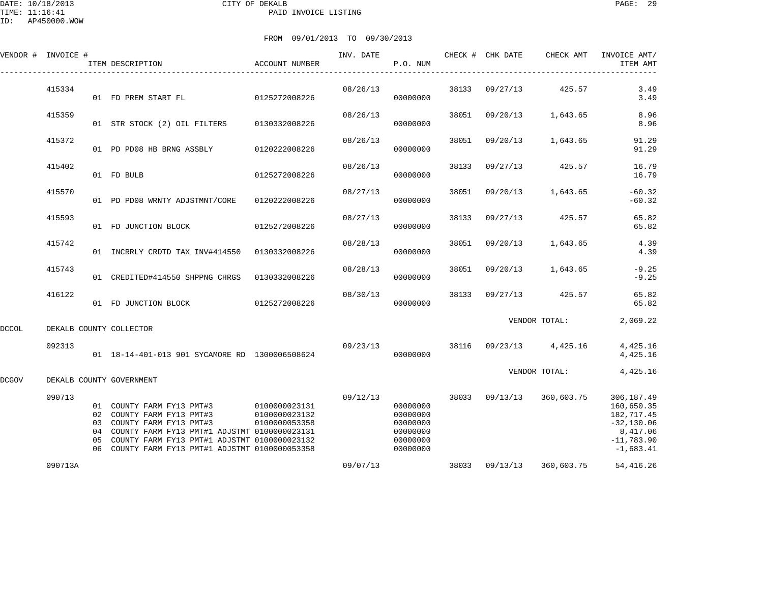DATE: 10/18/2013
TIME: 11:16:41
ID: AP450000.WOW

CITY OF DEKALB
PAID INVOICE LISTING

FROM 09/01/2013 TO 09/30/2013

| VENDOR # | INVOICE # | ITEM DESCRIPTION | ACCOUNT NUMBER | INV. DATE | P.O. NUM | CHECK # | CHK DATE | CHECK AMT | INVOICE AMT/ ITEM AMT |
|---|---|---|---|---|---|---|---|---|---|
| | 415334 | | | 08/26/13 | | 38133 | 09/27/13 | 425.57 | 3.49 |
| | | 01 FD PREM START FL | 0125272008226 | | 00000000 | | | | 3.49 |
| | 415359 | | | 08/26/13 | | 38051 | 09/20/13 | 1,643.65 | 8.96 |
| | | 01 STR STOCK (2) OIL FILTERS | 0130332008226 | | 00000000 | | | | 8.96 |
| | 415372 | | | 08/26/13 | | 38051 | 09/20/13 | 1,643.65 | 91.29 |
| | | 01 PD PD08 HB BRNG ASSBLY | 0120222008226 | | 00000000 | | | | 91.29 |
| | 415402 | | | 08/26/13 | | 38133 | 09/27/13 | 425.57 | 16.79 |
| | | 01 FD BULB | 0125272008226 | | 00000000 | | | | 16.79 |
| | 415570 | | | 08/27/13 | | 38051 | 09/20/13 | 1,643.65 | -60.32 |
| | | 01 PD PD08 WRNTY ADJSTMNT/CORE | 0120222008226 | | 00000000 | | | | -60.32 |
| | 415593 | | | 08/27/13 | | 38133 | 09/27/13 | 425.57 | 65.82 |
| | | 01 FD JUNCTION BLOCK | 0125272008226 | | 00000000 | | | | 65.82 |
| | 415742 | | | 08/28/13 | | 38051 | 09/20/13 | 1,643.65 | 4.39 |
| | | 01 INCRRLY CRDTD TAX INV#414550 | 0130332008226 | | 00000000 | | | | 4.39 |
| | 415743 | | | 08/28/13 | | 38051 | 09/20/13 | 1,643.65 | -9.25 |
| | | 01 CREDITED#414550 SHPPNG CHRGS | 0130332008226 | | 00000000 | | | | -9.25 |
| | 416122 | | | 08/30/13 | | 38133 | 09/27/13 | 425.57 | 65.82 |
| | | 01 FD JUNCTION BLOCK | 0125272008226 | | 00000000 | | | | 65.82 |
| | | | | | | | VENDOR TOTAL: | | 2,069.22 |
| DCCOL | DEKALB COUNTY COLLECTOR | | | | | | | | |
| | 092313 | | | 09/23/13 | | 38116 | 09/23/13 | 4,425.16 | 4,425.16 |
| | | 01 18-14-401-013 901 SYCAMORE RD | 1300006508624 | | 00000000 | | | | 4,425.16 |
| | | | | | | | VENDOR TOTAL: | | 4,425.16 |
| DCGOV | DEKALB COUNTY GOVERNMENT | | | | | | | | |
| | 090713 | | | 09/12/13 | | 38033 | 09/13/13 | 360,603.75 | 306,187.49 |
| | | 01 COUNTY FARM FY13 PMT#3 | 0100000023131 | | 00000000 | | | | 160,650.35 |
| | | 02 COUNTY FARM FY13 PMT#3 | 0100000023132 | | 00000000 | | | | 182,717.45 |
| | | 03 COUNTY FARM FY13 PMT#3 | 0100000053358 | | 00000000 | | | | -32,130.06 |
| | | 04 COUNTY FARM FY13 PMT#1 ADJSTMT | 0100000023131 | | 00000000 | | | | 8,417.06 |
| | | 05 COUNTY FARM FY13 PMT#1 ADJSTMT | 0100000023132 | | 00000000 | | | | -11,783.90 |
| | | 06 COUNTY FARM FY13 PMT#1 ADJSTMT | 0100000053358 | | 00000000 | | | | -1,683.41 |
| | 090713A | | | 09/07/13 | | 38033 | 09/13/13 | 360,603.75 | 54,416.26 |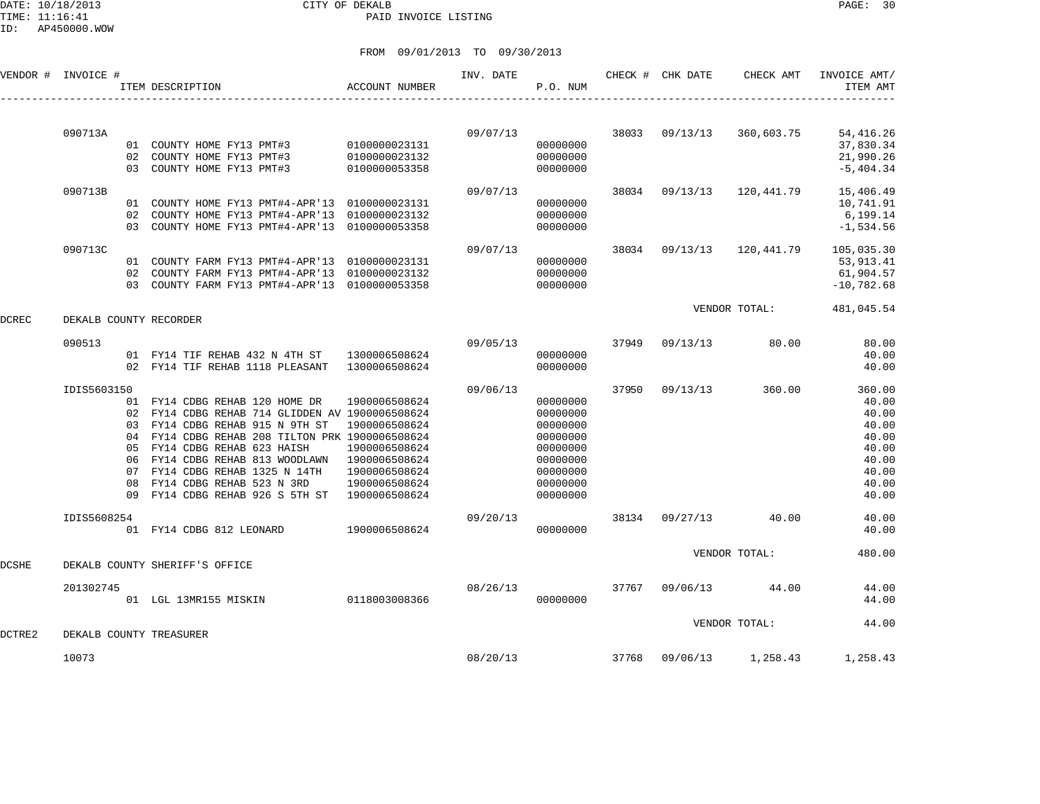CITY OF DEKALB
PAID INVOICE LISTING

DATE: 10/18/2013
TIME: 11:16:41
ID: AP450000.WOW

FROM 09/01/2013 TO 09/30/2013

| VENDOR # | INVOICE # | ITEM DESCRIPTION | ACCOUNT NUMBER | INV. DATE | P.O. NUM | CHECK # | CHK DATE | CHECK AMT | INVOICE AMT/ ITEM AMT |
|---|---|---|---|---|---|---|---|---|---|
| | 090713A | | | 09/07/13 | | 38033 | 09/13/13 | 360,603.75 | 54,416.26 |
| | | 01 COUNTY HOME FY13 PMT#3 | 0100000023131 | | 00000000 | | | | 37,830.34 |
| | | 02 COUNTY HOME FY13 PMT#3 | 0100000023132 | | 00000000 | | | | 21,990.26 |
| | | 03 COUNTY HOME FY13 PMT#3 | 0100000053358 | | 00000000 | | | | -5,404.34 |
| | 090713B | | | 09/07/13 | | 38034 | 09/13/13 | 120,441.79 | 15,406.49 |
| | | 01 COUNTY HOME FY13 PMT#4-APR'13 | 0100000023131 | | 00000000 | | | | 10,741.91 |
| | | 02 COUNTY HOME FY13 PMT#4-APR'13 | 0100000023132 | | 00000000 | | | | 6,199.14 |
| | | 03 COUNTY HOME FY13 PMT#4-APR'13 | 0100000053358 | | 00000000 | | | | -1,534.56 |
| | 090713C | | | 09/07/13 | | 38034 | 09/13/13 | 120,441.79 | 105,035.30 |
| | | 01 COUNTY FARM FY13 PMT#4-APR'13 | 0100000023131 | | 00000000 | | | | 53,913.41 |
| | | 02 COUNTY FARM FY13 PMT#4-APR'13 | 0100000023132 | | 00000000 | | | | 61,904.57 |
| | | 03 COUNTY FARM FY13 PMT#4-APR'13 | 0100000053358 | | 00000000 | | | | -10,782.68 |
| | | | | | | | VENDOR TOTAL: | | 481,045.54 |
| DCREC | DEKALB COUNTY RECORDER | | | | | | | | |
| | 090513 | | | 09/05/13 | | 37949 | 09/13/13 | 80.00 | 80.00 |
| | | 01 FY14 TIF REHAB 432 N 4TH ST | 1300006508624 | | 00000000 | | | | 40.00 |
| | | 02 FY14 TIF REHAB 1118 PLEASANT | 1300006508624 | | 00000000 | | | | 40.00 |
| | IDIS5603150 | | | 09/06/13 | | 37950 | 09/13/13 | 360.00 | 360.00 |
| | | 01 FY14 CDBG REHAB 120 HOME DR | 1900006508624 | | 00000000 | | | | 40.00 |
| | | 02 FY14 CDBG REHAB 714 GLIDDEN AV | 1900006508624 | | 00000000 | | | | 40.00 |
| | | 03 FY14 CDBG REHAB 915 N 9TH ST | 1900006508624 | | 00000000 | | | | 40.00 |
| | | 04 FY14 CDBG REHAB 208 TILTON PRK | 1900006508624 | | 00000000 | | | | 40.00 |
| | | 05 FY14 CDBG REHAB 623 HAISH | 1900006508624 | | 00000000 | | | | 40.00 |
| | | 06 FY14 CDBG REHAB 813 WOODLAWN | 1900006508624 | | 00000000 | | | | 40.00 |
| | | 07 FY14 CDBG REHAB 1325 N 14TH | 1900006508624 | | 00000000 | | | | 40.00 |
| | | 08 FY14 CDBG REHAB 523 N 3RD | 1900006508624 | | 00000000 | | | | 40.00 |
| | | 09 FY14 CDBG REHAB 926 S 5TH ST | 1900006508624 | | 00000000 | | | | 40.00 |
| | IDIS5608254 | | | 09/20/13 | | 38134 | 09/27/13 | 40.00 | 40.00 |
| | | 01 FY14 CDBG 812 LEONARD | 1900006508624 | | 00000000 | | | | 40.00 |
| | | | | | | | VENDOR TOTAL: | | 480.00 |
| DCSHE | DEKALB COUNTY SHERIFF'S OFFICE | | | | | | | | |
| | 201302745 | | | 08/26/13 | | 37767 | 09/06/13 | 44.00 | 44.00 |
| | | 01 LGL 13MR155 MISKIN | 0118003008366 | | 00000000 | | | | 44.00 |
| | | | | | | | VENDOR TOTAL: | | 44.00 |
| DCTRE2 | DEKALB COUNTY TREASURER | | | | | | | | |
| | 10073 | | | 08/20/13 | | 37768 | 09/06/13 | 1,258.43 | 1,258.43 |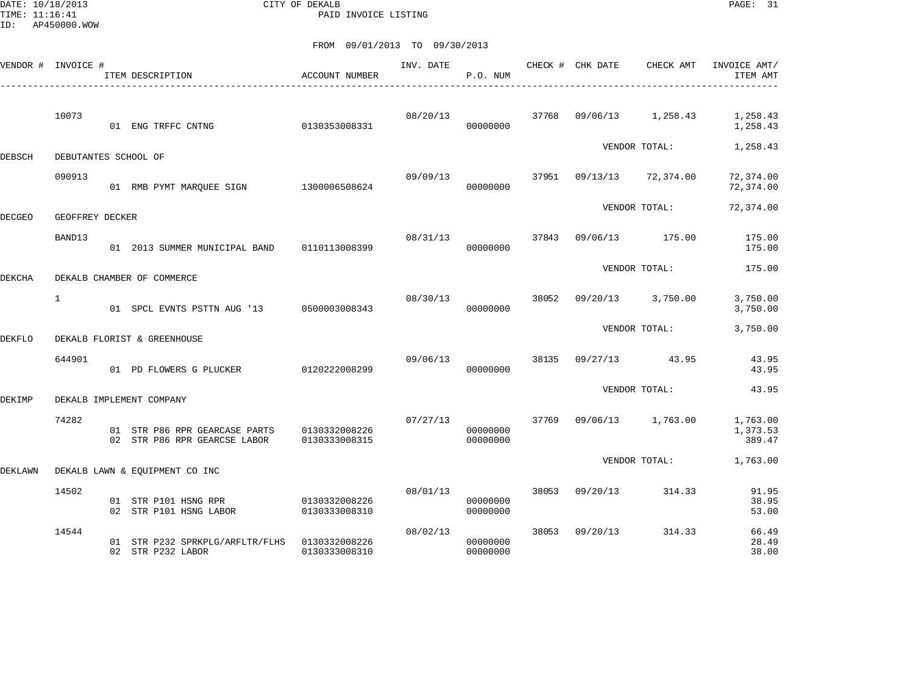DATE: 10/18/2013
TIME: 11:16:41
ID: AP450000.WOW

CITY OF DEKALB
PAID INVOICE LISTING

FROM 09/01/2013 TO 09/30/2013

| VENDOR # | INVOICE # | ITEM DESCRIPTION | ACCOUNT NUMBER | INV. DATE | P.O. NUM | CHECK # | CHK DATE | CHECK AMT | INVOICE AMT/ ITEM AMT |
|---|---|---|---|---|---|---|---|---|---|
| | 10073 | | | 08/20/13 | | 37768 | 09/06/13 | 1,258.43 | 1,258.43 |
| | | 01 ENG TRFFC CNTNG | 0130353008331 | | 00000000 | | | | 1,258.43 |
| | | | | | | | | VENDOR TOTAL: | 1,258.43 |
| DEBSCH | DEBUTANTES SCHOOL OF | | | | | | | | |
| | 090913 | | | 09/09/13 | | 37951 | 09/13/13 | 72,374.00 | 72,374.00 |
| | | 01 RMB PYMT MARQUEE SIGN | 1300006508624 | | 00000000 | | | | 72,374.00 |
| | | | | | | | | VENDOR TOTAL: | 72,374.00 |
| DECGEO | GEOFFREY DECKER | | | | | | | | |
| | BAND13 | | | 08/31/13 | | 37843 | 09/06/13 | 175.00 | 175.00 |
| | | 01 2013 SUMMER MUNICIPAL BAND | 0110113008399 | | 00000000 | | | | 175.00 |
| | | | | | | | | VENDOR TOTAL: | 175.00 |
| DEKCHA | DEKALB CHAMBER OF COMMERCE | | | | | | | | |
| | 1 | | | 08/30/13 | | 38052 | 09/20/13 | 3,750.00 | 3,750.00 |
| | | 01 SPCL EVNTS PSTTN AUG '13 | 0500003008343 | | 00000000 | | | | 3,750.00 |
| | | | | | | | | VENDOR TOTAL: | 3,750.00 |
| DEKFLO | DEKALB FLORIST & GREENHOUSE | | | | | | | | |
| | 644901 | | | 09/06/13 | | 38135 | 09/27/13 | 43.95 | 43.95 |
| | | 01 PD FLOWERS G PLUCKER | 0120222008299 | | 00000000 | | | | 43.95 |
| | | | | | | | | VENDOR TOTAL: | 43.95 |
| DEKIMP | DEKALB IMPLEMENT COMPANY | | | | | | | | |
| | 74282 | | | 07/27/13 | | 37769 | 09/06/13 | 1,763.00 | 1,763.00 |
| | | 01 STR P86 RPR GEARCASE PARTS | 0130332008226 | | 00000000 | | | | 1,373.53 |
| | | 02 STR P86 RPR GEARCSE LABOR | 0130333008315 | | 00000000 | | | | 389.47 |
| | | | | | | | | VENDOR TOTAL: | 1,763.00 |
| DEKLAWN | DEKALB LAWN & EQUIPMENT CO INC | | | | | | | | |
| | 14502 | | | 08/01/13 | | 38053 | 09/20/13 | 314.33 | 91.95 |
| | | 01 STR P101 HSNG RPR | 0130332008226 | | 00000000 | | | | 38.95 |
| | | 02 STR P101 HSNG LABOR | 0130333008310 | | 00000000 | | | | 53.00 |
| | 14544 | | | 08/02/13 | | 38053 | 09/20/13 | 314.33 | 66.49 |
| | | 01 STR P232 SPRKPLG/ARFLTR/FLHS | 0130332008226 | | 00000000 | | | | 28.49 |
| | | 02 STR P232 LABOR | 0130333008310 | | 00000000 | | | | 38.00 |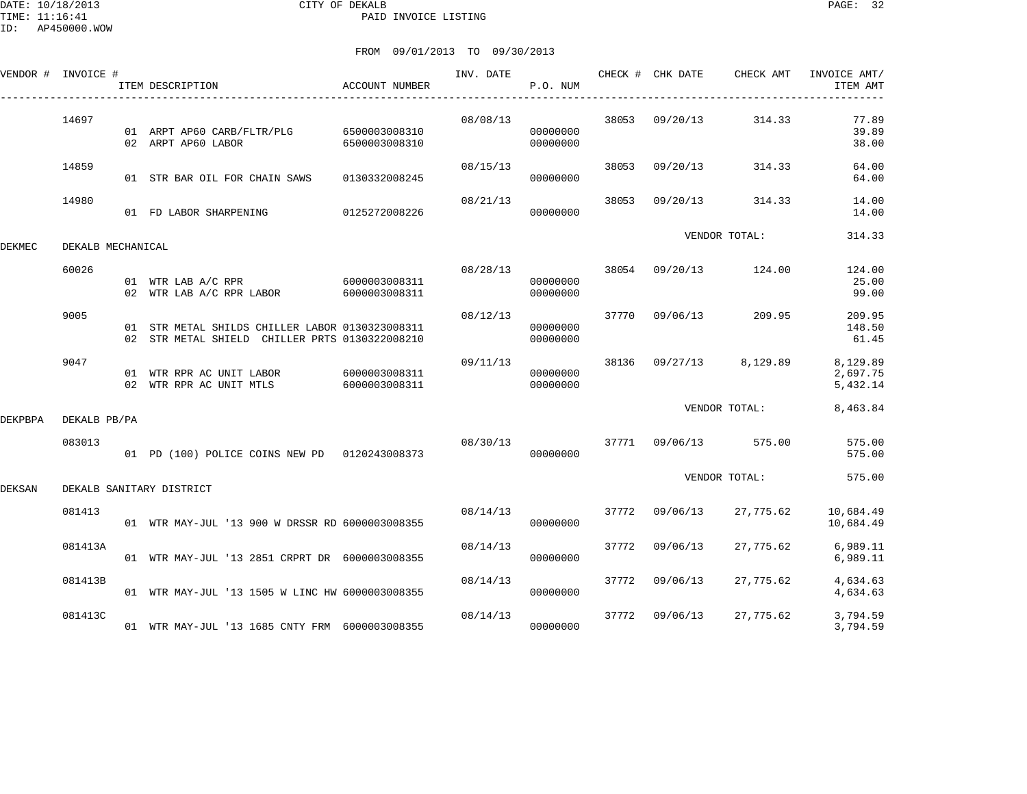FROM 09/01/2013 TO 09/30/2013

| VENDOR # | INVOICE # | ITEM DESCRIPTION | ACCOUNT NUMBER | INV. DATE | P.O. NUM | CHECK # | CHK DATE | CHECK AMT | INVOICE AMT/ ITEM AMT |
|---|---|---|---|---|---|---|---|---|---|
| | 14697 | | | 08/08/13 | | 38053 | 09/20/13 | 314.33 | 77.89 |
| | | 01 ARPT AP60 CARB/FLTR/PLG | 6500003008310 | | 00000000 | | | | 39.89 |
| | | 02 ARPT AP60 LABOR | 6500003008310 | | 00000000 | | | | 38.00 |
| | 14859 | | | 08/15/13 | | 38053 | 09/20/13 | 314.33 | 64.00 |
| | | 01 STR BAR OIL FOR CHAIN SAWS | 0130332008245 | | 00000000 | | | | 64.00 |
| | 14980 | | | 08/21/13 | | 38053 | 09/20/13 | 314.33 | 14.00 |
| | | 01 FD LABOR SHARPENING | 0125272008226 | | 00000000 | | | | 14.00 |
| | | | | | | | VENDOR TOTAL: | | 314.33 |
| DEKMEC | DEKALB MECHANICAL | | | | | | | | |
| | 60026 | | | 08/28/13 | | 38054 | 09/20/13 | 124.00 | 124.00 |
| | | 01 WTR LAB A/C RPR | 6000003008311 | | 00000000 | | | | 25.00 |
| | | 02 WTR LAB A/C RPR LABOR | 6000003008311 | | 00000000 | | | | 99.00 |
| | 9005 | | | 08/12/13 | | 37770 | 09/06/13 | 209.95 | 209.95 |
| | | 01 STR METAL SHILDS CHILLER LABOR | 0130323008311 | | 00000000 | | | | 148.50 |
| | | 02 STR METAL SHIELD CHILLER PRTS | 0130322008210 | | 00000000 | | | | 61.45 |
| | 9047 | | | 09/11/13 | | 38136 | 09/27/13 | 8,129.89 | 8,129.89 |
| | | 01 WTR RPR AC UNIT LABOR | 6000003008311 | | 00000000 | | | | 2,697.75 |
| | | 02 WTR RPR AC UNIT MTLS | 6000003008311 | | 00000000 | | | | 5,432.14 |
| | | | | | | | VENDOR TOTAL: | | 8,463.84 |
| DEKPBPA | DEKALB PB/PA | | | | | | | | |
| | 083013 | | | 08/30/13 | | 37771 | 09/06/13 | 575.00 | 575.00 |
| | | 01 PD (100) POLICE COINS NEW PD | 0120243008373 | | 00000000 | | | | 575.00 |
| | | | | | | | VENDOR TOTAL: | | 575.00 |
| DEKSAN | DEKALB SANITARY DISTRICT | | | | | | | | |
| | 081413 | | | 08/14/13 | | 37772 | 09/06/13 | 27,775.62 | 10,684.49 |
| | | 01 WTR MAY-JUL '13 900 W DRSSR RD | 6000003008355 | | 00000000 | | | | 10,684.49 |
| | 081413A | | | 08/14/13 | | 37772 | 09/06/13 | 27,775.62 | 6,989.11 |
| | | 01 WTR MAY-JUL '13 2851 CRPRT DR | 6000003008355 | | 00000000 | | | | 6,989.11 |
| | 081413B | | | 08/14/13 | | 37772 | 09/06/13 | 27,775.62 | 4,634.63 |
| | | 01 WTR MAY-JUL '13 1505 W LINC HW | 6000003008355 | | 00000000 | | | | 4,634.63 |
| | 081413C | | | 08/14/13 | | 37772 | 09/06/13 | 27,775.62 | 3,794.59 |
| | | 01 WTR MAY-JUL '13 1685 CNTY FRM | 6000003008355 | | 00000000 | | | | 3,794.59 |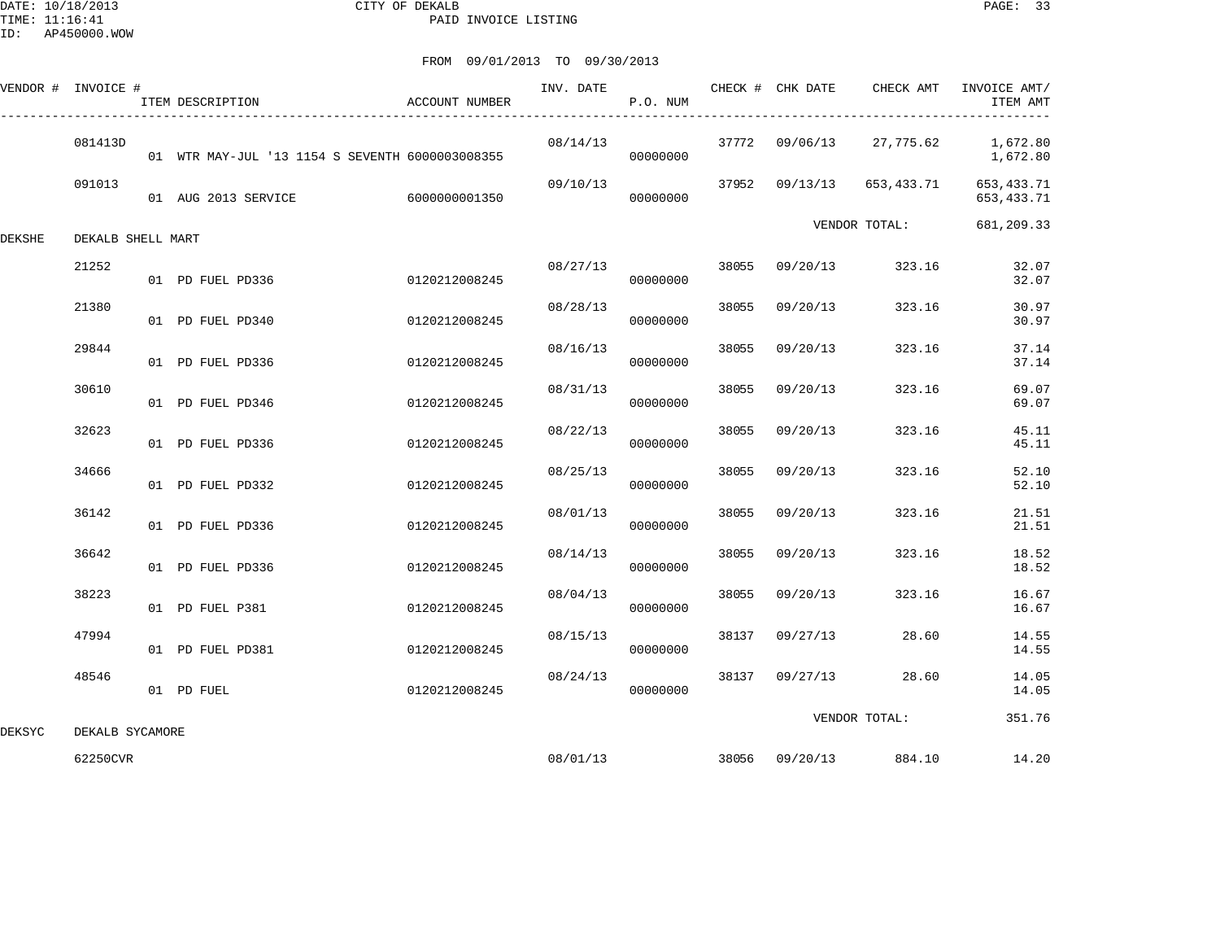CITY OF DEKALB
PAID INVOICE LISTING

DATE: 10/18/2013
TIME: 11:16:41
ID: AP450000.WOW

FROM 09/01/2013 TO 09/30/2013

| VENDOR # | INVOICE # | ITEM DESCRIPTION | ACCOUNT NUMBER | INV. DATE | P.O. NUM | CHECK # | CHK DATE | CHECK AMT | INVOICE AMT/ ITEM AMT |
|---|---|---|---|---|---|---|---|---|---|
| | 081413D | | | 08/14/13 | | 37772 | 09/06/13 | 27,775.62 | 1,672.80 |
| | | 01 WTR MAY-JUL '13 1154 S SEVENTH | 6000003008355 | | 00000000 | | | | 1,672.80 |
| | 091013 | | | 09/10/13 | | 37952 | 09/13/13 | 653,433.71 | 653,433.71 |
| | | 01 AUG 2013 SERVICE | 6000000001350 | | 00000000 | | | | 653,433.71 |
| | | | | | | | | VENDOR TOTAL: | 681,209.33 |
| DEKSHE | DEKALB SHELL MART | | | | | | | | |
| | 21252 | | | 08/27/13 | | 38055 | 09/20/13 | 323.16 | 32.07 |
| | | 01 PD FUEL PD336 | 0120212008245 | | 00000000 | | | | 32.07 |
| | 21380 | | | 08/28/13 | | 38055 | 09/20/13 | 323.16 | 30.97 |
| | | 01 PD FUEL PD340 | 0120212008245 | | 00000000 | | | | 30.97 |
| | 29844 | | | 08/16/13 | | 38055 | 09/20/13 | 323.16 | 37.14 |
| | | 01 PD FUEL PD336 | 0120212008245 | | 00000000 | | | | 37.14 |
| | 30610 | | | 08/31/13 | | 38055 | 09/20/13 | 323.16 | 69.07 |
| | | 01 PD FUEL PD346 | 0120212008245 | | 00000000 | | | | 69.07 |
| | 32623 | | | 08/22/13 | | 38055 | 09/20/13 | 323.16 | 45.11 |
| | | 01 PD FUEL PD336 | 0120212008245 | | 00000000 | | | | 45.11 |
| | 34666 | | | 08/25/13 | | 38055 | 09/20/13 | 323.16 | 52.10 |
| | | 01 PD FUEL PD332 | 0120212008245 | | 00000000 | | | | 52.10 |
| | 36142 | | | 08/01/13 | | 38055 | 09/20/13 | 323.16 | 21.51 |
| | | 01 PD FUEL PD336 | 0120212008245 | | 00000000 | | | | 21.51 |
| | 36642 | | | 08/14/13 | | 38055 | 09/20/13 | 323.16 | 18.52 |
| | | 01 PD FUEL PD336 | 0120212008245 | | 00000000 | | | | 18.52 |
| | 38223 | | | 08/04/13 | | 38055 | 09/20/13 | 323.16 | 16.67 |
| | | 01 PD FUEL P381 | 0120212008245 | | 00000000 | | | | 16.67 |
| | 47994 | | | 08/15/13 | | 38137 | 09/27/13 | 28.60 | 14.55 |
| | | 01 PD FUEL PD381 | 0120212008245 | | 00000000 | | | | 14.55 |
| | 48546 | | | 08/24/13 | | 38137 | 09/27/13 | 28.60 | 14.05 |
| | | 01 PD FUEL | 0120212008245 | | 00000000 | | | | 14.05 |
| | | | | | | | | VENDOR TOTAL: | 351.76 |
| DEKSYC | DEKALB SYCAMORE | | | | | | | | |
| | 62250CVR | | | 08/01/13 | | 38056 | 09/20/13 | 884.10 | 14.20 |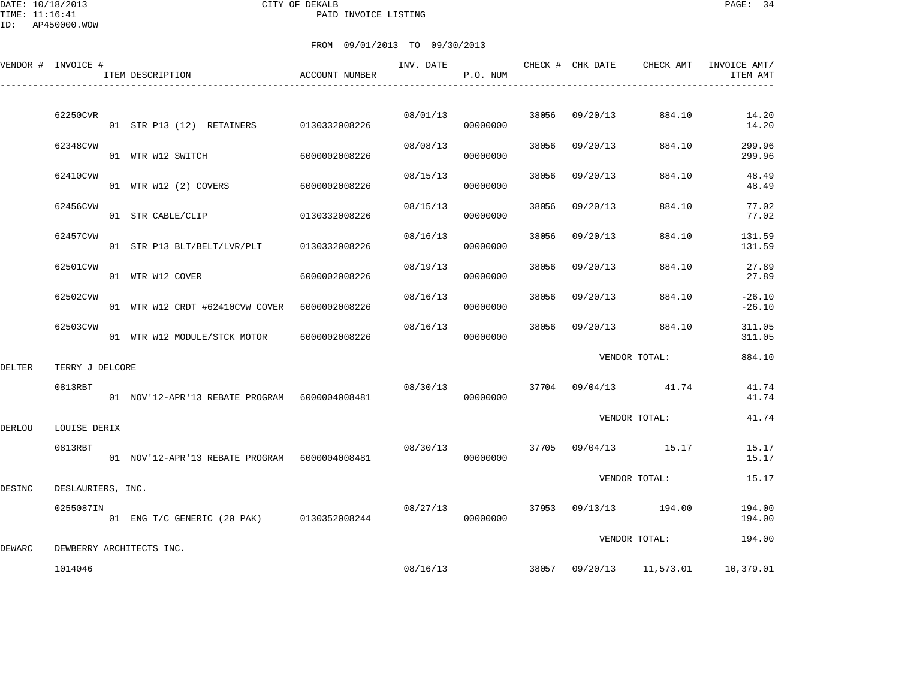DATE: 10/18/2013
TIME: 11:16:41
ID: AP450000.WOW

CITY OF DEKALB
PAID INVOICE LISTING

FROM 09/01/2013 TO 09/30/2013

| VENDOR # | INVOICE # | ITEM DESCRIPTION | ACCOUNT NUMBER | INV. DATE | P.O. NUM | CHECK # | CHK DATE | CHECK AMT | INVOICE AMT/ ITEM AMT |
|---|---|---|---|---|---|---|---|---|---|
| | 62250CVR | | | 08/01/13 | | 38056 | 09/20/13 | 884.10 | 14.20 |
| | | 01 STR P13 (12) RETAINERS | 0130332008226 | | 00000000 | | | | 14.20 |
| | 62348CVW | | | 08/08/13 | | 38056 | 09/20/13 | 884.10 | 299.96 |
| | | 01 WTR W12 SWITCH | 6000002008226 | | 00000000 | | | | 299.96 |
| | 62410CVW | | | 08/15/13 | | 38056 | 09/20/13 | 884.10 | 48.49 |
| | | 01 WTR W12 (2) COVERS | 6000002008226 | | 00000000 | | | | 48.49 |
| | 62456CVW | | | 08/15/13 | | 38056 | 09/20/13 | 884.10 | 77.02 |
| | | 01 STR CABLE/CLIP | 0130332008226 | | 00000000 | | | | 77.02 |
| | 62457CVW | | | 08/16/13 | | 38056 | 09/20/13 | 884.10 | 131.59 |
| | | 01 STR P13 BLT/BELT/LVR/PLT | 0130332008226 | | 00000000 | | | | 131.59 |
| | 62501CVW | | | 08/19/13 | | 38056 | 09/20/13 | 884.10 | 27.89 |
| | | 01 WTR W12 COVER | 6000002008226 | | 00000000 | | | | 27.89 |
| | 62502CVW | | | 08/16/13 | | 38056 | 09/20/13 | 884.10 | -26.10 |
| | | 01 WTR W12 CRDT #62410CVW COVER | 6000002008226 | | 00000000 | | | | -26.10 |
| | 62503CVW | | | 08/16/13 | | 38056 | 09/20/13 | 884.10 | 311.05 |
| | | 01 WTR W12 MODULE/STCK MOTOR | 6000002008226 | | 00000000 | | | | 311.05 |
| | | | | | | | VENDOR TOTAL: | | 884.10 |
| DELTER | TERRY J DELCORE | | | | | | | | |
| | 0813RBT | | | 08/30/13 | | 37704 | 09/04/13 | 41.74 | 41.74 |
| | | 01 NOV'12-APR'13 REBATE PROGRAM | 6000004008481 | | 00000000 | | | | 41.74 |
| | | | | | | | VENDOR TOTAL: | | 41.74 |
| DERLOU | LOUISE DERIX | | | | | | | | |
| | 0813RBT | | | 08/30/13 | | 37705 | 09/04/13 | 15.17 | 15.17 |
| | | 01 NOV'12-APR'13 REBATE PROGRAM | 6000004008481 | | 00000000 | | | | 15.17 |
| | | | | | | | VENDOR TOTAL: | | 15.17 |
| DESINC | DESLAURIERS, INC. | | | | | | | | |
| | 0255087IN | | | 08/27/13 | | 37953 | 09/13/13 | 194.00 | 194.00 |
| | | 01 ENG T/C GENERIC (20 PAK) | 0130352008244 | | 00000000 | | | | 194.00 |
| | | | | | | | VENDOR TOTAL: | | 194.00 |
| DEWARC | DEWBERRY ARCHITECTS INC. | | | | | | | | |
| | 1014046 | | | 08/16/13 | | 38057 | 09/20/13 | 11,573.01 | 10,379.01 |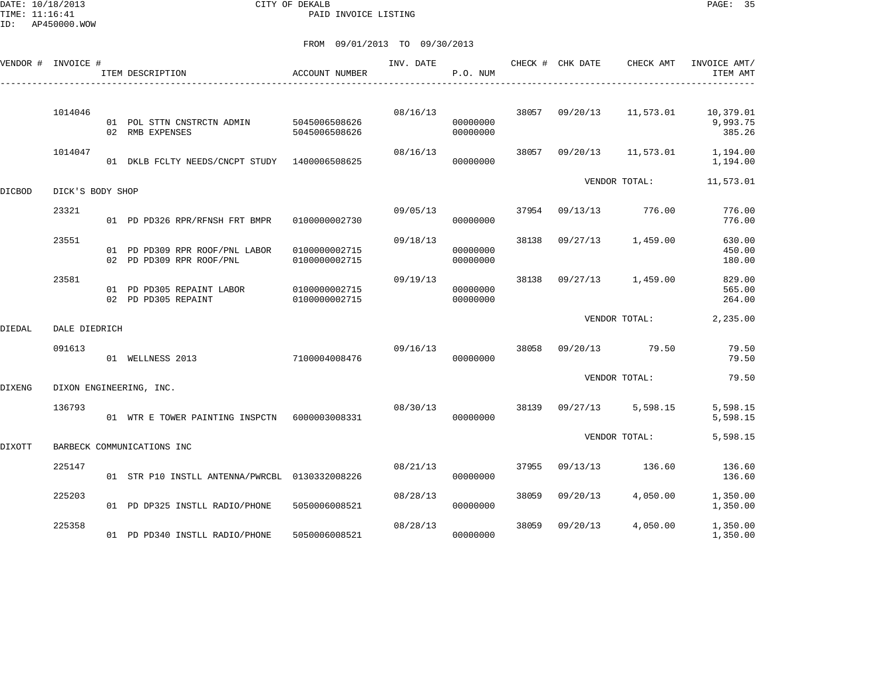DATE: 10/18/2013 CITY OF DEKALB
TIME: 11:16:41 PAID INVOICE LISTING
ID: AP450000.WOW

FROM 09/01/2013 TO 09/30/2013

| VENDOR # | INVOICE # | ITEM DESCRIPTION | ACCOUNT NUMBER | INV. DATE | P.O. NUM | CHECK # | CHK DATE | CHECK AMT | INVOICE AMT/ ITEM AMT |
|---|---|---|---|---|---|---|---|---|---|
| | 1014046 | | | 08/16/13 | | 38057 | 09/20/13 | 11,573.01 | 10,379.01 |
| | | 01 POL STTN CNSTRCTN ADMIN | 5045006508626 | | 00000000 | | | | 9,993.75 |
| | | 02 RMB EXPENSES | 5045006508626 | | 00000000 | | | | 385.26 |
| | 1014047 | | | 08/16/13 | | 38057 | 09/20/13 | 11,573.01 | 1,194.00 |
| | | 01 DKLB FCLTY NEEDS/CNCPT STUDY | 1400006508625 | | 00000000 | | | | 1,194.00 |
| | | | | | | | VENDOR TOTAL: | | 11,573.01 |
| DICBOD | DICK'S BODY SHOP | | | | | | | | |
| | 23321 | | | 09/05/13 | | 37954 | 09/13/13 | 776.00 | 776.00 |
| | | 01 PD PD326 RPR/RFNSH FRT BMPR | 0100000002730 | | 00000000 | | | | 776.00 |
| | 23551 | | | 09/18/13 | | 38138 | 09/27/13 | 1,459.00 | 630.00 |
| | | 01 PD PD309 RPR ROOF/PNL LABOR | 0100000002715 | | 00000000 | | | | 450.00 |
| | | 02 PD PD309 RPR ROOF/PNL | 0100000002715 | | 00000000 | | | | 180.00 |
| | 23581 | | | 09/19/13 | | 38138 | 09/27/13 | 1,459.00 | 829.00 |
| | | 01 PD PD305 REPAINT LABOR | 0100000002715 | | 00000000 | | | | 565.00 |
| | | 02 PD PD305 REPAINT | 0100000002715 | | 00000000 | | | | 264.00 |
| | | | | | | | VENDOR TOTAL: | | 2,235.00 |
| DIEDAL | DALE DIEDRICH | | | | | | | | |
| | 091613 | | | 09/16/13 | | 38058 | 09/20/13 | 79.50 | 79.50 |
| | | 01 WELLNESS 2013 | 7100004008476 | | 00000000 | | | | 79.50 |
| | | | | | | | VENDOR TOTAL: | | 79.50 |
| DIXENG | DIXON ENGINEERING, INC. | | | | | | | | |
| | 136793 | | | 08/30/13 | | 38139 | 09/27/13 | 5,598.15 | 5,598.15 |
| | | 01 WTR E TOWER PAINTING INSPCTN | 6000003008331 | | 00000000 | | | | 5,598.15 |
| | | | | | | | VENDOR TOTAL: | | 5,598.15 |
| DIXOTT | BARBECK COMMUNICATIONS INC | | | | | | | | |
| | 225147 | | | 08/21/13 | | 37955 | 09/13/13 | 136.60 | 136.60 |
| | | 01 STR P10 INSTLL ANTENNA/PWRCBL | 0130332008226 | | 00000000 | | | | 136.60 |
| | 225203 | | | 08/28/13 | | 38059 | 09/20/13 | 4,050.00 | 1,350.00 |
| | | 01 PD DP325 INSTLL RADIO/PHONE | 5050006008521 | | 00000000 | | | | 1,350.00 |
| | 225358 | | | 08/28/13 | | 38059 | 09/20/13 | 4,050.00 | 1,350.00 |
| | | 01 PD PD340 INSTLL RADIO/PHONE | 5050006008521 | | 00000000 | | | | 1,350.00 |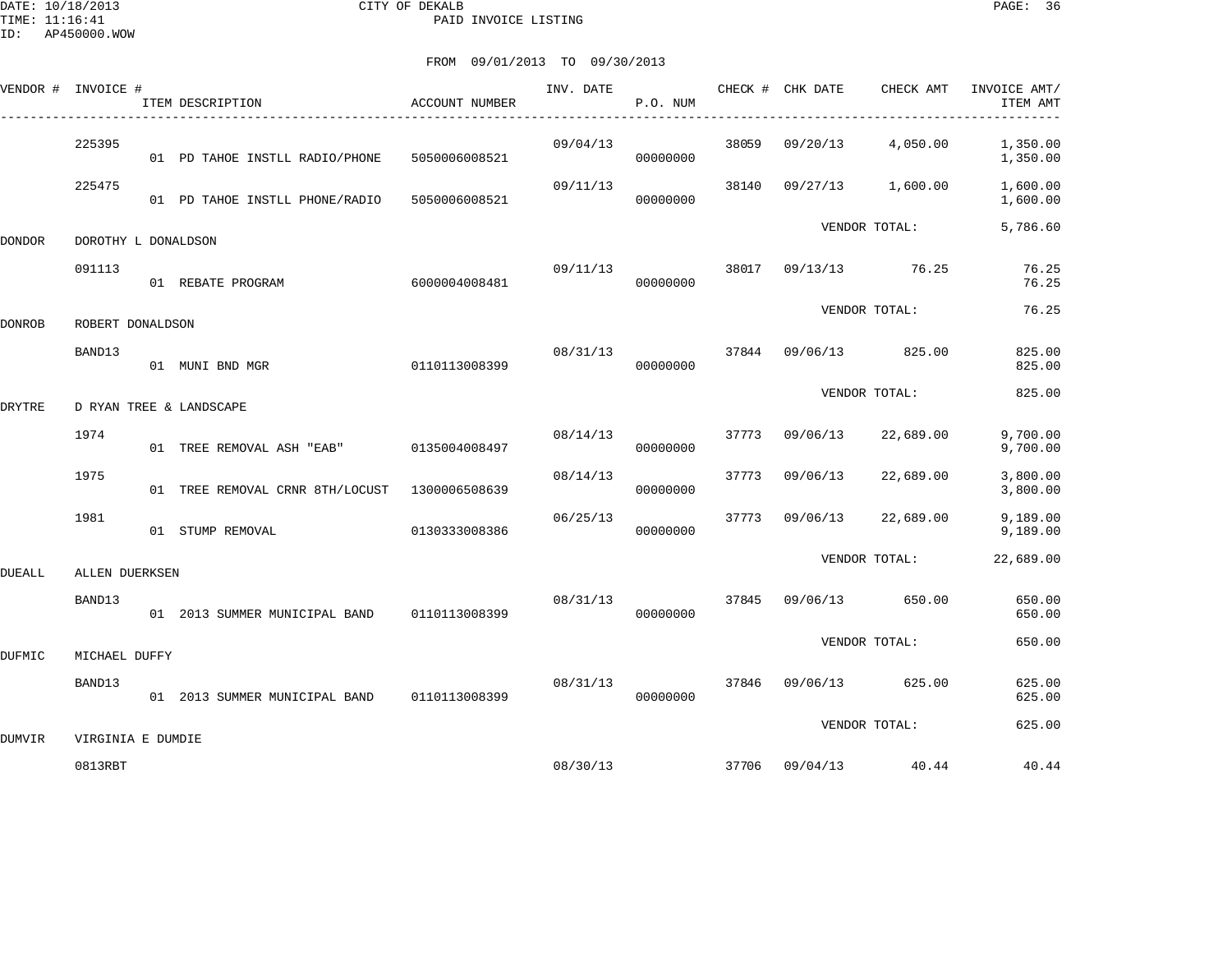CITY OF DEKALB
PAID INVOICE LISTING

DATE: 10/18/2013
TIME: 11:16:41
ID: AP450000.WOW

FROM 09/01/2013 TO 09/30/2013

| VENDOR # | INVOICE # | ITEM DESCRIPTION | ACCOUNT NUMBER | INV. DATE | P.O. NUM | CHECK # | CHK DATE | CHECK AMT | INVOICE AMT/ ITEM AMT |
|---|---|---|---|---|---|---|---|---|---|
| | 225395 | | | 09/04/13 | | 38059 | 09/20/13 | 4,050.00 | 1,350.00 |
| | | 01 PD TAHOE INSTLL RADIO/PHONE | 5050006008521 | | 00000000 | | | | 1,350.00 |
| | 225475 | | | 09/11/13 | | 38140 | 09/27/13 | 1,600.00 | 1,600.00 |
| | | 01 PD TAHOE INSTLL PHONE/RADIO | 5050006008521 | | 00000000 | | | | 1,600.00 |
| | | | | | | | VENDOR TOTAL: | | 5,786.60 |
| DONDOR | DOROTHY L DONALDSON | | | | | | | | |
| | 091113 | | | 09/11/13 | | 38017 | 09/13/13 | 76.25 | 76.25 |
| | | 01 REBATE PROGRAM | 6000004008481 | | 00000000 | | | | 76.25 |
| | | | | | | | VENDOR TOTAL: | | 76.25 |
| DONROB | ROBERT DONALDSON | | | | | | | | |
| | BAND13 | | | 08/31/13 | | 37844 | 09/06/13 | 825.00 | 825.00 |
| | | 01 MUNI BND MGR | 0110113008399 | | 00000000 | | | | 825.00 |
| | | | | | | | VENDOR TOTAL: | | 825.00 |
| DRYTRE | D RYAN TREE & LANDSCAPE | | | | | | | | |
| | 1974 | | | 08/14/13 | | 37773 | 09/06/13 | 22,689.00 | 9,700.00 |
| | | 01 TREE REMOVAL ASH "EAB" | 0135004008497 | | 00000000 | | | | 9,700.00 |
| | 1975 | | | 08/14/13 | | 37773 | 09/06/13 | 22,689.00 | 3,800.00 |
| | | 01 TREE REMOVAL CRNR 8TH/LOCUST | 1300006508639 | | 00000000 | | | | 3,800.00 |
| | 1981 | | | 06/25/13 | | 37773 | 09/06/13 | 22,689.00 | 9,189.00 |
| | | 01 STUMP REMOVAL | 0130333008386 | | 00000000 | | | | 9,189.00 |
| | | | | | | | VENDOR TOTAL: | | 22,689.00 |
| DUEALL | ALLEN DUERKSEN | | | | | | | | |
| | BAND13 | | | 08/31/13 | | 37845 | 09/06/13 | 650.00 | 650.00 |
| | | 01 2013 SUMMER MUNICIPAL BAND | 0110113008399 | | 00000000 | | | | 650.00 |
| | | | | | | | VENDOR TOTAL: | | 650.00 |
| DUFMIC | MICHAEL DUFFY | | | | | | | | |
| | BAND13 | | | 08/31/13 | | 37846 | 09/06/13 | 625.00 | 625.00 |
| | | 01 2013 SUMMER MUNICIPAL BAND | 0110113008399 | | 00000000 | | | | 625.00 |
| | | | | | | | VENDOR TOTAL: | | 625.00 |
| DUMVIR | VIRGINIA E DUMDIE | | | | | | | | |
| | 0813RBT | | | 08/30/13 | | 37706 | 09/04/13 | 40.44 | 40.44 |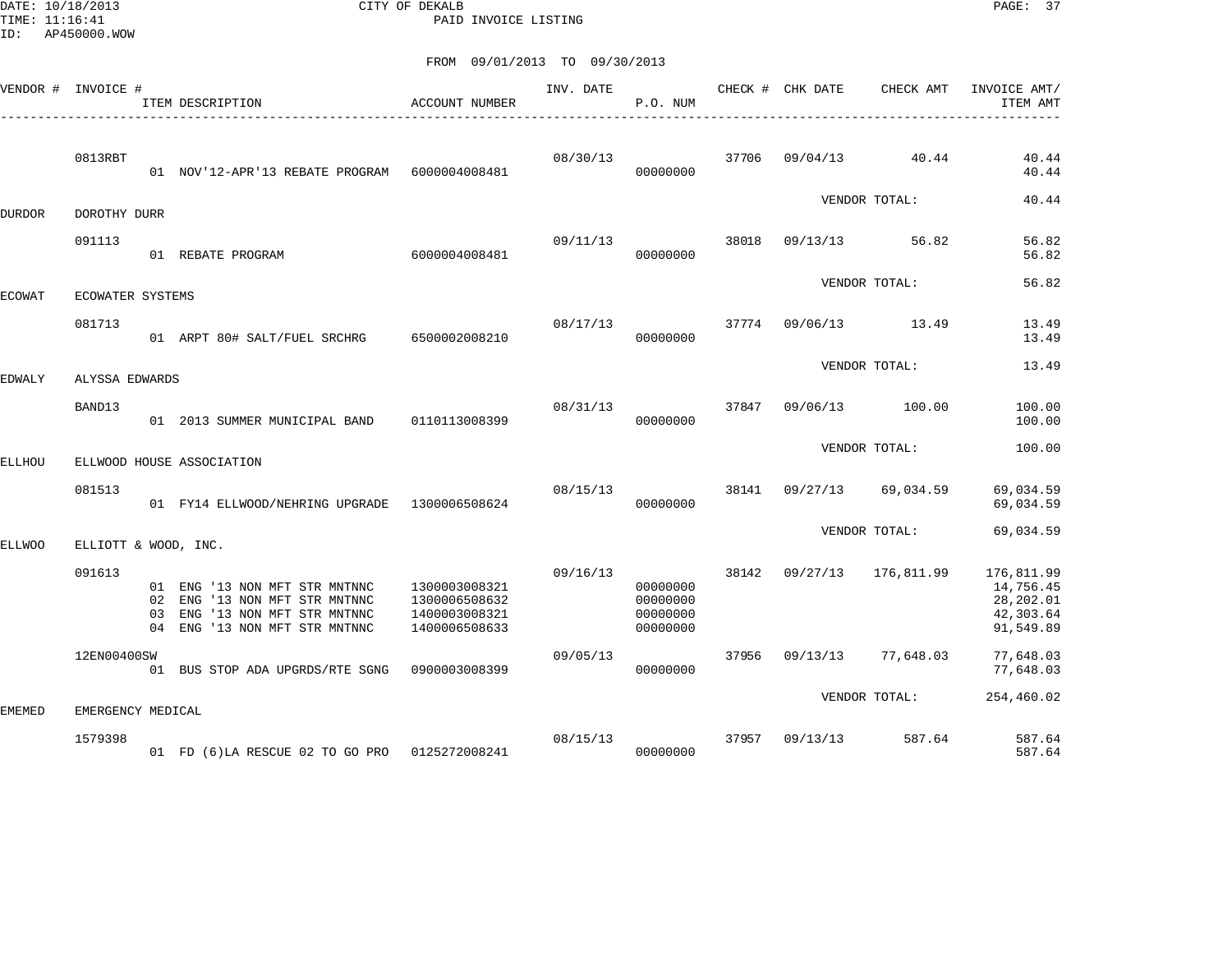CITY OF DEKALB
PAID INVOICE LISTING

DATE: 10/18/2013
TIME: 11:16:41
ID: AP450000.WOW

FROM 09/01/2013 TO 09/30/2013

| VENDOR # | INVOICE # | ITEM DESCRIPTION | ACCOUNT NUMBER | INV. DATE | P.O. NUM | CHECK # | CHK DATE | CHECK AMT | INVOICE AMT/ ITEM AMT |
|---|---|---|---|---|---|---|---|---|---|
| | 0813RBT | | | 08/30/13 | | 37706 | 09/04/13 | 40.44 | 40.44 |
| | | 01 NOV'12-APR'13 REBATE PROGRAM | 6000004008481 | | 00000000 | | | | 40.44 |
| | | | | | | | | VENDOR TOTAL: | 40.44 |
| DURDOR | DOROTHY DURR | | | | | | | | |
| | 091113 | | | 09/11/13 | | 38018 | 09/13/13 | 56.82 | 56.82 |
| | | 01 REBATE PROGRAM | 6000004008481 | | 00000000 | | | | 56.82 |
| | | | | | | | | VENDOR TOTAL: | 56.82 |
| ECOWAT | ECOWATER SYSTEMS | | | | | | | | |
| | 081713 | | | 08/17/13 | | 37774 | 09/06/13 | 13.49 | 13.49 |
| | | 01 ARPT 80# SALT/FUEL SRCHRG | 6500002008210 | | 00000000 | | | | 13.49 |
| | | | | | | | | VENDOR TOTAL: | 13.49 |
| EDWALY | ALYSSA EDWARDS | | | | | | | | |
| | BAND13 | | | 08/31/13 | | 37847 | 09/06/13 | 100.00 | 100.00 |
| | | 01 2013 SUMMER MUNICIPAL BAND | 0110113008399 | | 00000000 | | | | 100.00 |
| | | | | | | | | VENDOR TOTAL: | 100.00 |
| ELLHOU | ELLWOOD HOUSE ASSOCIATION | | | | | | | | |
| | 081513 | | | 08/15/13 | | 38141 | 09/27/13 | 69,034.59 | 69,034.59 |
| | | 01 FY14 ELLWOOD/NEHRING UPGRADE | 1300006508624 | | 00000000 | | | | 69,034.59 |
| | | | | | | | | VENDOR TOTAL: | 69,034.59 |
| ELLWOO | ELLIOTT & WOOD, INC. | | | | | | | | |
| | 091613 | | | 09/16/13 | | 38142 | 09/27/13 | 176,811.99 | 176,811.99 |
| | | 01 ENG '13 NON MFT STR MNTNNC | 1300003008321 | | 00000000 | | | | 14,756.45 |
| | | 02 ENG '13 NON MFT STR MNTNNC | 1300006508632 | | 00000000 | | | | 28,202.01 |
| | | 03 ENG '13 NON MFT STR MNTNNC | 1400003008321 | | 00000000 | | | | 42,303.64 |
| | | 04 ENG '13 NON MFT STR MNTNNC | 1400006508633 | | 00000000 | | | | 91,549.89 |
| | 12EN00400SW | | | 09/05/13 | | 37956 | 09/13/13 | 77,648.03 | 77,648.03 |
| | | 01 BUS STOP ADA UPGRDS/RTE SGNG | 0900003008399 | | 00000000 | | | | 77,648.03 |
| | | | | | | | | VENDOR TOTAL: | 254,460.02 |
| EMEMED | EMERGENCY MEDICAL | | | | | | | | |
| | 1579398 | | | 08/15/13 | | 37957 | 09/13/13 | 587.64 | 587.64 |
| | | 01 FD (6)LA RESCUE 02 TO GO PRO | 0125272008241 | | 00000000 | | | | 587.64 |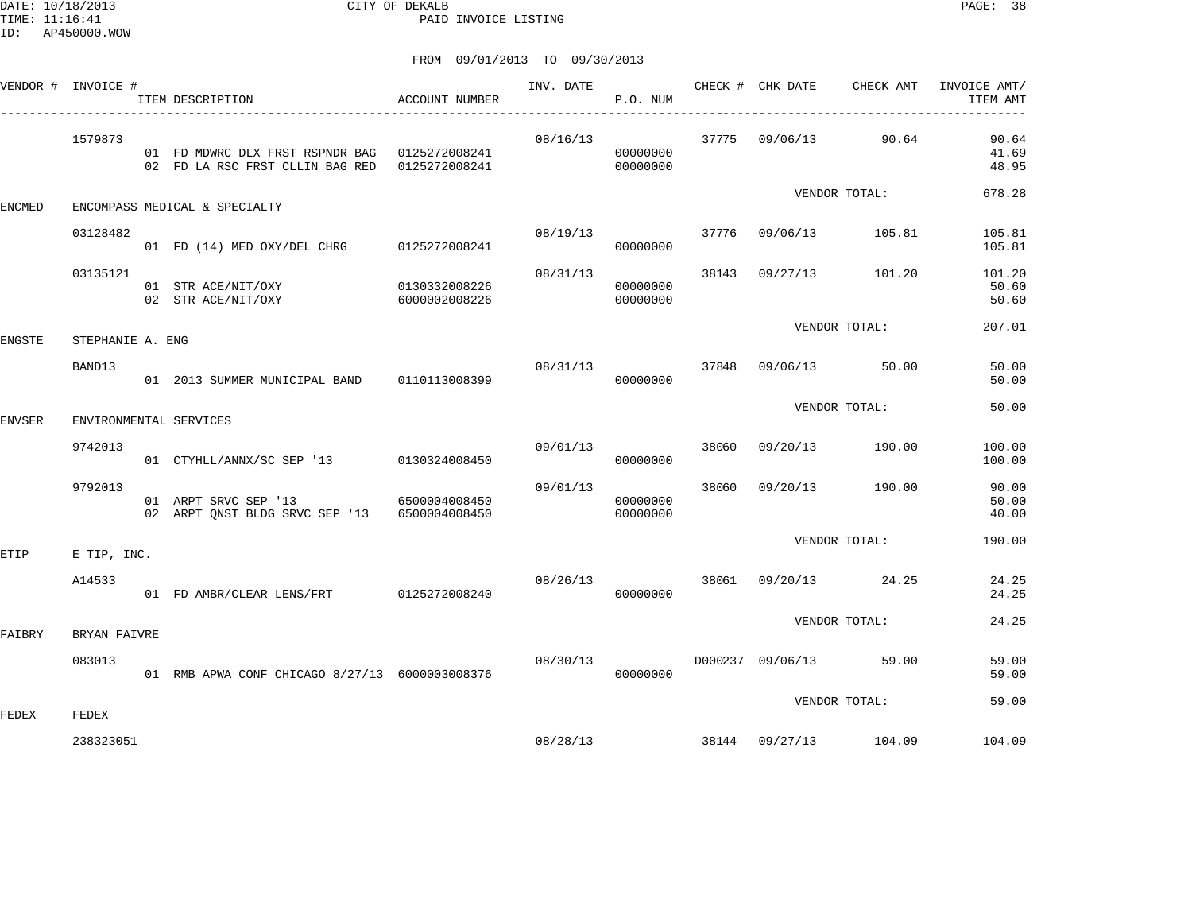CITY OF DEKALB
PAID INVOICE LISTING

DATE: 10/18/2013
TIME: 11:16:41
ID: AP450000.WOW

FROM 09/01/2013 TO 09/30/2013

| VENDOR # | INVOICE # | ITEM DESCRIPTION | ACCOUNT NUMBER | INV. DATE | P.O. NUM | CHECK # | CHK DATE | CHECK AMT | INVOICE AMT/ ITEM AMT |
|---|---|---|---|---|---|---|---|---|---|
| | 1579873 | | | 08/16/13 | | 37775 | 09/06/13 | 90.64 | 90.64 |
| | | 01 FD MDWRC DLX FRST RSPNDR BAG | 0125272008241 | | 00000000 | | | | 41.69 |
| | | 02 FD LA RSC FRST CLLIN BAG RED | 0125272008241 | | 00000000 | | | | 48.95 |
| | | | | | | | | VENDOR TOTAL: | 678.28 |
| ENCMED | ENCOMPASS MEDICAL & SPECIALTY | | | | | | | | |
| | 03128482 | | | 08/19/13 | | 37776 | 09/06/13 | 105.81 | 105.81 |
| | | 01 FD (14) MED OXY/DEL CHRG | 0125272008241 | | 00000000 | | | | 105.81 |
| | 03135121 | | | 08/31/13 | | 38143 | 09/27/13 | 101.20 | 101.20 |
| | | 01 STR ACE/NIT/OXY | 0130332008226 | | 00000000 | | | | 50.60 |
| | | 02 STR ACE/NIT/OXY | 6000002008226 | | 00000000 | | | | 50.60 |
| | | | | | | | | VENDOR TOTAL: | 207.01 |
| ENGSTE | STEPHANIE A. ENG | | | | | | | | |
| | BAND13 | | | 08/31/13 | | 37848 | 09/06/13 | 50.00 | 50.00 |
| | | 01 2013 SUMMER MUNICIPAL BAND | 0110113008399 | | 00000000 | | | | 50.00 |
| | | | | | | | | VENDOR TOTAL: | 50.00 |
| ENVSER | ENVIRONMENTAL SERVICES | | | | | | | | |
| | 9742013 | | | 09/01/13 | | 38060 | 09/20/13 | 190.00 | 100.00 |
| | | 01 CTYHLL/ANNX/SC SEP '13 | 0130324008450 | | 00000000 | | | | 100.00 |
| | 9792013 | | | 09/01/13 | | 38060 | 09/20/13 | 190.00 | 90.00 |
| | | 01 ARPT SRVC SEP '13 | 6500004008450 | | 00000000 | | | | 50.00 |
| | | 02 ARPT QNST BLDG SRVC SEP '13 | 6500004008450 | | 00000000 | | | | 40.00 |
| | | | | | | | | VENDOR TOTAL: | 190.00 |
| ETIP | E TIP, INC. | | | | | | | | |
| | A14533 | | | 08/26/13 | | 38061 | 09/20/13 | 24.25 | 24.25 |
| | | 01 FD AMBR/CLEAR LENS/FRT | 0125272008240 | | 00000000 | | | | 24.25 |
| | | | | | | | | VENDOR TOTAL: | 24.25 |
| FAIBRY | BRYAN FAIVRE | | | | | | | | |
| | 083013 | | | 08/30/13 | | D000237 | 09/06/13 | 59.00 | 59.00 |
| | | 01 RMB APWA CONF CHICAGO 8/27/13 | 6000003008376 | | 00000000 | | | | 59.00 |
| | | | | | | | | VENDOR TOTAL: | 59.00 |
| FEDEX | FEDEX | | | | | | | | |
| | 238323051 | | | 08/28/13 | | 38144 | 09/27/13 | 104.09 | 104.09 |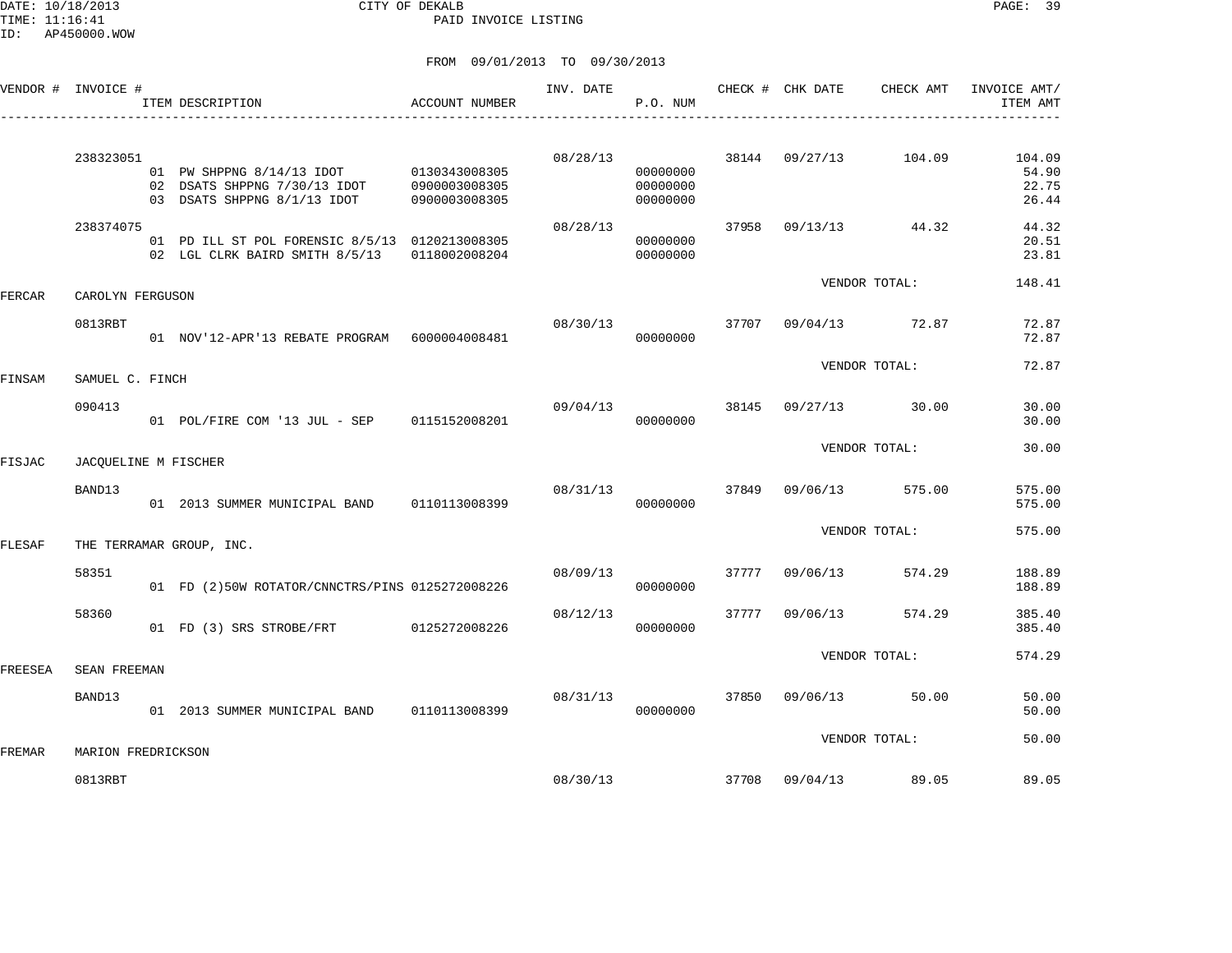CITY OF DEKALB
PAID INVOICE LISTING

DATE: 10/18/2013
TIME: 11:16:41
ID: AP450000.WOW

FROM 09/01/2013 TO 09/30/2013

| VENDOR # | INVOICE # | ITEM DESCRIPTION | ACCOUNT NUMBER | INV. DATE | P.O. NUM | CHECK # | CHK DATE | CHECK AMT | INVOICE AMT/ ITEM AMT |
|---|---|---|---|---|---|---|---|---|---|
| | 238323051 | | | 08/28/13 | | 38144 | 09/27/13 | 104.09 | 104.09 |
| | | 01 PW SHPPNG 8/14/13 IDOT | 0130343008305 | | 00000000 | | | | 54.90 |
| | | 02 DSATS SHPPNG 7/30/13 IDOT | 0900003008305 | | 00000000 | | | | 22.75 |
| | | 03 DSATS SHPPNG 8/1/13 IDOT | 0900003008305 | | 00000000 | | | | 26.44 |
| | 238374075 | | | 08/28/13 | | 37958 | 09/13/13 | 44.32 | 44.32 |
| | | 01 PD ILL ST POL FORENSIC 8/5/13 | 0120213008305 | | 00000000 | | | | 20.51 |
| | | 02 LGL CLRK BAIRD SMITH 8/5/13 | 0118002008204 | | 00000000 | | | | 23.81 |
| | | | | | | | VENDOR TOTAL: | | 148.41 |
| FERCAR | CAROLYN FERGUSON | | | | | | | | |
| | 0813RBT | | | 08/30/13 | | 37707 | 09/04/13 | 72.87 | 72.87 |
| | | 01 NOV'12-APR'13 REBATE PROGRAM | 6000004008481 | | 00000000 | | | | 72.87 |
| | | | | | | | VENDOR TOTAL: | | 72.87 |
| FINSAM | SAMUEL C. FINCH | | | | | | | | |
| | 090413 | | | 09/04/13 | | 38145 | 09/27/13 | 30.00 | 30.00 |
| | | 01 POL/FIRE COM '13 JUL - SEP | 0115152008201 | | 00000000 | | | | 30.00 |
| | | | | | | | VENDOR TOTAL: | | 30.00 |
| FISJAC | JACQUELINE M FISCHER | | | | | | | | |
| | BAND13 | | | 08/31/13 | | 37849 | 09/06/13 | 575.00 | 575.00 |
| | | 01 2013 SUMMER MUNICIPAL BAND | 0110113008399 | | 00000000 | | | | 575.00 |
| | | | | | | | VENDOR TOTAL: | | 575.00 |
| FLESAF | THE TERRAMAR GROUP, INC. | | | | | | | | |
| | 58351 | | | 08/09/13 | | 37777 | 09/06/13 | 574.29 | 188.89 |
| | | 01 FD (2)50W ROTATOR/CNNCTRS/PINS | 0125272008226 | | 00000000 | | | | 188.89 |
| | 58360 | | | 08/12/13 | | 37777 | 09/06/13 | 574.29 | 385.40 |
| | | 01 FD (3) SRS STROBE/FRT | 0125272008226 | | 00000000 | | | | 385.40 |
| | | | | | | | VENDOR TOTAL: | | 574.29 |
| FREESEA | SEAN FREEMAN | | | | | | | | |
| | BAND13 | | | 08/31/13 | | 37850 | 09/06/13 | 50.00 | 50.00 |
| | | 01 2013 SUMMER MUNICIPAL BAND | 0110113008399 | | 00000000 | | | | 50.00 |
| | | | | | | | VENDOR TOTAL: | | 50.00 |
| FREMAR | MARION FREDRICKSON | | | | | | | | |
| | 0813RBT | | | 08/30/13 | | 37708 | 09/04/13 | 89.05 | 89.05 |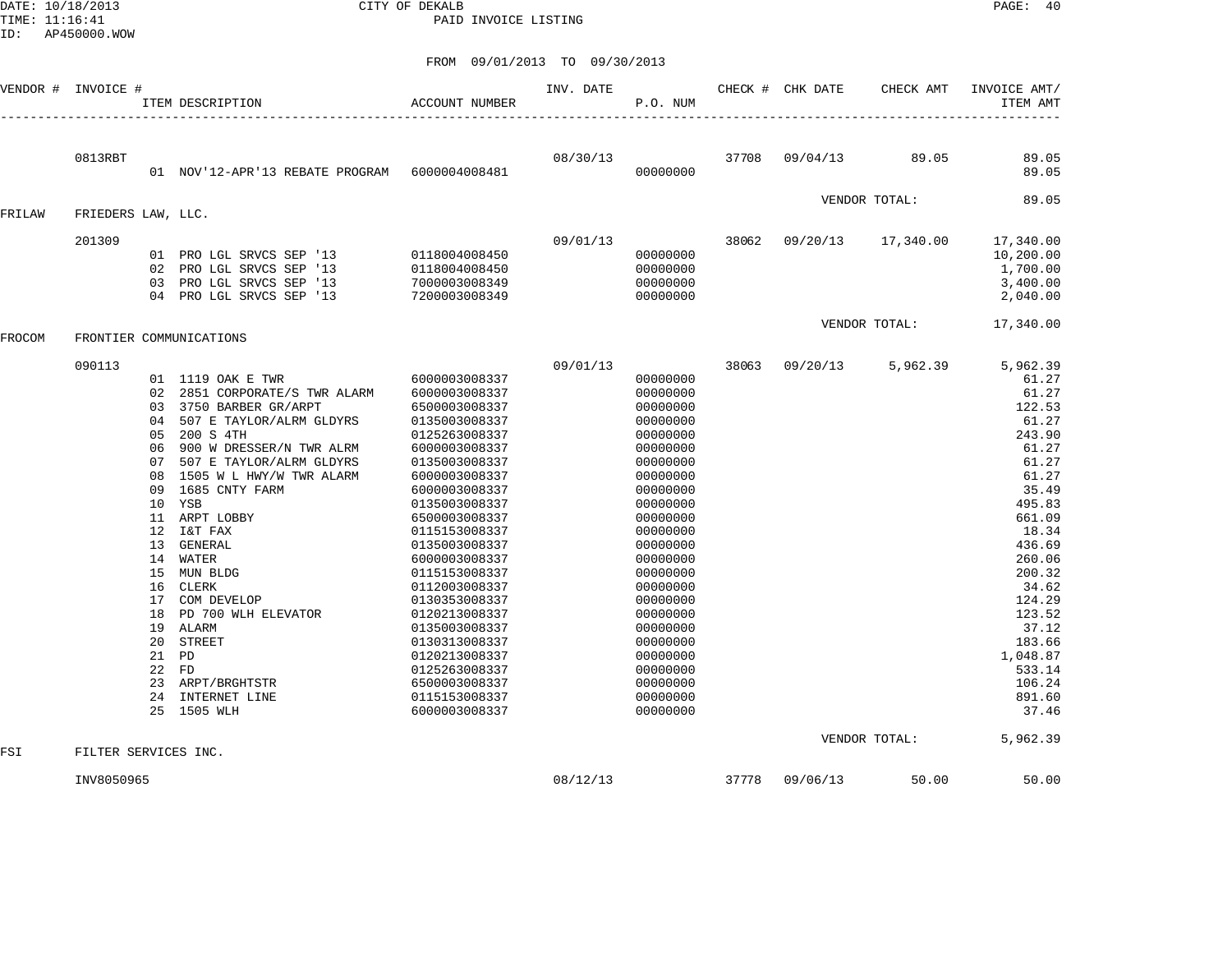CITY OF DEKALB
PAID INVOICE LISTING

FROM 09/01/2013 TO 09/30/2013

| VENDOR # | INVOICE # | ITEM DESCRIPTION | ACCOUNT NUMBER | INV. DATE | P.O. NUM | CHECK # | CHK DATE | CHECK AMT | INVOICE AMT/ ITEM AMT |
|---|---|---|---|---|---|---|---|---|---|
| | 0813RBT | | | 08/30/13 | | 37708 | 09/04/13 | 89.05 | 89.05 |
| | | 01 NOV'12-APR'13 REBATE PROGRAM | 6000004008481 | | 00000000 | | | | 89.05 |
| | | | | | | | | VENDOR TOTAL: | 89.05 |
| FRILAW | FRIEDERS LAW, LLC. | | | | | | | | |
| | 201309 | | | 09/01/13 | | 38062 | 09/20/13 | 17,340.00 | 17,340.00 |
| | | 01 PRO LGL SRVCS SEP '13 | 0118004008450 | | 00000000 | | | | 10,200.00 |
| | | 02 PRO LGL SRVCS SEP '13 | 0118004008450 | | 00000000 | | | | 1,700.00 |
| | | 03 PRO LGL SRVCS SEP '13 | 7000003008349 | | 00000000 | | | | 3,400.00 |
| | | 04 PRO LGL SRVCS SEP '13 | 7200003008349 | | 00000000 | | | | 2,040.00 |
| | | | | | | | | VENDOR TOTAL: | 17,340.00 |
| FROCOM | FRONTIER COMMUNICATIONS | | | | | | | | |
| | 090113 | | | 09/01/13 | | 38063 | 09/20/13 | 5,962.39 | 5,962.39 |
| | | 01 1119 OAK E TWR | 6000003008337 | | 00000000 | | | | 61.27 |
| | | 02 2851 CORPORATE/S TWR ALARM | 6000003008337 | | 00000000 | | | | 61.27 |
| | | 03 3750 BARBER GR/ARPT | 6500003008337 | | 00000000 | | | | 122.53 |
| | | 04 507 E TAYLOR/ALRM GLDYRS | 0135003008337 | | 00000000 | | | | 61.27 |
| | | 05 200 S 4TH | 0125263008337 | | 00000000 | | | | 243.90 |
| | | 06 900 W DRESSER/N TWR ALRM | 6000003008337 | | 00000000 | | | | 61.27 |
| | | 07 507 E TAYLOR/ALRM GLDYRS | 0135003008337 | | 00000000 | | | | 61.27 |
| | | 08 1505 W L HWY/W TWR ALARM | 6000003008337 | | 00000000 | | | | 61.27 |
| | | 09 1685 CNTY FARM | 6000003008337 | | 00000000 | | | | 35.49 |
| | | 10 YSB | 0135003008337 | | 00000000 | | | | 495.83 |
| | | 11 ARPT LOBBY | 6500003008337 | | 00000000 | | | | 661.09 |
| | | 12 I&T FAX | 0115153008337 | | 00000000 | | | | 18.34 |
| | | 13 GENERAL | 0135003008337 | | 00000000 | | | | 436.69 |
| | | 14 WATER | 6000003008337 | | 00000000 | | | | 260.06 |
| | | 15 MUN BLDG | 0115153008337 | | 00000000 | | | | 200.32 |
| | | 16 CLERK | 0112003008337 | | 00000000 | | | | 34.62 |
| | | 17 COM DEVELOP | 0130353008337 | | 00000000 | | | | 124.29 |
| | | 18 PD 700 WLH ELEVATOR | 0120213008337 | | 00000000 | | | | 123.52 |
| | | 19 ALARM | 0135003008337 | | 00000000 | | | | 37.12 |
| | | 20 STREET | 0130313008337 | | 00000000 | | | | 183.66 |
| | | 21 PD | 0120213008337 | | 00000000 | | | | 1,048.87 |
| | | 22 FD | 0125263008337 | | 00000000 | | | | 533.14 |
| | | 23 ARPT/BRGHTSTR | 6500003008337 | | 00000000 | | | | 106.24 |
| | | 24 INTERNET LINE | 0115153008337 | | 00000000 | | | | 891.60 |
| | | 25 1505 WLH | 6000003008337 | | 00000000 | | | | 37.46 |
| | | | | | | | | VENDOR TOTAL: | 5,962.39 |
| FSI | FILTER SERVICES INC. | | | | | | | | |
| | INV8050965 | | | 08/12/13 | | 37778 | 09/06/13 | 50.00 | 50.00 |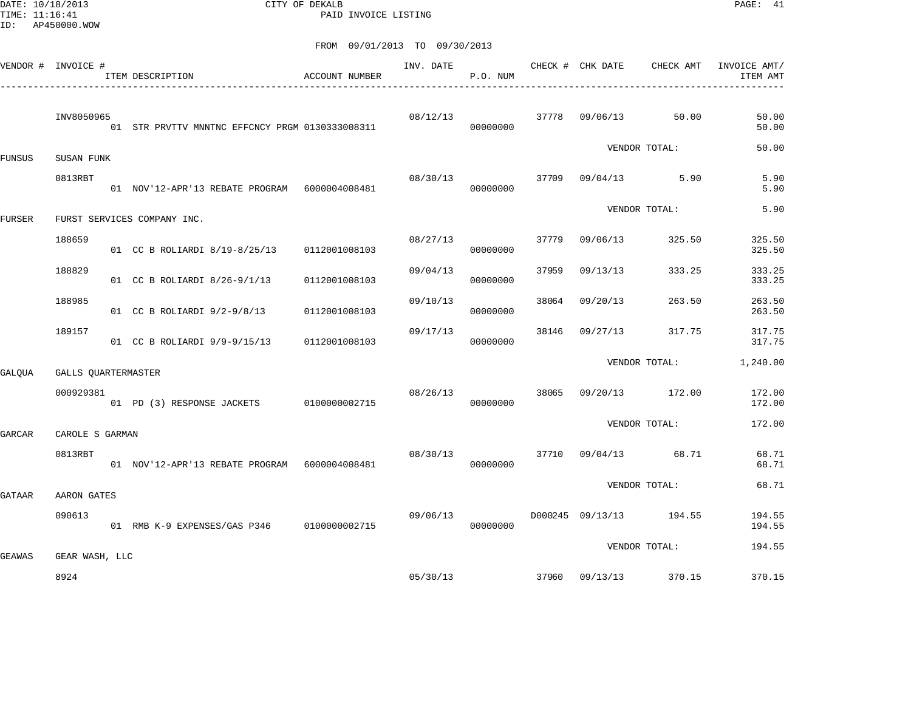CITY OF DEKALB
PAID INVOICE LISTING

FROM 09/01/2013 TO 09/30/2013

| VENDOR # | INVOICE # / ITEM DESCRIPTION | ACCOUNT NUMBER | INV. DATE | P.O. NUM | CHECK # | CHK DATE | CHECK AMT | INVOICE AMT/ ITEM AMT |
|---|---|---|---|---|---|---|---|---|
| | INV8050965 | | 08/12/13 | | 37778 | 09/06/13 | 50.00 | 50.00 |
| | 01 STR PRVTTV MNNTNC EFFCNCY PRGM | 0130333008311 | | 00000000 | | | | 50.00 |
| | | | | | | VENDOR TOTAL: | | 50.00 |
| FUNSUS | SUSAN FUNK | | | | | | | |
| | 0813RBT | | 08/30/13 | | 37709 | 09/04/13 | 5.90 | 5.90 |
| | 01 NOV'12-APR'13 REBATE PROGRAM | 6000004008481 | | 00000000 | | | | 5.90 |
| | | | | | | VENDOR TOTAL: | | 5.90 |
| FURSER | FURST SERVICES COMPANY INC. | | | | | | | |
| | 188659 | | 08/27/13 | | 37779 | 09/06/13 | 325.50 | 325.50 |
| | 01 CC B ROLIARDI 8/19-8/25/13 | 0112001008103 | | 00000000 | | | | 325.50 |
| | 188829 | | 09/04/13 | | 37959 | 09/13/13 | 333.25 | 333.25 |
| | 01 CC B ROLIARDI 8/26-9/1/13 | 0112001008103 | | 00000000 | | | | 333.25 |
| | 188985 | | 09/10/13 | | 38064 | 09/20/13 | 263.50 | 263.50 |
| | 01 CC B ROLIARDI 9/2-9/8/13 | 0112001008103 | | 00000000 | | | | 263.50 |
| | 189157 | | 09/17/13 | | 38146 | 09/27/13 | 317.75 | 317.75 |
| | 01 CC B ROLIARDI 9/9-9/15/13 | 0112001008103 | | 00000000 | | | | 317.75 |
| | | | | | | VENDOR TOTAL: | | 1,240.00 |
| GALQUA | GALLS QUARTERMASTER | | | | | | | |
| | 000929381 | | 08/26/13 | | 38065 | 09/20/13 | 172.00 | 172.00 |
| | 01 PD (3) RESPONSE JACKETS | 0100000002715 | | 00000000 | | | | 172.00 |
| | | | | | | VENDOR TOTAL: | | 172.00 |
| GARCAR | CAROLE S GARMAN | | | | | | | |
| | 0813RBT | | 08/30/13 | | 37710 | 09/04/13 | 68.71 | 68.71 |
| | 01 NOV'12-APR'13 REBATE PROGRAM | 6000004008481 | | 00000000 | | | | 68.71 |
| | | | | | | VENDOR TOTAL: | | 68.71 |
| GATAAR | AARON GATES | | | | | | | |
| | 090613 | | 09/06/13 | | D000245 | 09/13/13 | 194.55 | 194.55 |
| | 01 RMB K-9 EXPENSES/GAS P346 | 0100000002715 | | 00000000 | | | | 194.55 |
| | | | | | | VENDOR TOTAL: | | 194.55 |
| GEAWAS | GEAR WASH, LLC | | | | | | | |
| | 8924 | | 05/30/13 | | 37960 | 09/13/13 | 370.15 | 370.15 |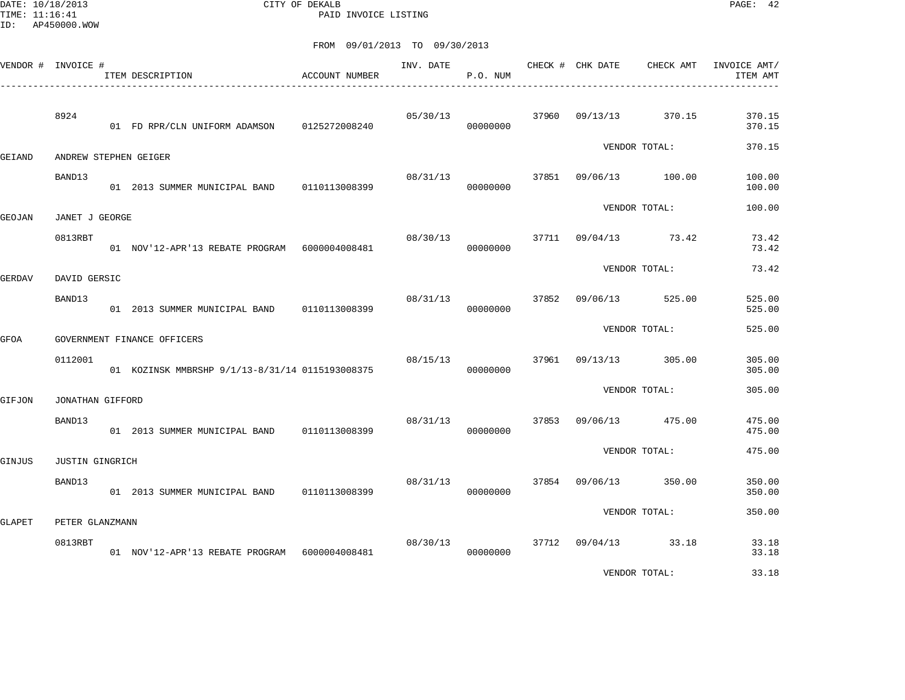DATE: 10/18/2013
TIME: 11:16:41
ID: AP450000.WOW

CITY OF DEKALB

PAID INVOICE LISTING

FROM 09/01/2013 TO 09/30/2013

| VENDOR # | INVOICE # | ITEM DESCRIPTION | ACCOUNT NUMBER | INV. DATE | P.O. NUM | CHECK # | CHK DATE | CHECK AMT | INVOICE AMT/ ITEM AMT |
|---|---|---|---|---|---|---|---|---|---|
| | 8924 | | | 05/30/13 | | 37960 | 09/13/13 | 370.15 | 370.15 |
| | | 01 FD RPR/CLN UNIFORM ADAMSON | 0125272008240 | | 00000000 | | | | 370.15 |
| | | | | | | | VENDOR TOTAL: | | 370.15 |
| GEIAND | ANDREW STEPHEN GEIGER | | | | | | | | |
| | BAND13 | | | 08/31/13 | | 37851 | 09/06/13 | 100.00 | 100.00 |
| | | 01 2013 SUMMER MUNICIPAL BAND | 0110113008399 | | 00000000 | | | | 100.00 |
| | | | | | | | VENDOR TOTAL: | | 100.00 |
| GEOJAN | JANET J GEORGE | | | | | | | | |
| | 0813RBT | | | 08/30/13 | | 37711 | 09/04/13 | 73.42 | 73.42 |
| | | 01 NOV'12-APR'13 REBATE PROGRAM | 6000004008481 | | 00000000 | | | | 73.42 |
| | | | | | | | VENDOR TOTAL: | | 73.42 |
| GERDAV | DAVID GERSIC | | | | | | | | |
| | BAND13 | | | 08/31/13 | | 37852 | 09/06/13 | 525.00 | 525.00 |
| | | 01 2013 SUMMER MUNICIPAL BAND | 0110113008399 | | 00000000 | | | | 525.00 |
| | | | | | | | VENDOR TOTAL: | | 525.00 |
| GFOA | GOVERNMENT FINANCE OFFICERS | | | | | | | | |
| | 0112001 | | | 08/15/13 | | 37961 | 09/13/13 | 305.00 | 305.00 |
| | | 01 KOZINSK MMBRSHP 9/1/13-8/31/14 | 0115193008375 | | 00000000 | | | | 305.00 |
| | | | | | | | VENDOR TOTAL: | | 305.00 |
| GIFJON | JONATHAN GIFFORD | | | | | | | | |
| | BAND13 | | | 08/31/13 | | 37853 | 09/06/13 | 475.00 | 475.00 |
| | | 01 2013 SUMMER MUNICIPAL BAND | 0110113008399 | | 00000000 | | | | 475.00 |
| | | | | | | | VENDOR TOTAL: | | 475.00 |
| GINJUS | JUSTIN GINGRICH | | | | | | | | |
| | BAND13 | | | 08/31/13 | | 37854 | 09/06/13 | 350.00 | 350.00 |
| | | 01 2013 SUMMER MUNICIPAL BAND | 0110113008399 | | 00000000 | | | | 350.00 |
| | | | | | | | VENDOR TOTAL: | | 350.00 |
| GLAPET | PETER GLANZMANN | | | | | | | | |
| | 0813RBT | | | 08/30/13 | | 37712 | 09/04/13 | 33.18 | 33.18 |
| | | 01 NOV'12-APR'13 REBATE PROGRAM | 6000004008481 | | 00000000 | | | | 33.18 |
| | | | | | | | VENDOR TOTAL: | | 33.18 |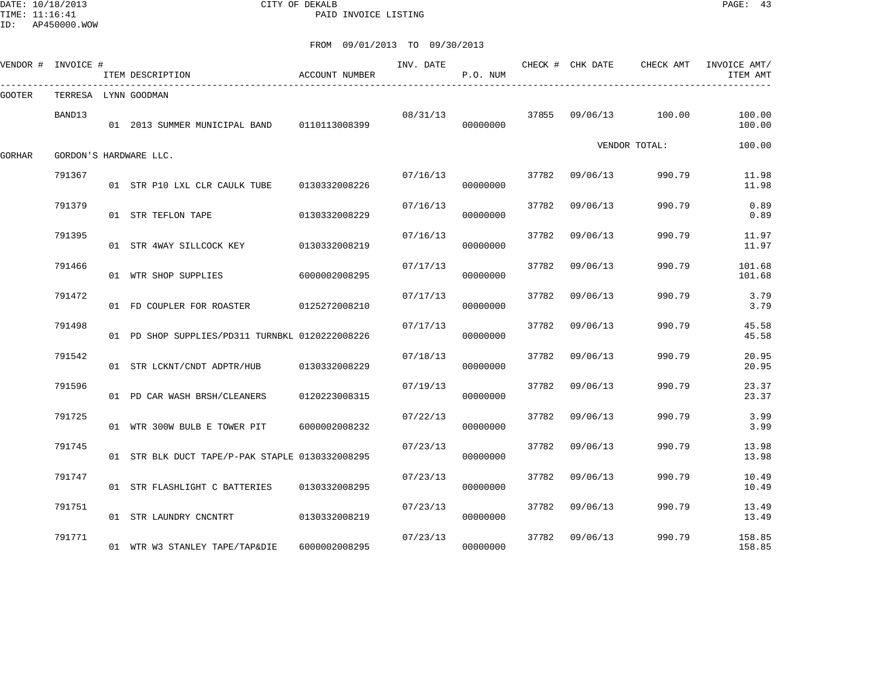CITY OF DEKALB
PAID INVOICE LISTING

DATE: 10/18/2013
TIME: 11:16:41
ID: AP450000.WOW

FROM 09/01/2013 TO 09/30/2013

| VENDOR # | INVOICE # | ITEM DESCRIPTION | ACCOUNT NUMBER | INV. DATE | P.O. NUM | CHECK # | CHK DATE | CHECK AMT | INVOICE AMT/ ITEM AMT |
|---|---|---|---|---|---|---|---|---|---|
| GOOTER | TERRESA LYNN GOODMAN | | | | | | | | |
| | BAND13 | | | 08/31/13 | | 37855 | 09/06/13 | 100.00 | 100.00 |
| | | 01 2013 SUMMER MUNICIPAL BAND | 0110113008399 | | 00000000 | | | | 100.00 |
| | | | | | | | | VENDOR TOTAL: | 100.00 |
| GORHAR | GORDON'S HARDWARE LLC. | | | | | | | | |
| | 791367 | | | 07/16/13 | | 37782 | 09/06/13 | 990.79 | 11.98 |
| | | 01 STR P10 LXL CLR CAULK TUBE | 0130332008226 | | 00000000 | | | | 11.98 |
| | 791379 | | | 07/16/13 | | 37782 | 09/06/13 | 990.79 | 0.89 |
| | | 01 STR TEFLON TAPE | 0130332008229 | | 00000000 | | | | 0.89 |
| | 791395 | | | 07/16/13 | | 37782 | 09/06/13 | 990.79 | 11.97 |
| | | 01 STR 4WAY SILLCOCK KEY | 0130332008219 | | 00000000 | | | | 11.97 |
| | 791466 | | | 07/17/13 | | 37782 | 09/06/13 | 990.79 | 101.68 |
| | | 01 WTR SHOP SUPPLIES | 6000002008295 | | 00000000 | | | | 101.68 |
| | 791472 | | | 07/17/13 | | 37782 | 09/06/13 | 990.79 | 3.79 |
| | | 01 FD COUPLER FOR ROASTER | 0125272008210 | | 00000000 | | | | 3.79 |
| | 791498 | | | 07/17/13 | | 37782 | 09/06/13 | 990.79 | 45.58 |
| | | 01 PD SHOP SUPPLIES/PD311 TURNBKL | 0120222008226 | | 00000000 | | | | 45.58 |
| | 791542 | | | 07/18/13 | | 37782 | 09/06/13 | 990.79 | 20.95 |
| | | 01 STR LCKNT/CNDT ADPTR/HUB | 0130332008229 | | 00000000 | | | | 20.95 |
| | 791596 | | | 07/19/13 | | 37782 | 09/06/13 | 990.79 | 23.37 |
| | | 01 PD CAR WASH BRSH/CLEANERS | 0120223008315 | | 00000000 | | | | 23.37 |
| | 791725 | | | 07/22/13 | | 37782 | 09/06/13 | 990.79 | 3.99 |
| | | 01 WTR 300W BULB E TOWER PIT | 6000002008232 | | 00000000 | | | | 3.99 |
| | 791745 | | | 07/23/13 | | 37782 | 09/06/13 | 990.79 | 13.98 |
| | | 01 STR BLK DUCT TAPE/P-PAK STAPLE | 0130332008295 | | 00000000 | | | | 13.98 |
| | 791747 | | | 07/23/13 | | 37782 | 09/06/13 | 990.79 | 10.49 |
| | | 01 STR FLASHLIGHT C BATTERIES | 0130332008295 | | 00000000 | | | | 10.49 |
| | 791751 | | | 07/23/13 | | 37782 | 09/06/13 | 990.79 | 13.49 |
| | | 01 STR LAUNDRY CNCNTRT | 0130332008219 | | 00000000 | | | | 13.49 |
| | 791771 | | | 07/23/13 | | 37782 | 09/06/13 | 990.79 | 158.85 |
| | | 01 WTR W3 STANLEY TAPE/TAP&DIE | 6000002008295 | | 00000000 | | | | 158.85 |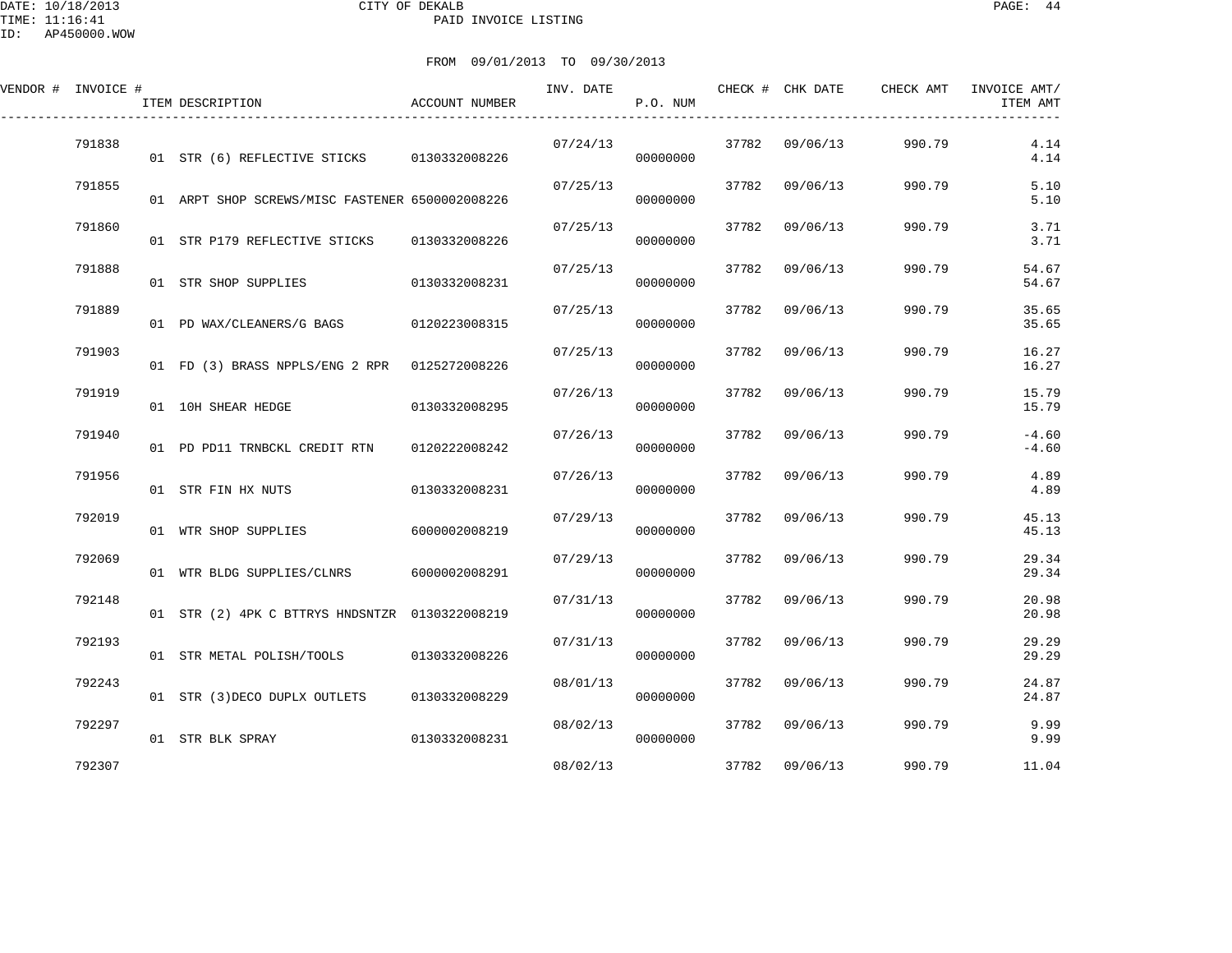CITY OF DEKALB
PAID INVOICE LISTING

FROM 09/01/2013 TO 09/30/2013

| VENDOR # | INVOICE # | ITEM DESCRIPTION | ACCOUNT NUMBER | INV. DATE | P.O. NUM | CHECK # | CHK DATE | CHECK AMT | INVOICE AMT/ ITEM AMT |
|---|---|---|---|---|---|---|---|---|---|
| | 791838 | | | 07/24/13 | | 37782 | 09/06/13 | 990.79 | 4.14 |
| | | 01 STR (6) REFLECTIVE STICKS | 0130332008226 | | 00000000 | | | | 4.14 |
| | 791855 | | | 07/25/13 | | 37782 | 09/06/13 | 990.79 | 5.10 |
| | | 01 ARPT SHOP SCREWS/MISC FASTENER | 6500002008226 | | 00000000 | | | | 5.10 |
| | 791860 | | | 07/25/13 | | 37782 | 09/06/13 | 990.79 | 3.71 |
| | | 01 STR P179 REFLECTIVE STICKS | 0130332008226 | | 00000000 | | | | 3.71 |
| | 791888 | | | 07/25/13 | | 37782 | 09/06/13 | 990.79 | 54.67 |
| | | 01 STR SHOP SUPPLIES | 0130332008231 | | 00000000 | | | | 54.67 |
| | 791889 | | | 07/25/13 | | 37782 | 09/06/13 | 990.79 | 35.65 |
| | | 01 PD WAX/CLEANERS/G BAGS | 0120223008315 | | 00000000 | | | | 35.65 |
| | 791903 | | | 07/25/13 | | 37782 | 09/06/13 | 990.79 | 16.27 |
| | | 01 FD (3) BRASS NPPLS/ENG 2 RPR | 0125272008226 | | 00000000 | | | | 16.27 |
| | 791919 | | | 07/26/13 | | 37782 | 09/06/13 | 990.79 | 15.79 |
| | | 01 10H SHEAR HEDGE | 0130332008295 | | 00000000 | | | | 15.79 |
| | 791940 | | | 07/26/13 | | 37782 | 09/06/13 | 990.79 | -4.60 |
| | | 01 PD PD11 TRNBCKL CREDIT RTN | 0120222008242 | | 00000000 | | | | -4.60 |
| | 791956 | | | 07/26/13 | | 37782 | 09/06/13 | 990.79 | 4.89 |
| | | 01 STR FIN HX NUTS | 0130332008231 | | 00000000 | | | | 4.89 |
| | 792019 | | | 07/29/13 | | 37782 | 09/06/13 | 990.79 | 45.13 |
| | | 01 WTR SHOP SUPPLIES | 6000002008219 | | 00000000 | | | | 45.13 |
| | 792069 | | | 07/29/13 | | 37782 | 09/06/13 | 990.79 | 29.34 |
| | | 01 WTR BLDG SUPPLIES/CLNRS | 6000002008291 | | 00000000 | | | | 29.34 |
| | 792148 | | | 07/31/13 | | 37782 | 09/06/13 | 990.79 | 20.98 |
| | | 01 STR (2) 4PK C BTTRYS HNDSNTZR | 0130322008219 | | 00000000 | | | | 20.98 |
| | 792193 | | | 07/31/13 | | 37782 | 09/06/13 | 990.79 | 29.29 |
| | | 01 STR METAL POLISH/TOOLS | 0130332008226 | | 00000000 | | | | 29.29 |
| | 792243 | | | 08/01/13 | | 37782 | 09/06/13 | 990.79 | 24.87 |
| | | 01 STR (3)DECO DUPLX OUTLETS | 0130332008229 | | 00000000 | | | | 24.87 |
| | 792297 | | | 08/02/13 | | 37782 | 09/06/13 | 990.79 | 9.99 |
| | | 01 STR BLK SPRAY | 0130332008231 | | 00000000 | | | | 9.99 |
| | 792307 | | | 08/02/13 | | 37782 | 09/06/13 | 990.79 | 11.04 |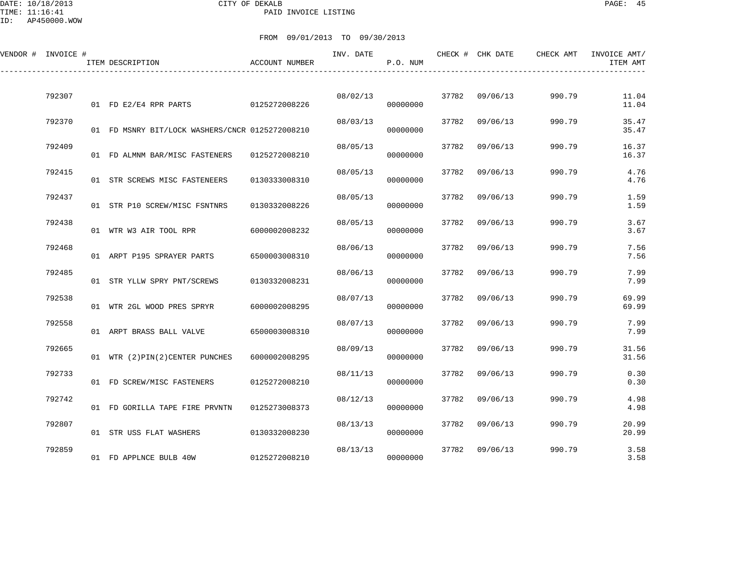CITY OF DEKALB

PAID INVOICE LISTING

DATE: 10/18/2013
TIME: 11:16:41
ID: AP450000.WOW

FROM 09/01/2013 TO 09/30/2013

| VENDOR # | INVOICE # | ITEM DESCRIPTION | ACCOUNT NUMBER | INV. DATE | P.O. NUM | CHECK # | CHK DATE | CHECK AMT | INVOICE AMT/ ITEM AMT |
|---|---|---|---|---|---|---|---|---|---|
| | 792307 | | | 08/02/13 | | 37782 | 09/06/13 | 990.79 | 11.04 |
| | | 01 FD E2/E4 RPR PARTS | 0125272008226 | | 00000000 | | | | 11.04 |
| | 792370 | | | 08/03/13 | | 37782 | 09/06/13 | 990.79 | 35.47 |
| | | 01 FD MSNRY BIT/LOCK WASHERS/CNCR | 0125272008210 | | 00000000 | | | | 35.47 |
| | 792409 | | | 08/05/13 | | 37782 | 09/06/13 | 990.79 | 16.37 |
| | | 01 FD ALMNM BAR/MISC FASTENERS | 0125272008210 | | 00000000 | | | | 16.37 |
| | 792415 | | | 08/05/13 | | 37782 | 09/06/13 | 990.79 | 4.76 |
| | | 01 STR SCREWS MISC FASTENEERS | 0130333008310 | | 00000000 | | | | 4.76 |
| | 792437 | | | 08/05/13 | | 37782 | 09/06/13 | 990.79 | 1.59 |
| | | 01 STR P10 SCREW/MISC FSNTNRS | 0130332008226 | | 00000000 | | | | 1.59 |
| | 792438 | | | 08/05/13 | | 37782 | 09/06/13 | 990.79 | 3.67 |
| | | 01 WTR W3 AIR TOOL RPR | 6000002008232 | | 00000000 | | | | 3.67 |
| | 792468 | | | 08/06/13 | | 37782 | 09/06/13 | 990.79 | 7.56 |
| | | 01 ARPT P195 SPRAYER PARTS | 6500003008310 | | 00000000 | | | | 7.56 |
| | 792485 | | | 08/06/13 | | 37782 | 09/06/13 | 990.79 | 7.99 |
| | | 01 STR YLLW SPRY PNT/SCREWS | 0130332008231 | | 00000000 | | | | 7.99 |
| | 792538 | | | 08/07/13 | | 37782 | 09/06/13 | 990.79 | 69.99 |
| | | 01 WTR 2GL WOOD PRES SPRYR | 6000002008295 | | 00000000 | | | | 69.99 |
| | 792558 | | | 08/07/13 | | 37782 | 09/06/13 | 990.79 | 7.99 |
| | | 01 ARPT BRASS BALL VALVE | 6500003008310 | | 00000000 | | | | 7.99 |
| | 792665 | | | 08/09/13 | | 37782 | 09/06/13 | 990.79 | 31.56 |
| | | 01 WTR (2)PIN(2)CENTER PUNCHES | 6000002008295 | | 00000000 | | | | 31.56 |
| | 792733 | | | 08/11/13 | | 37782 | 09/06/13 | 990.79 | 0.30 |
| | | 01 FD SCREW/MISC FASTENERS | 0125272008210 | | 00000000 | | | | 0.30 |
| | 792742 | | | 08/12/13 | | 37782 | 09/06/13 | 990.79 | 4.98 |
| | | 01 FD GORILLA TAPE FIRE PRVNTN | 0125273008373 | | 00000000 | | | | 4.98 |
| | 792807 | | | 08/13/13 | | 37782 | 09/06/13 | 990.79 | 20.99 |
| | | 01 STR USS FLAT WASHERS | 0130332008230 | | 00000000 | | | | 20.99 |
| | 792859 | | | 08/13/13 | | 37782 | 09/06/13 | 990.79 | 3.58 |
| | | 01 FD APPLNCE BULB 40W | 0125272008210 | | 00000000 | | | | 3.58 |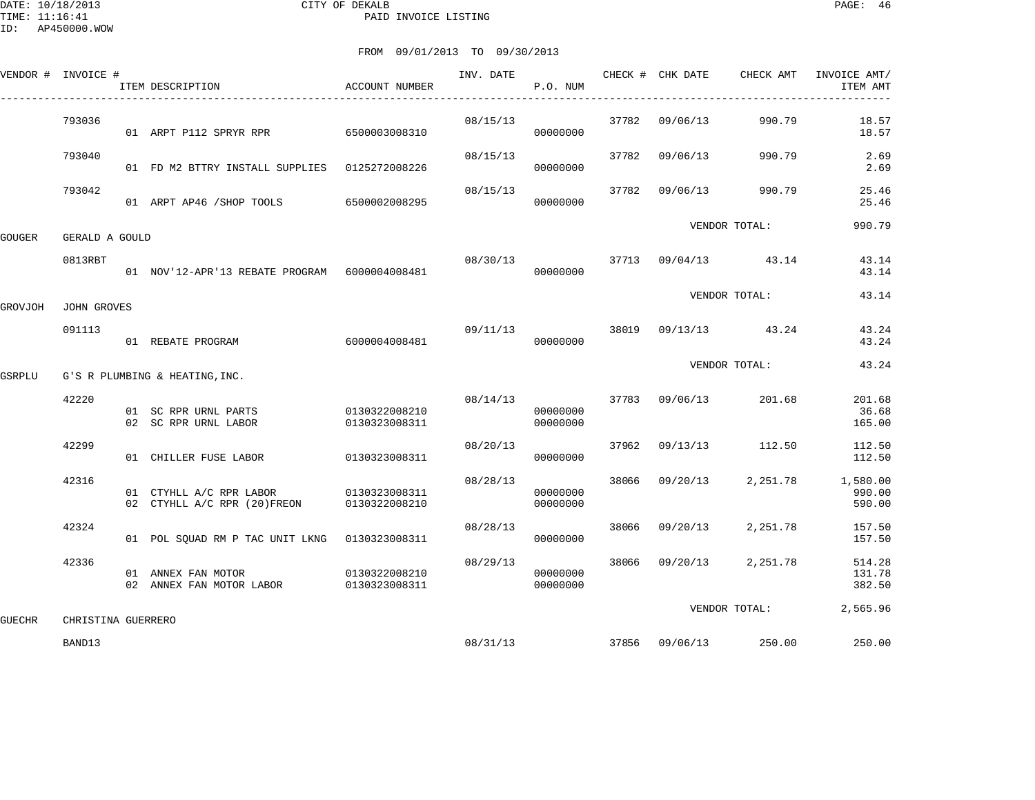CITY OF DEKALB
PAID INVOICE LISTING

FROM 09/01/2013 TO 09/30/2013

| VENDOR # | INVOICE # | ITEM DESCRIPTION | ACCOUNT NUMBER | INV. DATE | P.O. NUM | CHECK # | CHK DATE | CHECK AMT | INVOICE AMT/ ITEM AMT |
|---|---|---|---|---|---|---|---|---|---|
| | 793036 | | | 08/15/13 | | 37782 | 09/06/13 | 990.79 | 18.57 |
| | | 01 ARPT P112 SPRYR RPR | 6500003008310 | | 00000000 | | | | 18.57 |
| | 793040 | | | 08/15/13 | | 37782 | 09/06/13 | 990.79 | 2.69 |
| | | 01 FD M2 BTTRY INSTALL SUPPLIES | 0125272008226 | | 00000000 | | | | 2.69 |
| | 793042 | | | 08/15/13 | | 37782 | 09/06/13 | 990.79 | 25.46 |
| | | 01 ARPT AP46 /SHOP TOOLS | 6500002008295 | | 00000000 | | | | 25.46 |
| | | | | | | | VENDOR TOTAL: | | 990.79 |
| GOUGER | GERALD A GOULD | | | | | | | | |
| | 0813RBT | | | 08/30/13 | | 37713 | 09/04/13 | 43.14 | 43.14 |
| | | 01 NOV'12-APR'13 REBATE PROGRAM | 6000004008481 | | 00000000 | | | | 43.14 |
| | | | | | | | VENDOR TOTAL: | | 43.14 |
| GROVJOH | JOHN GROVES | | | | | | | | |
| | 091113 | | | 09/11/13 | | 38019 | 09/13/13 | 43.24 | 43.24 |
| | | 01 REBATE PROGRAM | 6000004008481 | | 00000000 | | | | 43.24 |
| | | | | | | | VENDOR TOTAL: | | 43.24 |
| GSRPLU | G'S R PLUMBING & HEATING,INC. | | | | | | | | |
| | 42220 | | | 08/14/13 | | 37783 | 09/06/13 | 201.68 | 201.68 |
| | | 01 SC RPR URNL PARTS | 0130322008210 | | 00000000 | | | | 36.68 |
| | | 02 SC RPR URNL LABOR | 0130323008311 | | 00000000 | | | | 165.00 |
| | 42299 | | | 08/20/13 | | 37962 | 09/13/13 | 112.50 | 112.50 |
| | | 01 CHILLER FUSE LABOR | 0130323008311 | | 00000000 | | | | 112.50 |
| | 42316 | | | 08/28/13 | | 38066 | 09/20/13 | 2,251.78 | 1,580.00 |
| | | 01 CTYHLL A/C RPR LABOR | 0130323008311 | | 00000000 | | | | 990.00 |
| | | 02 CTYHLL A/C RPR (20)FREON | 0130322008210 | | 00000000 | | | | 590.00 |
| | 42324 | | | 08/28/13 | | 38066 | 09/20/13 | 2,251.78 | 157.50 |
| | | 01 POL SQUAD RM P TAC UNIT LKNG | 0130323008311 | | 00000000 | | | | 157.50 |
| | 42336 | | | 08/29/13 | | 38066 | 09/20/13 | 2,251.78 | 514.28 |
| | | 01 ANNEX FAN MOTOR | 0130322008210 | | 00000000 | | | | 131.78 |
| | | 02 ANNEX FAN MOTOR LABOR | 0130323008311 | | 00000000 | | | | 382.50 |
| | | | | | | | VENDOR TOTAL: | | 2,565.96 |
| GUECHR | CHRISTINA GUERRERO | | | | | | | | |
| | BAND13 | | | 08/31/13 | | 37856 | 09/06/13 | 250.00 | 250.00 |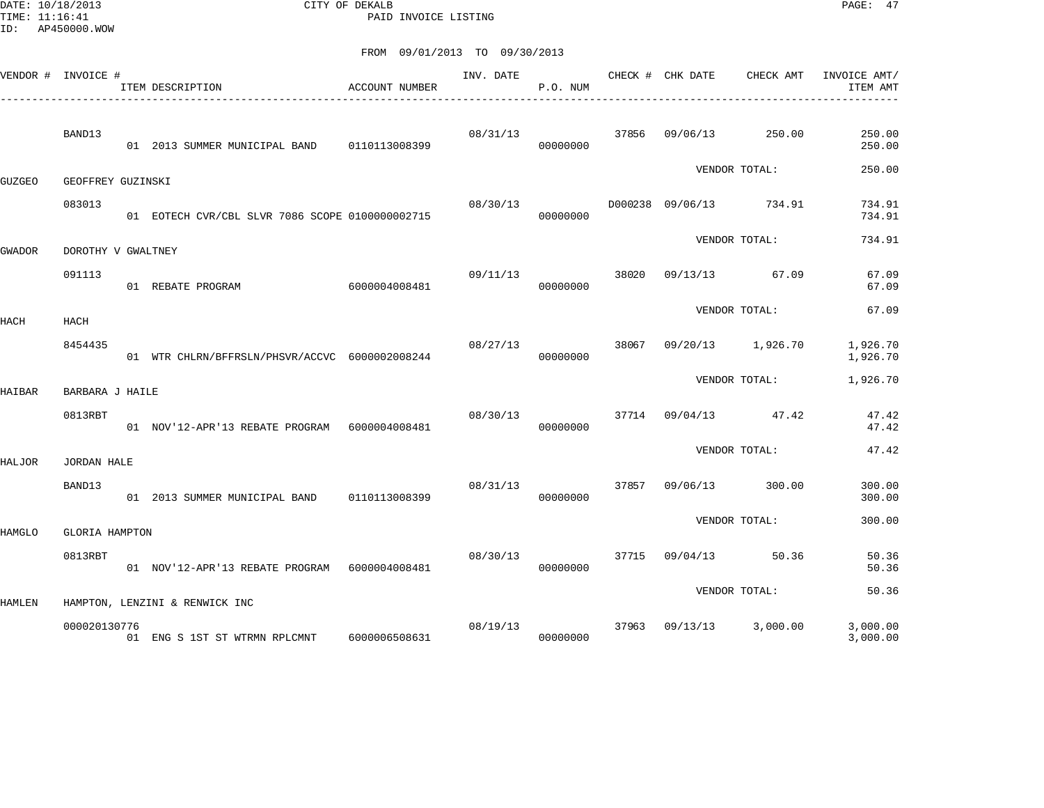CITY OF DEKALB
PAID INVOICE LISTING

FROM 09/01/2013 TO 09/30/2013

| VENDOR # | INVOICE # / ITEM DESCRIPTION | ACCOUNT NUMBER | INV. DATE | P.O. NUM | CHECK # | CHK DATE | CHECK AMT | INVOICE AMT/ ITEM AMT |
|---|---|---|---|---|---|---|---|---|
| | BAND13 | | 08/31/13 | | 37856 | 09/06/13 | 250.00 | 250.00 |
| | 01 2013 SUMMER MUNICIPAL BAND | 0110113008399 | | 00000000 | | | | 250.00 |
| | | | | | | VENDOR TOTAL: | | 250.00 |
| GUZGEO | GEOFFREY GUZINSKI | | | | | | | |
| | 083013 | | 08/30/13 | | D000238 | 09/06/13 | 734.91 | 734.91 |
| | 01 EOTECH CVR/CBL SLVR 7086 SCOPE | 0100000002715 | | 00000000 | | | | 734.91 |
| | | | | | | VENDOR TOTAL: | | 734.91 |
| GWADOR | DOROTHY V GWALTNEY | | | | | | | |
| | 091113 | | 09/11/13 | | 38020 | 09/13/13 | 67.09 | 67.09 |
| | 01 REBATE PROGRAM | 6000004008481 | | 00000000 | | | | 67.09 |
| | | | | | | VENDOR TOTAL: | | 67.09 |
| HACH | HACH | | | | | | | |
| | 8454435 | | 08/27/13 | | 38067 | 09/20/13 | 1,926.70 | 1,926.70 |
| | 01 WTR CHLRN/BFFRSLN/PHSVR/ACCVC | 6000002008244 | | 00000000 | | | | 1,926.70 |
| | | | | | | VENDOR TOTAL: | | 1,926.70 |
| HAIBAR | BARBARA J HAILE | | | | | | | |
| | 0813RBT | | 08/30/13 | | 37714 | 09/04/13 | 47.42 | 47.42 |
| | 01 NOV'12-APR'13 REBATE PROGRAM | 6000004008481 | | 00000000 | | | | 47.42 |
| | | | | | | VENDOR TOTAL: | | 47.42 |
| HALJOR | JORDAN HALE | | | | | | | |
| | BAND13 | | 08/31/13 | | 37857 | 09/06/13 | 300.00 | 300.00 |
| | 01 2013 SUMMER MUNICIPAL BAND | 0110113008399 | | 00000000 | | | | 300.00 |
| | | | | | | VENDOR TOTAL: | | 300.00 |
| HAMGLO | GLORIA HAMPTON | | | | | | | |
| | 0813RBT | | 08/30/13 | | 37715 | 09/04/13 | 50.36 | 50.36 |
| | 01 NOV'12-APR'13 REBATE PROGRAM | 6000004008481 | | 00000000 | | | | 50.36 |
| | | | | | | VENDOR TOTAL: | | 50.36 |
| HAMLEN | HAMPTON, LENZINI & RENWICK INC | | | | | | | |
| | 000020130776 | | 08/19/13 | | 37963 | 09/13/13 | 3,000.00 | 3,000.00 |
| | 01 ENG S 1ST ST WTRMN RPLCMNT | 6000006508631 | | 00000000 | | | | 3,000.00 |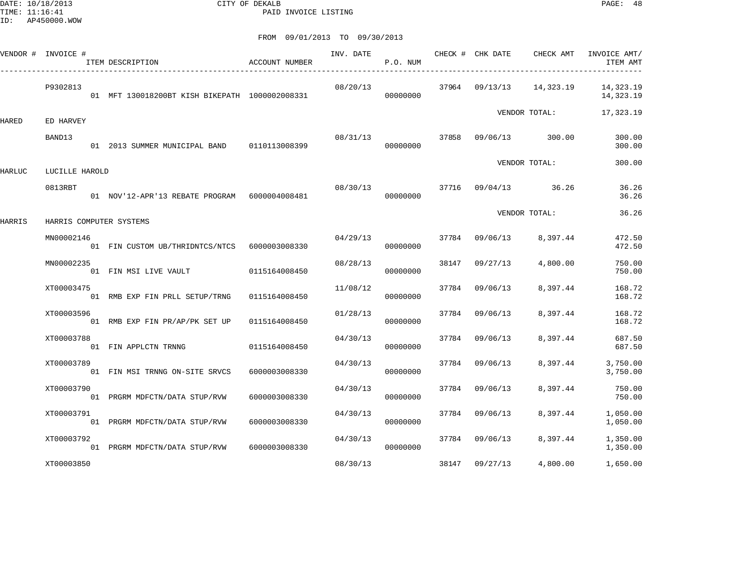CITY OF DEKALB
PAID INVOICE LISTING

DATE: 10/18/2013
TIME: 11:16:41
ID: AP450000.WOW

FROM 09/01/2013 TO 09/30/2013

| VENDOR # | INVOICE # | ITEM DESCRIPTION | ACCOUNT NUMBER | INV. DATE | P.O. NUM | CHECK # | CHK DATE | CHECK AMT | INVOICE AMT/ ITEM AMT |
|---|---|---|---|---|---|---|---|---|---|
| | P9302813 | | | 08/20/13 | | 37964 | 09/13/13 | 14,323.19 | 14,323.19 |
| | | 01 MFT 130018200BT KISH BIKEPATH | 1000002008331 | | 00000000 | | | | 14,323.19 |
| | | | | | | | VENDOR TOTAL: | | 17,323.19 |
| HARED | ED HARVEY | | | | | | | | |
| | BAND13 | | | 08/31/13 | | 37858 | 09/06/13 | 300.00 | 300.00 |
| | | 01 2013 SUMMER MUNICIPAL BAND | 0110113008399 | | 00000000 | | | | 300.00 |
| | | | | | | | VENDOR TOTAL: | | 300.00 |
| HARLUC | LUCILLE HAROLD | | | | | | | | |
| | 0813RBT | | | 08/30/13 | | 37716 | 09/04/13 | 36.26 | 36.26 |
| | | 01 NOV'12-APR'13 REBATE PROGRAM | 6000004008481 | | 00000000 | | | | 36.26 |
| | | | | | | | VENDOR TOTAL: | | 36.26 |
| HARRIS | HARRIS COMPUTER SYSTEMS | | | | | | | | |
| | MN00002146 | | | 04/29/13 | | 37784 | 09/06/13 | 8,397.44 | 472.50 |
| | | 01 FIN CUSTOM UB/THRIDNTCS/NTCS | 6000003008330 | | 00000000 | | | | 472.50 |
| | MN00002235 | | | 08/28/13 | | 38147 | 09/27/13 | 4,800.00 | 750.00 |
| | | 01 FIN MSI LIVE VAULT | 0115164008450 | | 00000000 | | | | 750.00 |
| | XT00003475 | | | 11/08/12 | | 37784 | 09/06/13 | 8,397.44 | 168.72 |
| | | 01 RMB EXP FIN PRLL SETUP/TRNG | 0115164008450 | | 00000000 | | | | 168.72 |
| | XT00003596 | | | 01/28/13 | | 37784 | 09/06/13 | 8,397.44 | 168.72 |
| | | 01 RMB EXP FIN PR/AP/PK SET UP | 0115164008450 | | 00000000 | | | | 168.72 |
| | XT00003788 | | | 04/30/13 | | 37784 | 09/06/13 | 8,397.44 | 687.50 |
| | | 01 FIN APPLCTN TRNNG | 0115164008450 | | 00000000 | | | | 687.50 |
| | XT00003789 | | | 04/30/13 | | 37784 | 09/06/13 | 8,397.44 | 3,750.00 |
| | | 01 FIN MSI TRNNG ON-SITE SRVCS | 6000003008330 | | 00000000 | | | | 3,750.00 |
| | XT00003790 | | | 04/30/13 | | 37784 | 09/06/13 | 8,397.44 | 750.00 |
| | | 01 PRGRM MDFCTN/DATA STUP/RVW | 6000003008330 | | 00000000 | | | | 750.00 |
| | XT00003791 | | | 04/30/13 | | 37784 | 09/06/13 | 8,397.44 | 1,050.00 |
| | | 01 PRGRM MDFCTN/DATA STUP/RVW | 6000003008330 | | 00000000 | | | | 1,050.00 |
| | XT00003792 | | | 04/30/13 | | 37784 | 09/06/13 | 8,397.44 | 1,350.00 |
| | | 01 PRGRM MDFCTN/DATA STUP/RVW | 6000003008330 | | 00000000 | | | | 1,350.00 |
| | XT00003850 | | | 08/30/13 | | 38147 | 09/27/13 | 4,800.00 | 1,650.00 |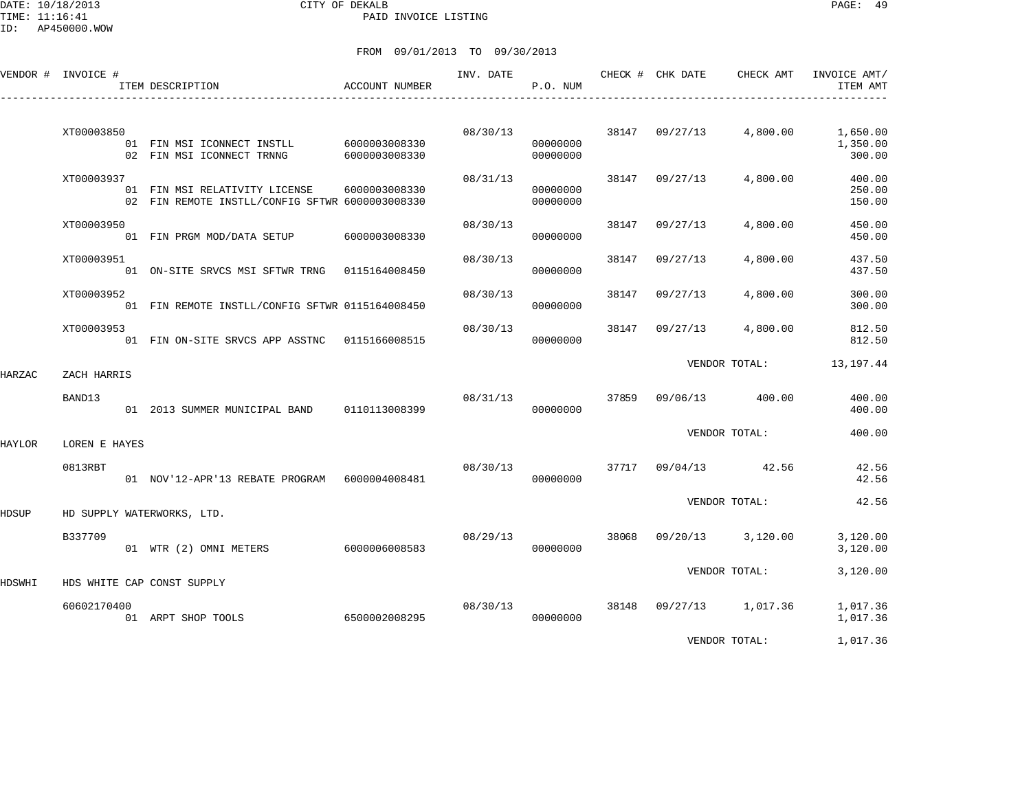DATE: 10/18/2013 CITY OF DEKALB
TIME: 11:16:41 PAID INVOICE LISTING
ID: AP450000.WOW

FROM 09/01/2013 TO 09/30/2013

| VENDOR # | INVOICE # | ITEM DESCRIPTION | ACCOUNT NUMBER | INV. DATE | P.O. NUM | CHECK # | CHK DATE | CHECK AMT | INVOICE AMT/ ITEM AMT |
|---|---|---|---|---|---|---|---|---|---|
| | XT00003850 | | | 08/30/13 | | 38147 | 09/27/13 | 4,800.00 | 1,650.00 |
| | | 01 FIN MSI ICONNECT INSTLL | 6000003008330 | | 00000000 | | | | 1,350.00 |
| | | 02 FIN MSI ICONNECT TRNNG | 6000003008330 | | 00000000 | | | | 300.00 |
| | XT00003937 | | | 08/31/13 | | 38147 | 09/27/13 | 4,800.00 | 400.00 |
| | | 01 FIN MSI RELATIVITY LICENSE | 6000003008330 | | 00000000 | | | | 250.00 |
| | | 02 FIN REMOTE INSTLL/CONFIG SFTWR | 6000003008330 | | 00000000 | | | | 150.00 |
| | XT00003950 | | | 08/30/13 | | 38147 | 09/27/13 | 4,800.00 | 450.00 |
| | | 01 FIN PRGM MOD/DATA SETUP | 6000003008330 | | 00000000 | | | | 450.00 |
| | XT00003951 | | | 08/30/13 | | 38147 | 09/27/13 | 4,800.00 | 437.50 |
| | | 01 ON-SITE SRVCS MSI SFTWR TRNG | 0115164008450 | | 00000000 | | | | 437.50 |
| | XT00003952 | | | 08/30/13 | | 38147 | 09/27/13 | 4,800.00 | 300.00 |
| | | 01 FIN REMOTE INSTLL/CONFIG SFTWR | 0115164008450 | | 00000000 | | | | 300.00 |
| | XT00003953 | | | 08/30/13 | | 38147 | 09/27/13 | 4,800.00 | 812.50 |
| | | 01 FIN ON-SITE SRVCS APP ASSTNC | 0115166008515 | | 00000000 | | | | 812.50 |
| | | | | | | | VENDOR TOTAL: | | 13,197.44 |
| HARZAC | ZACH HARRIS | | | | | | | | |
| | BAND13 | | | 08/31/13 | | 37859 | 09/06/13 | 400.00 | 400.00 |
| | | 01 2013 SUMMER MUNICIPAL BAND | 0110113008399 | | 00000000 | | | | 400.00 |
| | | | | | | | VENDOR TOTAL: | | 400.00 |
| HAYLOR | LOREN E HAYES | | | | | | | | |
| | 0813RBT | | | 08/30/13 | | 37717 | 09/04/13 | 42.56 | 42.56 |
| | | 01 NOV'12-APR'13 REBATE PROGRAM | 6000004008481 | | 00000000 | | | | 42.56 |
| | | | | | | | VENDOR TOTAL: | | 42.56 |
| HDSUP | HD SUPPLY WATERWORKS, LTD. | | | | | | | | |
| | B337709 | | | 08/29/13 | | 38068 | 09/20/13 | 3,120.00 | 3,120.00 |
| | | 01 WTR (2) OMNI METERS | 6000006008583 | | 00000000 | | | | 3,120.00 |
| | | | | | | | VENDOR TOTAL: | | 3,120.00 |
| HDSWHI | HDS WHITE CAP CONST SUPPLY | | | | | | | | |
| | 60602170400 | | | 08/30/13 | | 38148 | 09/27/13 | 1,017.36 | 1,017.36 |
| | | 01 ARPT SHOP TOOLS | 6500002008295 | | 00000000 | | | | 1,017.36 |
| | | | | | | | VENDOR TOTAL: | | 1,017.36 |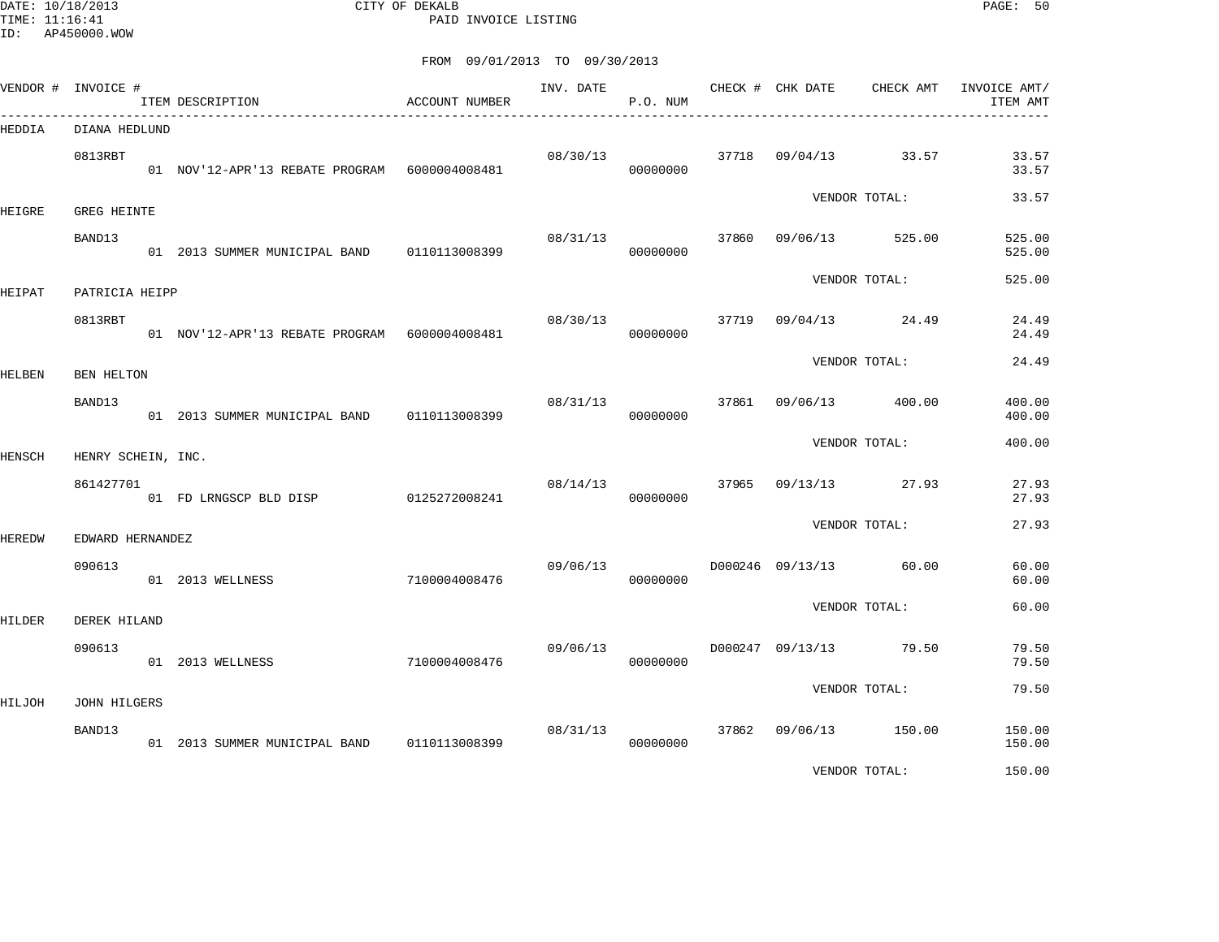CITY OF DEKALB
PAID INVOICE LISTING

FROM 09/01/2013 TO 09/30/2013

| VENDOR # | INVOICE # | ITEM DESCRIPTION | ACCOUNT NUMBER | INV. DATE | P.O. NUM | CHECK # | CHK DATE | CHECK AMT | INVOICE AMT/ ITEM AMT |
|---|---|---|---|---|---|---|---|---|---|
| HEDDIA | DIANA HEDLUND | | | | | | | | |
| | 0813RBT | | | 08/30/13 | | 37718 | 09/04/13 | 33.57 | 33.57 |
| | | 01 NOV'12-APR'13 REBATE PROGRAM | 6000004008481 | | 00000000 | | | | 33.57 |
| | | | | | | | VENDOR TOTAL: | | 33.57 |
| HEIGRE | GREG HEINTE | | | | | | | | |
| | BAND13 | | | 08/31/13 | | 37860 | 09/06/13 | 525.00 | 525.00 |
| | | 01 2013 SUMMER MUNICIPAL BAND | 0110113008399 | | 00000000 | | | | 525.00 |
| | | | | | | | VENDOR TOTAL: | | 525.00 |
| HEIPAT | PATRICIA HEIPP | | | | | | | | |
| | 0813RBT | | | 08/30/13 | | 37719 | 09/04/13 | 24.49 | 24.49 |
| | | 01 NOV'12-APR'13 REBATE PROGRAM | 6000004008481 | | 00000000 | | | | 24.49 |
| | | | | | | | VENDOR TOTAL: | | 24.49 |
| HELBEN | BEN HELTON | | | | | | | | |
| | BAND13 | | | 08/31/13 | | 37861 | 09/06/13 | 400.00 | 400.00 |
| | | 01 2013 SUMMER MUNICIPAL BAND | 0110113008399 | | 00000000 | | | | 400.00 |
| | | | | | | | VENDOR TOTAL: | | 400.00 |
| HENSCH | HENRY SCHEIN, INC. | | | | | | | | |
| | 861427701 | | | 08/14/13 | | 37965 | 09/13/13 | 27.93 | 27.93 |
| | | 01 FD LRNGSCP BLD DISP | 0125272008241 | | 00000000 | | | | 27.93 |
| | | | | | | | VENDOR TOTAL: | | 27.93 |
| HEREDW | EDWARD HERNANDEZ | | | | | | | | |
| | 090613 | | | 09/06/13 | | D000246 | 09/13/13 | 60.00 | 60.00 |
| | | 01 2013 WELLNESS | 7100004008476 | | 00000000 | | | | 60.00 |
| | | | | | | | VENDOR TOTAL: | | 60.00 |
| HILDER | DEREK HILAND | | | | | | | | |
| | 090613 | | | 09/06/13 | | D000247 | 09/13/13 | 79.50 | 79.50 |
| | | 01 2013 WELLNESS | 7100004008476 | | 00000000 | | | | 79.50 |
| | | | | | | | VENDOR TOTAL: | | 79.50 |
| HILJOH | JOHN HILGERS | | | | | | | | |
| | BAND13 | | | 08/31/13 | | 37862 | 09/06/13 | 150.00 | 150.00 |
| | | 01 2013 SUMMER MUNICIPAL BAND | 0110113008399 | | 00000000 | | | | 150.00 |
| | | | | | | | VENDOR TOTAL: | | 150.00 |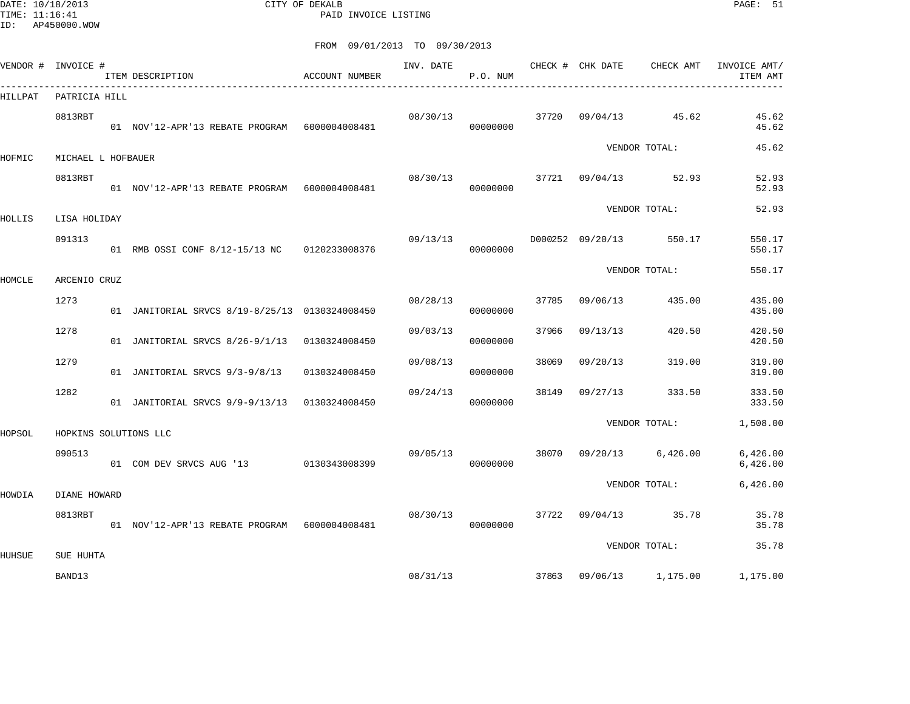CITY OF DEKALB
PAID INVOICE LISTING

DATE: 10/18/2013
TIME: 11:16:41
ID: AP450000.WOW

FROM 09/01/2013 TO 09/30/2013

| VENDOR # | INVOICE # | ITEM DESCRIPTION | ACCOUNT NUMBER | INV. DATE | P.O. NUM | CHECK # | CHK DATE | CHECK AMT | INVOICE AMT/ ITEM AMT |
|---|---|---|---|---|---|---|---|---|---|
| HILLPAT | PATRICIA HILL | | | | | | | | |
| | 0813RBT | | | 08/30/13 | | 37720 | 09/04/13 | 45.62 | 45.62 |
| | | 01 NOV'12-APR'13 REBATE PROGRAM | 6000004008481 | | 00000000 | | | | 45.62 |
| | | | | | | | VENDOR TOTAL: | | 45.62 |
| HOFMIC | MICHAEL L HOFBAUER | | | | | | | | |
| | 0813RBT | | | 08/30/13 | | 37721 | 09/04/13 | 52.93 | 52.93 |
| | | 01 NOV'12-APR'13 REBATE PROGRAM | 6000004008481 | | 00000000 | | | | 52.93 |
| | | | | | | | VENDOR TOTAL: | | 52.93 |
| HOLLIS | LISA HOLIDAY | | | | | | | | |
| | 091313 | | | 09/13/13 | | D000252 | 09/20/13 | 550.17 | 550.17 |
| | | 01 RMB OSSI CONF 8/12-15/13 NC | 0120233008376 | | 00000000 | | | | 550.17 |
| | | | | | | | VENDOR TOTAL: | | 550.17 |
| HOMCLE | ARCENIO CRUZ | | | | | | | | |
| | 1273 | | | 08/28/13 | | 37785 | 09/06/13 | 435.00 | 435.00 |
| | | 01 JANITORIAL SRVCS 8/19-8/25/13 | 0130324008450 | | 00000000 | | | | 435.00 |
| | 1278 | | | 09/03/13 | | 37966 | 09/13/13 | 420.50 | 420.50 |
| | | 01 JANITORIAL SRVCS 8/26-9/1/13 | 0130324008450 | | 00000000 | | | | 420.50 |
| | 1279 | | | 09/08/13 | | 38069 | 09/20/13 | 319.00 | 319.00 |
| | | 01 JANITORIAL SRVCS 9/3-9/8/13 | 0130324008450 | | 00000000 | | | | 319.00 |
| | 1282 | | | 09/24/13 | | 38149 | 09/27/13 | 333.50 | 333.50 |
| | | 01 JANITORIAL SRVCS 9/9-9/13/13 | 0130324008450 | | 00000000 | | | | 333.50 |
| | | | | | | | VENDOR TOTAL: | | 1,508.00 |
| HOPSOL | HOPKINS SOLUTIONS LLC | | | | | | | | |
| | 090513 | | | 09/05/13 | | 38070 | 09/20/13 | 6,426.00 | 6,426.00 |
| | | 01 COM DEV SRVCS AUG '13 | 0130343008399 | | 00000000 | | | | 6,426.00 |
| | | | | | | | VENDOR TOTAL: | | 6,426.00 |
| HOWDIA | DIANE HOWARD | | | | | | | | |
| | 0813RBT | | | 08/30/13 | | 37722 | 09/04/13 | 35.78 | 35.78 |
| | | 01 NOV'12-APR'13 REBATE PROGRAM | 6000004008481 | | 00000000 | | | | 35.78 |
| | | | | | | | VENDOR TOTAL: | | 35.78 |
| HUHSUE | SUE HUHTA | | | | | | | | |
| | BAND13 | | | 08/31/13 | | 37863 | 09/06/13 | 1,175.00 | 1,175.00 |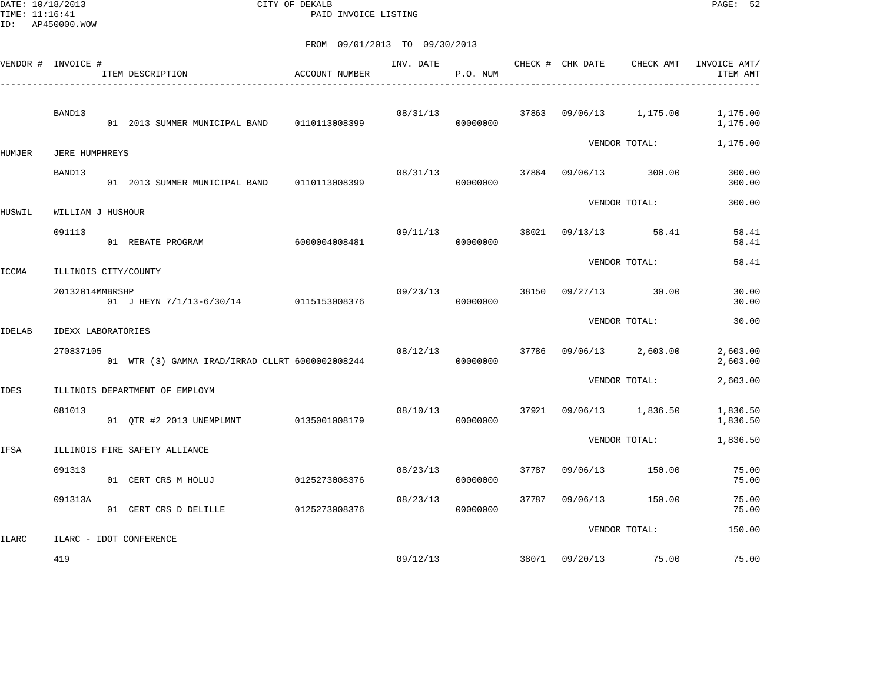CITY OF DEKALB
PAID INVOICE LISTING

DATE: 10/18/2013
TIME: 11:16:41
ID: AP450000.WOW

FROM 09/01/2013 TO 09/30/2013

| VENDOR # | INVOICE # / ITEM DESCRIPTION | ACCOUNT NUMBER | INV. DATE | P.O. NUM | CHECK # | CHK DATE | CHECK AMT | INVOICE AMT/ ITEM AMT |
|---|---|---|---|---|---|---|---|---|
| | BAND13 | | 08/31/13 | | 37863 | 09/06/13 | 1,175.00 | 1,175.00 |
| | 01 2013 SUMMER MUNICIPAL BAND | 0110113008399 | | 00000000 | | | | 1,175.00 |
| | | | | | | VENDOR TOTAL: | | 1,175.00 |
| HUMJER | JERE HUMPHREYS | | | | | | | |
| | BAND13 | | 08/31/13 | | 37864 | 09/06/13 | 300.00 | 300.00 |
| | 01 2013 SUMMER MUNICIPAL BAND | 0110113008399 | | 00000000 | | | | 300.00 |
| | | | | | | VENDOR TOTAL: | | 300.00 |
| HUSWIL | WILLIAM J HUSHOUR | | | | | | | |
| | 091113 | | 09/11/13 | | 38021 | 09/13/13 | 58.41 | 58.41 |
| | 01 REBATE PROGRAM | 6000004008481 | | 00000000 | | | | 58.41 |
| | | | | | | VENDOR TOTAL: | | 58.41 |
| ICCMA | ILLINOIS CITY/COUNTY | | | | | | | |
| | 20132014MMBRSHP | | 09/23/13 | | 38150 | 09/27/13 | 30.00 | 30.00 |
| | 01 J HEYN 7/1/13-6/30/14 | 0115153008376 | | 00000000 | | | | 30.00 |
| | | | | | | VENDOR TOTAL: | | 30.00 |
| IDELAB | IDEXX LABORATORIES | | | | | | | |
| | 270837105 | | 08/12/13 | | 37786 | 09/06/13 | 2,603.00 | 2,603.00 |
| | 01 WTR (3) GAMMA IRAD/IRRAD CLLRT | 6000002008244 | | 00000000 | | | | 2,603.00 |
| | | | | | | VENDOR TOTAL: | | 2,603.00 |
| IDES | ILLINOIS DEPARTMENT OF EMPLOYM | | | | | | | |
| | 081013 | | 08/10/13 | | 37921 | 09/06/13 | 1,836.50 | 1,836.50 |
| | 01 QTR #2 2013 UNEMPLMNT | 0135001008179 | | 00000000 | | | | 1,836.50 |
| | | | | | | VENDOR TOTAL: | | 1,836.50 |
| IFSA | ILLINOIS FIRE SAFETY ALLIANCE | | | | | | | |
| | 091313 | | 08/23/13 | | 37787 | 09/06/13 | 150.00 | 75.00 |
| | 01 CERT CRS M HOLUJ | 0125273008376 | | 00000000 | | | | 75.00 |
| | 091313A | | 08/23/13 | | 37787 | 09/06/13 | 150.00 | 75.00 |
| | 01 CERT CRS D DELILLE | 0125273008376 | | 00000000 | | | | 75.00 |
| | | | | | | VENDOR TOTAL: | | 150.00 |
| ILARC | ILARC - IDOT CONFERENCE | | | | | | | |
| | 419 | | 09/12/13 | | 38071 | 09/20/13 | 75.00 | 75.00 |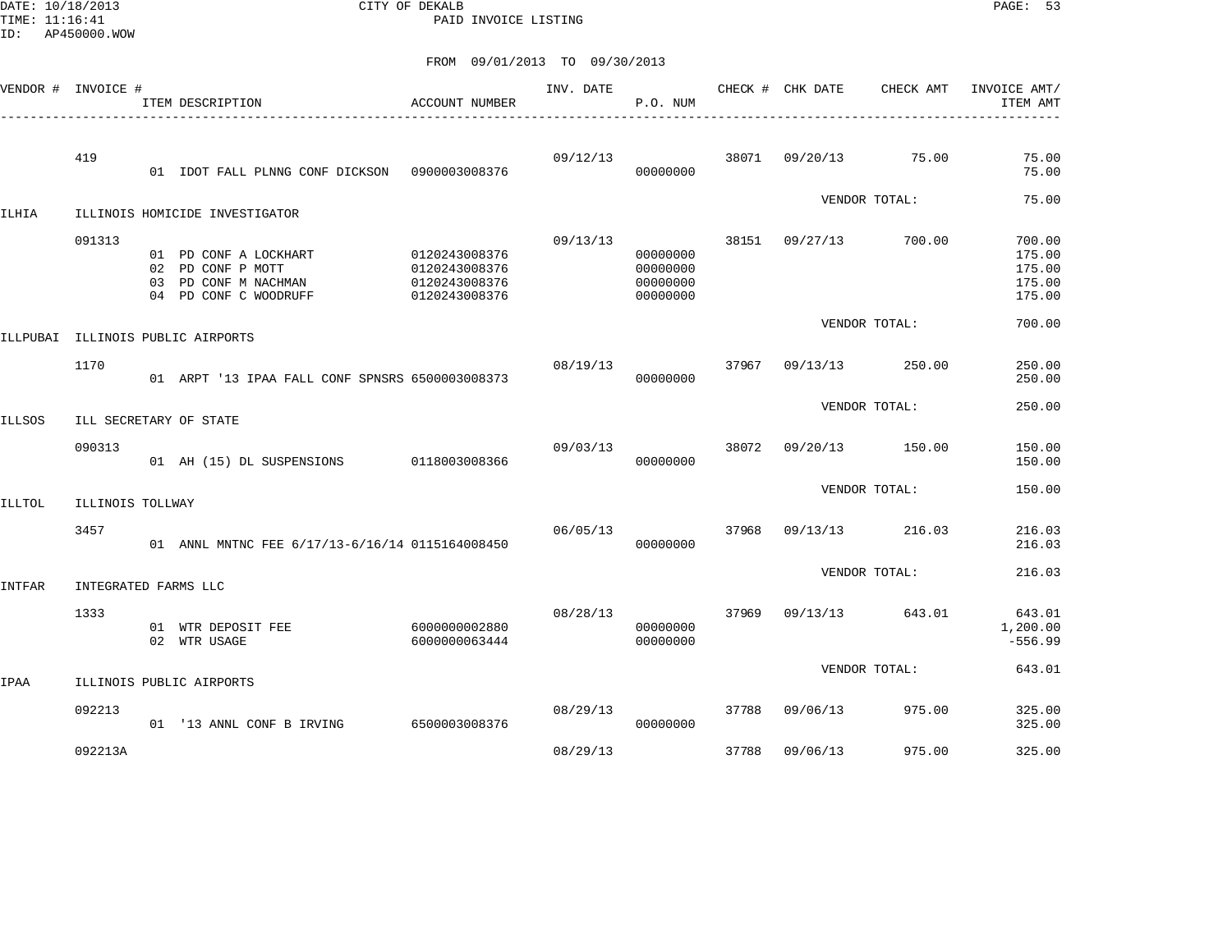CITY OF DEKALB
PAID INVOICE LISTING

FROM 09/01/2013 TO 09/30/2013

| VENDOR # | INVOICE # | ITEM DESCRIPTION | ACCOUNT NUMBER | INV. DATE | P.O. NUM | CHECK # | CHK DATE | CHECK AMT | INVOICE AMT/ ITEM AMT |
|---|---|---|---|---|---|---|---|---|---|
| | 419 | | | 09/12/13 | | 38071 | 09/20/13 | 75.00 | 75.00 |
| | | 01 IDOT FALL PLNNG CONF DICKSON | 0900003008376 | | 00000000 | | | | 75.00 |
| | | | | | | | VENDOR TOTAL: | | 75.00 |
| ILHIA | ILLINOIS HOMICIDE INVESTIGATOR | | | | | | | | |
| | 091313 | | | 09/13/13 | | 38151 | 09/27/13 | 700.00 | 700.00 |
| | | 01 PD CONF A LOCKHART | 0120243008376 | | 00000000 | | | | 175.00 |
| | | 02 PD CONF P MOTT | 0120243008376 | | 00000000 | | | | 175.00 |
| | | 03 PD CONF M NACHMAN | 0120243008376 | | 00000000 | | | | 175.00 |
| | | 04 PD CONF C WOODRUFF | 0120243008376 | | 00000000 | | | | 175.00 |
| | | | | | | | VENDOR TOTAL: | | 700.00 |
| ILLPUBAI | ILLINOIS PUBLIC AIRPORTS | | | | | | | | |
| | 1170 | | | 08/19/13 | | 37967 | 09/13/13 | 250.00 | 250.00 |
| | | 01 ARPT '13 IPAA FALL CONF SPNSRS | 6500003008373 | | 00000000 | | | | 250.00 |
| | | | | | | | VENDOR TOTAL: | | 250.00 |
| ILLSOS | ILL SECRETARY OF STATE | | | | | | | | |
| | 090313 | | | 09/03/13 | | 38072 | 09/20/13 | 150.00 | 150.00 |
| | | 01 AH (15) DL SUSPENSIONS | 0118003008366 | | 00000000 | | | | 150.00 |
| | | | | | | | VENDOR TOTAL: | | 150.00 |
| ILLTOL | ILLINOIS TOLLWAY | | | | | | | | |
| | 3457 | | | 06/05/13 | | 37968 | 09/13/13 | 216.03 | 216.03 |
| | | 01 ANNL MNTNC FEE 6/17/13-6/16/14 | 0115164008450 | | 00000000 | | | | 216.03 |
| | | | | | | | VENDOR TOTAL: | | 216.03 |
| INTFAR | INTEGRATED FARMS LLC | | | | | | | | |
| | 1333 | | | 08/28/13 | | 37969 | 09/13/13 | 643.01 | 643.01 |
| | | 01 WTR DEPOSIT FEE | 6000000002880 | | 00000000 | | | | 1,200.00 |
| | | 02 WTR USAGE | 6000000063444 | | 00000000 | | | | -556.99 |
| | | | | | | | VENDOR TOTAL: | | 643.01 |
| IPAA | ILLINOIS PUBLIC AIRPORTS | | | | | | | | |
| | 092213 | | | 08/29/13 | | 37788 | 09/06/13 | 975.00 | 325.00 |
| | | 01 '13 ANNL CONF B IRVING | 6500003008376 | | 00000000 | | | | 325.00 |
| | 092213A | | | 08/29/13 | | 37788 | 09/06/13 | 975.00 | 325.00 |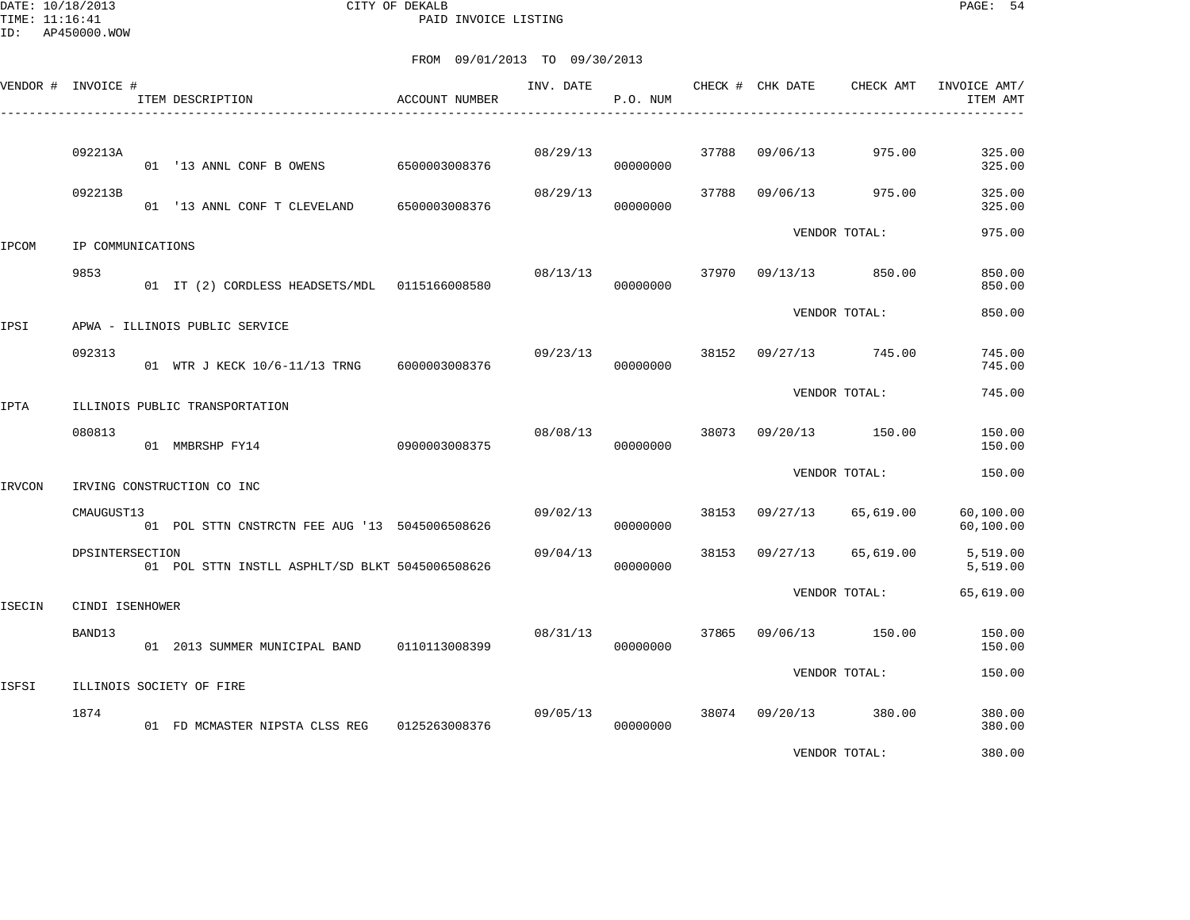CITY OF DEKALB
PAID INVOICE LISTING

FROM 09/01/2013 TO 09/30/2013

| VENDOR # | INVOICE # / ITEM DESCRIPTION | ACCOUNT NUMBER | INV. DATE | P.O. NUM | CHECK # | CHK DATE | CHECK AMT | INVOICE AMT/ ITEM AMT |
|---|---|---|---|---|---|---|---|---|
| | 092213A | | 08/29/13 | | 37788 | 09/06/13 | 975.00 | 325.00 |
| | 01 '13 ANNL CONF B OWENS | 6500003008376 | | 00000000 | | | | 325.00 |
| | 092213B | | 08/29/13 | | 37788 | 09/06/13 | 975.00 | 325.00 |
| | 01 '13 ANNL CONF T CLEVELAND | 6500003008376 | | 00000000 | | | | 325.00 |
| | | | | | | VENDOR TOTAL: | | 975.00 |
| IPCOM | IP COMMUNICATIONS | | | | | | | |
| | 9853 | | 08/13/13 | | 37970 | 09/13/13 | 850.00 | 850.00 |
| | 01 IT (2) CORDLESS HEADSETS/MDL | 0115166008580 | | 00000000 | | | | 850.00 |
| | | | | | | VENDOR TOTAL: | | 850.00 |
| IPSI | APWA - ILLINOIS PUBLIC SERVICE | | | | | | | |
| | 092313 | | 09/23/13 | | 38152 | 09/27/13 | 745.00 | 745.00 |
| | 01 WTR J KECK 10/6-11/13 TRNG | 6000003008376 | | 00000000 | | | | 745.00 |
| | | | | | | VENDOR TOTAL: | | 745.00 |
| IPTA | ILLINOIS PUBLIC TRANSPORTATION | | | | | | | |
| | 080813 | | 08/08/13 | | 38073 | 09/20/13 | 150.00 | 150.00 |
| | 01 MMBRSHP FY14 | 0900003008375 | | 00000000 | | | | 150.00 |
| | | | | | | VENDOR TOTAL: | | 150.00 |
| IRVCON | IRVING CONSTRUCTION CO INC | | | | | | | |
| | CMAUGUST13 | | 09/02/13 | | 38153 | 09/27/13 | 65,619.00 | 60,100.00 |
| | 01 POL STTN CNSTRCTN FEE AUG '13 | 5045006508626 | | 00000000 | | | | 60,100.00 |
| | DPSINTERSECTION | | 09/04/13 | | 38153 | 09/27/13 | 65,619.00 | 5,519.00 |
| | 01 POL STTN INSTLL ASPHLT/SD BLKT | 5045006508626 | | 00000000 | | | | 5,519.00 |
| | | | | | | VENDOR TOTAL: | | 65,619.00 |
| ISECIN | CINDI ISENHOWER | | | | | | | |
| | BAND13 | | 08/31/13 | | 37865 | 09/06/13 | 150.00 | 150.00 |
| | 01 2013 SUMMER MUNICIPAL BAND | 0110113008399 | | 00000000 | | | | 150.00 |
| | | | | | | VENDOR TOTAL: | | 150.00 |
| ISFSI | ILLINOIS SOCIETY OF FIRE | | | | | | | |
| | 1874 | | 09/05/13 | | 38074 | 09/20/13 | 380.00 | 380.00 |
| | 01 FD MCMASTER NIPSTA CLSS REG | 0125263008376 | | 00000000 | | | | 380.00 |
| | | | | | | VENDOR TOTAL: | | 380.00 |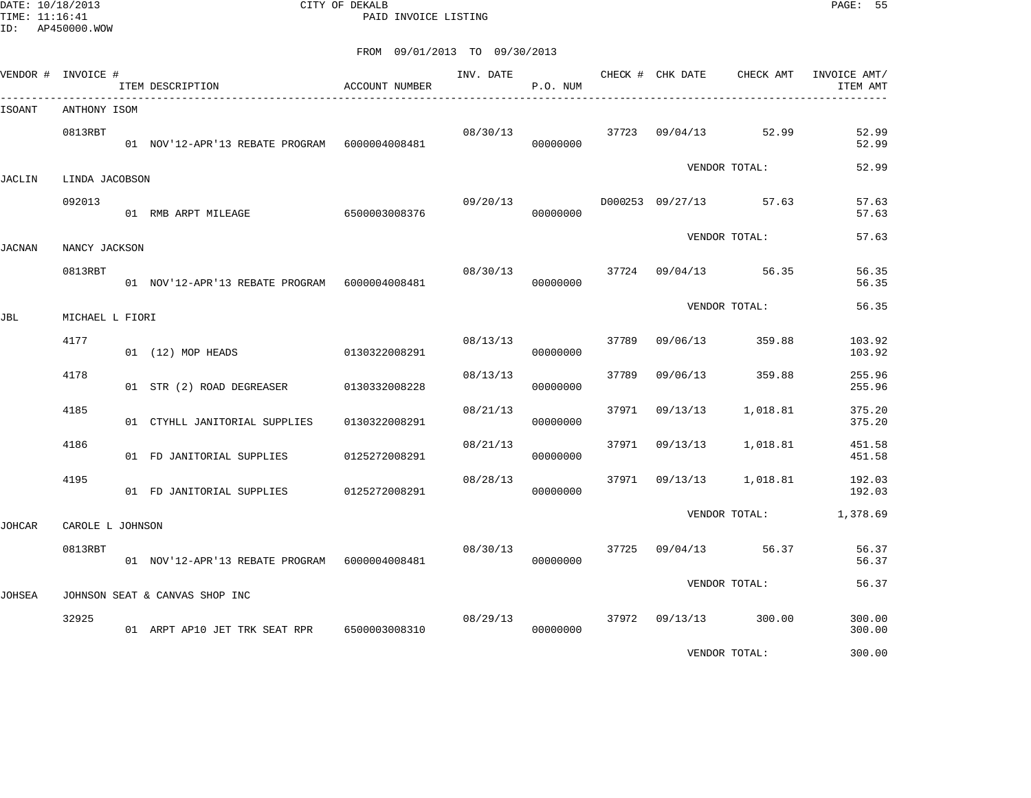CITY OF DEKALB
PAID INVOICE LISTING

DATE: 10/18/2013
TIME: 11:16:41
ID: AP450000.WOW

FROM 09/01/2013 TO 09/30/2013

| VENDOR # | INVOICE # | ITEM DESCRIPTION | ACCOUNT NUMBER | INV. DATE | P.O. NUM | CHECK # | CHK DATE | CHECK AMT | INVOICE AMT/ ITEM AMT |
|---|---|---|---|---|---|---|---|---|---|
| ISOANT | ANTHONY ISOM | | | | | | | | |
| | 0813RBT | | | 08/30/13 | | 37723 | 09/04/13 | 52.99 | 52.99 |
| | | 01 NOV'12-APR'13 REBATE PROGRAM | 6000004008481 | | 00000000 | | | | 52.99 |
| | | | | | | | VENDOR TOTAL: | | 52.99 |
| JACLIN | LINDA JACOBSON | | | | | | | | |
| | 092013 | | | 09/20/13 | | D000253 | 09/27/13 | 57.63 | 57.63 |
| | | 01 RMB ARPT MILEAGE | 6500003008376 | | 00000000 | | | | 57.63 |
| | | | | | | | VENDOR TOTAL: | | 57.63 |
| JACNAN | NANCY JACKSON | | | | | | | | |
| | 0813RBT | | | 08/30/13 | | 37724 | 09/04/13 | 56.35 | 56.35 |
| | | 01 NOV'12-APR'13 REBATE PROGRAM | 6000004008481 | | 00000000 | | | | 56.35 |
| | | | | | | | VENDOR TOTAL: | | 56.35 |
| JBL | MICHAEL L FIORI | | | | | | | | |
| | 4177 | | | 08/13/13 | | 37789 | 09/06/13 | 359.88 | 103.92 |
| | | 01 (12) MOP HEADS | 0130322008291 | | 00000000 | | | | 103.92 |
| | 4178 | | | 08/13/13 | | 37789 | 09/06/13 | 359.88 | 255.96 |
| | | 01 STR (2) ROAD DEGREASER | 0130332008228 | | 00000000 | | | | 255.96 |
| | 4185 | | | 08/21/13 | | 37971 | 09/13/13 | 1,018.81 | 375.20 |
| | | 01 CTYHLL JANITORIAL SUPPLIES | 0130322008291 | | 00000000 | | | | 375.20 |
| | 4186 | | | 08/21/13 | | 37971 | 09/13/13 | 1,018.81 | 451.58 |
| | | 01 FD JANITORIAL SUPPLIES | 0125272008291 | | 00000000 | | | | 451.58 |
| | 4195 | | | 08/28/13 | | 37971 | 09/13/13 | 1,018.81 | 192.03 |
| | | 01 FD JANITORIAL SUPPLIES | 0125272008291 | | 00000000 | | | | 192.03 |
| | | | | | | | VENDOR TOTAL: | | 1,378.69 |
| JOHCAR | CAROLE L JOHNSON | | | | | | | | |
| | 0813RBT | | | 08/30/13 | | 37725 | 09/04/13 | 56.37 | 56.37 |
| | | 01 NOV'12-APR'13 REBATE PROGRAM | 6000004008481 | | 00000000 | | | | 56.37 |
| | | | | | | | VENDOR TOTAL: | | 56.37 |
| JOHSEA | JOHNSON SEAT & CANVAS SHOP INC | | | | | | | | |
| | 32925 | | | 08/29/13 | | 37972 | 09/13/13 | 300.00 | 300.00 |
| | | 01 ARPT AP10 JET TRK SEAT RPR | 6500003008310 | | 00000000 | | | | 300.00 |
| | | | | | | | VENDOR TOTAL: | | 300.00 |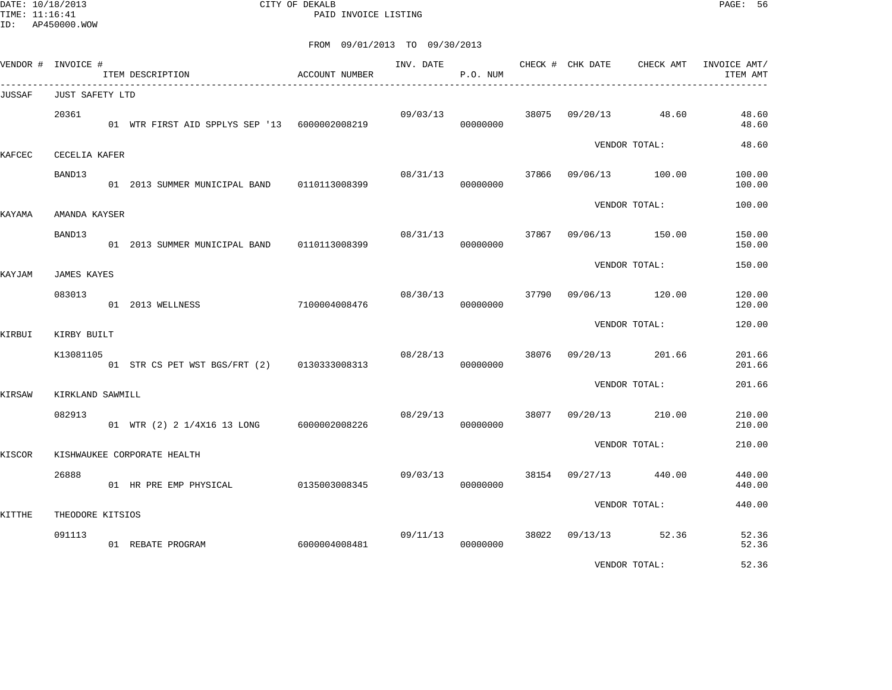DATE: 10/18/2013 CITY OF DEKALB
TIME: 11:16:41 PAID INVOICE LISTING
ID: AP450000.WOW

FROM 09/01/2013 TO 09/30/2013

| VENDOR # | INVOICE # | ITEM DESCRIPTION | ACCOUNT NUMBER | INV. DATE | P.O. NUM | CHECK # | CHK DATE | CHECK AMT | INVOICE AMT/ ITEM AMT |
|---|---|---|---|---|---|---|---|---|---|
| JUSSAF | JUST SAFETY LTD | | | | | | | | |
| | 20361 | | | 09/03/13 | | 38075 | 09/20/13 | 48.60 | 48.60 |
| | | 01 WTR FIRST AID SPPLYS SEP '13 | 6000002008219 | | 00000000 | | | | 48.60 |
| | | | | | | | VENDOR TOTAL: | | 48.60 |
| KAFCEC | CECELIA KAFER | | | | | | | | |
| | BAND13 | | | 08/31/13 | | 37866 | 09/06/13 | 100.00 | 100.00 |
| | | 01 2013 SUMMER MUNICIPAL BAND | 0110113008399 | | 00000000 | | | | 100.00 |
| | | | | | | | VENDOR TOTAL: | | 100.00 |
| KAYAMA | AMANDA KAYSER | | | | | | | | |
| | BAND13 | | | 08/31/13 | | 37867 | 09/06/13 | 150.00 | 150.00 |
| | | 01 2013 SUMMER MUNICIPAL BAND | 0110113008399 | | 00000000 | | | | 150.00 |
| | | | | | | | VENDOR TOTAL: | | 150.00 |
| KAYJAM | JAMES KAYES | | | | | | | | |
| | 083013 | | | 08/30/13 | | 37790 | 09/06/13 | 120.00 | 120.00 |
| | | 01 2013 WELLNESS | 7100004008476 | | 00000000 | | | | 120.00 |
| | | | | | | | VENDOR TOTAL: | | 120.00 |
| KIRBUI | KIRBY BUILT | | | | | | | | |
| | K13081105 | | | 08/28/13 | | 38076 | 09/20/13 | 201.66 | 201.66 |
| | | 01 STR CS PET WST BGS/FRT (2) | 0130333008313 | | 00000000 | | | | 201.66 |
| | | | | | | | VENDOR TOTAL: | | 201.66 |
| KIRSAW | KIRKLAND SAWMILL | | | | | | | | |
| | 082913 | | | 08/29/13 | | 38077 | 09/20/13 | 210.00 | 210.00 |
| | | 01 WTR (2) 2 1/4X16 13 LONG | 6000002008226 | | 00000000 | | | | 210.00 |
| | | | | | | | VENDOR TOTAL: | | 210.00 |
| KISCOR | KISHWAUKEE CORPORATE HEALTH | | | | | | | | |
| | 26888 | | | 09/03/13 | | 38154 | 09/27/13 | 440.00 | 440.00 |
| | | 01 HR PRE EMP PHYSICAL | 0135003008345 | | 00000000 | | | | 440.00 |
| | | | | | | | VENDOR TOTAL: | | 440.00 |
| KITTHE | THEODORE KITSIOS | | | | | | | | |
| | 091113 | | | 09/11/13 | | 38022 | 09/13/13 | 52.36 | 52.36 |
| | | 01 REBATE PROGRAM | 6000004008481 | | 00000000 | | | | 52.36 |
| | | | | | | | VENDOR TOTAL: | | 52.36 |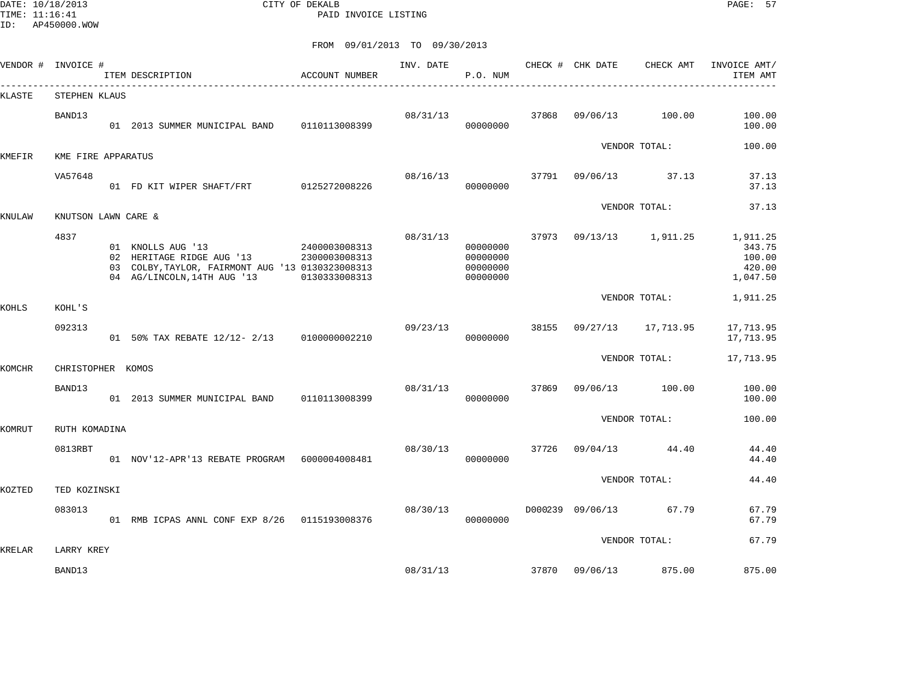DATE: 10/18/2013 CITY OF DEKALB PAGE: 57
TIME: 11:16:41 PAID INVOICE LISTING
ID: AP450000.WOW

FROM 09/01/2013 TO 09/30/2013

| VENDOR # | INVOICE # | ITEM DESCRIPTION | ACCOUNT NUMBER | INV. DATE | P.O. NUM | CHECK # | CHK DATE | CHECK AMT | INVOICE AMT/ ITEM AMT |
|---|---|---|---|---|---|---|---|---|---|
| KLASTE | STEPHEN KLAUS | | | | | | | | |
| | BAND13 | | | 08/31/13 | | 37868 | 09/06/13 | 100.00 | 100.00 |
| | | 01 2013 SUMMER MUNICIPAL BAND | 0110113008399 | | 00000000 | | | | 100.00 |
| | | | | | | | | VENDOR TOTAL: | 100.00 |
| KMEFIR | KME FIRE APPARATUS | | | | | | | | |
| | VA57648 | | | 08/16/13 | | 37791 | 09/06/13 | 37.13 | 37.13 |
| | | 01 FD KIT WIPER SHAFT/FRT | 0125272008226 | | 00000000 | | | | 37.13 |
| | | | | | | | | VENDOR TOTAL: | 37.13 |
| KNULAW | KNUTSON LAWN CARE & | | | | | | | | |
| | 4837 | | | 08/31/13 | | 37973 | 09/13/13 | 1,911.25 | 1,911.25 |
| | | 01 KNOLLS AUG '13 | 2400003008313 | | 00000000 | | | | 343.75 |
| | | 02 HERITAGE RIDGE AUG '13 | 2300003008313 | | 00000000 | | | | 100.00 |
| | | 03 COLBY,TAYLOR, FAIRMONT AUG '13 | 0130323008313 | | 00000000 | | | | 420.00 |
| | | 04 AG/LINCOLN,14TH AUG '13 | 0130333008313 | | 00000000 | | | | 1,047.50 |
| | | | | | | | | VENDOR TOTAL: | 1,911.25 |
| KOHLS | KOHL'S | | | | | | | | |
| | 092313 | | | 09/23/13 | | 38155 | 09/27/13 | 17,713.95 | 17,713.95 |
| | | 01 50% TAX REBATE 12/12- 2/13 | 0100000002210 | | 00000000 | | | | 17,713.95 |
| | | | | | | | | VENDOR TOTAL: | 17,713.95 |
| KOMCHR | CHRISTOPHER KOMOS | | | | | | | | |
| | BAND13 | | | 08/31/13 | | 37869 | 09/06/13 | 100.00 | 100.00 |
| | | 01 2013 SUMMER MUNICIPAL BAND | 0110113008399 | | 00000000 | | | | 100.00 |
| | | | | | | | | VENDOR TOTAL: | 100.00 |
| KOMRUT | RUTH KOMADINA | | | | | | | | |
| | 0813RBT | | | 08/30/13 | | 37726 | 09/04/13 | 44.40 | 44.40 |
| | | 01 NOV'12-APR'13 REBATE PROGRAM | 6000004008481 | | 00000000 | | | | 44.40 |
| | | | | | | | | VENDOR TOTAL: | 44.40 |
| KOZTED | TED KOZINSKI | | | | | | | | |
| | 083013 | | | 08/30/13 | | D000239 | 09/06/13 | 67.79 | 67.79 |
| | | 01 RMB ICPAS ANNL CONF EXP 8/26 | 0115193008376 | | 00000000 | | | | 67.79 |
| | | | | | | | | VENDOR TOTAL: | 67.79 |
| KRELAR | LARRY KREY | | | | | | | | |
| | BAND13 | | | 08/31/13 | | 37870 | 09/06/13 | 875.00 | 875.00 |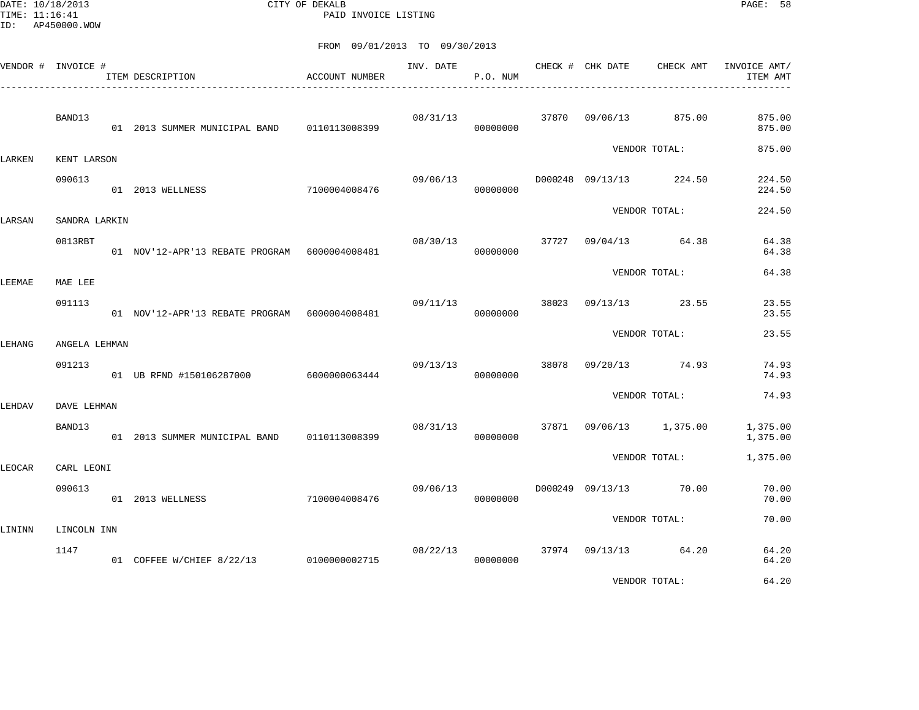DATE: 10/18/2013
TIME: 11:16:41
ID: AP450000.WOW

# CITY OF DEKALB

## PAID INVOICE LISTING

FROM 09/01/2013 TO 09/30/2013

| VENDOR # | INVOICE # | ITEM DESCRIPTION | ACCOUNT NUMBER | INV. DATE | P.O. NUM | CHECK # | CHK DATE | CHECK AMT | INVOICE AMT/ ITEM AMT |
|---|---|---|---|---|---|---|---|---|---|
| | BAND13 | | | 08/31/13 | | 37870 | 09/06/13 | 875.00 | 875.00 |
| | | 01 2013 SUMMER MUNICIPAL BAND | 0110113008399 | | 00000000 | | | | 875.00 |
| | | | | | | | VENDOR TOTAL: | | 875.00 |
| LARKEN | KENT LARSON | | | | | | | | |
| | 090613 | | | 09/06/13 | | D000248 | 09/13/13 | 224.50 | 224.50 |
| | | 01 2013 WELLNESS | 7100004008476 | | 00000000 | | | | 224.50 |
| | | | | | | | VENDOR TOTAL: | | 224.50 |
| LARSAN | SANDRA LARKIN | | | | | | | | |
| | 0813RBT | | | 08/30/13 | | 37727 | 09/04/13 | 64.38 | 64.38 |
| | | 01 NOV'12-APR'13 REBATE PROGRAM | 6000004008481 | | 00000000 | | | | 64.38 |
| | | | | | | | VENDOR TOTAL: | | 64.38 |
| LEEMAE | MAE LEE | | | | | | | | |
| | 091113 | | | 09/11/13 | | 38023 | 09/13/13 | 23.55 | 23.55 |
| | | 01 NOV'12-APR'13 REBATE PROGRAM | 6000004008481 | | 00000000 | | | | 23.55 |
| | | | | | | | VENDOR TOTAL: | | 23.55 |
| LEHANG | ANGELA LEHMAN | | | | | | | | |
| | 091213 | | | 09/13/13 | | 38078 | 09/20/13 | 74.93 | 74.93 |
| | | 01 UB RFND #150106287000 | 6000000063444 | | 00000000 | | | | 74.93 |
| | | | | | | | VENDOR TOTAL: | | 74.93 |
| LEHDAV | DAVE LEHMAN | | | | | | | | |
| | BAND13 | | | 08/31/13 | | 37871 | 09/06/13 | 1,375.00 | 1,375.00 |
| | | 01 2013 SUMMER MUNICIPAL BAND | 0110113008399 | | 00000000 | | | | 1,375.00 |
| | | | | | | | VENDOR TOTAL: | | 1,375.00 |
| LEOCAR | CARL LEONI | | | | | | | | |
| | 090613 | | | 09/06/13 | | D000249 | 09/13/13 | 70.00 | 70.00 |
| | | 01 2013 WELLNESS | 7100004008476 | | 00000000 | | | | 70.00 |
| | | | | | | | VENDOR TOTAL: | | 70.00 |
| LININN | LINCOLN INN | | | | | | | | |
| | 1147 | | | 08/22/13 | | 37974 | 09/13/13 | 64.20 | 64.20 |
| | | 01 COFFEE W/CHIEF 8/22/13 | 0100000002715 | | 00000000 | | | | 64.20 |
| | | | | | | | VENDOR TOTAL: | | 64.20 |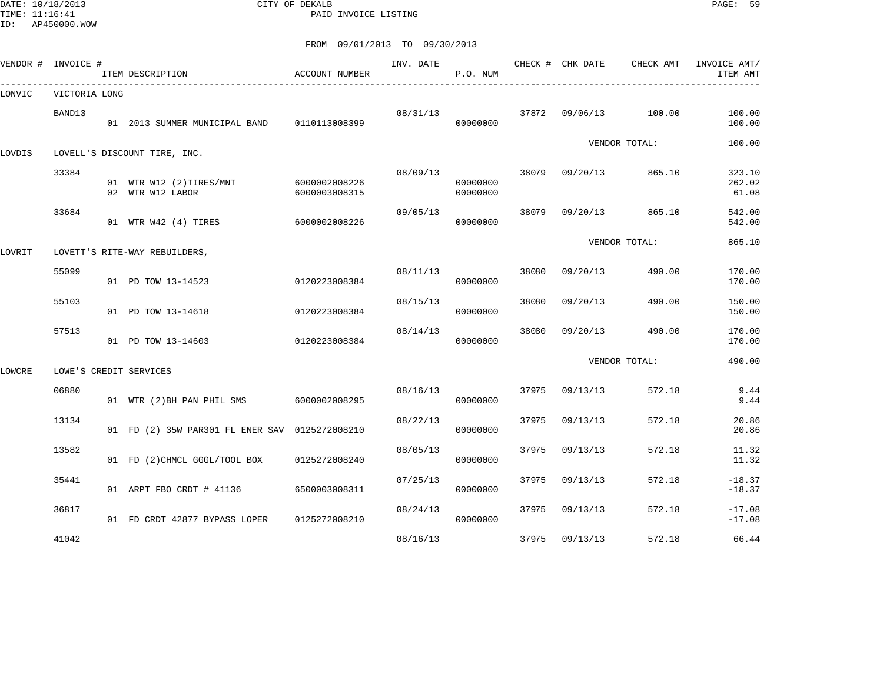CITY OF DEKALB
PAID INVOICE LISTING

FROM 09/01/2013 TO 09/30/2013

| VENDOR # | INVOICE # | ITEM DESCRIPTION | ACCOUNT NUMBER | INV. DATE | P.O. NUM | CHECK # | CHK DATE | CHECK AMT | INVOICE AMT/ ITEM AMT |
|---|---|---|---|---|---|---|---|---|---|
| LONVIC | VICTORIA LONG | | | | | | | | |
| | BAND13 | | | 08/31/13 | | 37872 | 09/06/13 | 100.00 | 100.00 |
| | | 01 2013 SUMMER MUNICIPAL BAND | 0110113008399 | | 00000000 | | | | 100.00 |
| | | | | | | | VENDOR TOTAL: | | 100.00 |
| LOVDIS | LOVELL'S DISCOUNT TIRE, INC. | | | | | | | | |
| | 33384 | | | 08/09/13 | | 38079 | 09/20/13 | 865.10 | 323.10 |
| | | 01 WTR W12 (2)TIRES/MNT | 6000002008226 | | 00000000 | | | | 262.02 |
| | | 02 WTR W12 LABOR | 6000003008315 | | 00000000 | | | | 61.08 |
| | 33684 | | | 09/05/13 | | 38079 | 09/20/13 | 865.10 | 542.00 |
| | | 01 WTR W42 (4) TIRES | 6000002008226 | | 00000000 | | | | 542.00 |
| | | | | | | | VENDOR TOTAL: | | 865.10 |
| LOVRIT | LOVETT'S RITE-WAY REBUILDERS, | | | | | | | | |
| | 55099 | | | 08/11/13 | | 38080 | 09/20/13 | 490.00 | 170.00 |
| | | 01 PD TOW 13-14523 | 0120223008384 | | 00000000 | | | | 170.00 |
| | 55103 | | | 08/15/13 | | 38080 | 09/20/13 | 490.00 | 150.00 |
| | | 01 PD TOW 13-14618 | 0120223008384 | | 00000000 | | | | 150.00 |
| | 57513 | | | 08/14/13 | | 38080 | 09/20/13 | 490.00 | 170.00 |
| | | 01 PD TOW 13-14603 | 0120223008384 | | 00000000 | | | | 170.00 |
| | | | | | | | VENDOR TOTAL: | | 490.00 |
| LOWCRE | LOWE'S CREDIT SERVICES | | | | | | | | |
| | 06880 | | | 08/16/13 | | 37975 | 09/13/13 | 572.18 | 9.44 |
| | | 01 WTR (2)BH PAN PHIL SMS | 6000002008295 | | 00000000 | | | | 9.44 |
| | 13134 | | | 08/22/13 | | 37975 | 09/13/13 | 572.18 | 20.86 |
| | | 01 FD (2) 35W PAR301 FL ENER SAV | 0125272008210 | | 00000000 | | | | 20.86 |
| | 13582 | | | 08/05/13 | | 37975 | 09/13/13 | 572.18 | 11.32 |
| | | 01 FD (2)CHMCL GGGL/TOOL BOX | 0125272008240 | | 00000000 | | | | 11.32 |
| | 35441 | | | 07/25/13 | | 37975 | 09/13/13 | 572.18 | -18.37 |
| | | 01 ARPT FBO CRDT # 41136 | 6500003008311 | | 00000000 | | | | -18.37 |
| | 36817 | | | 08/24/13 | | 37975 | 09/13/13 | 572.18 | -17.08 |
| | | 01 FD CRDT 42877 BYPASS LOPER | 0125272008210 | | 00000000 | | | | -17.08 |
| | 41042 | | | 08/16/13 | | 37975 | 09/13/13 | 572.18 | 66.44 |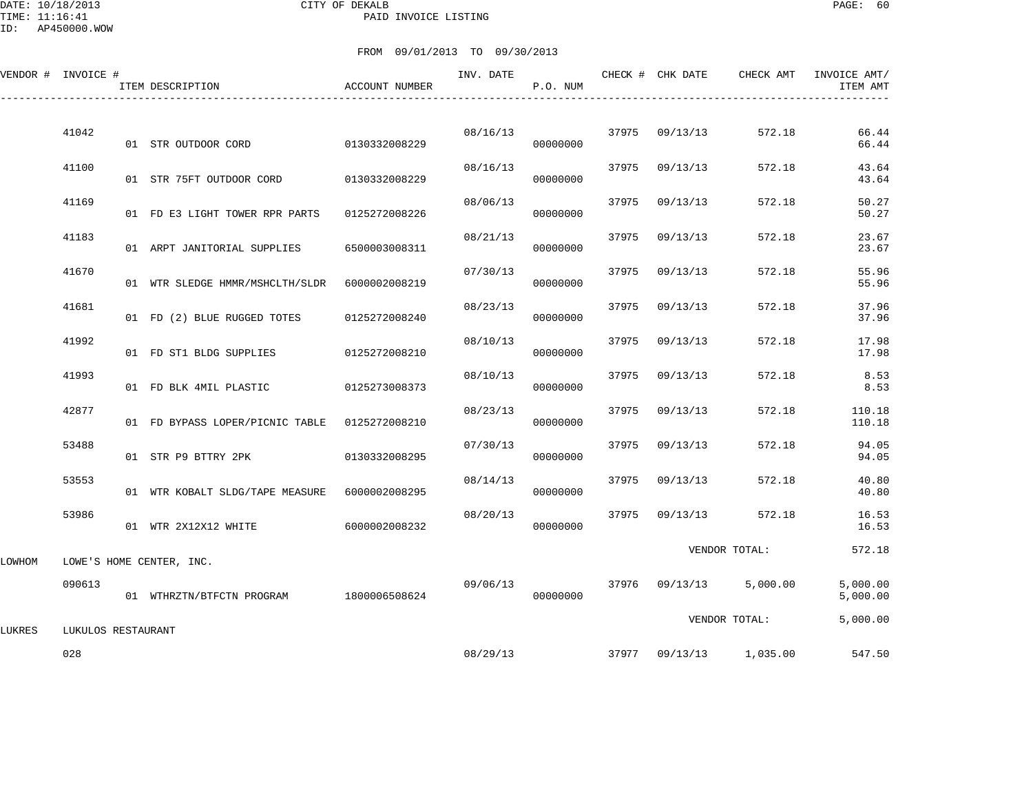CITY OF DEKALB

PAID INVOICE LISTING

FROM 09/01/2013 TO 09/30/2013

| VENDOR # | INVOICE # | ITEM DESCRIPTION | ACCOUNT NUMBER | INV. DATE | P.O. NUM | CHECK # | CHK DATE | CHECK AMT | INVOICE AMT/ ITEM AMT |
|---|---|---|---|---|---|---|---|---|---|
| | 41042 | | | 08/16/13 | | 37975 | 09/13/13 | 572.18 | 66.44 |
| | | 01 STR OUTDOOR CORD | 0130332008229 | | 00000000 | | | | 66.44 |
| | 41100 | | | 08/16/13 | | 37975 | 09/13/13 | 572.18 | 43.64 |
| | | 01 STR 75FT OUTDOOR CORD | 0130332008229 | | 00000000 | | | | 43.64 |
| | 41169 | | | 08/06/13 | | 37975 | 09/13/13 | 572.18 | 50.27 |
| | | 01 FD E3 LIGHT TOWER RPR PARTS | 0125272008226 | | 00000000 | | | | 50.27 |
| | 41183 | | | 08/21/13 | | 37975 | 09/13/13 | 572.18 | 23.67 |
| | | 01 ARPT JANITORIAL SUPPLIES | 6500003008311 | | 00000000 | | | | 23.67 |
| | 41670 | | | 07/30/13 | | 37975 | 09/13/13 | 572.18 | 55.96 |
| | | 01 WTR SLEDGE HMMR/MSHCLTH/SLDR | 6000002008219 | | 00000000 | | | | 55.96 |
| | 41681 | | | 08/23/13 | | 37975 | 09/13/13 | 572.18 | 37.96 |
| | | 01 FD (2) BLUE RUGGED TOTES | 0125272008240 | | 00000000 | | | | 37.96 |
| | 41992 | | | 08/10/13 | | 37975 | 09/13/13 | 572.18 | 17.98 |
| | | 01 FD ST1 BLDG SUPPLIES | 0125272008210 | | 00000000 | | | | 17.98 |
| | 41993 | | | 08/10/13 | | 37975 | 09/13/13 | 572.18 | 8.53 |
| | | 01 FD BLK 4MIL PLASTIC | 0125273008373 | | 00000000 | | | | 8.53 |
| | 42877 | | | 08/23/13 | | 37975 | 09/13/13 | 572.18 | 110.18 |
| | | 01 FD BYPASS LOPER/PICNIC TABLE | 0125272008210 | | 00000000 | | | | 110.18 |
| | 53488 | | | 07/30/13 | | 37975 | 09/13/13 | 572.18 | 94.05 |
| | | 01 STR P9 BTTRY 2PK | 0130332008295 | | 00000000 | | | | 94.05 |
| | 53553 | | | 08/14/13 | | 37975 | 09/13/13 | 572.18 | 40.80 |
| | | 01 WTR KOBALT SLDG/TAPE MEASURE | 6000002008295 | | 00000000 | | | | 40.80 |
| | 53986 | | | 08/20/13 | | 37975 | 09/13/13 | 572.18 | 16.53 |
| | | 01 WTR 2X12X12 WHITE | 6000002008232 | | 00000000 | | | | 16.53 |
| | | | | | | | | VENDOR TOTAL: | 572.18 |
| LOWHOM | LOWE'S HOME CENTER, INC. | | | | | | | | |
| | 090613 | | | 09/06/13 | | 37976 | 09/13/13 | 5,000.00 | 5,000.00 |
| | | 01 WTHRZTN/BTFCTN PROGRAM | 1800006508624 | | 00000000 | | | | 5,000.00 |
| | | | | | | | | VENDOR TOTAL: | 5,000.00 |
| LUKRES | LUKULOS RESTAURANT | | | | | | | | |
| | 028 | | | 08/29/13 | | 37977 | 09/13/13 | 1,035.00 | 547.50 |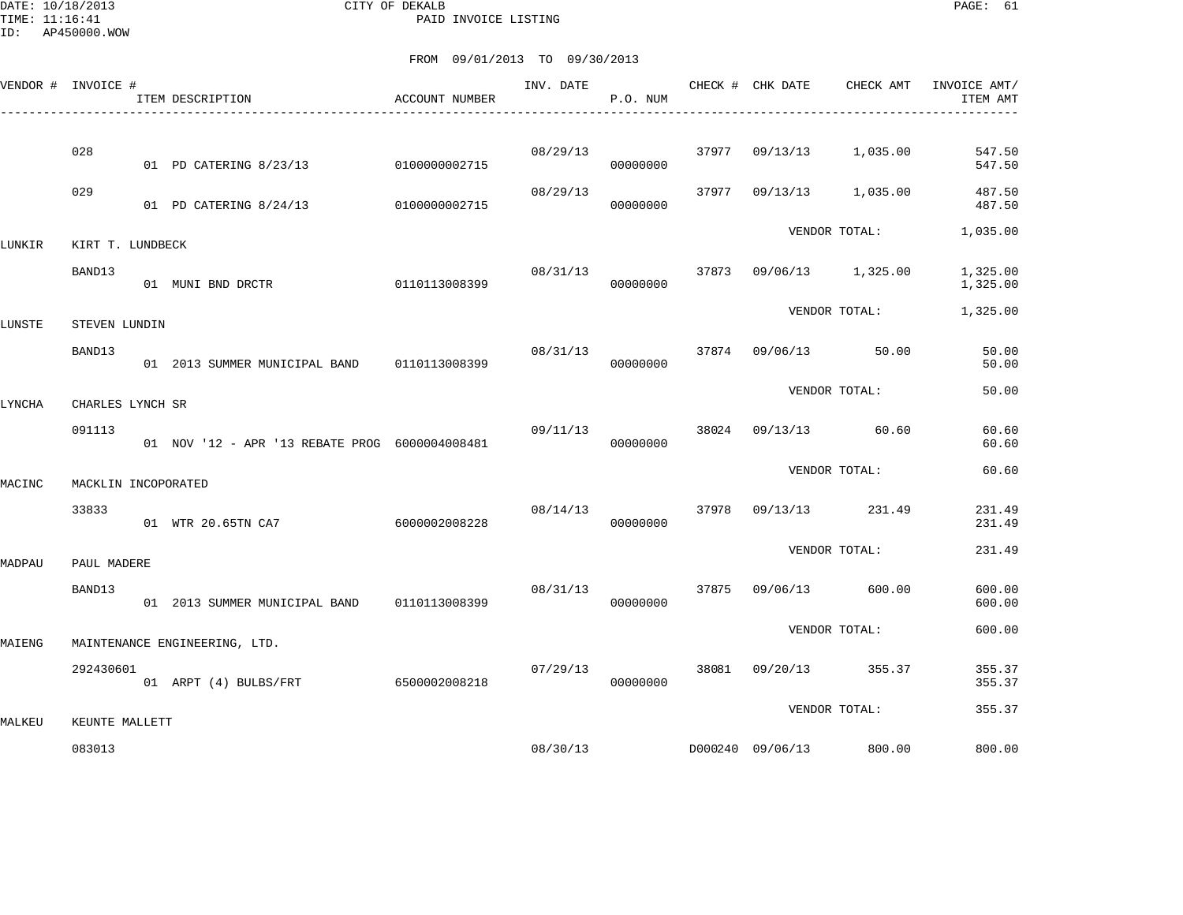DATE: 10/18/2013 CITY OF DEKALB
TIME: 11:16:41 PAID INVOICE LISTING
ID: AP450000.WOW

FROM 09/01/2013 TO 09/30/2013

| VENDOR # | INVOICE # | ITEM DESCRIPTION | ACCOUNT NUMBER | INV. DATE | P.O. NUM | CHECK # | CHK DATE | CHECK AMT | INVOICE AMT/ ITEM AMT |
|---|---|---|---|---|---|---|---|---|---|
| | 028 | | | 08/29/13 | | 37977 | 09/13/13 | 1,035.00 | 547.50 |
| | | 01 PD CATERING 8/23/13 | 0100000002715 | | 00000000 | | | | 547.50 |
| | 029 | | | 08/29/13 | | 37977 | 09/13/13 | 1,035.00 | 487.50 |
| | | 01 PD CATERING 8/24/13 | 0100000002715 | | 00000000 | | | | 487.50 |
| | | | | | | | VENDOR TOTAL: | | 1,035.00 |
| LUNKIR | KIRT T. LUNDBECK | | | | | | | | |
| | BAND13 | | | 08/31/13 | | 37873 | 09/06/13 | 1,325.00 | 1,325.00 |
| | | 01 MUNI BND DRCTR | 0110113008399 | | 00000000 | | | | 1,325.00 |
| | | | | | | | VENDOR TOTAL: | | 1,325.00 |
| LUNSTE | STEVEN LUNDIN | | | | | | | | |
| | BAND13 | | | 08/31/13 | | 37874 | 09/06/13 | 50.00 | 50.00 |
| | | 01 2013 SUMMER MUNICIPAL BAND | 0110113008399 | | 00000000 | | | | 50.00 |
| | | | | | | | VENDOR TOTAL: | | 50.00 |
| LYNCHA | CHARLES LYNCH SR | | | | | | | | |
| | 091113 | | | 09/11/13 | | 38024 | 09/13/13 | 60.60 | 60.60 |
| | | 01 NOV '12 - APR '13 REBATE PROG | 6000004008481 | | 00000000 | | | | 60.60 |
| | | | | | | | VENDOR TOTAL: | | 60.60 |
| MACINC | MACKLIN INCOPORATED | | | | | | | | |
| | 33833 | | | 08/14/13 | | 37978 | 09/13/13 | 231.49 | 231.49 |
| | | 01 WTR 20.65TN CA7 | 6000002008228 | | 00000000 | | | | 231.49 |
| | | | | | | | VENDOR TOTAL: | | 231.49 |
| MADPAU | PAUL MADERE | | | | | | | | |
| | BAND13 | | | 08/31/13 | | 37875 | 09/06/13 | 600.00 | 600.00 |
| | | 01 2013 SUMMER MUNICIPAL BAND | 0110113008399 | | 00000000 | | | | 600.00 |
| | | | | | | | VENDOR TOTAL: | | 600.00 |
| MAIENG | MAINTENANCE ENGINEERING, LTD. | | | | | | | | |
| | 292430601 | | | 07/29/13 | | 38081 | 09/20/13 | 355.37 | 355.37 |
| | | 01 ARPT (4) BULBS/FRT | 6500002008218 | | 00000000 | | | | 355.37 |
| | | | | | | | VENDOR TOTAL: | | 355.37 |
| MALKEU | KEUNTE MALLETT | | | | | | | | |
| | 083013 | | | 08/30/13 | | D000240 | 09/06/13 | 800.00 | 800.00 |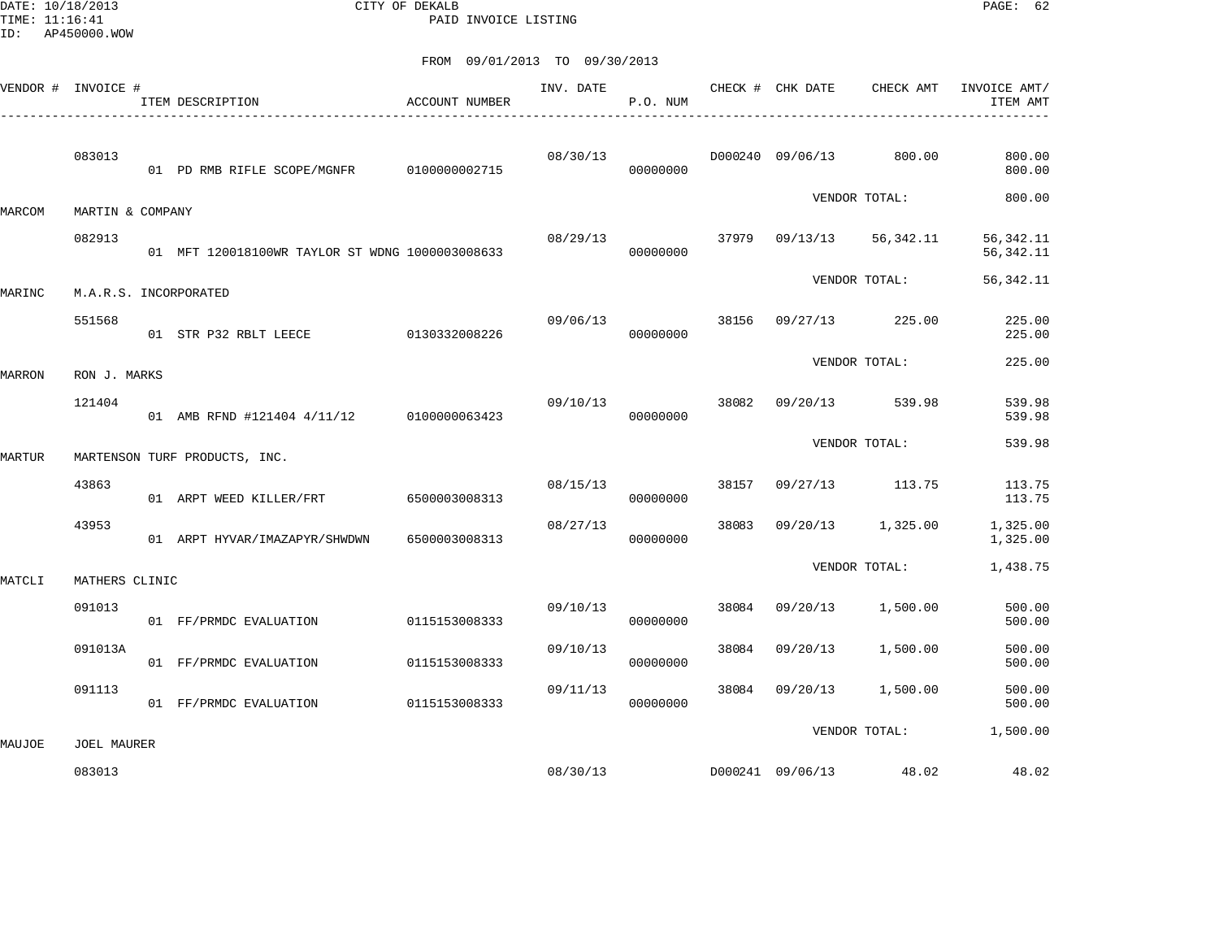CITY OF DEKALB
PAID INVOICE LISTING

DATE: 10/18/2013
TIME: 11:16:41
ID: AP450000.WOW

FROM 09/01/2013 TO 09/30/2013

| VENDOR # | INVOICE # | ITEM DESCRIPTION | ACCOUNT NUMBER | INV. DATE | P.O. NUM | CHECK # | CHK DATE | CHECK AMT | INVOICE AMT/ ITEM AMT |
|---|---|---|---|---|---|---|---|---|---|
| | 083013 | | | 08/30/13 | | D000240 | 09/06/13 | 800.00 | 800.00 |
| | | 01 PD RMB RIFLE SCOPE/MGNFR | 0100000002715 | | 00000000 | | | | 800.00 |
| | | | | | | | | VENDOR TOTAL: | 800.00 |
| MARCOM | MARTIN & COMPANY | | | | | | | | |
| | 082913 | | | 08/29/13 | | 37979 | 09/13/13 | 56,342.11 | 56,342.11 |
| | | 01 MFT 120018100WR TAYLOR ST WDNG | 1000003008633 | | 00000000 | | | | 56,342.11 |
| | | | | | | | | VENDOR TOTAL: | 56,342.11 |
| MARINC | M.A.R.S. INCORPORATED | | | | | | | | |
| | 551568 | | | 09/06/13 | | 38156 | 09/27/13 | 225.00 | 225.00 |
| | | 01 STR P32 RBLT LEECE | 0130332008226 | | 00000000 | | | | 225.00 |
| | | | | | | | | VENDOR TOTAL: | 225.00 |
| MARRON | RON J. MARKS | | | | | | | | |
| | 121404 | | | 09/10/13 | | 38082 | 09/20/13 | 539.98 | 539.98 |
| | | 01 AMB RFND #121404 4/11/12 | 0100000063423 | | 00000000 | | | | 539.98 |
| | | | | | | | | VENDOR TOTAL: | 539.98 |
| MARTUR | MARTENSON TURF PRODUCTS, INC. | | | | | | | | |
| | 43863 | | | 08/15/13 | | 38157 | 09/27/13 | 113.75 | 113.75 |
| | | 01 ARPT WEED KILLER/FRT | 6500003008313 | | 00000000 | | | | 113.75 |
| | 43953 | | | 08/27/13 | | 38083 | 09/20/13 | 1,325.00 | 1,325.00 |
| | | 01 ARPT HYVAR/IMAZAPYR/SHWDWN | 6500003008313 | | 00000000 | | | | 1,325.00 |
| | | | | | | | | VENDOR TOTAL: | 1,438.75 |
| MATCLI | MATHERS CLINIC | | | | | | | | |
| | 091013 | | | 09/10/13 | | 38084 | 09/20/13 | 1,500.00 | 500.00 |
| | | 01 FF/PRMDC EVALUATION | 0115153008333 | | 00000000 | | | | 500.00 |
| | 091013A | | | 09/10/13 | | 38084 | 09/20/13 | 1,500.00 | 500.00 |
| | | 01 FF/PRMDC EVALUATION | 0115153008333 | | 00000000 | | | | 500.00 |
| | 091113 | | | 09/11/13 | | 38084 | 09/20/13 | 1,500.00 | 500.00 |
| | | 01 FF/PRMDC EVALUATION | 0115153008333 | | 00000000 | | | | 500.00 |
| | | | | | | | | VENDOR TOTAL: | 1,500.00 |
| MAUJOE | JOEL MAURER | | | | | | | | |
| | 083013 | | | 08/30/13 | | D000241 | 09/06/13 | 48.02 | 48.02 |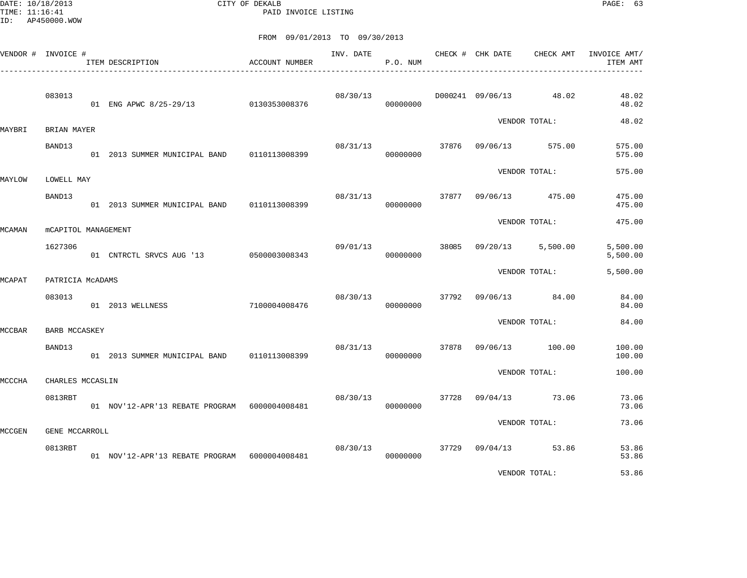CITY OF DEKALB
PAID INVOICE LISTING

DATE: 10/18/2013
TIME: 11:16:41
ID: AP450000.WOW

FROM 09/01/2013 TO 09/30/2013

| VENDOR # | INVOICE # | ITEM DESCRIPTION | ACCOUNT NUMBER | INV. DATE | P.O. NUM | CHECK # | CHK DATE | CHECK AMT | INVOICE AMT/ ITEM AMT |
|---|---|---|---|---|---|---|---|---|---|
| | 083013 | | | 08/30/13 | | D000241 | 09/06/13 | 48.02 | 48.02 |
| | | 01 ENG APWC 8/25-29/13 | 0130353008376 | | 00000000 | | | | 48.02 |
| | | | | | | | | VENDOR TOTAL: | 48.02 |
| MAYBRI | BRIAN MAYER | | | | | | | | |
| | BAND13 | | | 08/31/13 | | 37876 | 09/06/13 | 575.00 | 575.00 |
| | | 01 2013 SUMMER MUNICIPAL BAND | 0110113008399 | | 00000000 | | | | 575.00 |
| | | | | | | | | VENDOR TOTAL: | 575.00 |
| MAYLOW | LOWELL MAY | | | | | | | | |
| | BAND13 | | | 08/31/13 | | 37877 | 09/06/13 | 475.00 | 475.00 |
| | | 01 2013 SUMMER MUNICIPAL BAND | 0110113008399 | | 00000000 | | | | 475.00 |
| | | | | | | | | VENDOR TOTAL: | 475.00 |
| MCAMAN | mCAPITOL MANAGEMENT | | | | | | | | |
| | 1627306 | | | 09/01/13 | | 38085 | 09/20/13 | 5,500.00 | 5,500.00 |
| | | 01 CNTRCTL SRVCS AUG '13 | 0500003008343 | | 00000000 | | | | 5,500.00 |
| | | | | | | | | VENDOR TOTAL: | 5,500.00 |
| MCAPAT | PATRICIA McADAMS | | | | | | | | |
| | 083013 | | | 08/30/13 | | 37792 | 09/06/13 | 84.00 | 84.00 |
| | | 01 2013 WELLNESS | 7100004008476 | | 00000000 | | | | 84.00 |
| | | | | | | | | VENDOR TOTAL: | 84.00 |
| MCCBAR | BARB MCCASKEY | | | | | | | | |
| | BAND13 | | | 08/31/13 | | 37878 | 09/06/13 | 100.00 | 100.00 |
| | | 01 2013 SUMMER MUNICIPAL BAND | 0110113008399 | | 00000000 | | | | 100.00 |
| | | | | | | | | VENDOR TOTAL: | 100.00 |
| MCCCHA | CHARLES MCCASLIN | | | | | | | | |
| | 0813RBT | | | 08/30/13 | | 37728 | 09/04/13 | 73.06 | 73.06 |
| | | 01 NOV'12-APR'13 REBATE PROGRAM | 6000004008481 | | 00000000 | | | | 73.06 |
| | | | | | | | | VENDOR TOTAL: | 73.06 |
| MCCGEN | GENE MCCARROLL | | | | | | | | |
| | 0813RBT | | | 08/30/13 | | 37729 | 09/04/13 | 53.86 | 53.86 |
| | | 01 NOV'12-APR'13 REBATE PROGRAM | 6000004008481 | | 00000000 | | | | 53.86 |
| | | | | | | | | VENDOR TOTAL: | 53.86 |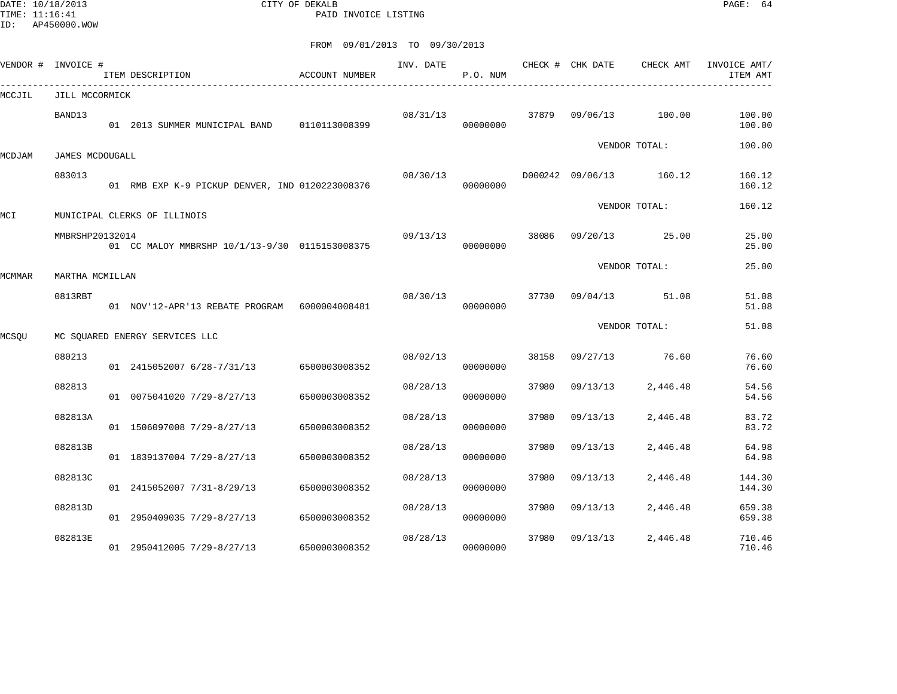DATE: 10/18/2013 CITY OF DEKALB
TIME: 11:16:41 PAID INVOICE LISTING
ID: AP450000.WOW

FROM 09/01/2013 TO 09/30/2013

| VENDOR # | INVOICE # | ITEM DESCRIPTION | ACCOUNT NUMBER | INV. DATE | P.O. NUM | CHECK # | CHK DATE | CHECK AMT | INVOICE AMT/ ITEM AMT |
|---|---|---|---|---|---|---|---|---|---|
| MCCJIL | JILL MCCORMICK | | | | | | | | |
| | BAND13 | | | 08/31/13 | | 37879 | 09/06/13 | 100.00 | 100.00 |
| | | 01 2013 SUMMER MUNICIPAL BAND | 0110113008399 | | 00000000 | | | | 100.00 |
| | | | | | | | | VENDOR TOTAL: | 100.00 |
| MCDJAM | JAMES MCDOUGALL | | | | | | | | |
| | 083013 | | | 08/30/13 | | D000242 | 09/06/13 | 160.12 | 160.12 |
| | | 01 RMB EXP K-9 PICKUP DENVER, IND | 0120223008376 | | 00000000 | | | | 160.12 |
| | | | | | | | | VENDOR TOTAL: | 160.12 |
| MCI | MUNICIPAL CLERKS OF ILLINOIS | | | | | | | | |
| | MMBRSHP20132014 | | | 09/13/13 | | 38086 | 09/20/13 | 25.00 | 25.00 |
| | | 01 CC MALOY MMBRSHP 10/1/13-9/30 | 0115153008375 | | 00000000 | | | | 25.00 |
| | | | | | | | | VENDOR TOTAL: | 25.00 |
| MCMMAR | MARTHA MCMILLAN | | | | | | | | |
| | 0813RBT | | | 08/30/13 | | 37730 | 09/04/13 | 51.08 | 51.08 |
| | | 01 NOV'12-APR'13 REBATE PROGRAM | 6000004008481 | | 00000000 | | | | 51.08 |
| | | | | | | | | VENDOR TOTAL: | 51.08 |
| MCSQU | MC SQUARED ENERGY SERVICES LLC | | | | | | | | |
| | 080213 | | | 08/02/13 | | 38158 | 09/27/13 | 76.60 | 76.60 |
| | | 01 2415052007 6/28-7/31/13 | 6500003008352 | | 00000000 | | | | 76.60 |
| | 082813 | | | 08/28/13 | | 37980 | 09/13/13 | 2,446.48 | 54.56 |
| | | 01 0075041020 7/29-8/27/13 | 6500003008352 | | 00000000 | | | | 54.56 |
| | 082813A | | | 08/28/13 | | 37980 | 09/13/13 | 2,446.48 | 83.72 |
| | | 01 1506097008 7/29-8/27/13 | 6500003008352 | | 00000000 | | | | 83.72 |
| | 082813B | | | 08/28/13 | | 37980 | 09/13/13 | 2,446.48 | 64.98 |
| | | 01 1839137004 7/29-8/27/13 | 6500003008352 | | 00000000 | | | | 64.98 |
| | 082813C | | | 08/28/13 | | 37980 | 09/13/13 | 2,446.48 | 144.30 |
| | | 01 2415052007 7/31-8/29/13 | 6500003008352 | | 00000000 | | | | 144.30 |
| | 082813D | | | 08/28/13 | | 37980 | 09/13/13 | 2,446.48 | 659.38 |
| | | 01 2950409035 7/29-8/27/13 | 6500003008352 | | 00000000 | | | | 659.38 |
| | 082813E | | | 08/28/13 | | 37980 | 09/13/13 | 2,446.48 | 710.46 |
| | | 01 2950412005 7/29-8/27/13 | 6500003008352 | | 00000000 | | | | 710.46 |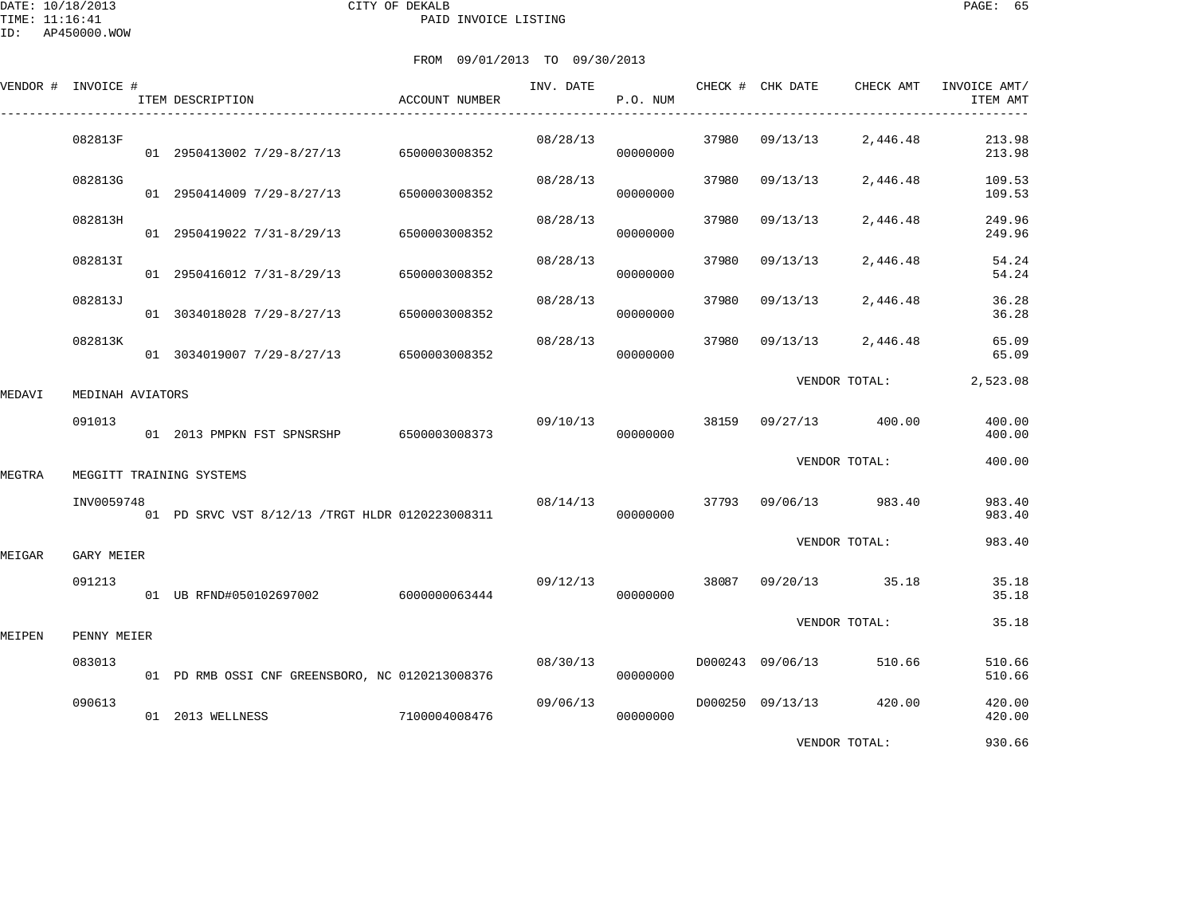DATE: 10/18/2013
TIME: 11:16:41
ID: AP450000.WOW

CITY OF DEKALB
PAID INVOICE LISTING

FROM 09/01/2013 TO 09/30/2013

| VENDOR # | INVOICE # | ITEM DESCRIPTION | ACCOUNT NUMBER | INV. DATE | P.O. NUM | CHECK # | CHK DATE | CHECK AMT | INVOICE AMT/ ITEM AMT |
|---|---|---|---|---|---|---|---|---|---|
| | 082813F | | | 08/28/13 | | 37980 | 09/13/13 | 2,446.48 | 213.98 |
| | | 01 2950413002 7/29-8/27/13 | 6500003008352 | | 00000000 | | | | 213.98 |
| | 082813G | | | 08/28/13 | | 37980 | 09/13/13 | 2,446.48 | 109.53 |
| | | 01 2950414009 7/29-8/27/13 | 6500003008352 | | 00000000 | | | | 109.53 |
| | 082813H | | | 08/28/13 | | 37980 | 09/13/13 | 2,446.48 | 249.96 |
| | | 01 2950419022 7/31-8/29/13 | 6500003008352 | | 00000000 | | | | 249.96 |
| | 082813I | | | 08/28/13 | | 37980 | 09/13/13 | 2,446.48 | 54.24 |
| | | 01 2950416012 7/31-8/29/13 | 6500003008352 | | 00000000 | | | | 54.24 |
| | 082813J | | | 08/28/13 | | 37980 | 09/13/13 | 2,446.48 | 36.28 |
| | | 01 3034018028 7/29-8/27/13 | 6500003008352 | | 00000000 | | | | 36.28 |
| | 082813K | | | 08/28/13 | | 37980 | 09/13/13 | 2,446.48 | 65.09 |
| | | 01 3034019007 7/29-8/27/13 | 6500003008352 | | 00000000 | | | | 65.09 |
| | | | | | | | VENDOR TOTAL: | | 2,523.08 |
| MEDAVI | MEDINAH AVIATORS | | | | | | | | |
| | 091013 | | | 09/10/13 | | 38159 | 09/27/13 | 400.00 | 400.00 |
| | | 01 2013 PMPKN FST SPNSRSHP | 6500003008373 | | 00000000 | | | | 400.00 |
| | | | | | | | VENDOR TOTAL: | | 400.00 |
| MEGTRA | MEGGITT TRAINING SYSTEMS | | | | | | | | |
| | INV0059748 | | | 08/14/13 | | 37793 | 09/06/13 | 983.40 | 983.40 |
| | | 01 PD SRVC VST 8/12/13 /TRGT HLDR | 0120223008311 | | 00000000 | | | | 983.40 |
| | | | | | | | VENDOR TOTAL: | | 983.40 |
| MEIGAR | GARY MEIER | | | | | | | | |
| | 091213 | | | 09/12/13 | | 38087 | 09/20/13 | 35.18 | 35.18 |
| | | 01 UB RFND#050102697002 | 6000000063444 | | 00000000 | | | | 35.18 |
| | | | | | | | VENDOR TOTAL: | | 35.18 |
| MEIPEN | PENNY MEIER | | | | | | | | |
| | 083013 | | | 08/30/13 | | D000243 | 09/06/13 | 510.66 | 510.66 |
| | | 01 PD RMB OSSI CNF GREENSBORO, NC | 0120213008376 | | 00000000 | | | | 510.66 |
| | 090613 | | | 09/06/13 | | D000250 | 09/13/13 | 420.00 | 420.00 |
| | | 01 2013 WELLNESS | 7100004008476 | | 00000000 | | | | 420.00 |
| | | | | | | | VENDOR TOTAL: | | 930.66 |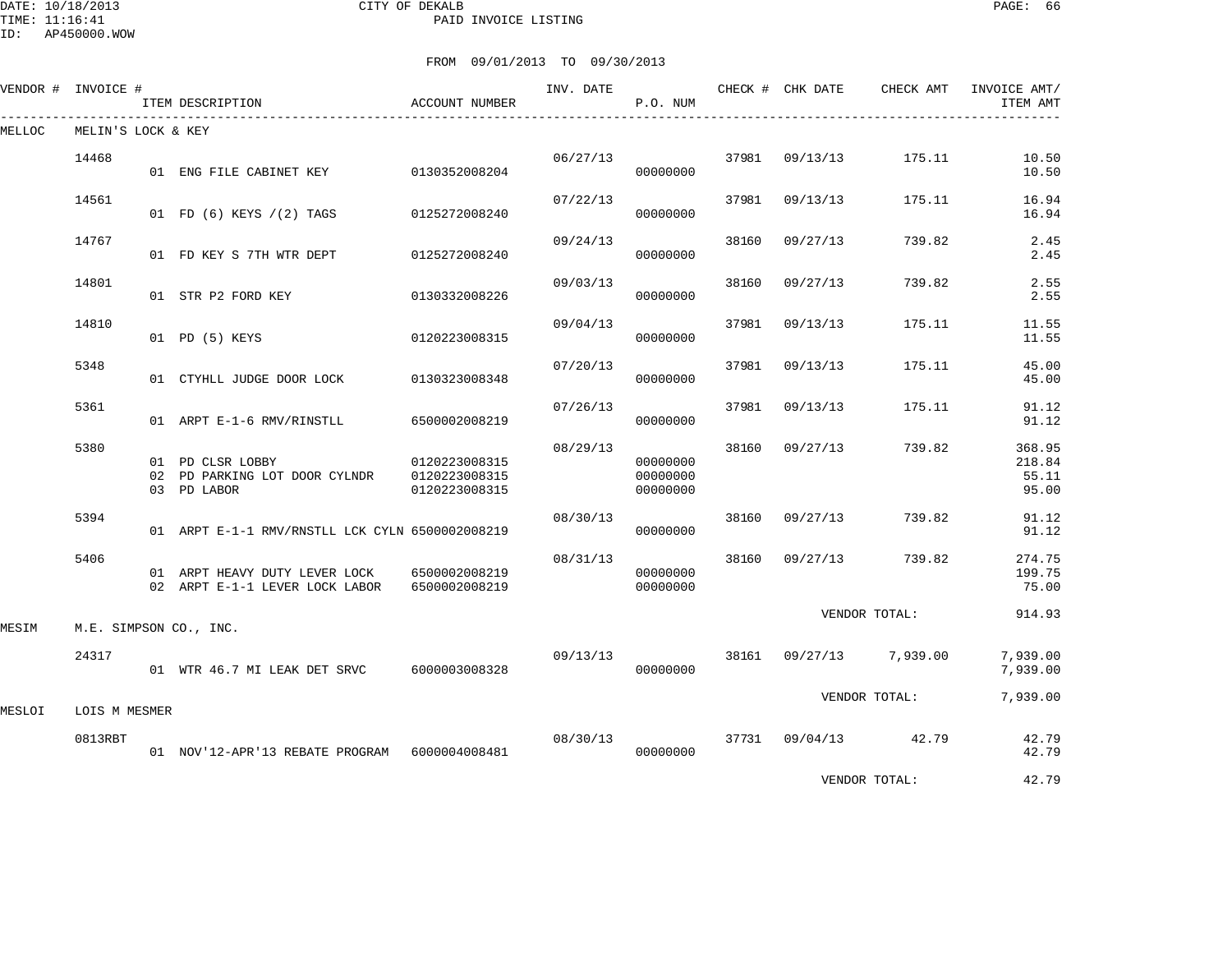DATE: 10/18/2013 CITY OF DEKALB
TIME: 11:16:41 PAID INVOICE LISTING
ID: AP450000.WOW

FROM 09/01/2013 TO 09/30/2013

| VENDOR # | INVOICE # | ITEM DESCRIPTION | ACCOUNT NUMBER | INV. DATE | P.O. NUM | CHECK # | CHK DATE | CHECK AMT | INVOICE AMT/ ITEM AMT |
|---|---|---|---|---|---|---|---|---|---|
| MELLOC | MELIN'S LOCK & KEY | | | | | | | | |
| | 14468 | | | 06/27/13 | | 37981 | 09/13/13 | 175.11 | 10.50 |
| | | 01 ENG FILE CABINET KEY | 0130352008204 | | 00000000 | | | | 10.50 |
| | 14561 | | | 07/22/13 | | 37981 | 09/13/13 | 175.11 | 16.94 |
| | | 01 FD (6) KEYS /(2) TAGS | 0125272008240 | | 00000000 | | | | 16.94 |
| | 14767 | | | 09/24/13 | | 38160 | 09/27/13 | 739.82 | 2.45 |
| | | 01 FD KEY S 7TH WTR DEPT | 0125272008240 | | 00000000 | | | | 2.45 |
| | 14801 | | | 09/03/13 | | 38160 | 09/27/13 | 739.82 | 2.55 |
| | | 01 STR P2 FORD KEY | 0130332008226 | | 00000000 | | | | 2.55 |
| | 14810 | | | 09/04/13 | | 37981 | 09/13/13 | 175.11 | 11.55 |
| | | 01 PD (5) KEYS | 0120223008315 | | 00000000 | | | | 11.55 |
| | 5348 | | | 07/20/13 | | 37981 | 09/13/13 | 175.11 | 45.00 |
| | | 01 CTYHLL JUDGE DOOR LOCK | 0130323008348 | | 00000000 | | | | 45.00 |
| | 5361 | | | 07/26/13 | | 37981 | 09/13/13 | 175.11 | 91.12 |
| | | 01 ARPT E-1-6 RMV/RINSTLL | 6500002008219 | | 00000000 | | | | 91.12 |
| | 5380 | | | 08/29/13 | | 38160 | 09/27/13 | 739.82 | 368.95 |
| | | 01 PD CLSR LOBBY | 0120223008315 | | 00000000 | | | | 218.84 |
| | | 02 PD PARKING LOT DOOR CYLNDR | 0120223008315 | | 00000000 | | | | 55.11 |
| | | 03 PD LABOR | 0120223008315 | | 00000000 | | | | 95.00 |
| | 5394 | | | 08/30/13 | | 38160 | 09/27/13 | 739.82 | 91.12 |
| | | 01 ARPT E-1-1 RMV/RNSTLL LCK CYLN | 6500002008219 | | 00000000 | | | | 91.12 |
| | 5406 | | | 08/31/13 | | 38160 | 09/27/13 | 739.82 | 274.75 |
| | | 01 ARPT HEAVY DUTY LEVER LOCK | 6500002008219 | | 00000000 | | | | 199.75 |
| | | 02 ARPT E-1-1 LEVER LOCK LABOR | 6500002008219 | | 00000000 | | | | 75.00 |
| | | | | | | | VENDOR TOTAL: | | 914.93 |
| MESIM | M.E. SIMPSON CO., INC. | | | | | | | | |
| | 24317 | | | 09/13/13 | | 38161 | 09/27/13 | 7,939.00 | 7,939.00 |
| | | 01 WTR 46.7 MI LEAK DET SRVC | 6000003008328 | | 00000000 | | | | 7,939.00 |
| | | | | | | | VENDOR TOTAL: | | 7,939.00 |
| MESLOI | LOIS M MESMER | | | | | | | | |
| | 0813RBT | | | 08/30/13 | | 37731 | 09/04/13 | 42.79 | 42.79 |
| | | 01 NOV'12-APR'13 REBATE PROGRAM | 6000004008481 | | 00000000 | | | | 42.79 |
| | | | | | | | VENDOR TOTAL: | | 42.79 |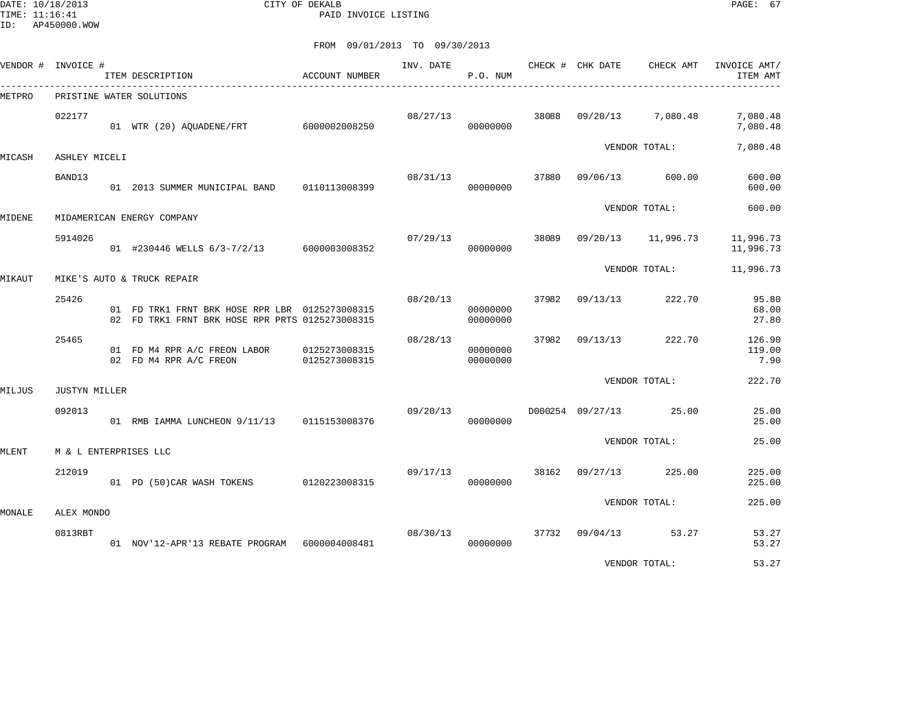DATE: 10/18/2013
TIME: 11:16:41
ID: AP450000.WOW

CITY OF DEKALB
PAID INVOICE LISTING

FROM 09/01/2013 TO 09/30/2013

| VENDOR # | INVOICE # | ITEM DESCRIPTION | ACCOUNT NUMBER | INV. DATE | P.O. NUM | CHECK # | CHK DATE | CHECK AMT | INVOICE AMT/ ITEM AMT |
|---|---|---|---|---|---|---|---|---|---|
| METPRO | PRISTINE WATER SOLUTIONS | | | | | | | | |
| | 022177 | | | 08/27/13 | | 38088 | 09/20/13 | 7,080.48 | 7,080.48 |
| | | 01 WTR (20) AQUADENE/FRT | 6000002008250 | | 00000000 | | | | 7,080.48 |
| | | | | | | | VENDOR TOTAL: | | 7,080.48 |
| MICASH | ASHLEY MICELI | | | | | | | | |
| | BAND13 | | | 08/31/13 | | 37880 | 09/06/13 | 600.00 | 600.00 |
| | | 01 2013 SUMMER MUNICIPAL BAND | 0110113008399 | | 00000000 | | | | 600.00 |
| | | | | | | | VENDOR TOTAL: | | 600.00 |
| MIDENE | MIDAMERICAN ENERGY COMPANY | | | | | | | | |
| | 5914026 | | | 07/29/13 | | 38089 | 09/20/13 | 11,996.73 | 11,996.73 |
| | | 01 #230446 WELLS 6/3-7/2/13 | 6000003008352 | | 00000000 | | | | 11,996.73 |
| | | | | | | | VENDOR TOTAL: | | 11,996.73 |
| MIKAUT | MIKE'S AUTO & TRUCK REPAIR | | | | | | | | |
| | 25426 | | | 08/20/13 | | 37982 | 09/13/13 | 222.70 | 95.80 |
| | | 01 FD TRK1 FRNT BRK HOSE RPR LBR | 0125273008315 | | 00000000 | | | | 68.00 |
| | | 02 FD TRK1 FRNT BRK HOSE RPR PRTS | 0125273008315 | | 00000000 | | | | 27.80 |
| | 25465 | | | 08/28/13 | | 37982 | 09/13/13 | 222.70 | 126.90 |
| | | 01 FD M4 RPR A/C FREON LABOR | 0125273008315 | | 00000000 | | | | 119.00 |
| | | 02 FD M4 RPR A/C FREON | 0125273008315 | | 00000000 | | | | 7.90 |
| | | | | | | | VENDOR TOTAL: | | 222.70 |
| MILJUS | JUSTYN MILLER | | | | | | | | |
| | 092013 | | | 09/20/13 | | D000254 | 09/27/13 | 25.00 | 25.00 |
| | | 01 RMB IAMMA LUNCHEON 9/11/13 | 0115153008376 | | 00000000 | | | | 25.00 |
| | | | | | | | VENDOR TOTAL: | | 25.00 |
| MLENT | M & L ENTERPRISES LLC | | | | | | | | |
| | 212019 | | | 09/17/13 | | 38162 | 09/27/13 | 225.00 | 225.00 |
| | | 01 PD (50)CAR WASH TOKENS | 0120223008315 | | 00000000 | | | | 225.00 |
| | | | | | | | VENDOR TOTAL: | | 225.00 |
| MONALE | ALEX MONDO | | | | | | | | |
| | 0813RBT | | | 08/30/13 | | 37732 | 09/04/13 | 53.27 | 53.27 |
| | | 01 NOV'12-APR'13 REBATE PROGRAM | 6000004008481 | | 00000000 | | | | 53.27 |
| | | | | | | | VENDOR TOTAL: | | 53.27 |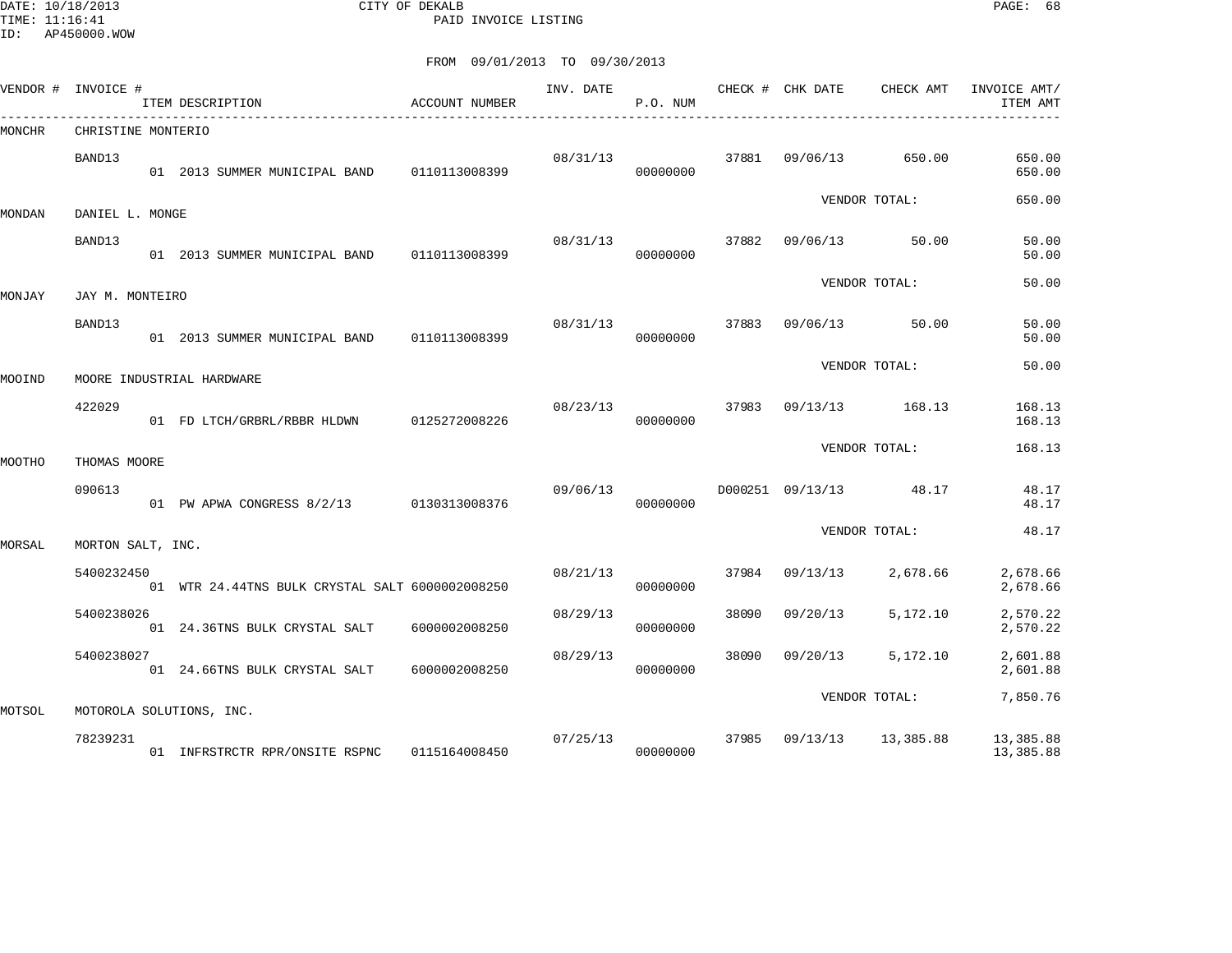CITY OF DEKALB
PAID INVOICE LISTING

DATE: 10/18/2013
TIME: 11:16:41
ID: AP450000.WOW

FROM 09/01/2013 TO 09/30/2013

| VENDOR # | INVOICE # / ITEM DESCRIPTION | ACCOUNT NUMBER | INV. DATE | P.O. NUM | CHECK # | CHK DATE | CHECK AMT | INVOICE AMT/ ITEM AMT |
|---|---|---|---|---|---|---|---|---|
| MONCHR | CHRISTINE MONTERIO | | | | | | | |
| | BAND13 | | 08/31/13 | | 37881 | 09/06/13 | 650.00 | 650.00 |
| | 01 2013 SUMMER MUNICIPAL BAND | 0110113008399 | | 00000000 | | | | 650.00 |
| | | | | | | VENDOR TOTAL: | | 650.00 |
| MONDAN | DANIEL L. MONGE | | | | | | | |
| | BAND13 | | 08/31/13 | | 37882 | 09/06/13 | 50.00 | 50.00 |
| | 01 2013 SUMMER MUNICIPAL BAND | 0110113008399 | | 00000000 | | | | 50.00 |
| | | | | | | VENDOR TOTAL: | | 50.00 |
| MONJAY | JAY M. MONTEIRO | | | | | | | |
| | BAND13 | | 08/31/13 | | 37883 | 09/06/13 | 50.00 | 50.00 |
| | 01 2013 SUMMER MUNICIPAL BAND | 0110113008399 | | 00000000 | | | | 50.00 |
| | | | | | | VENDOR TOTAL: | | 50.00 |
| MOOIND | MOORE INDUSTRIAL HARDWARE | | | | | | | |
| | 422029 | | 08/23/13 | | 37983 | 09/13/13 | 168.13 | 168.13 |
| | 01 FD LTCH/GRBRL/RBBR HLDWN | 0125272008226 | | 00000000 | | | | 168.13 |
| | | | | | | VENDOR TOTAL: | | 168.13 |
| MOOTHO | THOMAS MOORE | | | | | | | |
| | 090613 | | 09/06/13 | | D000251 | 09/13/13 | 48.17 | 48.17 |
| | 01 PW APWA CONGRESS 8/2/13 | 0130313008376 | | 00000000 | | | | 48.17 |
| | | | | | | VENDOR TOTAL: | | 48.17 |
| MORSAL | MORTON SALT, INC. | | | | | | | |
| | 5400232450 | | 08/21/13 | | 37984 | 09/13/13 | 2,678.66 | 2,678.66 |
| | 01 WTR 24.44TNS BULK CRYSTAL SALT | 6000002008250 | | 00000000 | | | | 2,678.66 |
| | 5400238026 | | 08/29/13 | | 38090 | 09/20/13 | 5,172.10 | 2,570.22 |
| | 01 24.36TNS BULK CRYSTAL SALT | 6000002008250 | | 00000000 | | | | 2,570.22 |
| | 5400238027 | | 08/29/13 | | 38090 | 09/20/13 | 5,172.10 | 2,601.88 |
| | 01 24.66TNS BULK CRYSTAL SALT | 6000002008250 | | 00000000 | | | | 2,601.88 |
| | | | | | | VENDOR TOTAL: | | 7,850.76 |
| MOTSOL | MOTOROLA SOLUTIONS, INC. | | | | | | | |
| | 78239231 | | 07/25/13 | | 37985 | 09/13/13 | 13,385.88 | 13,385.88 |
| | 01 INFRSTRCTR RPR/ONSITE RSPNC | 0115164008450 | | 00000000 | | | | 13,385.88 |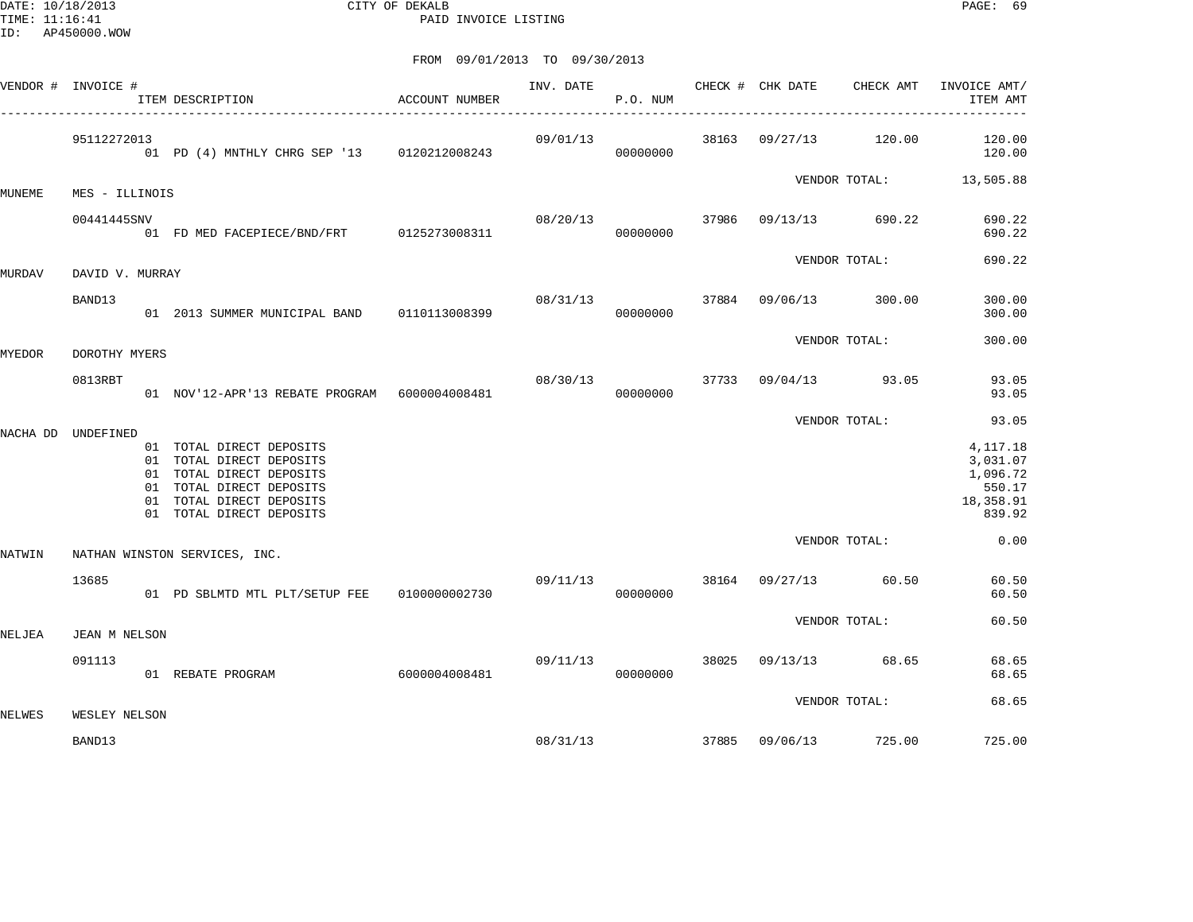CITY OF DEKALB
PAID INVOICE LISTING

DATE: 10/18/2013
TIME: 11:16:41
ID: AP450000.WOW

FROM 09/01/2013 TO 09/30/2013

| VENDOR # | INVOICE # / ITEM DESCRIPTION | ACCOUNT NUMBER | INV. DATE | P.O. NUM | CHECK # | CHK DATE | CHECK AMT | INVOICE AMT/ ITEM AMT |
|---|---|---|---|---|---|---|---|---|
| | 95112272013 | | 09/01/13 | | 38163 | 09/27/13 | 120.00 | 120.00 |
| | 01 PD (4) MNTHLY CHRG SEP '13 | 0120212008243 | | 00000000 | | | | 120.00 |
| | | | | | | VENDOR TOTAL: | | 13,505.88 |
| MUNEME | MES - ILLINOIS | | | | | | | |
| | 00441445SNV | | 08/20/13 | | 37986 | 09/13/13 | 690.22 | 690.22 |
| | 01 FD MED FACEPIECE/BND/FRT | 0125273008311 | | 00000000 | | | | 690.22 |
| | | | | | | VENDOR TOTAL: | | 690.22 |
| MURDAV | DAVID V. MURRAY | | | | | | | |
| | BAND13 | | 08/31/13 | | 37884 | 09/06/13 | 300.00 | 300.00 |
| | 01 2013 SUMMER MUNICIPAL BAND | 0110113008399 | | 00000000 | | | | 300.00 |
| | | | | | | VENDOR TOTAL: | | 300.00 |
| MYEDOR | DOROTHY MYERS | | | | | | | |
| | 0813RBT | | 08/30/13 | | 37733 | 09/04/13 | 93.05 | 93.05 |
| | 01 NOV'12-APR'13 REBATE PROGRAM | 6000004008481 | | 00000000 | | | | 93.05 |
| | | | | | | VENDOR TOTAL: | | 93.05 |
| NACHA DD | UNDEFINED | | | | | | | |
| | 01 TOTAL DIRECT DEPOSITS | | | | | | | 4,117.18 |
| | 01 TOTAL DIRECT DEPOSITS | | | | | | | 3,031.07 |
| | 01 TOTAL DIRECT DEPOSITS | | | | | | | 1,096.72 |
| | 01 TOTAL DIRECT DEPOSITS | | | | | | | 550.17 |
| | 01 TOTAL DIRECT DEPOSITS | | | | | | | 18,358.91 |
| | 01 TOTAL DIRECT DEPOSITS | | | | | | | 839.92 |
| | | | | | | VENDOR TOTAL: | | 0.00 |
| NATWIN | NATHAN WINSTON SERVICES, INC. | | | | | | | |
| | 13685 | | 09/11/13 | | 38164 | 09/27/13 | 60.50 | 60.50 |
| | 01 PD SBLMTD MTL PLT/SETUP FEE | 0100000002730 | | 00000000 | | | | 60.50 |
| | | | | | | VENDOR TOTAL: | | 60.50 |
| NELJEA | JEAN M NELSON | | | | | | | |
| | 091113 | | 09/11/13 | | 38025 | 09/13/13 | 68.65 | 68.65 |
| | 01 REBATE PROGRAM | 6000004008481 | | 00000000 | | | | 68.65 |
| | | | | | | VENDOR TOTAL: | | 68.65 |
| NELWES | WESLEY NELSON | | | | | | | |
| | BAND13 | | 08/31/13 | | 37885 | 09/06/13 | 725.00 | 725.00 |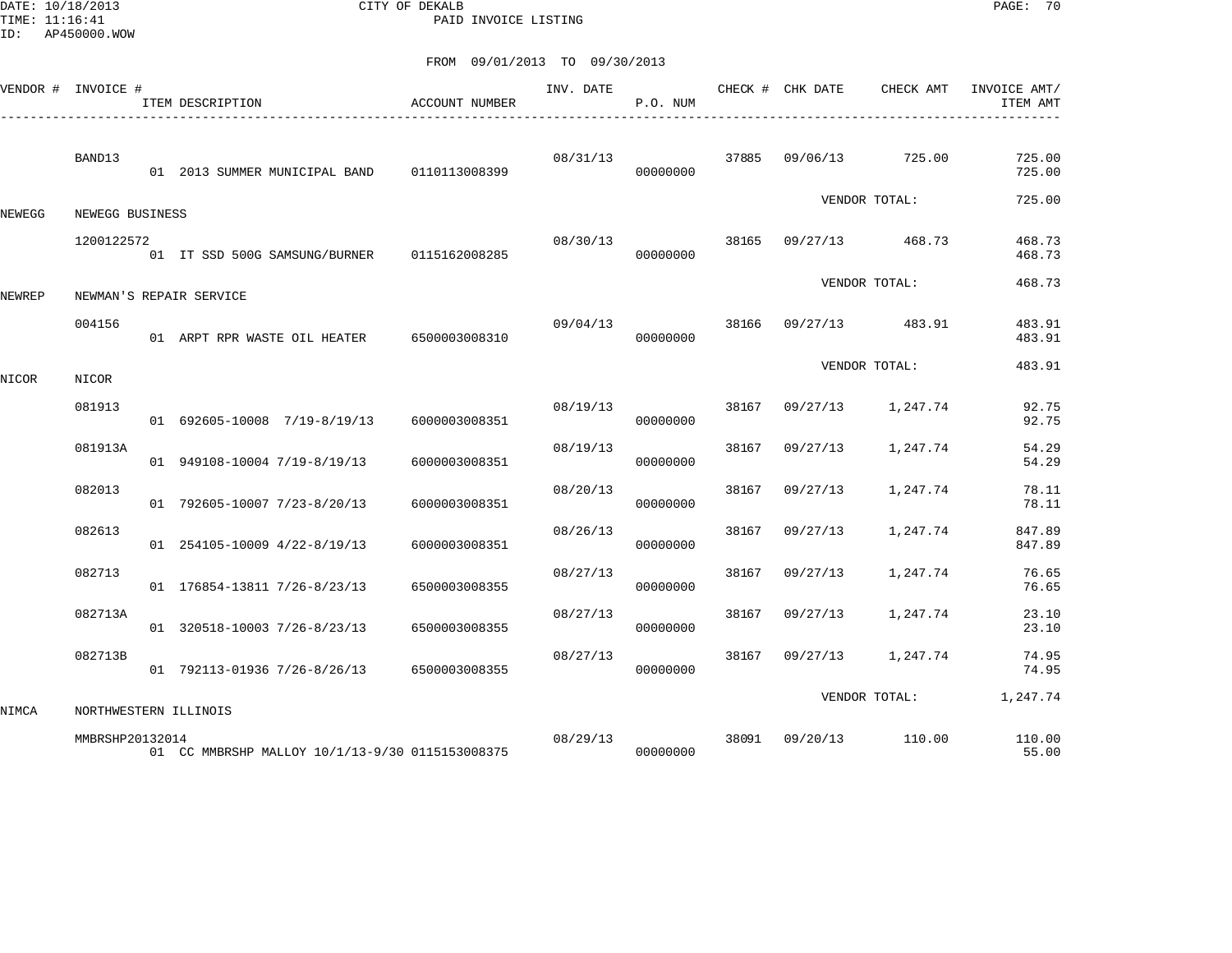CITY OF DEKALB
PAID INVOICE LISTING

DATE: 10/18/2013
TIME: 11:16:41
ID: AP450000.WOW

FROM 09/01/2013 TO 09/30/2013

| VENDOR # | INVOICE # | ITEM DESCRIPTION | ACCOUNT NUMBER | INV. DATE | P.O. NUM | CHECK # | CHK DATE | CHECK AMT | INVOICE AMT/ ITEM AMT |
|---|---|---|---|---|---|---|---|---|---|
| | BAND13 | | | 08/31/13 | | 37885 | 09/06/13 | 725.00 | 725.00 |
| | | 01 2013 SUMMER MUNICIPAL BAND | 0110113008399 | | 00000000 | | | | 725.00 |
| | | | | | | | VENDOR TOTAL: | | 725.00 |
| NEWEGG | NEWEGG BUSINESS | | | | | | | | |
| | 1200122572 | | | 08/30/13 | | 38165 | 09/27/13 | 468.73 | 468.73 |
| | | 01 IT SSD 500G SAMSUNG/BURNER | 0115162008285 | | 00000000 | | | | 468.73 |
| | | | | | | | VENDOR TOTAL: | | 468.73 |
| NEWREP | NEWMAN'S REPAIR SERVICE | | | | | | | | |
| | 004156 | | | 09/04/13 | | 38166 | 09/27/13 | 483.91 | 483.91 |
| | | 01 ARPT RPR WASTE OIL HEATER | 6500003008310 | | 00000000 | | | | 483.91 |
| | | | | | | | VENDOR TOTAL: | | 483.91 |
| NICOR | NICOR | | | | | | | | |
| | 081913 | | | 08/19/13 | | 38167 | 09/27/13 | 1,247.74 | 92.75 |
| | | 01 692605-10008 7/19-8/19/13 | 6000003008351 | | 00000000 | | | | 92.75 |
| | 081913A | | | 08/19/13 | | 38167 | 09/27/13 | 1,247.74 | 54.29 |
| | | 01 949108-10004 7/19-8/19/13 | 6000003008351 | | 00000000 | | | | 54.29 |
| | 082013 | | | 08/20/13 | | 38167 | 09/27/13 | 1,247.74 | 78.11 |
| | | 01 792605-10007 7/23-8/20/13 | 6000003008351 | | 00000000 | | | | 78.11 |
| | 082613 | | | 08/26/13 | | 38167 | 09/27/13 | 1,247.74 | 847.89 |
| | | 01 254105-10009 4/22-8/19/13 | 6000003008351 | | 00000000 | | | | 847.89 |
| | 082713 | | | 08/27/13 | | 38167 | 09/27/13 | 1,247.74 | 76.65 |
| | | 01 176854-13811 7/26-8/23/13 | 6500003008355 | | 00000000 | | | | 76.65 |
| | 082713A | | | 08/27/13 | | 38167 | 09/27/13 | 1,247.74 | 23.10 |
| | | 01 320518-10003 7/26-8/23/13 | 6500003008355 | | 00000000 | | | | 23.10 |
| | 082713B | | | 08/27/13 | | 38167 | 09/27/13 | 1,247.74 | 74.95 |
| | | 01 792113-01936 7/26-8/26/13 | 6500003008355 | | 00000000 | | | | 74.95 |
| | | | | | | | VENDOR TOTAL: | | 1,247.74 |
| NIMCA | NORTHWESTERN ILLINOIS | | | | | | | | |
| | MMBRSHP20132014 | | | 08/29/13 | | 38091 | 09/20/13 | 110.00 | 110.00 |
| | | 01 CC MMBRSHP MALLOY 10/1/13-9/30 | 0115153008375 | | 00000000 | | | | 55.00 |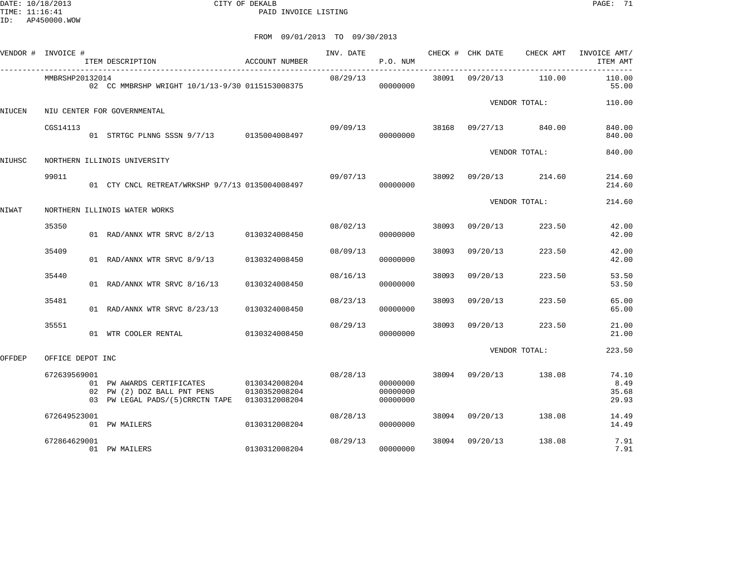DATE: 10/18/2013 CITY OF DEKALB
TIME: 11:16:41 PAID INVOICE LISTING
ID: AP450000.WOW

FROM 09/01/2013 TO 09/30/2013

| VENDOR # | INVOICE # | ITEM DESCRIPTION | ACCOUNT NUMBER | INV. DATE | P.O. NUM | CHECK # | CHK DATE | CHECK AMT | INVOICE AMT/ ITEM AMT |
|---|---|---|---|---|---|---|---|---|---|
| | MMBRSHP20132014 | | | 08/29/13 | | 38091 | 09/20/13 | 110.00 | 110.00 |
| | | 02 CC MMBRSHP WRIGHT 10/1/13-9/30 | 0115153008375 | | 00000000 | | | | 55.00 |
| | | | | | | | VENDOR TOTAL: | | 110.00 |
| NIUCEN | NIU CENTER FOR GOVERNMENTAL | | | | | | | | |
| | CGS14113 | | | 09/09/13 | | 38168 | 09/27/13 | 840.00 | 840.00 |
| | | 01 STRTGC PLNNG SSSN 9/7/13 | 0135004008497 | | 00000000 | | | | 840.00 |
| | | | | | | | VENDOR TOTAL: | | 840.00 |
| NIUHSC | NORTHERN ILLINOIS UNIVERSITY | | | | | | | | |
| | 99011 | | | 09/07/13 | | 38092 | 09/20/13 | 214.60 | 214.60 |
| | | 01 CTY CNCL RETREAT/WRKSHP 9/7/13 | 0135004008497 | | 00000000 | | | | 214.60 |
| | | | | | | | VENDOR TOTAL: | | 214.60 |
| NIWAT | NORTHERN ILLINOIS WATER WORKS | | | | | | | | |
| | 35350 | | | 08/02/13 | | 38093 | 09/20/13 | 223.50 | 42.00 |
| | | 01 RAD/ANNX WTR SRVC 8/2/13 | 0130324008450 | | 00000000 | | | | 42.00 |
| | 35409 | | | 08/09/13 | | 38093 | 09/20/13 | 223.50 | 42.00 |
| | | 01 RAD/ANNX WTR SRVC 8/9/13 | 0130324008450 | | 00000000 | | | | 42.00 |
| | 35440 | | | 08/16/13 | | 38093 | 09/20/13 | 223.50 | 53.50 |
| | | 01 RAD/ANNX WTR SRVC 8/16/13 | 0130324008450 | | 00000000 | | | | 53.50 |
| | 35481 | | | 08/23/13 | | 38093 | 09/20/13 | 223.50 | 65.00 |
| | | 01 RAD/ANNX WTR SRVC 8/23/13 | 0130324008450 | | 00000000 | | | | 65.00 |
| | 35551 | | | 08/29/13 | | 38093 | 09/20/13 | 223.50 | 21.00 |
| | | 01 WTR COOLER RENTAL | 0130324008450 | | 00000000 | | | | 21.00 |
| | | | | | | | VENDOR TOTAL: | | 223.50 |
| OFFDEP | OFFICE DEPOT INC | | | | | | | | |
| | 672639569001 | | | 08/28/13 | | 38094 | 09/20/13 | 138.08 | 74.10 |
| | | 01 PW AWARDS CERTIFICATES | 0130342008204 | | 00000000 | | | | 8.49 |
| | | 02 PW (2) DOZ BALL PNT PENS | 0130352008204 | | 00000000 | | | | 35.68 |
| | | 03 PW LEGAL PADS/(5)CRRCTN TAPE | 0130312008204 | | 00000000 | | | | 29.93 |
| | 672649523001 | | | 08/28/13 | | 38094 | 09/20/13 | 138.08 | 14.49 |
| | | 01 PW MAILERS | 0130312008204 | | 00000000 | | | | 14.49 |
| | 672864629001 | | | 08/29/13 | | 38094 | 09/20/13 | 138.08 | 7.91 |
| | | 01 PW MAILERS | 0130312008204 | | 00000000 | | | | 7.91 |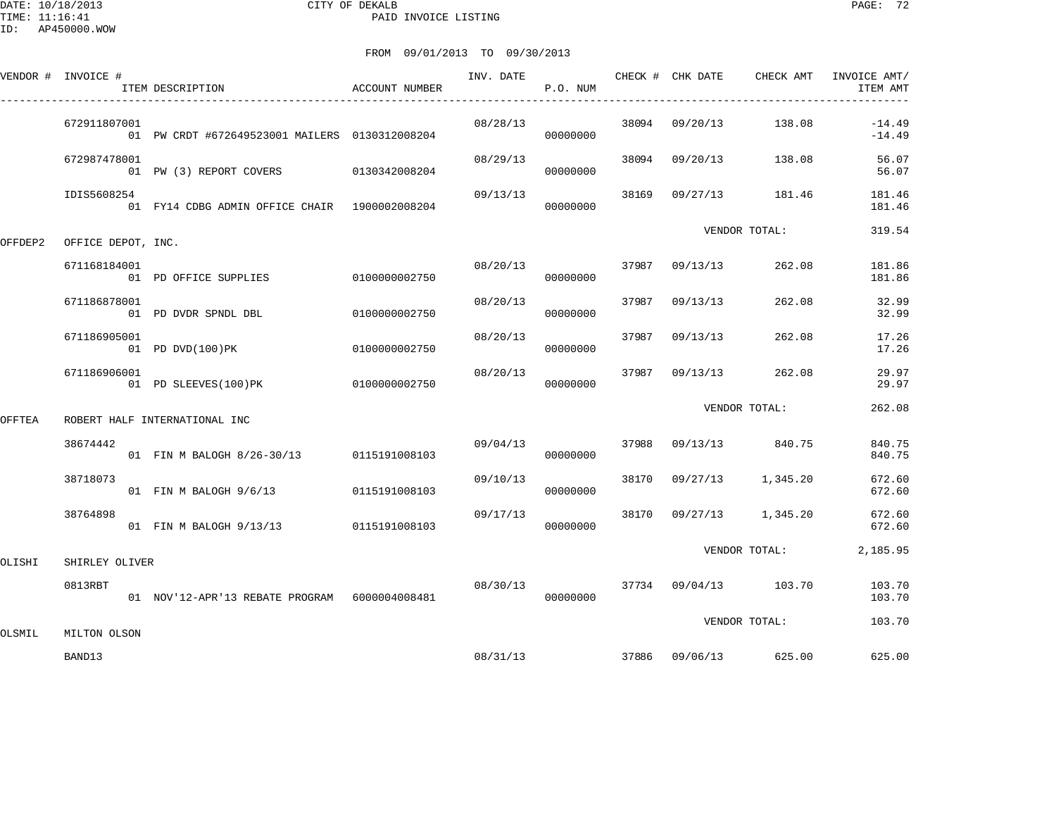CITY OF DEKALB
PAID INVOICE LISTING

DATE: 10/18/2013
TIME: 11:16:41
ID: AP450000.WOW

FROM 09/01/2013 TO 09/30/2013

| VENDOR # | INVOICE # / ITEM DESCRIPTION | ACCOUNT NUMBER | INV. DATE | P.O. NUM | CHECK # | CHK DATE | CHECK AMT | INVOICE AMT/ ITEM AMT |
|---|---|---|---|---|---|---|---|---|
| | 672911807001 | | 08/28/13 | | 38094 | 09/20/13 | 138.08 | -14.49 |
| | 01 PW CRDT #672649523001 MAILERS | 0130312008204 | | 00000000 | | | | -14.49 |
| | 672987478001 | | 08/29/13 | | 38094 | 09/20/13 | 138.08 | 56.07 |
| | 01 PW (3) REPORT COVERS | 0130342008204 | | 00000000 | | | | 56.07 |
| | IDIS5608254 | | 09/13/13 | | 38169 | 09/27/13 | 181.46 | 181.46 |
| | 01 FY14 CDBG ADMIN OFFICE CHAIR | 1900002008204 | | 00000000 | | | | 181.46 |
| | | | | | | VENDOR TOTAL: | | 319.54 |
| OFFDEP2 | OFFICE DEPOT, INC. | | | | | | | |
| | 671168184001 | | 08/20/13 | | 37987 | 09/13/13 | 262.08 | 181.86 |
| | 01 PD OFFICE SUPPLIES | 0100000002750 | | 00000000 | | | | 181.86 |
| | 671186878001 | | 08/20/13 | | 37987 | 09/13/13 | 262.08 | 32.99 |
| | 01 PD DVDR SPNDL DBL | 0100000002750 | | 00000000 | | | | 32.99 |
| | 671186905001 | | 08/20/13 | | 37987 | 09/13/13 | 262.08 | 17.26 |
| | 01 PD DVD(100)PK | 0100000002750 | | 00000000 | | | | 17.26 |
| | 671186906001 | | 08/20/13 | | 37987 | 09/13/13 | 262.08 | 29.97 |
| | 01 PD SLEEVES(100)PK | 0100000002750 | | 00000000 | | | | 29.97 |
| | | | | | | VENDOR TOTAL: | | 262.08 |
| OFFTEA | ROBERT HALF INTERNATIONAL INC | | | | | | | |
| | 38674442 | | 09/04/13 | | 37988 | 09/13/13 | 840.75 | 840.75 |
| | 01 FIN M BALOGH 8/26-30/13 | 0115191008103 | | 00000000 | | | | 840.75 |
| | 38718073 | | 09/10/13 | | 38170 | 09/27/13 | 1,345.20 | 672.60 |
| | 01 FIN M BALOGH 9/6/13 | 0115191008103 | | 00000000 | | | | 672.60 |
| | 38764898 | | 09/17/13 | | 38170 | 09/27/13 | 1,345.20 | 672.60 |
| | 01 FIN M BALOGH 9/13/13 | 0115191008103 | | 00000000 | | | | 672.60 |
| | | | | | | VENDOR TOTAL: | | 2,185.95 |
| OLISHI | SHIRLEY OLIVER | | | | | | | |
| | 0813RBT | | 08/30/13 | | 37734 | 09/04/13 | 103.70 | 103.70 |
| | 01 NOV'12-APR'13 REBATE PROGRAM | 6000004008481 | | 00000000 | | | | 103.70 |
| | | | | | | VENDOR TOTAL: | | 103.70 |
| OLSMIL | MILTON OLSON | | | | | | | |
| | BAND13 | | 08/31/13 | | 37886 | 09/06/13 | 625.00 | 625.00 |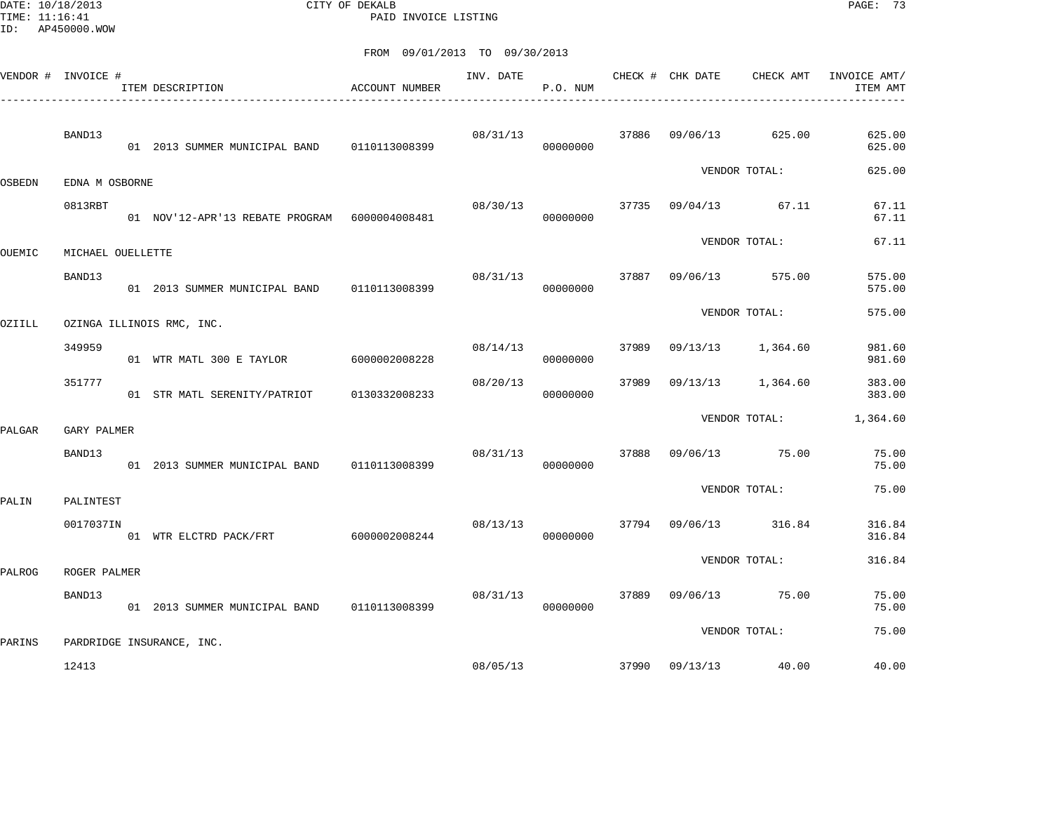CITY OF DEKALB
PAID INVOICE LISTING

DATE: 10/18/2013
TIME: 11:16:41
ID: AP450000.WOW

FROM 09/01/2013 TO 09/30/2013

| VENDOR # | INVOICE # | ITEM DESCRIPTION | ACCOUNT NUMBER | INV. DATE | P.O. NUM | CHECK # | CHK DATE | CHECK AMT | INVOICE AMT/ ITEM AMT |
|---|---|---|---|---|---|---|---|---|---|
| | BAND13 | | | 08/31/13 | | 37886 | 09/06/13 | 625.00 | 625.00 |
| | | 01 2013 SUMMER MUNICIPAL BAND | 0110113008399 | | 00000000 | | | | 625.00 |
| | | | | | | | VENDOR TOTAL: | | 625.00 |
| OSBEDN | EDNA M OSBORNE | | | | | | | | |
| | 0813RBT | | | 08/30/13 | | 37735 | 09/04/13 | 67.11 | 67.11 |
| | | 01 NOV'12-APR'13 REBATE PROGRAM | 6000004008481 | | 00000000 | | | | 67.11 |
| | | | | | | | VENDOR TOTAL: | | 67.11 |
| OUEMIC | MICHAEL OUELLETTE | | | | | | | | |
| | BAND13 | | | 08/31/13 | | 37887 | 09/06/13 | 575.00 | 575.00 |
| | | 01 2013 SUMMER MUNICIPAL BAND | 0110113008399 | | 00000000 | | | | 575.00 |
| | | | | | | | VENDOR TOTAL: | | 575.00 |
| OZIILL | OZINGA ILLINOIS RMC, INC. | | | | | | | | |
| | 349959 | | | 08/14/13 | | 37989 | 09/13/13 | 1,364.60 | 981.60 |
| | | 01 WTR MATL 300 E TAYLOR | 6000002008228 | | 00000000 | | | | 981.60 |
| | 351777 | | | 08/20/13 | | 37989 | 09/13/13 | 1,364.60 | 383.00 |
| | | 01 STR MATL SERENITY/PATRIOT | 0130332008233 | | 00000000 | | | | 383.00 |
| | | | | | | | VENDOR TOTAL: | | 1,364.60 |
| PALGAR | GARY PALMER | | | | | | | | |
| | BAND13 | | | 08/31/13 | | 37888 | 09/06/13 | 75.00 | 75.00 |
| | | 01 2013 SUMMER MUNICIPAL BAND | 0110113008399 | | 00000000 | | | | 75.00 |
| | | | | | | | VENDOR TOTAL: | | 75.00 |
| PALIN | PALINTEST | | | | | | | | |
| | 0017037IN | | | 08/13/13 | | 37794 | 09/06/13 | 316.84 | 316.84 |
| | | 01 WTR ELCTRD PACK/FRT | 6000002008244 | | 00000000 | | | | 316.84 |
| | | | | | | | VENDOR TOTAL: | | 316.84 |
| PALROG | ROGER PALMER | | | | | | | | |
| | BAND13 | | | 08/31/13 | | 37889 | 09/06/13 | 75.00 | 75.00 |
| | | 01 2013 SUMMER MUNICIPAL BAND | 0110113008399 | | 00000000 | | | | 75.00 |
| | | | | | | | VENDOR TOTAL: | | 75.00 |
| PARINS | PARDRIDGE INSURANCE, INC. | | | | | | | | |
| | 12413 | | | 08/05/13 | | 37990 | 09/13/13 | 40.00 | 40.00 |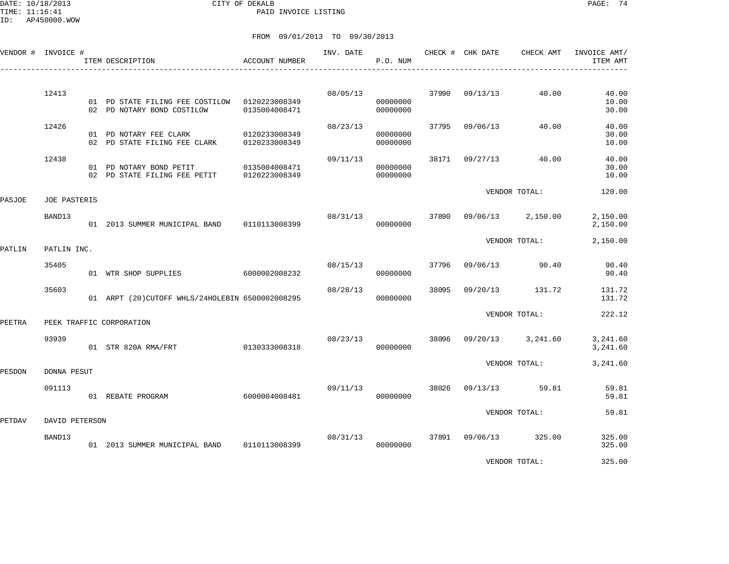CITY OF DEKALB
PAID INVOICE LISTING

DATE: 10/18/2013
TIME: 11:16:41
ID: AP450000.WOW

FROM 09/01/2013 TO 09/30/2013

| VENDOR # | INVOICE # | ITEM DESCRIPTION | ACCOUNT NUMBER | INV. DATE | P.O. NUM | CHECK # | CHK DATE | CHECK AMT | INVOICE AMT/ ITEM AMT |
|---|---|---|---|---|---|---|---|---|---|
| | 12413 | | | 08/05/13 | | 37990 | 09/13/13 | 40.00 | 40.00 |
| | | 01 PD STATE FILING FEE COSTILOW | 0120223008349 | | 00000000 | | | | 10.00 |
| | | 02 PD NOTARY BOND COSTILOW | 0135004008471 | | 00000000 | | | | 30.00 |
| | 12426 | | | 08/23/13 | | 37795 | 09/06/13 | 40.00 | 40.00 |
| | | 01 PD NOTARY FEE CLARK | 0120233008349 | | 00000000 | | | | 30.00 |
| | | 02 PD STATE FILING FEE CLARK | 0120233008349 | | 00000000 | | | | 10.00 |
| | 12438 | | | 09/11/13 | | 38171 | 09/27/13 | 40.00 | 40.00 |
| | | 01 PD NOTARY BOND PETIT | 0135004008471 | | 00000000 | | | | 30.00 |
| | | 02 PD STATE FILING FEE PETIT | 0120223008349 | | 00000000 | | | | 10.00 |
| | | | | | | | VENDOR TOTAL: | | 120.00 |
| PASJOE | JOE PASTERIS | | | | | | | | |
| | BAND13 | | | 08/31/13 | | 37890 | 09/06/13 | 2,150.00 | 2,150.00 |
| | | 01 2013 SUMMER MUNICIPAL BAND | 0110113008399 | | 00000000 | | | | 2,150.00 |
| | | | | | | | VENDOR TOTAL: | | 2,150.00 |
| PATLIN | PATLIN INC. | | | | | | | | |
| | 35405 | | | 08/15/13 | | 37796 | 09/06/13 | 90.40 | 90.40 |
| | | 01 WTR SHOP SUPPLIES | 6000002008232 | | 00000000 | | | | 90.40 |
| | 35603 | | | 08/28/13 | | 38095 | 09/20/13 | 131.72 | 131.72 |
| | | 01 ARPT (20)CUTOFF WHLS/24HOLEBIN | 6500002008295 | | 00000000 | | | | 131.72 |
| | | | | | | | VENDOR TOTAL: | | 222.12 |
| PEETRA | PEEK TRAFFIC CORPORATION | | | | | | | | |
| | 93939 | | | 08/23/13 | | 38096 | 09/20/13 | 3,241.60 | 3,241.60 |
| | | 01 STR 820A RMA/FRT | 0130333008318 | | 00000000 | | | | 3,241.60 |
| | | | | | | | VENDOR TOTAL: | | 3,241.60 |
| PESDON | DONNA PESUT | | | | | | | | |
| | 091113 | | | 09/11/13 | | 38026 | 09/13/13 | 59.81 | 59.81 |
| | | 01 REBATE PROGRAM | 6000004008481 | | 00000000 | | | | 59.81 |
| | | | | | | | VENDOR TOTAL: | | 59.81 |
| PETDAV | DAVID PETERSON | | | | | | | | |
| | BAND13 | | | 08/31/13 | | 37891 | 09/06/13 | 325.00 | 325.00 |
| | | 01 2013 SUMMER MUNICIPAL BAND | 0110113008399 | | 00000000 | | | | 325.00 |
| | | | | | | | VENDOR TOTAL: | | 325.00 |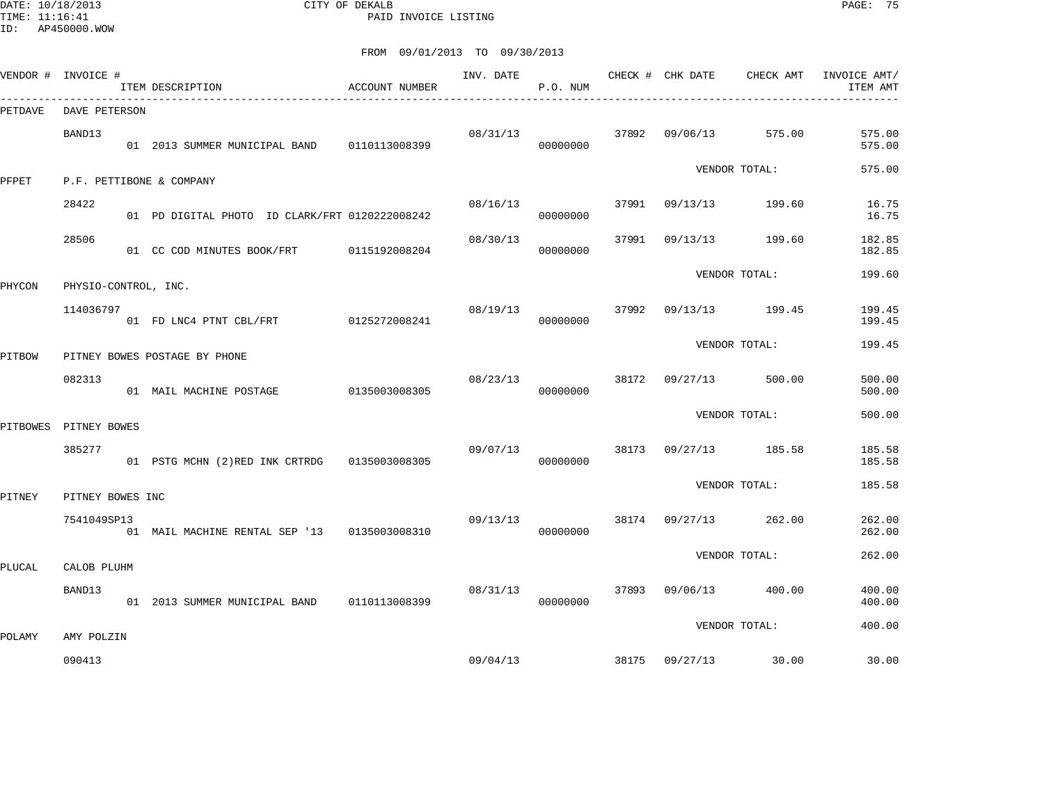DATE: 10/18/2013
TIME: 11:16:41
ID: AP450000.WOW

CITY OF DEKALB
PAID INVOICE LISTING

FROM 09/01/2013 TO 09/30/2013

| VENDOR # | INVOICE # | ITEM DESCRIPTION | ACCOUNT NUMBER | INV. DATE | P.O. NUM | CHECK # | CHK DATE | CHECK AMT | INVOICE AMT/ ITEM AMT |
|---|---|---|---|---|---|---|---|---|---|
| PETDAVE | DAVE PETERSON | | | | | | | | |
| | BAND13 | | | 08/31/13 | | 37892 | 09/06/13 | 575.00 | 575.00 |
| | | 01 2013 SUMMER MUNICIPAL BAND | 0110113008399 | | 00000000 | | | | 575.00 |
| | | | | | | | VENDOR TOTAL: | | 575.00 |
| PFPET | P.F. PETTIBONE & COMPANY | | | | | | | | |
| | 28422 | | | 08/16/13 | | 37991 | 09/13/13 | 199.60 | 16.75 |
| | | 01 PD DIGITAL PHOTO ID CLARK/FRT | 0120222008242 | | 00000000 | | | | 16.75 |
| | 28506 | | | 08/30/13 | | 37991 | 09/13/13 | 199.60 | 182.85 |
| | | 01 CC COD MINUTES BOOK/FRT | 0115192008204 | | 00000000 | | | | 182.85 |
| | | | | | | | VENDOR TOTAL: | | 199.60 |
| PHYCON | PHYSIO-CONTROL, INC. | | | | | | | | |
| | 114036797 | | | 08/19/13 | | 37992 | 09/13/13 | 199.45 | 199.45 |
| | | 01 FD LNC4 PTNT CBL/FRT | 0125272008241 | | 00000000 | | | | 199.45 |
| | | | | | | | VENDOR TOTAL: | | 199.45 |
| PITBOW | PITNEY BOWES POSTAGE BY PHONE | | | | | | | | |
| | 082313 | | | 08/23/13 | | 38172 | 09/27/13 | 500.00 | 500.00 |
| | | 01 MAIL MACHINE POSTAGE | 0135003008305 | | 00000000 | | | | 500.00 |
| | | | | | | | VENDOR TOTAL: | | 500.00 |
| PITBOWES | PITNEY BOWES | | | | | | | | |
| | 385277 | | | 09/07/13 | | 38173 | 09/27/13 | 185.58 | 185.58 |
| | | 01 PSTG MCHN (2)RED INK CRTRDG | 0135003008305 | | 00000000 | | | | 185.58 |
| | | | | | | | VENDOR TOTAL: | | 185.58 |
| PITNEY | PITNEY BOWES INC | | | | | | | | |
| | 7541049SP13 | | | 09/13/13 | | 38174 | 09/27/13 | 262.00 | 262.00 |
| | | 01 MAIL MACHINE RENTAL SEP '13 | 0135003008310 | | 00000000 | | | | 262.00 |
| | | | | | | | VENDOR TOTAL: | | 262.00 |
| PLUCAL | CALOB PLUHM | | | | | | | | |
| | BAND13 | | | 08/31/13 | | 37893 | 09/06/13 | 400.00 | 400.00 |
| | | 01 2013 SUMMER MUNICIPAL BAND | 0110113008399 | | 00000000 | | | | 400.00 |
| | | | | | | | VENDOR TOTAL: | | 400.00 |
| POLAMY | AMY POLZIN | | | | | | | | |
| | 090413 | | | 09/04/13 | | 38175 | 09/27/13 | 30.00 | 30.00 |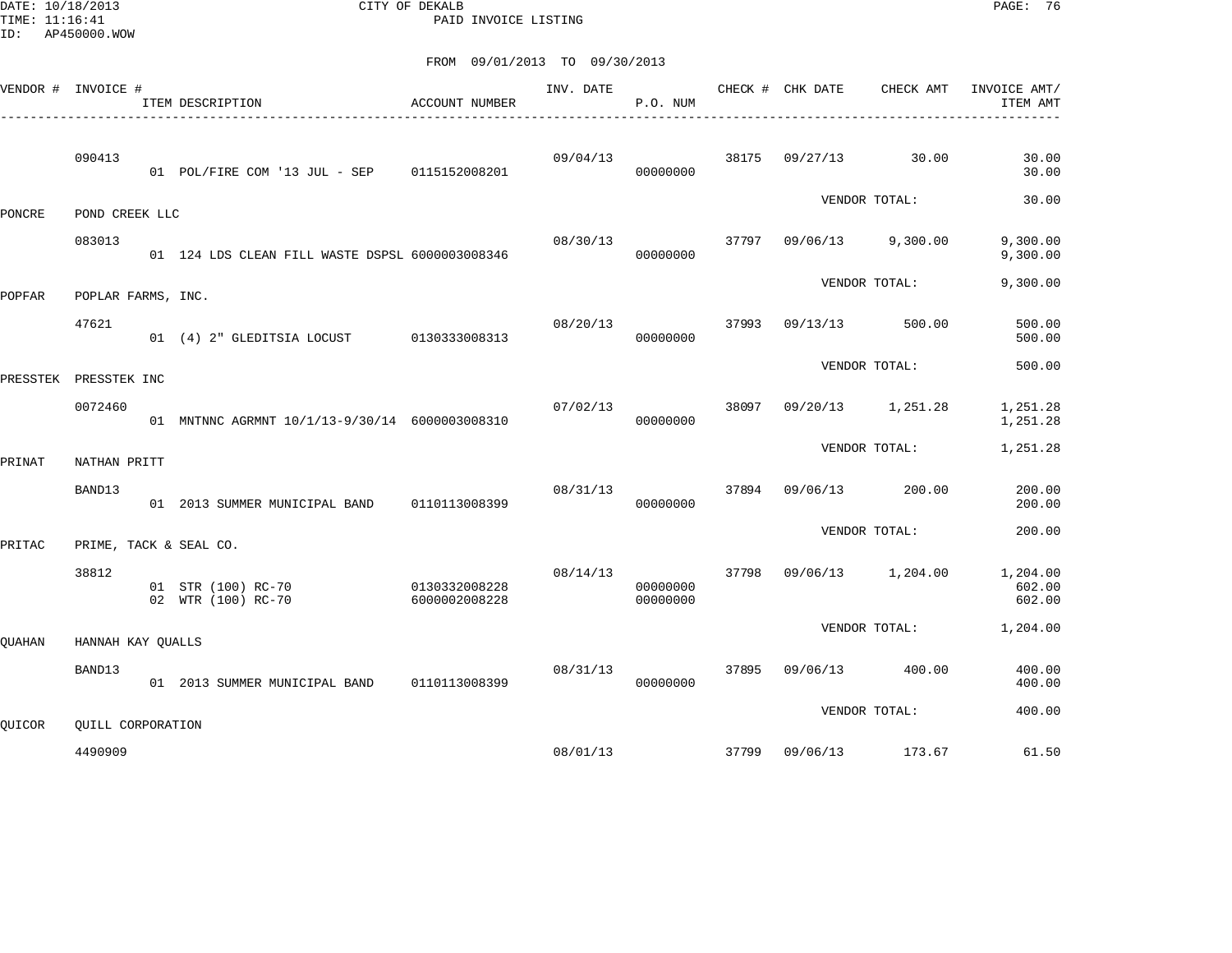CITY OF DEKALB

PAID INVOICE LISTING

DATE: 10/18/2013
TIME: 11:16:41
ID: AP450000.WOW

FROM 09/01/2013 TO 09/30/2013

| VENDOR # | INVOICE # | ITEM DESCRIPTION | ACCOUNT NUMBER | INV. DATE | P.O. NUM | CHECK # | CHK DATE | CHECK AMT | INVOICE AMT/ ITEM AMT |
|---|---|---|---|---|---|---|---|---|---|
| | 090413 | | | 09/04/13 | | 38175 | 09/27/13 | 30.00 | 30.00 |
| | | 01 POL/FIRE COM '13 JUL - SEP | 0115152008201 | | 00000000 | | | | 30.00 |
| | | | | | | | VENDOR TOTAL: | | 30.00 |
| PONCRE | POND CREEK LLC | | | | | | | | |
| | 083013 | | | 08/30/13 | | 37797 | 09/06/13 | 9,300.00 | 9,300.00 |
| | | 01 124 LDS CLEAN FILL WASTE DSPSL | 6000003008346 | | 00000000 | | | | 9,300.00 |
| | | | | | | | VENDOR TOTAL: | | 9,300.00 |
| POPFAR | POPLAR FARMS, INC. | | | | | | | | |
| | 47621 | | | 08/20/13 | | 37993 | 09/13/13 | 500.00 | 500.00 |
| | | 01 (4) 2" GLEDITSIA LOCUST | 0130333008313 | | 00000000 | | | | 500.00 |
| | | | | | | | VENDOR TOTAL: | | 500.00 |
| PRESSTEK | PRESSTEK INC | | | | | | | | |
| | 0072460 | | | 07/02/13 | | 38097 | 09/20/13 | 1,251.28 | 1,251.28 |
| | | 01 MNTNNC AGRMNT 10/1/13-9/30/14 | 6000003008310 | | 00000000 | | | | 1,251.28 |
| | | | | | | | VENDOR TOTAL: | | 1,251.28 |
| PRINAT | NATHAN PRITT | | | | | | | | |
| | BAND13 | | | 08/31/13 | | 37894 | 09/06/13 | 200.00 | 200.00 |
| | | 01 2013 SUMMER MUNICIPAL BAND | 0110113008399 | | 00000000 | | | | 200.00 |
| | | | | | | | VENDOR TOTAL: | | 200.00 |
| PRITAC | PRIME, TACK & SEAL CO. | | | | | | | | |
| | 38812 | | | 08/14/13 | | 37798 | 09/06/13 | 1,204.00 | 1,204.00 |
| | | 01 STR (100) RC-70 | 0130332008228 | | 00000000 | | | | 602.00 |
| | | 02 WTR (100) RC-70 | 6000002008228 | | 00000000 | | | | 602.00 |
| | | | | | | | VENDOR TOTAL: | | 1,204.00 |
| QUAHAN | HANNAH KAY QUALLS | | | | | | | | |
| | BAND13 | | | 08/31/13 | | 37895 | 09/06/13 | 400.00 | 400.00 |
| | | 01 2013 SUMMER MUNICIPAL BAND | 0110113008399 | | 00000000 | | | | 400.00 |
| | | | | | | | VENDOR TOTAL: | | 400.00 |
| QUICOR | QUILL CORPORATION | | | | | | | | |
| | 4490909 | | | 08/01/13 | | 37799 | 09/06/13 | 173.67 | 61.50 |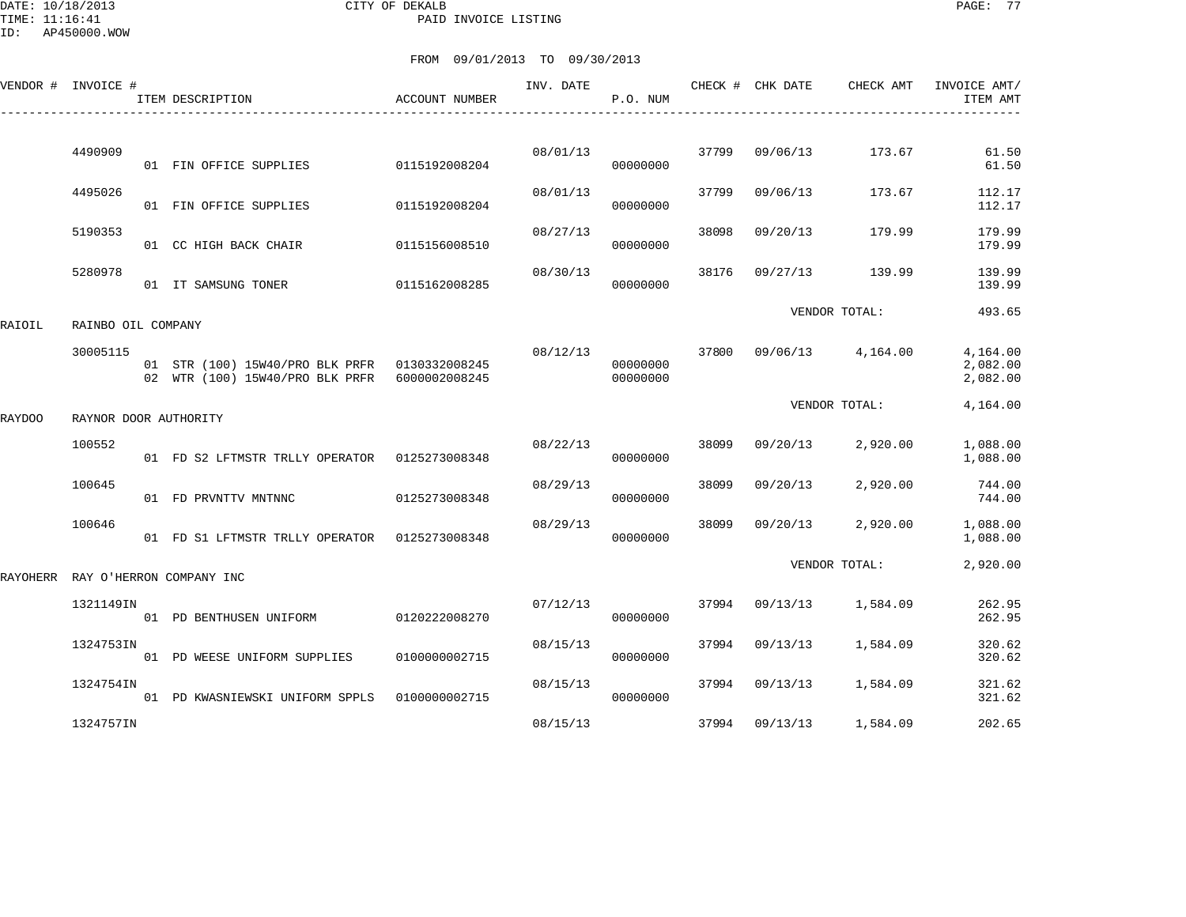CITY OF DEKALB
PAID INVOICE LISTING

DATE: 10/18/2013
TIME: 11:16:41
ID: AP450000.WOW

FROM 09/01/2013 TO 09/30/2013

| VENDOR # | INVOICE # | ITEM DESCRIPTION | ACCOUNT NUMBER | INV. DATE | P.O. NUM | CHECK # | CHK DATE | CHECK AMT | INVOICE AMT/ ITEM AMT |
|---|---|---|---|---|---|---|---|---|---|
| | 4490909 | | | 08/01/13 | | 37799 | 09/06/13 | 173.67 | 61.50 |
| | | 01 FIN OFFICE SUPPLIES | 0115192008204 | | 00000000 | | | | 61.50 |
| | 4495026 | | | 08/01/13 | | 37799 | 09/06/13 | 173.67 | 112.17 |
| | | 01 FIN OFFICE SUPPLIES | 0115192008204 | | 00000000 | | | | 112.17 |
| | 5190353 | | | 08/27/13 | | 38098 | 09/20/13 | 179.99 | 179.99 |
| | | 01 CC HIGH BACK CHAIR | 0115156008510 | | 00000000 | | | | 179.99 |
| | 5280978 | | | 08/30/13 | | 38176 | 09/27/13 | 139.99 | 139.99 |
| | | 01 IT SAMSUNG TONER | 0115162008285 | | 00000000 | | | | 139.99 |
| | | | | | | | VENDOR TOTAL: | | 493.65 |
| RAIOIL | RAINBO OIL COMPANY | | | | | | | | |
| | 30005115 | | | 08/12/13 | | 37800 | 09/06/13 | 4,164.00 | 4,164.00 |
| | | 01 STR (100) 15W40/PRO BLK PRFR | 0130332008245 | | 00000000 | | | | 2,082.00 |
| | | 02 WTR (100) 15W40/PRO BLK PRFR | 6000002008245 | | 00000000 | | | | 2,082.00 |
| | | | | | | | VENDOR TOTAL: | | 4,164.00 |
| RAYDOO | RAYNOR DOOR AUTHORITY | | | | | | | | |
| | 100552 | | | 08/22/13 | | 38099 | 09/20/13 | 2,920.00 | 1,088.00 |
| | | 01 FD S2 LFTMSTR TRLLY OPERATOR | 0125273008348 | | 00000000 | | | | 1,088.00 |
| | 100645 | | | 08/29/13 | | 38099 | 09/20/13 | 2,920.00 | 744.00 |
| | | 01 FD PRVNTTV MNTNNC | 0125273008348 | | 00000000 | | | | 744.00 |
| | 100646 | | | 08/29/13 | | 38099 | 09/20/13 | 2,920.00 | 1,088.00 |
| | | 01 FD S1 LFTMSTR TRLLY OPERATOR | 0125273008348 | | 00000000 | | | | 1,088.00 |
| | | | | | | | VENDOR TOTAL: | | 2,920.00 |
| RAYOHERR | RAY O'HERRON COMPANY INC | | | | | | | | |
| | 1321149IN | | | 07/12/13 | | 37994 | 09/13/13 | 1,584.09 | 262.95 |
| | | 01 PD BENTHUSEN UNIFORM | 0120222008270 | | 00000000 | | | | 262.95 |
| | 1324753IN | | | 08/15/13 | | 37994 | 09/13/13 | 1,584.09 | 320.62 |
| | | 01 PD WEESE UNIFORM SUPPLIES | 0100000002715 | | 00000000 | | | | 320.62 |
| | 1324754IN | | | 08/15/13 | | 37994 | 09/13/13 | 1,584.09 | 321.62 |
| | | 01 PD KWASNIEWSKI UNIFORM SPPLS | 0100000002715 | | 00000000 | | | | 321.62 |
| | 1324757IN | | | 08/15/13 | | 37994 | 09/13/13 | 1,584.09 | 202.65 |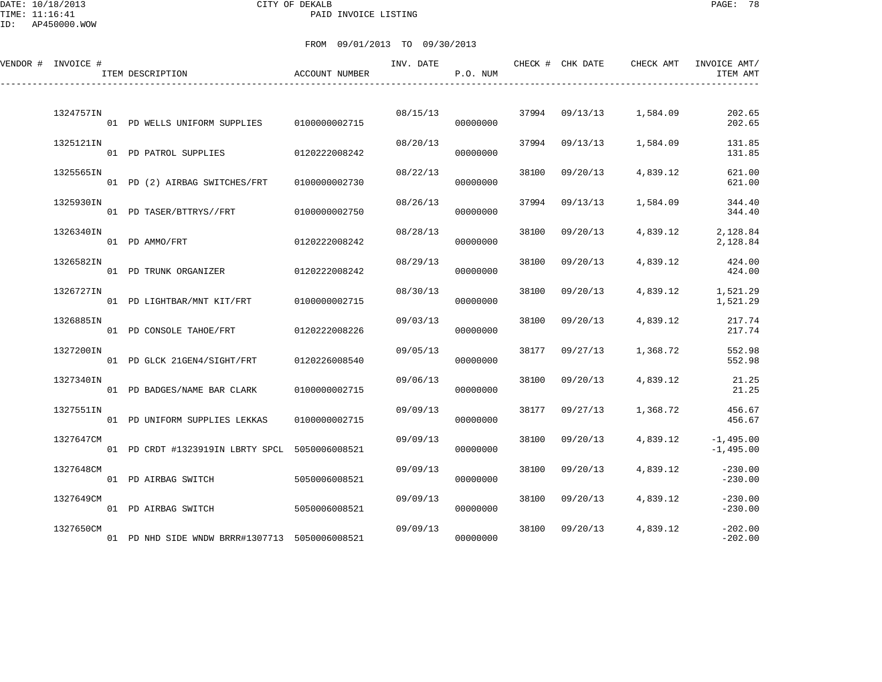CITY OF DEKALB

PAID INVOICE LISTING

DATE: 10/18/2013
TIME: 11:16:41
ID: AP450000.WOW

FROM 09/01/2013 TO 09/30/2013

| VENDOR # | INVOICE # | ITEM DESCRIPTION | ACCOUNT NUMBER | INV. DATE | P.O. NUM | CHECK # | CHK DATE | CHECK AMT | INVOICE AMT/ ITEM AMT |
|---|---|---|---|---|---|---|---|---|---|
| | 1324757IN | | | 08/15/13 | | 37994 | 09/13/13 | 1,584.09 | 202.65 |
| | | 01 PD WELLS UNIFORM SUPPLIES | 0100000002715 | | 00000000 | | | | 202.65 |
| | 1325121IN | | | 08/20/13 | | 37994 | 09/13/13 | 1,584.09 | 131.85 |
| | | 01 PD PATROL SUPPLIES | 0120222008242 | | 00000000 | | | | 131.85 |
| | 1325565IN | | | 08/22/13 | | 38100 | 09/20/13 | 4,839.12 | 621.00 |
| | | 01 PD (2) AIRBAG SWITCHES/FRT | 0100000002730 | | 00000000 | | | | 621.00 |
| | 1325930IN | | | 08/26/13 | | 37994 | 09/13/13 | 1,584.09 | 344.40 |
| | | 01 PD TASER/BTTRYS//FRT | 0100000002750 | | 00000000 | | | | 344.40 |
| | 1326340IN | | | 08/28/13 | | 38100 | 09/20/13 | 4,839.12 | 2,128.84 |
| | | 01 PD AMMO/FRT | 0120222008242 | | 00000000 | | | | 2,128.84 |
| | 1326582IN | | | 08/29/13 | | 38100 | 09/20/13 | 4,839.12 | 424.00 |
| | | 01 PD TRUNK ORGANIZER | 0120222008242 | | 00000000 | | | | 424.00 |
| | 1326727IN | | | 08/30/13 | | 38100 | 09/20/13 | 4,839.12 | 1,521.29 |
| | | 01 PD LIGHTBAR/MNT KIT/FRT | 0100000002715 | | 00000000 | | | | 1,521.29 |
| | 1326885IN | | | 09/03/13 | | 38100 | 09/20/13 | 4,839.12 | 217.74 |
| | | 01 PD CONSOLE TAHOE/FRT | 0120222008226 | | 00000000 | | | | 217.74 |
| | 1327200IN | | | 09/05/13 | | 38177 | 09/27/13 | 1,368.72 | 552.98 |
| | | 01 PD GLCK 21GEN4/SIGHT/FRT | 0120226008540 | | 00000000 | | | | 552.98 |
| | 1327340IN | | | 09/06/13 | | 38100 | 09/20/13 | 4,839.12 | 21.25 |
| | | 01 PD BADGES/NAME BAR CLARK | 0100000002715 | | 00000000 | | | | 21.25 |
| | 1327551IN | | | 09/09/13 | | 38177 | 09/27/13 | 1,368.72 | 456.67 |
| | | 01 PD UNIFORM SUPPLIES LEKKAS | 0100000002715 | | 00000000 | | | | 456.67 |
| | 1327647CM | | | 09/09/13 | | 38100 | 09/20/13 | 4,839.12 | -1,495.00 |
| | | 01 PD CRDT #1323919IN LBRTY SPCL | 5050006008521 | | 00000000 | | | | -1,495.00 |
| | 1327648CM | | | 09/09/13 | | 38100 | 09/20/13 | 4,839.12 | -230.00 |
| | | 01 PD AIRBAG SWITCH | 5050006008521 | | 00000000 | | | | -230.00 |
| | 1327649CM | | | 09/09/13 | | 38100 | 09/20/13 | 4,839.12 | -230.00 |
| | | 01 PD AIRBAG SWITCH | 5050006008521 | | 00000000 | | | | -230.00 |
| | 1327650CM | | | 09/09/13 | | 38100 | 09/20/13 | 4,839.12 | -202.00 |
| | | 01 PD NHD SIDE WNDW BRRR#1307713 | 5050006008521 | | 00000000 | | | | -202.00 |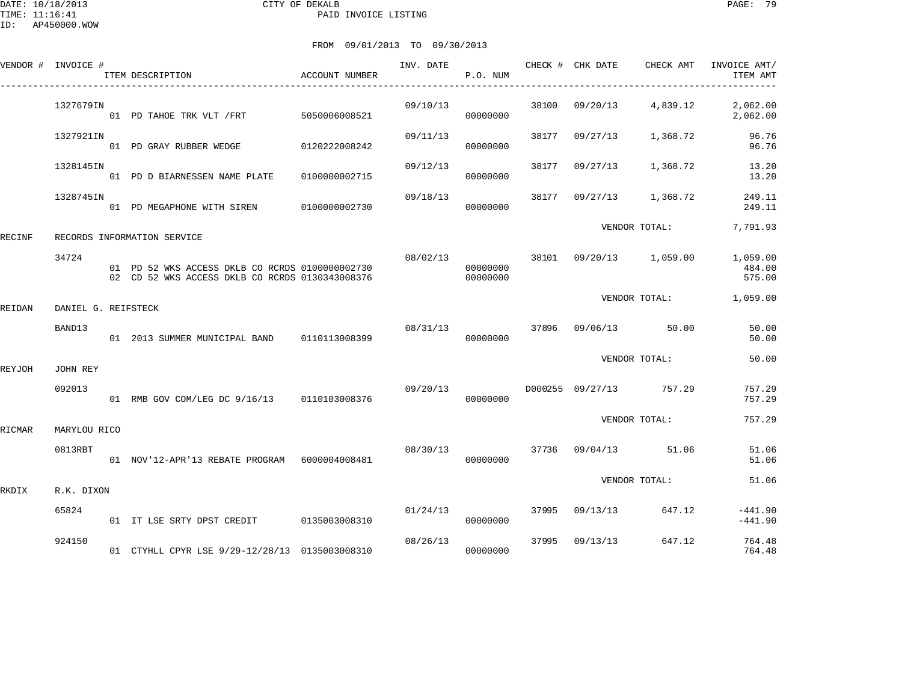DATE: 10/18/2013 CITY OF DEKALB
TIME: 11:16:41 PAID INVOICE LISTING
ID: AP450000.WOW

FROM 09/01/2013 TO 09/30/2013

| VENDOR # | INVOICE # | ITEM DESCRIPTION | ACCOUNT NUMBER | INV. DATE | P.O. NUM | CHECK # | CHK DATE | CHECK AMT | INVOICE AMT/ ITEM AMT |
|---|---|---|---|---|---|---|---|---|---|
| | 1327679IN | | | 09/10/13 | | 38100 | 09/20/13 | 4,839.12 | 2,062.00 |
| | | 01 PD TAHOE TRK VLT /FRT | 5050006008521 | | 00000000 | | | | 2,062.00 |
| | 1327921IN | | | 09/11/13 | | 38177 | 09/27/13 | 1,368.72 | 96.76 |
| | | 01 PD GRAY RUBBER WEDGE | 0120222008242 | | 00000000 | | | | 96.76 |
| | 1328145IN | | | 09/12/13 | | 38177 | 09/27/13 | 1,368.72 | 13.20 |
| | | 01 PD D BIARNESSEN NAME PLATE | 0100000002715 | | 00000000 | | | | 13.20 |
| | 1328745IN | | | 09/18/13 | | 38177 | 09/27/13 | 1,368.72 | 249.11 |
| | | 01 PD MEGAPHONE WITH SIREN | 0100000002730 | | 00000000 | | | | 249.11 |
| | | | | | | | VENDOR TOTAL: | | 7,791.93 |
| RECINF | RECORDS INFORMATION SERVICE | | | | | | | | |
| | 34724 | | | 08/02/13 | | 38101 | 09/20/13 | 1,059.00 | 1,059.00 |
| | | 01 PD 52 WKS ACCESS DKLB CO RCRDS | 0100000002730 | | 00000000 | | | | 484.00 |
| | | 02 CD 52 WKS ACCESS DKLB CO RCRDS | 0130343008376 | | 00000000 | | | | 575.00 |
| | | | | | | | VENDOR TOTAL: | | 1,059.00 |
| REIDAN | DANIEL G. REIFSTECK | | | | | | | | |
| | BAND13 | | | 08/31/13 | | 37896 | 09/06/13 | 50.00 | 50.00 |
| | | 01 2013 SUMMER MUNICIPAL BAND | 0110113008399 | | 00000000 | | | | 50.00 |
| | | | | | | | VENDOR TOTAL: | | 50.00 |
| REYJOH | JOHN REY | | | | | | | | |
| | 092013 | | | 09/20/13 | | D000255 | 09/27/13 | 757.29 | 757.29 |
| | | 01 RMB GOV COM/LEG DC 9/16/13 | 0110103008376 | | 00000000 | | | | 757.29 |
| | | | | | | | VENDOR TOTAL: | | 757.29 |
| RICMAR | MARYLOU RICO | | | | | | | | |
| | 0813RBT | | | 08/30/13 | | 37736 | 09/04/13 | 51.06 | 51.06 |
| | | 01 NOV'12-APR'13 REBATE PROGRAM | 6000004008481 | | 00000000 | | | | 51.06 |
| | | | | | | | VENDOR TOTAL: | | 51.06 |
| RKDIX | R.K. DIXON | | | | | | | | |
| | 65824 | | | 01/24/13 | | 37995 | 09/13/13 | 647.12 | -441.90 |
| | | 01 IT LSE SRTY DPST CREDIT | 0135003008310 | | 00000000 | | | | -441.90 |
| | 924150 | | | 08/26/13 | | 37995 | 09/13/13 | 647.12 | 764.48 |
| | | 01 CTYHLL CPYR LSE 9/29-12/28/13 | 0135003008310 | | 00000000 | | | | 764.48 |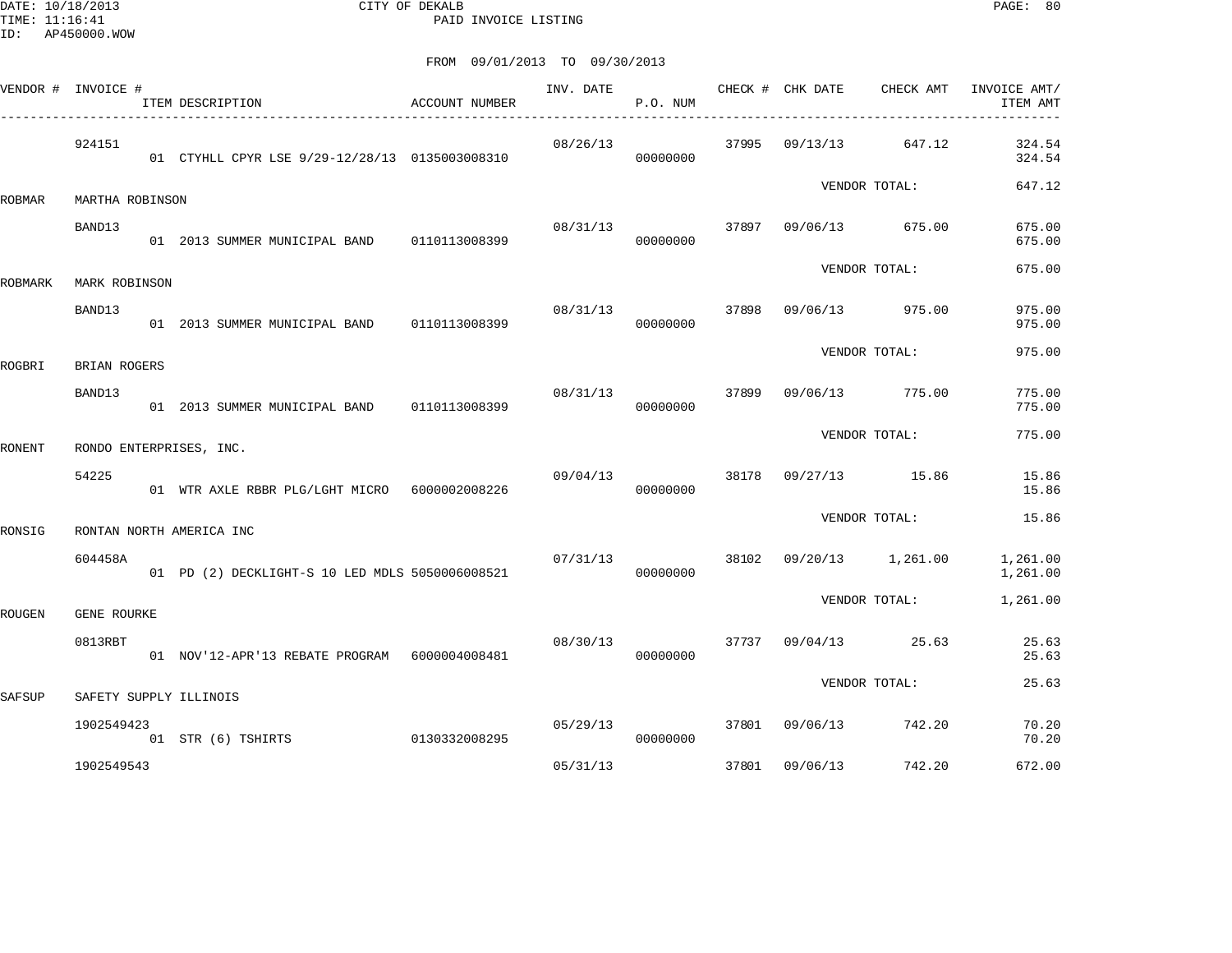CITY OF DEKALB
PAID INVOICE LISTING

DATE: 10/18/2013
TIME: 11:16:41
ID: AP450000.WOW

FROM 09/01/2013 TO 09/30/2013

| VENDOR # | INVOICE # | ITEM DESCRIPTION | ACCOUNT NUMBER | INV. DATE | P.O. NUM | CHECK # | CHK DATE | CHECK AMT | INVOICE AMT/ ITEM AMT |
|---|---|---|---|---|---|---|---|---|---|
| | 924151 | | | 08/26/13 | | 37995 | 09/13/13 | 647.12 | 324.54 |
| | | 01 CTYHLL CPYR LSE 9/29-12/28/13 | 0135003008310 | | 00000000 | | | | 324.54 |
| | | | | | | | VENDOR TOTAL: | | 647.12 |
| ROBMAR | MARTHA ROBINSON | | | | | | | | |
| | BAND13 | | | 08/31/13 | | 37897 | 09/06/13 | 675.00 | 675.00 |
| | | 01 2013 SUMMER MUNICIPAL BAND | 0110113008399 | | 00000000 | | | | 675.00 |
| | | | | | | | VENDOR TOTAL: | | 675.00 |
| ROBMARK | MARK ROBINSON | | | | | | | | |
| | BAND13 | | | 08/31/13 | | 37898 | 09/06/13 | 975.00 | 975.00 |
| | | 01 2013 SUMMER MUNICIPAL BAND | 0110113008399 | | 00000000 | | | | 975.00 |
| | | | | | | | VENDOR TOTAL: | | 975.00 |
| ROGBRI | BRIAN ROGERS | | | | | | | | |
| | BAND13 | | | 08/31/13 | | 37899 | 09/06/13 | 775.00 | 775.00 |
| | | 01 2013 SUMMER MUNICIPAL BAND | 0110113008399 | | 00000000 | | | | 775.00 |
| | | | | | | | VENDOR TOTAL: | | 775.00 |
| RONENT | RONDO ENTERPRISES, INC. | | | | | | | | |
| | 54225 | | | 09/04/13 | | 38178 | 09/27/13 | 15.86 | 15.86 |
| | | 01 WTR AXLE RBBR PLG/LGHT MICRO | 6000002008226 | | 00000000 | | | | 15.86 |
| | | | | | | | VENDOR TOTAL: | | 15.86 |
| RONSIG | RONTAN NORTH AMERICA INC | | | | | | | | |
| | 604458A | | | 07/31/13 | | 38102 | 09/20/13 | 1,261.00 | 1,261.00 |
| | | 01 PD (2) DECKLIGHT-S 10 LED MDLS | 5050006008521 | | 00000000 | | | | 1,261.00 |
| | | | | | | | VENDOR TOTAL: | | 1,261.00 |
| ROUGEN | GENE ROURKE | | | | | | | | |
| | 0813RBT | | | 08/30/13 | | 37737 | 09/04/13 | 25.63 | 25.63 |
| | | 01 NOV'12-APR'13 REBATE PROGRAM | 6000004008481 | | 00000000 | | | | 25.63 |
| | | | | | | | VENDOR TOTAL: | | 25.63 |
| SAFSUP | SAFETY SUPPLY ILLINOIS | | | | | | | | |
| | 1902549423 | | | 05/29/13 | | 37801 | 09/06/13 | 742.20 | 70.20 |
| | | 01 STR (6) TSHIRTS | 0130332008295 | | 00000000 | | | | 70.20 |
| | 1902549543 | | | 05/31/13 | | 37801 | 09/06/13 | 742.20 | 672.00 |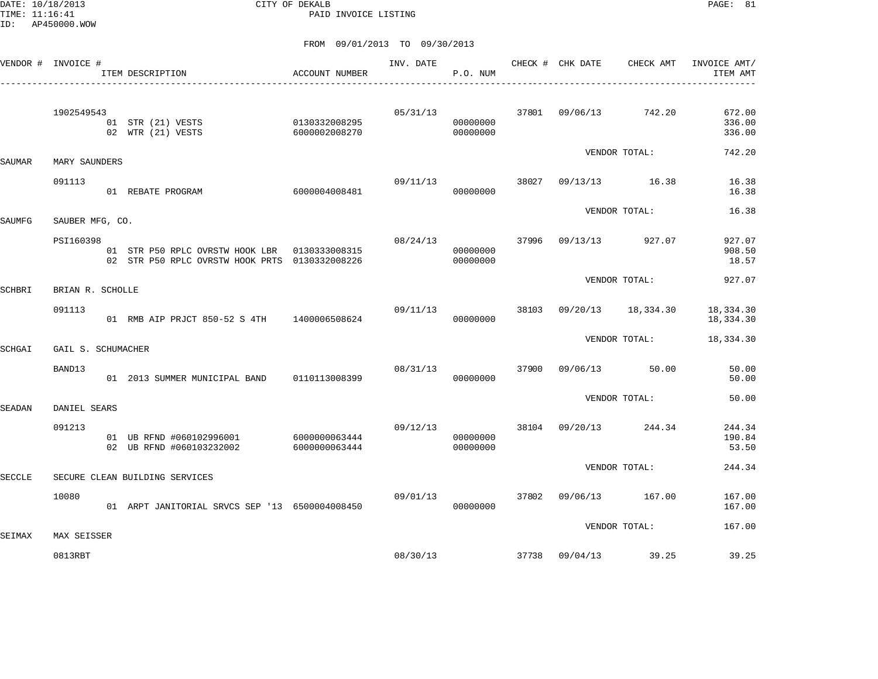DATE: 10/18/2013
TIME: 11:16:41
ID: AP450000.WOW

CITY OF DEKALB
PAID INVOICE LISTING

FROM 09/01/2013 TO 09/30/2013

| VENDOR # | INVOICE # / ITEM DESCRIPTION | ACCOUNT NUMBER | INV. DATE | P.O. NUM | CHECK # | CHK DATE | CHECK AMT | INVOICE AMT/ ITEM AMT |
|---|---|---|---|---|---|---|---|---|
| | 1902549543 | | 05/31/13 | | 37801 | 09/06/13 | 742.20 | 672.00 |
| | 01 STR (21) VESTS | 0130332008295 | | 00000000 | | | | 336.00 |
| | 02 WTR (21) VESTS | 6000002008270 | | 00000000 | | | | 336.00 |
| | | | | | | VENDOR TOTAL: | | 742.20 |
| SAUMAR | MARY SAUNDERS | | | | | | | |
| | 091113 | | 09/11/13 | | 38027 | 09/13/13 | 16.38 | 16.38 |
| | 01 REBATE PROGRAM | 6000004008481 | | 00000000 | | | | 16.38 |
| | | | | | | VENDOR TOTAL: | | 16.38 |
| SAUMFG | SAUBER MFG, CO. | | | | | | | |
| | PSI160398 | | 08/24/13 | | 37996 | 09/13/13 | 927.07 | 927.07 |
| | 01 STR P50 RPLC OVRSTW HOOK LBR | 0130333008315 | | 00000000 | | | | 908.50 |
| | 02 STR P50 RPLC OVRSTW HOOK PRTS | 0130332008226 | | 00000000 | | | | 18.57 |
| | | | | | | VENDOR TOTAL: | | 927.07 |
| SCHBRI | BRIAN R. SCHOLLE | | | | | | | |
| | 091113 | | 09/11/13 | | 38103 | 09/20/13 | 18,334.30 | 18,334.30 |
| | 01 RMB AIP PRJCT 850-52 S 4TH | 1400006508624 | | 00000000 | | | | 18,334.30 |
| | | | | | | VENDOR TOTAL: | | 18,334.30 |
| SCHGAI | GAIL S. SCHUMACHER | | | | | | | |
| | BAND13 | | 08/31/13 | | 37900 | 09/06/13 | 50.00 | 50.00 |
| | 01 2013 SUMMER MUNICIPAL BAND | 0110113008399 | | 00000000 | | | | 50.00 |
| | | | | | | VENDOR TOTAL: | | 50.00 |
| SEADAN | DANIEL SEARS | | | | | | | |
| | 091213 | | 09/12/13 | | 38104 | 09/20/13 | 244.34 | 244.34 |
| | 01 UB RFND #060102996001 | 6000000063444 | | 00000000 | | | | 190.84 |
| | 02 UB RFND #060103232002 | 6000000063444 | | 00000000 | | | | 53.50 |
| | | | | | | VENDOR TOTAL: | | 244.34 |
| SECCLE | SECURE CLEAN BUILDING SERVICES | | | | | | | |
| | 10080 | | 09/01/13 | | 37802 | 09/06/13 | 167.00 | 167.00 |
| | 01 ARPT JANITORIAL SRVCS SEP '13 | 6500004008450 | | 00000000 | | | | 167.00 |
| | | | | | | VENDOR TOTAL: | | 167.00 |
| SEIMAX | MAX SEISSER | | | | | | | |
| | 0813RBT | | 08/30/13 | | 37738 | 09/04/13 | 39.25 | 39.25 |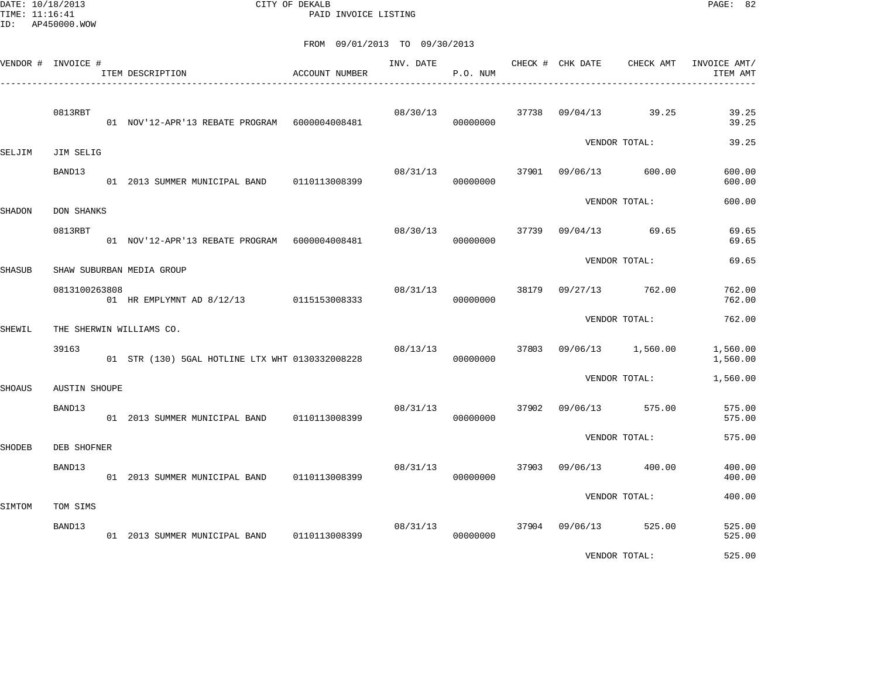DATE: 10/18/2013 CITY OF DEKALB
TIME: 11:16:41 PAID INVOICE LISTING
ID: AP450000.WOW

FROM 09/01/2013 TO 09/30/2013

| VENDOR # | INVOICE # / ITEM DESCRIPTION | ACCOUNT NUMBER | INV. DATE | P.O. NUM | CHECK # | CHK DATE | CHECK AMT | INVOICE AMT/ ITEM AMT |
|---|---|---|---|---|---|---|---|---|
| | 0813RBT | | 08/30/13 | | 37738 | 09/04/13 | 39.25 | 39.25 |
| | 01 NOV'12-APR'13 REBATE PROGRAM | 6000004008481 | | 00000000 | | | | 39.25 |
| | | | | | | VENDOR TOTAL: | | 39.25 |
| SELJIM | JIM SELIG | | | | | | | |
| | BAND13 | | 08/31/13 | | 37901 | 09/06/13 | 600.00 | 600.00 |
| | 01 2013 SUMMER MUNICIPAL BAND | 0110113008399 | | 00000000 | | | | 600.00 |
| | | | | | | VENDOR TOTAL: | | 600.00 |
| SHADON | DON SHANKS | | | | | | | |
| | 0813RBT | | 08/30/13 | | 37739 | 09/04/13 | 69.65 | 69.65 |
| | 01 NOV'12-APR'13 REBATE PROGRAM | 6000004008481 | | 00000000 | | | | 69.65 |
| | | | | | | VENDOR TOTAL: | | 69.65 |
| SHASUB | SHAW SUBURBAN MEDIA GROUP | | | | | | | |
| | 0813100263808 | | 08/31/13 | | 38179 | 09/27/13 | 762.00 | 762.00 |
| | 01 HR EMPLYMNT AD 8/12/13 | 0115153008333 | | 00000000 | | | | 762.00 |
| | | | | | | VENDOR TOTAL: | | 762.00 |
| SHEWIL | THE SHERWIN WILLIAMS CO. | | | | | | | |
| | 39163 | | 08/13/13 | | 37803 | 09/06/13 | 1,560.00 | 1,560.00 |
| | 01 STR (130) 5GAL HOTLINE LTX WHT | 0130332008228 | | 00000000 | | | | 1,560.00 |
| | | | | | | VENDOR TOTAL: | | 1,560.00 |
| SHOAUS | AUSTIN SHOUPE | | | | | | | |
| | BAND13 | | 08/31/13 | | 37902 | 09/06/13 | 575.00 | 575.00 |
| | 01 2013 SUMMER MUNICIPAL BAND | 0110113008399 | | 00000000 | | | | 575.00 |
| | | | | | | VENDOR TOTAL: | | 575.00 |
| SHODEB | DEB SHOFNER | | | | | | | |
| | BAND13 | | 08/31/13 | | 37903 | 09/06/13 | 400.00 | 400.00 |
| | 01 2013 SUMMER MUNICIPAL BAND | 0110113008399 | | 00000000 | | | | 400.00 |
| | | | | | | VENDOR TOTAL: | | 400.00 |
| SIMTOM | TOM SIMS | | | | | | | |
| | BAND13 | | 08/31/13 | | 37904 | 09/06/13 | 525.00 | 525.00 |
| | 01 2013 SUMMER MUNICIPAL BAND | 0110113008399 | | 00000000 | | | | 525.00 |
| | | | | | | VENDOR TOTAL: | | 525.00 |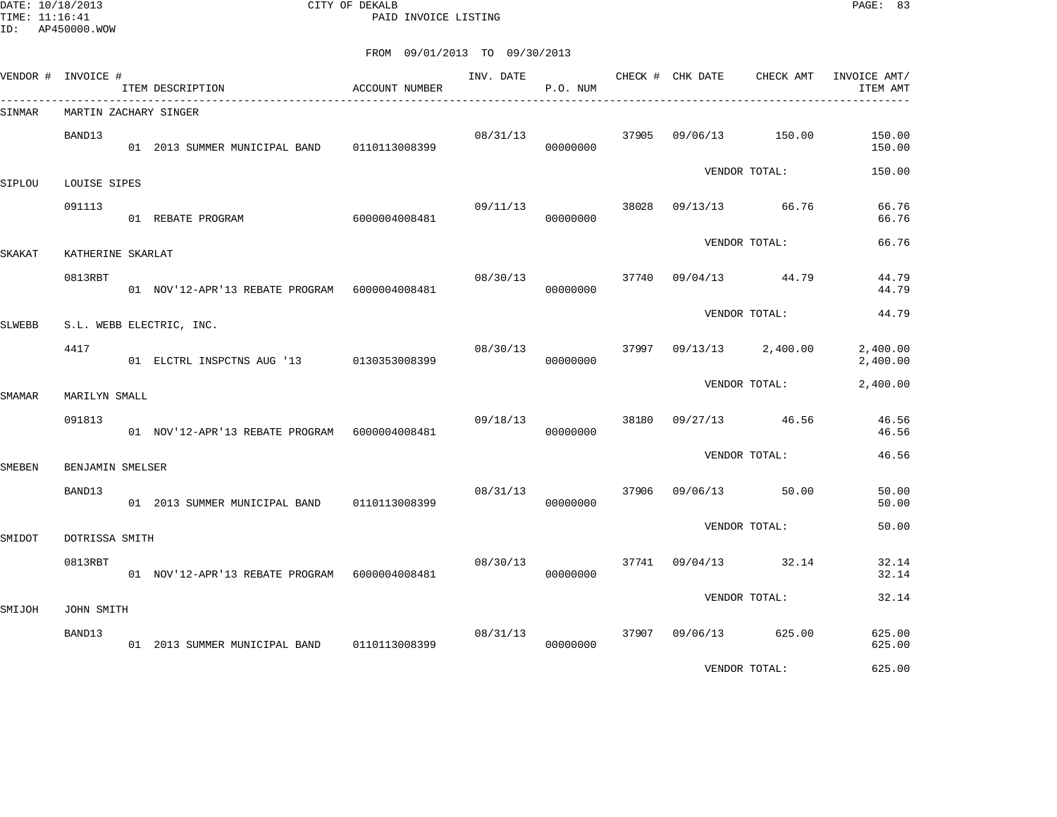DATE: 10/18/2013
TIME: 11:16:41
ID: AP450000.WOW

CITY OF DEKALB
PAID INVOICE LISTING

FROM 09/01/2013 TO 09/30/2013

| VENDOR # | INVOICE # | ITEM DESCRIPTION | ACCOUNT NUMBER | INV. DATE | P.O. NUM | CHECK # | CHK DATE | CHECK AMT | INVOICE AMT/ ITEM AMT |
|---|---|---|---|---|---|---|---|---|---|
| SINMAR | MARTIN ZACHARY SINGER | | | | | | | | |
| | BAND13 | | | 08/31/13 | | 37905 | 09/06/13 | 150.00 | 150.00 |
| | | 01 2013 SUMMER MUNICIPAL BAND | 0110113008399 | | 00000000 | | | | 150.00 |
| | | | | | | | | VENDOR TOTAL: | 150.00 |
| SIPLOU | LOUISE SIPES | | | | | | | | |
| | 091113 | | | 09/11/13 | | 38028 | 09/13/13 | 66.76 | 66.76 |
| | | 01 REBATE PROGRAM | 6000004008481 | | 00000000 | | | | 66.76 |
| | | | | | | | | VENDOR TOTAL: | 66.76 |
| SKAKAT | KATHERINE SKARLAT | | | | | | | | |
| | 0813RBT | | | 08/30/13 | | 37740 | 09/04/13 | 44.79 | 44.79 |
| | | 01 NOV'12-APR'13 REBATE PROGRAM | 6000004008481 | | 00000000 | | | | 44.79 |
| | | | | | | | | VENDOR TOTAL: | 44.79 |
| SLWEBB | S.L. WEBB ELECTRIC, INC. | | | | | | | | |
| | 4417 | | | 08/30/13 | | 37997 | 09/13/13 | 2,400.00 | 2,400.00 |
| | | 01 ELCTRL INSPCTNS AUG '13 | 0130353008399 | | 00000000 | | | | 2,400.00 |
| | | | | | | | | VENDOR TOTAL: | 2,400.00 |
| SMAMAR | MARILYN SMALL | | | | | | | | |
| | 091813 | | | 09/18/13 | | 38180 | 09/27/13 | 46.56 | 46.56 |
| | | 01 NOV'12-APR'13 REBATE PROGRAM | 6000004008481 | | 00000000 | | | | 46.56 |
| | | | | | | | | VENDOR TOTAL: | 46.56 |
| SMEBEN | BENJAMIN SMELSER | | | | | | | | |
| | BAND13 | | | 08/31/13 | | 37906 | 09/06/13 | 50.00 | 50.00 |
| | | 01 2013 SUMMER MUNICIPAL BAND | 0110113008399 | | 00000000 | | | | 50.00 |
| | | | | | | | | VENDOR TOTAL: | 50.00 |
| SMIDOT | DOTRISSA SMITH | | | | | | | | |
| | 0813RBT | | | 08/30/13 | | 37741 | 09/04/13 | 32.14 | 32.14 |
| | | 01 NOV'12-APR'13 REBATE PROGRAM | 6000004008481 | | 00000000 | | | | 32.14 |
| | | | | | | | | VENDOR TOTAL: | 32.14 |
| SMIJOH | JOHN SMITH | | | | | | | | |
| | BAND13 | | | 08/31/13 | | 37907 | 09/06/13 | 625.00 | 625.00 |
| | | 01 2013 SUMMER MUNICIPAL BAND | 0110113008399 | | 00000000 | | | | 625.00 |
| | | | | | | | | VENDOR TOTAL: | 625.00 |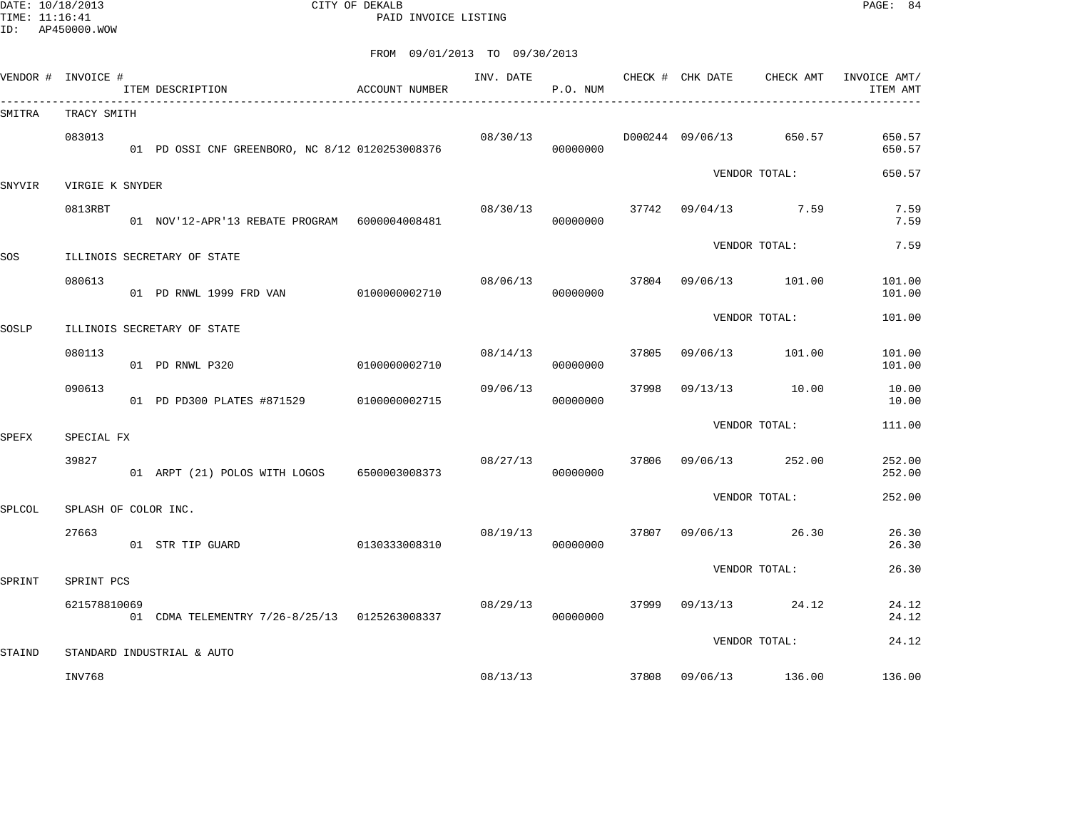CITY OF DEKALB
PAID INVOICE LISTING

FROM 09/01/2013 TO 09/30/2013

| VENDOR # | INVOICE # | ITEM DESCRIPTION | ACCOUNT NUMBER | INV. DATE | P.O. NUM | CHECK # | CHK DATE | CHECK AMT | INVOICE AMT/ ITEM AMT |
|---|---|---|---|---|---|---|---|---|---|
| SMITRA | TRACY SMITH | | | | | | | | |
| | 083013 | | | 08/30/13 | | D000244 | 09/06/13 | 650.57 | 650.57 |
| | | 01 PD OSSI CNF GREENBORO, NC 8/12 | 0120253008376 | | 00000000 | | | | 650.57 |
| | | | | | | | VENDOR TOTAL: | | 650.57 |
| SNYVIR | VIRGIE K SNYDER | | | | | | | | |
| | 0813RBT | | | 08/30/13 | | 37742 | 09/04/13 | 7.59 | 7.59 |
| | | 01 NOV'12-APR'13 REBATE PROGRAM | 6000004008481 | | 00000000 | | | | 7.59 |
| | | | | | | | VENDOR TOTAL: | | 7.59 |
| SOS | ILLINOIS SECRETARY OF STATE | | | | | | | | |
| | 080613 | | | 08/06/13 | | 37804 | 09/06/13 | 101.00 | 101.00 |
| | | 01 PD RNWL 1999 FRD VAN | 0100000002710 | | 00000000 | | | | 101.00 |
| | | | | | | | VENDOR TOTAL: | | 101.00 |
| SOSLP | ILLINOIS SECRETARY OF STATE | | | | | | | | |
| | 080113 | | | 08/14/13 | | 37805 | 09/06/13 | 101.00 | 101.00 |
| | | 01 PD RNWL P320 | 0100000002710 | | 00000000 | | | | 101.00 |
| | 090613 | | | 09/06/13 | | 37998 | 09/13/13 | 10.00 | 10.00 |
| | | 01 PD PD300 PLATES #871529 | 0100000002715 | | 00000000 | | | | 10.00 |
| | | | | | | | VENDOR TOTAL: | | 111.00 |
| SPEFX | SPECIAL FX | | | | | | | | |
| | 39827 | | | 08/27/13 | | 37806 | 09/06/13 | 252.00 | 252.00 |
| | | 01 ARPT (21) POLOS WITH LOGOS | 6500003008373 | | 00000000 | | | | 252.00 |
| | | | | | | | VENDOR TOTAL: | | 252.00 |
| SPLCOL | SPLASH OF COLOR INC. | | | | | | | | |
| | 27663 | | | 08/19/13 | | 37807 | 09/06/13 | 26.30 | 26.30 |
| | | 01 STR TIP GUARD | 0130333008310 | | 00000000 | | | | 26.30 |
| | | | | | | | VENDOR TOTAL: | | 26.30 |
| SPRINT | SPRINT PCS | | | | | | | | |
| | 621578810069 | | | 08/29/13 | | 37999 | 09/13/13 | 24.12 | 24.12 |
| | | 01 CDMA TELEMENTRY 7/26-8/25/13 | 0125263008337 | | 00000000 | | | | 24.12 |
| | | | | | | | VENDOR TOTAL: | | 24.12 |
| STAIND | STANDARD INDUSTRIAL & AUTO | | | | | | | | |
| | INV768 | | | 08/13/13 | | 37808 | 09/06/13 | 136.00 | 136.00 |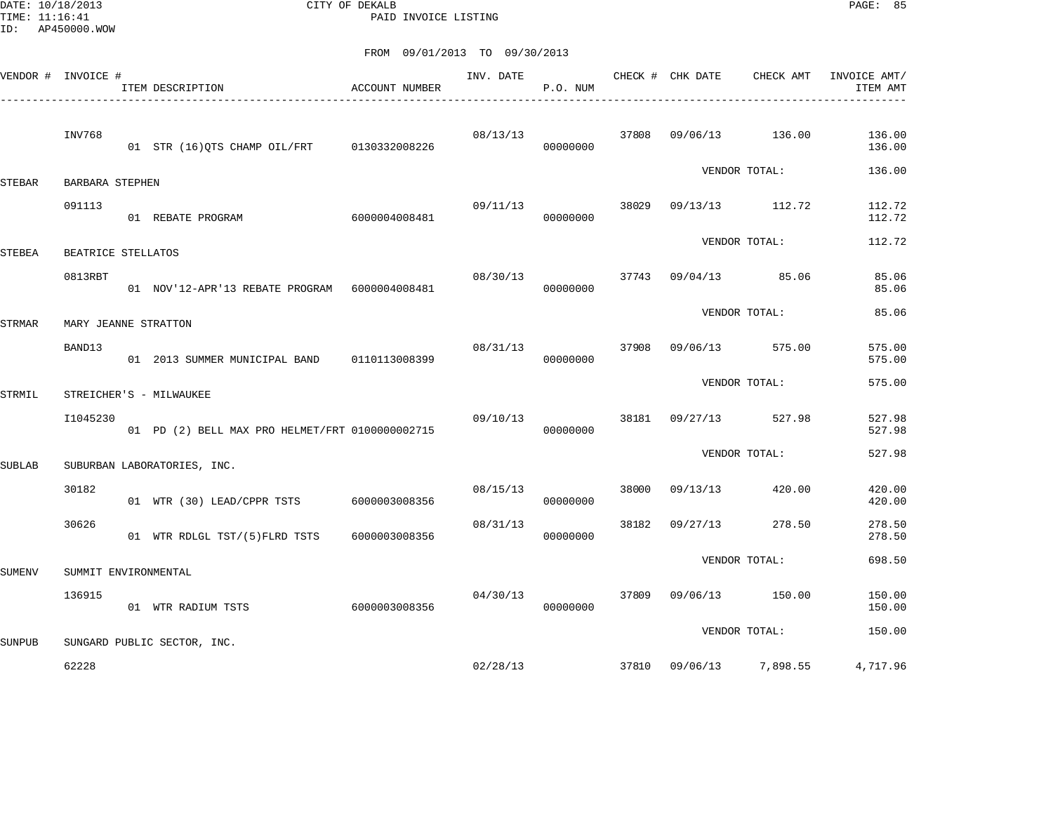CITY OF DEKALB
PAID INVOICE LISTING

DATE: 10/18/2013
TIME: 11:16:41
ID: AP450000.WOW

FROM 09/01/2013 TO 09/30/2013

| VENDOR # | INVOICE # / ITEM DESCRIPTION | ACCOUNT NUMBER | INV. DATE | P.O. NUM | CHECK # | CHK DATE | CHECK AMT | INVOICE AMT/ ITEM AMT |
|---|---|---|---|---|---|---|---|---|
| | INV768 | | 08/13/13 | | 37808 | 09/06/13 | 136.00 | 136.00 |
| | 01 STR (16)QTS CHAMP OIL/FRT | 0130332008226 | | 00000000 | | | | 136.00 |
| | | | | | | VENDOR TOTAL: | | 136.00 |
| STEBAR | BARBARA STEPHEN | | | | | | | |
| | 091113 | | 09/11/13 | | 38029 | 09/13/13 | 112.72 | 112.72 |
| | 01 REBATE PROGRAM | 6000004008481 | | 00000000 | | | | 112.72 |
| | | | | | | VENDOR TOTAL: | | 112.72 |
| STEBEA | BEATRICE STELLATOS | | | | | | | |
| | 0813RBT | | 08/30/13 | | 37743 | 09/04/13 | 85.06 | 85.06 |
| | 01 NOV'12-APR'13 REBATE PROGRAM | 6000004008481 | | 00000000 | | | | 85.06 |
| | | | | | | VENDOR TOTAL: | | 85.06 |
| STRMAR | MARY JEANNE STRATTON | | | | | | | |
| | BAND13 | | 08/31/13 | | 37908 | 09/06/13 | 575.00 | 575.00 |
| | 01 2013 SUMMER MUNICIPAL BAND | 0110113008399 | | 00000000 | | | | 575.00 |
| | | | | | | VENDOR TOTAL: | | 575.00 |
| STRMIL | STREICHER'S - MILWAUKEE | | | | | | | |
| | I1045230 | | 09/10/13 | | 38181 | 09/27/13 | 527.98 | 527.98 |
| | 01 PD (2) BELL MAX PRO HELMET/FRT | 0100000002715 | | 00000000 | | | | 527.98 |
| | | | | | | VENDOR TOTAL: | | 527.98 |
| SUBLAB | SUBURBAN LABORATORIES, INC. | | | | | | | |
| | 30182 | | 08/15/13 | | 38000 | 09/13/13 | 420.00 | 420.00 |
| | 01 WTR (30) LEAD/CPPR TSTS | 6000003008356 | | 00000000 | | | | 420.00 |
| | 30626 | | 08/31/13 | | 38182 | 09/27/13 | 278.50 | 278.50 |
| | 01 WTR RDLGL TST/(5)FLRD TSTS | 6000003008356 | | 00000000 | | | | 278.50 |
| | | | | | | VENDOR TOTAL: | | 698.50 |
| SUMENV | SUMMIT ENVIRONMENTAL | | | | | | | |
| | 136915 | | 04/30/13 | | 37809 | 09/06/13 | 150.00 | 150.00 |
| | 01 WTR RADIUM TSTS | 6000003008356 | | 00000000 | | | | 150.00 |
| | | | | | | VENDOR TOTAL: | | 150.00 |
| SUNPUB | SUNGARD PUBLIC SECTOR, INC. | | | | | | | |
| | 62228 | | 02/28/13 | | 37810 | 09/06/13 | 7,898.55 | 4,717.96 |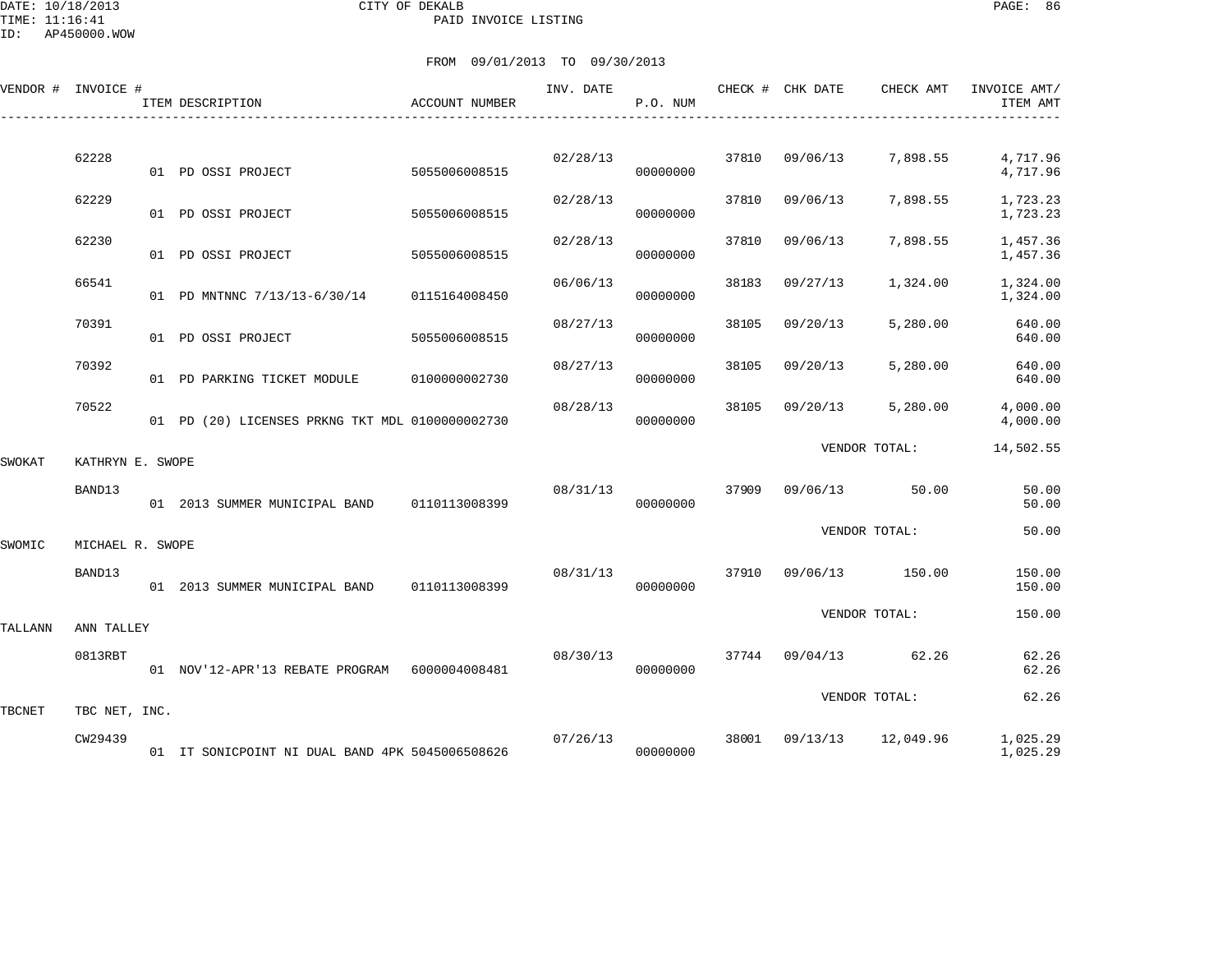CITY OF DEKALB
PAID INVOICE LISTING

DATE: 10/18/2013
TIME: 11:16:41
ID: AP450000.WOW

FROM 09/01/2013 TO 09/30/2013

| VENDOR # | INVOICE # | ITEM DESCRIPTION | ACCOUNT NUMBER | INV. DATE | P.O. NUM | CHECK # | CHK DATE | CHECK AMT | INVOICE AMT/ ITEM AMT |
|---|---|---|---|---|---|---|---|---|---|
| | 62228 | | | 02/28/13 | | 37810 | 09/06/13 | 7,898.55 | 4,717.96 |
| | | 01 PD OSSI PROJECT | 5055006008515 | | 00000000 | | | | 4,717.96 |
| | 62229 | | | 02/28/13 | | 37810 | 09/06/13 | 7,898.55 | 1,723.23 |
| | | 01 PD OSSI PROJECT | 5055006008515 | | 00000000 | | | | 1,723.23 |
| | 62230 | | | 02/28/13 | | 37810 | 09/06/13 | 7,898.55 | 1,457.36 |
| | | 01 PD OSSI PROJECT | 5055006008515 | | 00000000 | | | | 1,457.36 |
| | 66541 | | | 06/06/13 | | 38183 | 09/27/13 | 1,324.00 | 1,324.00 |
| | | 01 PD MNTNNC 7/13/13-6/30/14 | 0115164008450 | | 00000000 | | | | 1,324.00 |
| | 70391 | | | 08/27/13 | | 38105 | 09/20/13 | 5,280.00 | 640.00 |
| | | 01 PD OSSI PROJECT | 5055006008515 | | 00000000 | | | | 640.00 |
| | 70392 | | | 08/27/13 | | 38105 | 09/20/13 | 5,280.00 | 640.00 |
| | | 01 PD PARKING TICKET MODULE | 0100000002730 | | 00000000 | | | | 640.00 |
| | 70522 | | | 08/28/13 | | 38105 | 09/20/13 | 5,280.00 | 4,000.00 |
| | | 01 PD (20) LICENSES PRKNG TKT MDL | 0100000002730 | | 00000000 | | | | 4,000.00 |
| | | | | | | | VENDOR TOTAL: | | 14,502.55 |
| SWOKAT | KATHRYN E. SWOPE | | | | | | | | |
| | BAND13 | | | 08/31/13 | | 37909 | 09/06/13 | 50.00 | 50.00 |
| | | 01 2013 SUMMER MUNICIPAL BAND | 0110113008399 | | 00000000 | | | | 50.00 |
| | | | | | | | VENDOR TOTAL: | | 50.00 |
| SWOMIC | MICHAEL R. SWOPE | | | | | | | | |
| | BAND13 | | | 08/31/13 | | 37910 | 09/06/13 | 150.00 | 150.00 |
| | | 01 2013 SUMMER MUNICIPAL BAND | 0110113008399 | | 00000000 | | | | 150.00 |
| | | | | | | | VENDOR TOTAL: | | 150.00 |
| TALLANN | ANN TALLEY | | | | | | | | |
| | 0813RBT | | | 08/30/13 | | 37744 | 09/04/13 | 62.26 | 62.26 |
| | | 01 NOV'12-APR'13 REBATE PROGRAM | 6000004008481 | | 00000000 | | | | 62.26 |
| | | | | | | | VENDOR TOTAL: | | 62.26 |
| TBCNET | TBC NET, INC. | | | | | | | | |
| | CW29439 | | | 07/26/13 | | 38001 | 09/13/13 | 12,049.96 | 1,025.29 |
| | | 01 IT SONICPOINT NI DUAL BAND 4PK | 5045006508626 | | 00000000 | | | | 1,025.29 |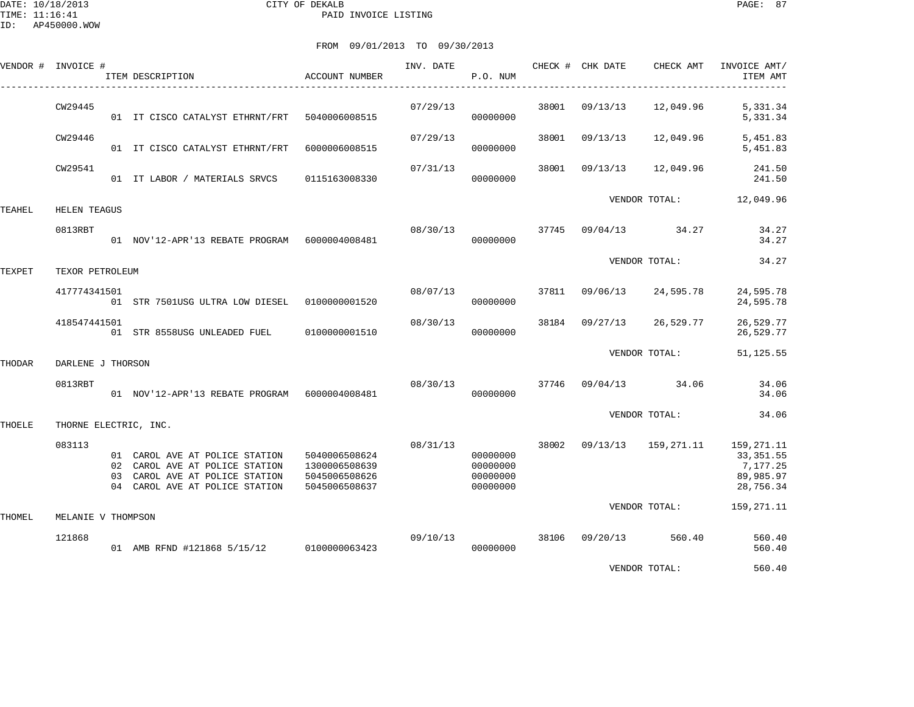CITY OF DEKALB
PAID INVOICE LISTING

DATE: 10/18/2013
TIME: 11:16:41
ID: AP450000.WOW

FROM 09/01/2013 TO 09/30/2013

| VENDOR # | INVOICE # | ITEM DESCRIPTION | ACCOUNT NUMBER | INV. DATE | P.O. NUM | CHECK # | CHK DATE | CHECK AMT | INVOICE AMT/ ITEM AMT |
|---|---|---|---|---|---|---|---|---|---|
| | CW29445 | | | 07/29/13 | | 38001 | 09/13/13 | 12,049.96 | 5,331.34 |
| | | 01 IT CISCO CATALYST ETHRNT/FRT | 5040006008515 | | 00000000 | | | | 5,331.34 |
| | CW29446 | | | 07/29/13 | | 38001 | 09/13/13 | 12,049.96 | 5,451.83 |
| | | 01 IT CISCO CATALYST ETHRNT/FRT | 6000006008515 | | 00000000 | | | | 5,451.83 |
| | CW29541 | | | 07/31/13 | | 38001 | 09/13/13 | 12,049.96 | 241.50 |
| | | 01 IT LABOR / MATERIALS SRVCS | 0115163008330 | | 00000000 | | | | 241.50 |
| | | | | | | | VENDOR TOTAL: | | 12,049.96 |
| TEAHEL | HELEN TEAGUS | | | | | | | | |
| | 0813RBT | | | 08/30/13 | | 37745 | 09/04/13 | 34.27 | 34.27 |
| | | 01 NOV'12-APR'13 REBATE PROGRAM | 6000004008481 | | 00000000 | | | | 34.27 |
| | | | | | | | VENDOR TOTAL: | | 34.27 |
| TEXPET | TEXOR PETROLEUM | | | | | | | | |
| | 417774341501 | | | 08/07/13 | | 37811 | 09/06/13 | 24,595.78 | 24,595.78 |
| | | 01 STR 7501USG ULTRA LOW DIESEL | 0100000001520 | | 00000000 | | | | 24,595.78 |
| | 418547441501 | | | 08/30/13 | | 38184 | 09/27/13 | 26,529.77 | 26,529.77 |
| | | 01 STR 8558USG UNLEADED FUEL | 0100000001510 | | 00000000 | | | | 26,529.77 |
| | | | | | | | VENDOR TOTAL: | | 51,125.55 |
| THODAR | DARLENE J THORSON | | | | | | | | |
| | 0813RBT | | | 08/30/13 | | 37746 | 09/04/13 | 34.06 | 34.06 |
| | | 01 NOV'12-APR'13 REBATE PROGRAM | 6000004008481 | | 00000000 | | | | 34.06 |
| | | | | | | | VENDOR TOTAL: | | 34.06 |
| THOELE | THORNE ELECTRIC, INC. | | | | | | | | |
| | 083113 | | | 08/31/13 | | 38002 | 09/13/13 | 159,271.11 | 159,271.11 |
| | | 01 CAROL AVE AT POLICE STATION | 5040006508624 | | 00000000 | | | | 33,351.55 |
| | | 02 CAROL AVE AT POLICE STATION | 1300006508639 | | 00000000 | | | | 7,177.25 |
| | | 03 CAROL AVE AT POLICE STATION | 5045006508626 | | 00000000 | | | | 89,985.97 |
| | | 04 CAROL AVE AT POLICE STATION | 5045006508637 | | 00000000 | | | | 28,756.34 |
| | | | | | | | VENDOR TOTAL: | | 159,271.11 |
| THOMEL | MELANIE V THOMPSON | | | | | | | | |
| | 121868 | | | 09/10/13 | | 38106 | 09/20/13 | 560.40 | 560.40 |
| | | 01 AMB RFND #121868 5/15/12 | 0100000063423 | | 00000000 | | | | 560.40 |
| | | | | | | | VENDOR TOTAL: | | 560.40 |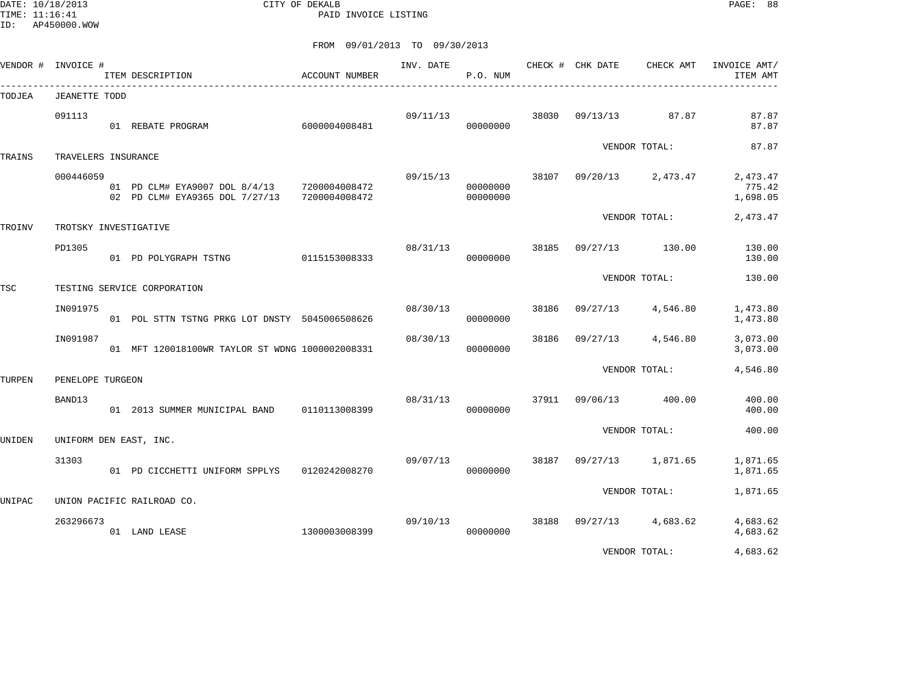DATE: 10/18/2013
TIME: 11:16:41
ID: AP450000.WOW

CITY OF DEKALB
PAID INVOICE LISTING

FROM 09/01/2013 TO 09/30/2013

| VENDOR # | INVOICE # | ITEM DESCRIPTION | ACCOUNT NUMBER | INV. DATE | P.O. NUM | CHECK # | CHK DATE | CHECK AMT | INVOICE AMT/ ITEM AMT |
|---|---|---|---|---|---|---|---|---|---|
| TODJEA | JEANETTE TODD | | | | | | | | |
| | 091113 | | | 09/11/13 | | 38030 | 09/13/13 | 87.87 | 87.87 |
| | | 01 REBATE PROGRAM | 6000004008481 | | 00000000 | | | | 87.87 |
| | | | | | | | | VENDOR TOTAL: | 87.87 |
| TRAINS | TRAVELERS INSURANCE | | | | | | | | |
| | 000446059 | | | 09/15/13 | | 38107 | 09/20/13 | 2,473.47 | 2,473.47 |
| | | 01 PD CLM# EYA9007 DOL 8/4/13 | 7200004008472 | | 00000000 | | | | 775.42 |
| | | 02 PD CLM# EYA9365 DOL 7/27/13 | 7200004008472 | | 00000000 | | | | 1,698.05 |
| | | | | | | | | VENDOR TOTAL: | 2,473.47 |
| TROINV | TROTSKY INVESTIGATIVE | | | | | | | | |
| | PD1305 | | | 08/31/13 | | 38185 | 09/27/13 | 130.00 | 130.00 |
| | | 01 PD POLYGRAPH TSTNG | 0115153008333 | | 00000000 | | | | 130.00 |
| | | | | | | | | VENDOR TOTAL: | 130.00 |
| TSC | TESTING SERVICE CORPORATION | | | | | | | | |
| | IN091975 | | | 08/30/13 | | 38186 | 09/27/13 | 4,546.80 | 1,473.80 |
| | | 01 POL STTN TSTNG PRKG LOT DNSTY | 5045006508626 | | 00000000 | | | | 1,473.80 |
| | IN091987 | | | 08/30/13 | | 38186 | 09/27/13 | 4,546.80 | 3,073.00 |
| | | 01 MFT 120018100WR TAYLOR ST WDNG | 1000002008331 | | 00000000 | | | | 3,073.00 |
| | | | | | | | | VENDOR TOTAL: | 4,546.80 |
| TURPEN | PENELOPE TURGEON | | | | | | | | |
| | BAND13 | | | 08/31/13 | | 37911 | 09/06/13 | 400.00 | 400.00 |
| | | 01 2013 SUMMER MUNICIPAL BAND | 0110113008399 | | 00000000 | | | | 400.00 |
| | | | | | | | | VENDOR TOTAL: | 400.00 |
| UNIDEN | UNIFORM DEN EAST, INC. | | | | | | | | |
| | 31303 | | | 09/07/13 | | 38187 | 09/27/13 | 1,871.65 | 1,871.65 |
| | | 01 PD CICCHETTI UNIFORM SPPLYS | 0120242008270 | | 00000000 | | | | 1,871.65 |
| | | | | | | | | VENDOR TOTAL: | 1,871.65 |
| UNIPAC | UNION PACIFIC RAILROAD CO. | | | | | | | | |
| | 263296673 | | | 09/10/13 | | 38188 | 09/27/13 | 4,683.62 | 4,683.62 |
| | | 01 LAND LEASE | 1300003008399 | | 00000000 | | | | 4,683.62 |
| | | | | | | | | VENDOR TOTAL: | 4,683.62 |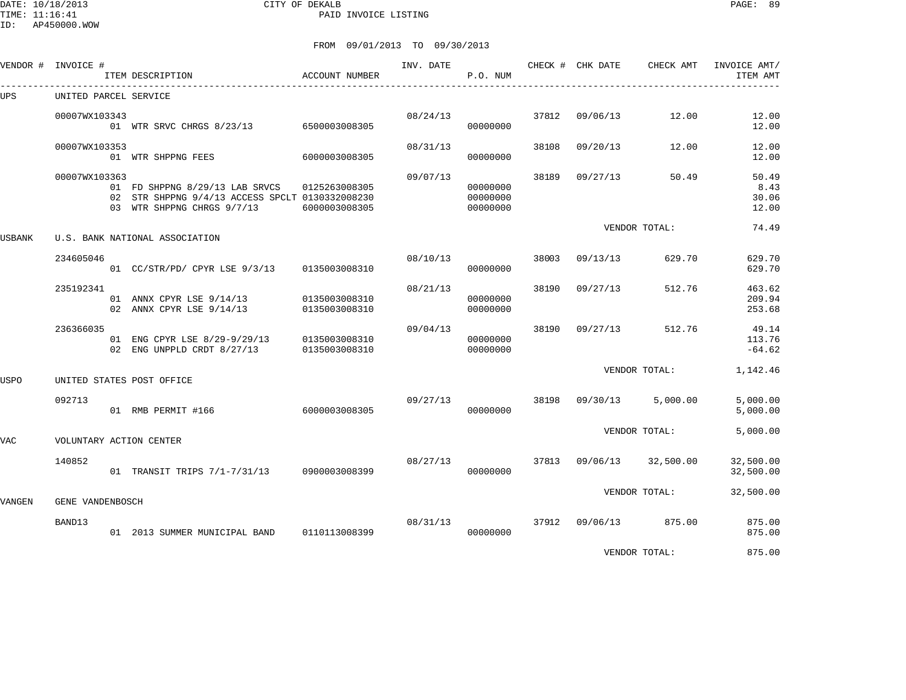CITY OF DEKALB
PAID INVOICE LISTING

DATE: 10/18/2013
TIME: 11:16:41
ID: AP450000.WOW

FROM 09/01/2013 TO 09/30/2013

| VENDOR # | INVOICE # | ITEM DESCRIPTION | ACCOUNT NUMBER | INV. DATE | P.O. NUM | CHECK # | CHK DATE | CHECK AMT | INVOICE AMT/ ITEM AMT |
|---|---|---|---|---|---|---|---|---|---|
| UPS | UNITED PARCEL SERVICE | | | | | | | | |
| | 00007WX103343 | | | 08/24/13 | | 37812 | 09/06/13 | 12.00 | 12.00 |
| | | 01 WTR SRVC CHRGS 8/23/13 | 6500003008305 | | 00000000 | | | | 12.00 |
| | 00007WX103353 | | | 08/31/13 | | 38108 | 09/20/13 | 12.00 | 12.00 |
| | | 01 WTR SHPPNG FEES | 6000003008305 | | 00000000 | | | | 12.00 |
| | 00007WX103363 | | | 09/07/13 | | 38189 | 09/27/13 | 50.49 | 50.49 |
| | | 01 FD SHPPNG 8/29/13 LAB SRVCS | 0125263008305 | | 00000000 | | | | 8.43 |
| | | 02 STR SHPPNG 9/4/13 ACCESS SPCLT | 0130332008230 | | 00000000 | | | | 30.06 |
| | | 03 WTR SHPPNG CHRGS 9/7/13 | 6000003008305 | | 00000000 | | | | 12.00 |
| | | | | | | | VENDOR TOTAL: | | 74.49 |
| USBANK | U.S. BANK NATIONAL ASSOCIATION | | | | | | | | |
| | 234605046 | | | 08/10/13 | | 38003 | 09/13/13 | 629.70 | 629.70 |
| | | 01 CC/STR/PD/ CPYR LSE 9/3/13 | 0135003008310 | | 00000000 | | | | 629.70 |
| | 235192341 | | | 08/21/13 | | 38190 | 09/27/13 | 512.76 | 463.62 |
| | | 01 ANNX CPYR LSE 9/14/13 | 0135003008310 | | 00000000 | | | | 209.94 |
| | | 02 ANNX CPYR LSE 9/14/13 | 0135003008310 | | 00000000 | | | | 253.68 |
| | 236366035 | | | 09/04/13 | | 38190 | 09/27/13 | 512.76 | 49.14 |
| | | 01 ENG CPYR LSE 8/29-9/29/13 | 0135003008310 | | 00000000 | | | | 113.76 |
| | | 02 ENG UNPPLD CRDT 8/27/13 | 0135003008310 | | 00000000 | | | | -64.62 |
| | | | | | | | VENDOR TOTAL: | | 1,142.46 |
| USPO | UNITED STATES POST OFFICE | | | | | | | | |
| | 092713 | | | 09/27/13 | | 38198 | 09/30/13 | 5,000.00 | 5,000.00 |
| | | 01 RMB PERMIT #166 | 6000003008305 | | 00000000 | | | | 5,000.00 |
| | | | | | | | VENDOR TOTAL: | | 5,000.00 |
| VAC | VOLUNTARY ACTION CENTER | | | | | | | | |
| | 140852 | | | 08/27/13 | | 37813 | 09/06/13 | 32,500.00 | 32,500.00 |
| | | 01 TRANSIT TRIPS 7/1-7/31/13 | 0900003008399 | | 00000000 | | | | 32,500.00 |
| | | | | | | | VENDOR TOTAL: | | 32,500.00 |
| VANGEN | GENE VANDENBOSCH | | | | | | | | |
| | BAND13 | | | 08/31/13 | | 37912 | 09/06/13 | 875.00 | 875.00 |
| | | 01 2013 SUMMER MUNICIPAL BAND | 0110113008399 | | 00000000 | | | | 875.00 |
| | | | | | | | VENDOR TOTAL: | | 875.00 |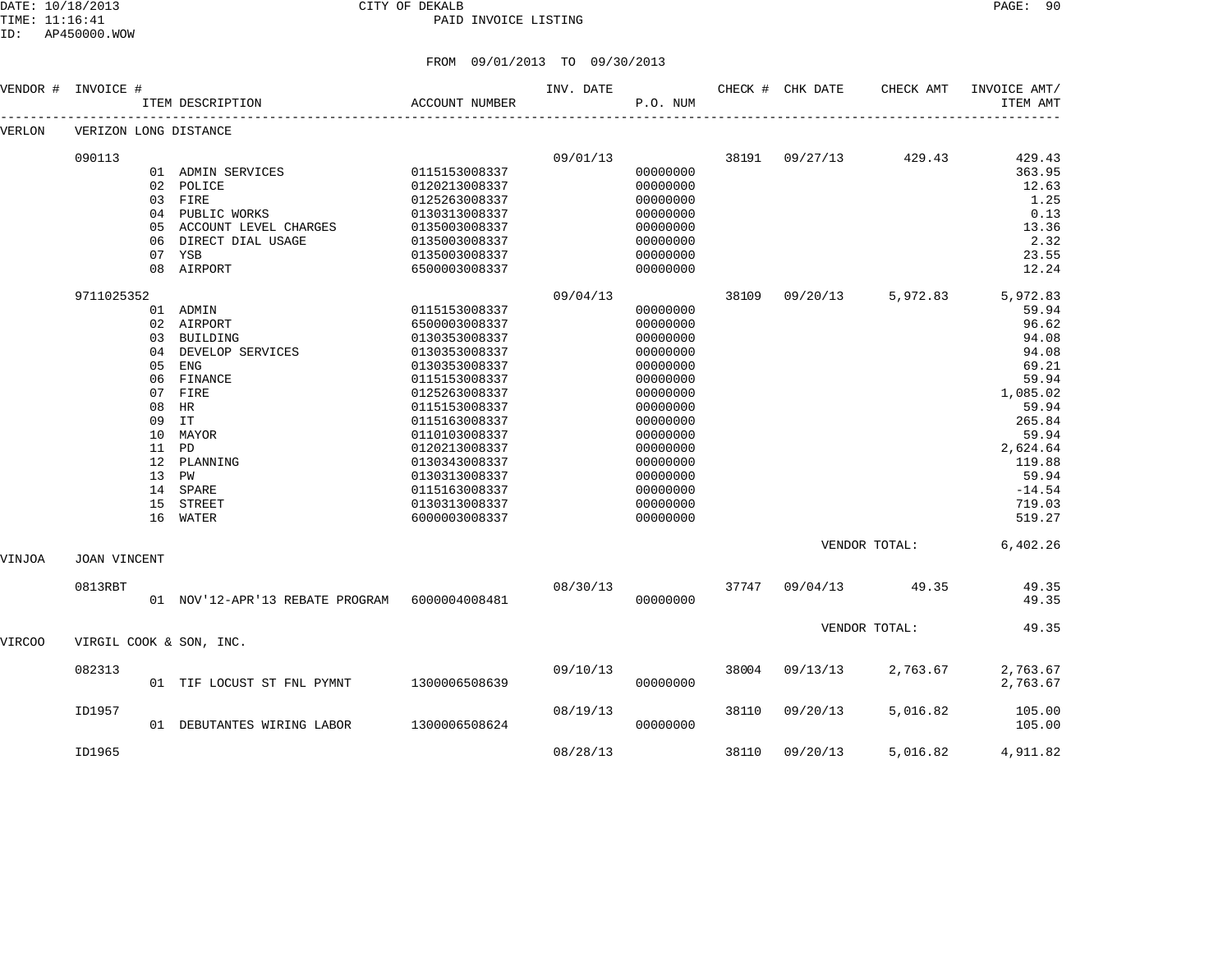CITY OF DEKALB
PAID INVOICE LISTING

DATE: 10/18/2013
TIME: 11:16:41
ID: AP450000.WOW

FROM 09/01/2013 TO 09/30/2013

| VENDOR # | INVOICE # | ITEM DESCRIPTION | ACCOUNT NUMBER | INV. DATE | P.O. NUM | CHECK # | CHK DATE | CHECK AMT | INVOICE AMT/ ITEM AMT |
|---|---|---|---|---|---|---|---|---|---|
| VERLON | VERIZON LONG DISTANCE | | | | | | | | |
| | 090113 | | | 09/01/13 | | 38191 | 09/27/13 | 429.43 | 429.43 |
| | | 01 ADMIN SERVICES | 0115153008337 | | 00000000 | | | | 363.95 |
| | | 02 POLICE | 0120213008337 | | 00000000 | | | | 12.63 |
| | | 03 FIRE | 0125263008337 | | 00000000 | | | | 1.25 |
| | | 04 PUBLIC WORKS | 0130313008337 | | 00000000 | | | | 0.13 |
| | | 05 ACCOUNT LEVEL CHARGES | 0135003008337 | | 00000000 | | | | 13.36 |
| | | 06 DIRECT DIAL USAGE | 0135003008337 | | 00000000 | | | | 2.32 |
| | | 07 YSB | 0135003008337 | | 00000000 | | | | 23.55 |
| | | 08 AIRPORT | 6500003008337 | | 00000000 | | | | 12.24 |
| | 9711025352 | | | 09/04/13 | | 38109 | 09/20/13 | 5,972.83 | 5,972.83 |
| | | 01 ADMIN | 0115153008337 | | 00000000 | | | | 59.94 |
| | | 02 AIRPORT | 6500003008337 | | 00000000 | | | | 96.62 |
| | | 03 BUILDING | 0130353008337 | | 00000000 | | | | 94.08 |
| | | 04 DEVELOP SERVICES | 0130353008337 | | 00000000 | | | | 94.08 |
| | | 05 ENG | 0130353008337 | | 00000000 | | | | 69.21 |
| | | 06 FINANCE | 0115153008337 | | 00000000 | | | | 59.94 |
| | | 07 FIRE | 0125263008337 | | 00000000 | | | | 1,085.02 |
| | | 08 HR | 0115153008337 | | 00000000 | | | | 59.94 |
| | | 09 IT | 0115163008337 | | 00000000 | | | | 265.84 |
| | | 10 MAYOR | 0110103008337 | | 00000000 | | | | 59.94 |
| | | 11 PD | 0120213008337 | | 00000000 | | | | 2,624.64 |
| | | 12 PLANNING | 0130343008337 | | 00000000 | | | | 119.88 |
| | | 13 PW | 0130313008337 | | 00000000 | | | | 59.94 |
| | | 14 SPARE | 0115163008337 | | 00000000 | | | | -14.54 |
| | | 15 STREET | 0130313008337 | | 00000000 | | | | 719.03 |
| | | 16 WATER | 6000003008337 | | 00000000 | | | | 519.27 |
| | | | | | | | VENDOR TOTAL: | | 6,402.26 |
| VINJOA | JOAN VINCENT | | | | | | | | |
| | 0813RBT | | | 08/30/13 | | 37747 | 09/04/13 | 49.35 | 49.35 |
| | | 01 NOV'12-APR'13 REBATE PROGRAM | 6000004008481 | | 00000000 | | | | 49.35 |
| | | | | | | | VENDOR TOTAL: | | 49.35 |
| VIRCOO | VIRGIL COOK & SON, INC. | | | | | | | | |
| | 082313 | | | 09/10/13 | | 38004 | 09/13/13 | 2,763.67 | 2,763.67 |
| | | 01 TIF LOCUST ST FNL PYMNT | 1300006508639 | | 00000000 | | | | 2,763.67 |
| | ID1957 | | | 08/19/13 | | 38110 | 09/20/13 | 5,016.82 | 105.00 |
| | | 01 DEBUTANTES WIRING LABOR | 1300006508624 | | 00000000 | | | | 105.00 |
| | ID1965 | | | 08/28/13 | | 38110 | 09/20/13 | 5,016.82 | 4,911.82 |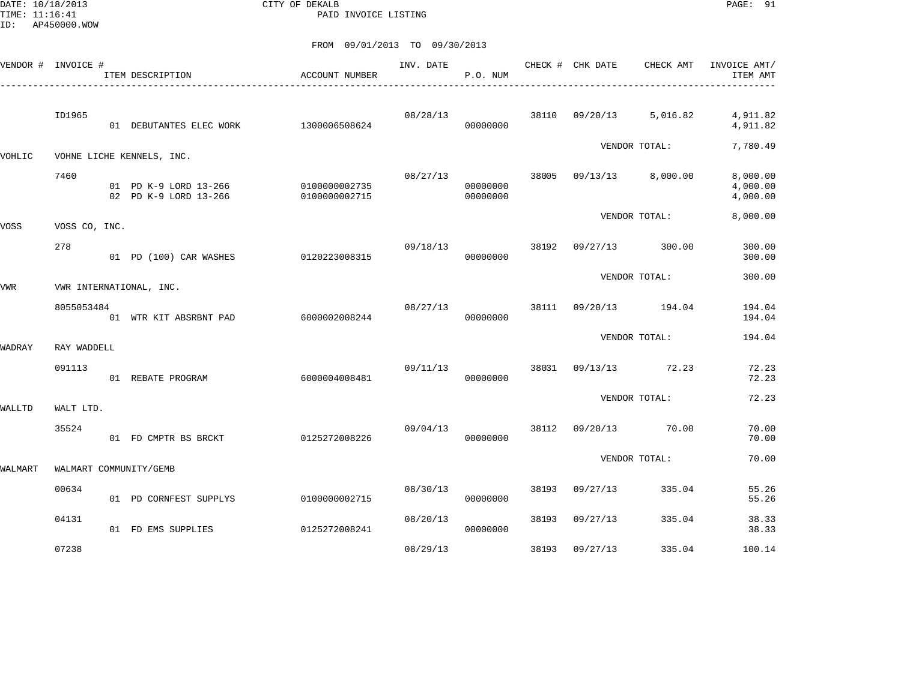DATE: 10/18/2013
TIME: 11:16:41
ID: AP450000.WOW

CITY OF DEKALB
PAID INVOICE LISTING

FROM 09/01/2013 TO 09/30/2013

| VENDOR # | INVOICE # / ITEM DESCRIPTION | ACCOUNT NUMBER | INV. DATE | P.O. NUM | CHECK # | CHK DATE | CHECK AMT | INVOICE AMT/ ITEM AMT |
|---|---|---|---|---|---|---|---|---|
| | ID1965 | | 08/28/13 | | 38110 | 09/20/13 | 5,016.82 | 4,911.82 |
| | 01 DEBUTANTES ELEC WORK | 1300006508624 | | 00000000 | | | | 4,911.82 |
| | | | | | | VENDOR TOTAL: | | 7,780.49 |
| VOHLIC | VOHNE LICHE KENNELS, INC. | | | | | | | |
| | 7460 | | 08/27/13 | | 38005 | 09/13/13 | 8,000.00 | 8,000.00 |
| | 01 PD K-9 LORD 13-266 | 0100000002735 | | 00000000 | | | | 4,000.00 |
| | 02 PD K-9 LORD 13-266 | 0100000002715 | | 00000000 | | | | 4,000.00 |
| | | | | | | VENDOR TOTAL: | | 8,000.00 |
| VOSS | VOSS CO, INC. | | | | | | | |
| | 278 | | 09/18/13 | | 38192 | 09/27/13 | 300.00 | 300.00 |
| | 01 PD (100) CAR WASHES | 0120223008315 | | 00000000 | | | | 300.00 |
| | | | | | | VENDOR TOTAL: | | 300.00 |
| VWR | VWR INTERNATIONAL, INC. | | | | | | | |
| | 8055053484 | | 08/27/13 | | 38111 | 09/20/13 | 194.04 | 194.04 |
| | 01 WTR KIT ABSRBNT PAD | 6000002008244 | | 00000000 | | | | 194.04 |
| | | | | | | VENDOR TOTAL: | | 194.04 |
| WADRAY | RAY WADDELL | | | | | | | |
| | 091113 | | 09/11/13 | | 38031 | 09/13/13 | 72.23 | 72.23 |
| | 01 REBATE PROGRAM | 6000004008481 | | 00000000 | | | | 72.23 |
| | | | | | | VENDOR TOTAL: | | 72.23 |
| WALLTD | WALT LTD. | | | | | | | |
| | 35524 | | 09/04/13 | | 38112 | 09/20/13 | 70.00 | 70.00 |
| | 01 FD CMPTR BS BRCKT | 0125272008226 | | 00000000 | | | | 70.00 |
| | | | | | | VENDOR TOTAL: | | 70.00 |
| WALMART | WALMART COMMUNITY/GEMB | | | | | | | |
| | 00634 | | 08/30/13 | | 38193 | 09/27/13 | 335.04 | 55.26 |
| | 01 PD CORNFEST SUPPLYS | 0100000002715 | | 00000000 | | | | 55.26 |
| | 04131 | | 08/20/13 | | 38193 | 09/27/13 | 335.04 | 38.33 |
| | 01 FD EMS SUPPLIES | 0125272008241 | | 00000000 | | | | 38.33 |
| | 07238 | | 08/29/13 | | 38193 | 09/27/13 | 335.04 | 100.14 |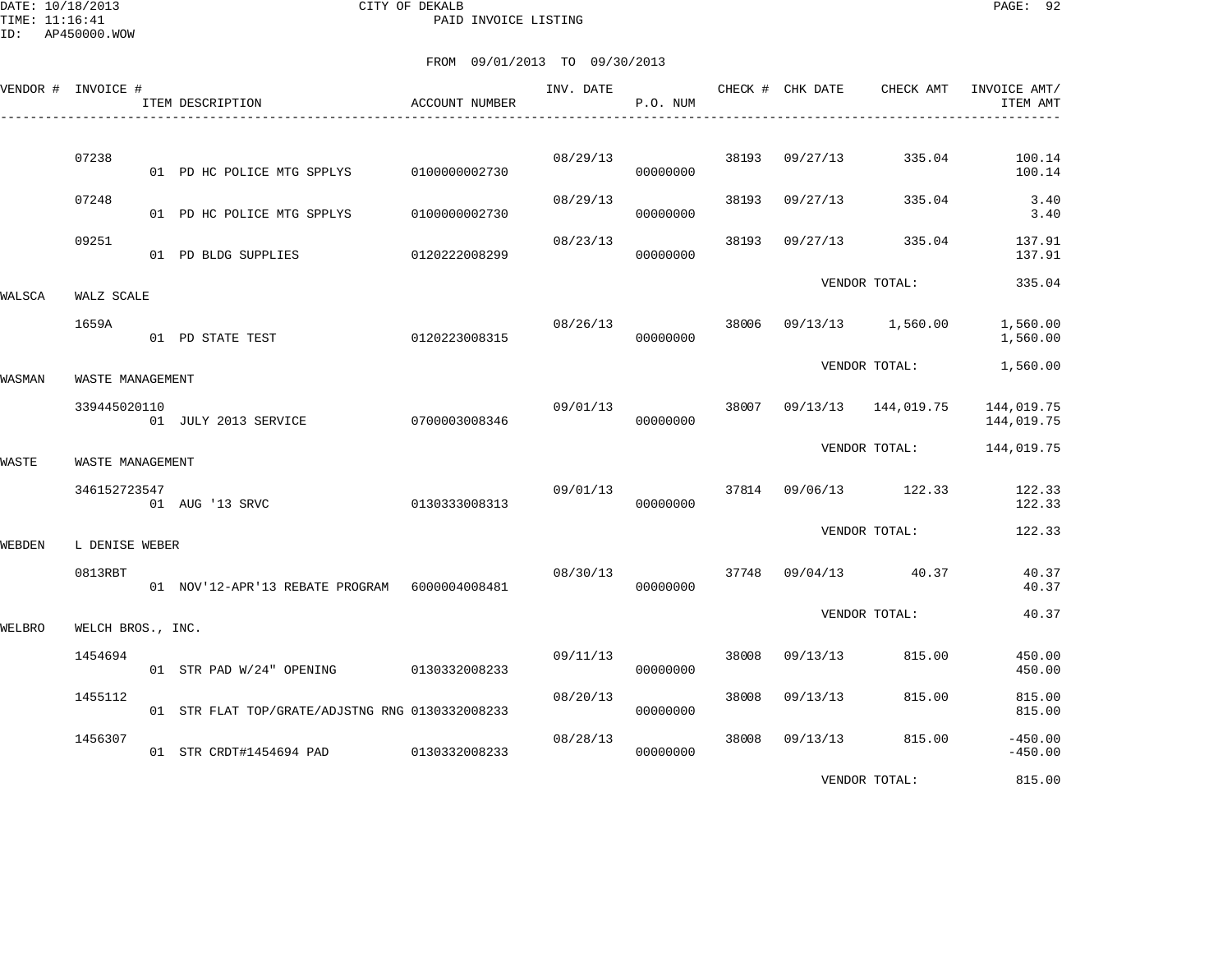CITY OF DEKALB
PAID INVOICE LISTING

DATE: 10/18/2013
TIME: 11:16:41
ID: AP450000.WOW

FROM 09/01/2013 TO 09/30/2013

| VENDOR # | INVOICE # | ITEM DESCRIPTION | ACCOUNT NUMBER | INV. DATE | P.O. NUM | CHECK # | CHK DATE | CHECK AMT | INVOICE AMT/ ITEM AMT |
|---|---|---|---|---|---|---|---|---|---|
| | 07238 | | | 08/29/13 | | 38193 | 09/27/13 | 335.04 | 100.14 |
| | | 01 PD HC POLICE MTG SPPLYS | 0100000002730 | | 00000000 | | | | 100.14 |
| | 07248 | | | 08/29/13 | | 38193 | 09/27/13 | 335.04 | 3.40 |
| | | 01 PD HC POLICE MTG SPPLYS | 0100000002730 | | 00000000 | | | | 3.40 |
| | 09251 | | | 08/23/13 | | 38193 | 09/27/13 | 335.04 | 137.91 |
| | | 01 PD BLDG SUPPLIES | 0120222008299 | | 00000000 | | | | 137.91 |
| | | | | | | | VENDOR TOTAL: | | 335.04 |
| WALSCA | WALZ SCALE | | | | | | | | |
| | 1659A | | | 08/26/13 | | 38006 | 09/13/13 | 1,560.00 | 1,560.00 |
| | | 01 PD STATE TEST | 0120223008315 | | 00000000 | | | | 1,560.00 |
| | | | | | | | VENDOR TOTAL: | | 1,560.00 |
| WASMAN | WASTE MANAGEMENT | | | | | | | | |
| | 339445020110 | | | 09/01/13 | | 38007 | 09/13/13 | 144,019.75 | 144,019.75 |
| | | 01 JULY 2013 SERVICE | 0700003008346 | | 00000000 | | | | 144,019.75 |
| | | | | | | | VENDOR TOTAL: | | 144,019.75 |
| WASTE | WASTE MANAGEMENT | | | | | | | | |
| | 346152723547 | | | 09/01/13 | | 37814 | 09/06/13 | 122.33 | 122.33 |
| | | 01 AUG '13 SRVC | 0130333008313 | | 00000000 | | | | 122.33 |
| | | | | | | | VENDOR TOTAL: | | 122.33 |
| WEBDEN | L DENISE WEBER | | | | | | | | |
| | 0813RBT | | | 08/30/13 | | 37748 | 09/04/13 | 40.37 | 40.37 |
| | | 01 NOV'12-APR'13 REBATE PROGRAM | 6000004008481 | | 00000000 | | | | 40.37 |
| | | | | | | | VENDOR TOTAL: | | 40.37 |
| WELBRO | WELCH BROS., INC. | | | | | | | | |
| | 1454694 | | | 09/11/13 | | 38008 | 09/13/13 | 815.00 | 450.00 |
| | | 01 STR PAD W/24" OPENING | 0130332008233 | | 00000000 | | | | 450.00 |
| | 1455112 | | | 08/20/13 | | 38008 | 09/13/13 | 815.00 | 815.00 |
| | | 01 STR FLAT TOP/GRATE/ADJSTNG RNG | 0130332008233 | | 00000000 | | | | 815.00 |
| | 1456307 | | | 08/28/13 | | 38008 | 09/13/13 | 815.00 | -450.00 |
| | | 01 STR CRDT#1454694 PAD | 0130332008233 | | 00000000 | | | | -450.00 |
| | | | | | | | VENDOR TOTAL: | | 815.00 |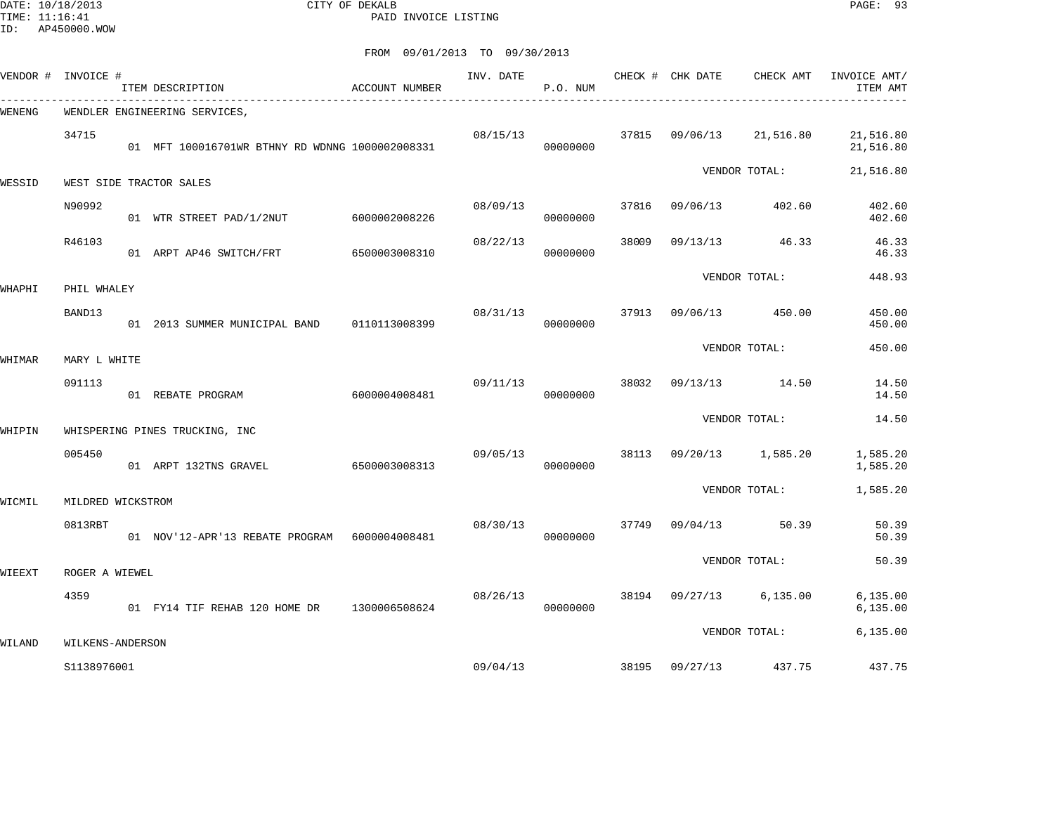CITY OF DEKALB

PAID INVOICE LISTING

FROM 09/01/2013 TO 09/30/2013

| VENDOR # | INVOICE # | ITEM DESCRIPTION | ACCOUNT NUMBER | INV. DATE | P.O. NUM | CHECK # | CHK DATE | CHECK AMT | INVOICE AMT/ ITEM AMT |
|---|---|---|---|---|---|---|---|---|---|
| WENENG | WENDLER ENGINEERING SERVICES, | | | | | | | | |
| | 34715 | | | 08/15/13 | | 37815 | 09/06/13 | 21,516.80 | 21,516.80 |
| | | 01 MFT 100016701WR BTHNY RD WDNNG | 1000002008331 | | 00000000 | | | | 21,516.80 |
| | | | | | | | VENDOR TOTAL: | | 21,516.80 |
| WESSID | WEST SIDE TRACTOR SALES | | | | | | | | |
| | N90992 | | | 08/09/13 | | 37816 | 09/06/13 | 402.60 | 402.60 |
| | | 01 WTR STREET PAD/1/2NUT | 6000002008226 | | 00000000 | | | | 402.60 |
| | R46103 | | | 08/22/13 | | 38009 | 09/13/13 | 46.33 | 46.33 |
| | | 01 ARPT AP46 SWITCH/FRT | 6500003008310 | | 00000000 | | | | 46.33 |
| | | | | | | | VENDOR TOTAL: | | 448.93 |
| WHAPHI | PHIL WHALEY | | | | | | | | |
| | BAND13 | | | 08/31/13 | | 37913 | 09/06/13 | 450.00 | 450.00 |
| | | 01 2013 SUMMER MUNICIPAL BAND | 0110113008399 | | 00000000 | | | | 450.00 |
| | | | | | | | VENDOR TOTAL: | | 450.00 |
| WHIMAR | MARY L WHITE | | | | | | | | |
| | 091113 | | | 09/11/13 | | 38032 | 09/13/13 | 14.50 | 14.50 |
| | | 01 REBATE PROGRAM | 6000004008481 | | 00000000 | | | | 14.50 |
| | | | | | | | VENDOR TOTAL: | | 14.50 |
| WHIPIN | WHISPERING PINES TRUCKING, INC | | | | | | | | |
| | 005450 | | | 09/05/13 | | 38113 | 09/20/13 | 1,585.20 | 1,585.20 |
| | | 01 ARPT 132TNS GRAVEL | 6500003008313 | | 00000000 | | | | 1,585.20 |
| | | | | | | | VENDOR TOTAL: | | 1,585.20 |
| WICMIL | MILDRED WICKSTROM | | | | | | | | |
| | 0813RBT | | | 08/30/13 | | 37749 | 09/04/13 | 50.39 | 50.39 |
| | | 01 NOV'12-APR'13 REBATE PROGRAM | 6000004008481 | | 00000000 | | | | 50.39 |
| | | | | | | | VENDOR TOTAL: | | 50.39 |
| WIEEXT | ROGER A WIEWEL | | | | | | | | |
| | 4359 | | | 08/26/13 | | 38194 | 09/27/13 | 6,135.00 | 6,135.00 |
| | | 01 FY14 TIF REHAB 120 HOME DR | 1300006508624 | | 00000000 | | | | 6,135.00 |
| | | | | | | | VENDOR TOTAL: | | 6,135.00 |
| WILAND | WILKENS-ANDERSON | | | | | | | | |
| | S1138976001 | | | 09/04/13 | | 38195 | 09/27/13 | 437.75 | 437.75 |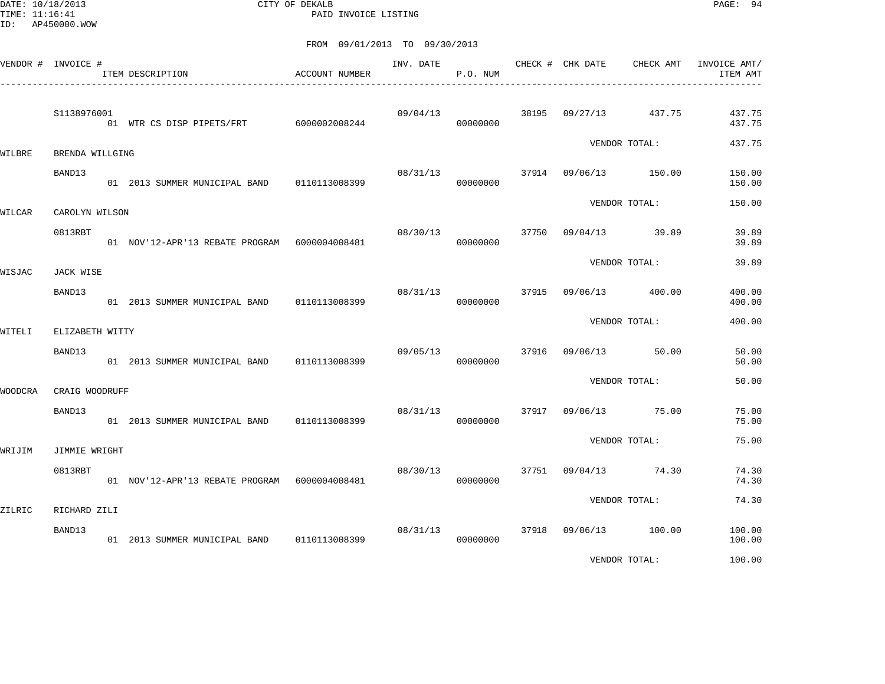CITY OF DEKALB
PAID INVOICE LISTING

DATE: 10/18/2013
TIME: 11:16:41
ID: AP450000.WOW

FROM 09/01/2013 TO 09/30/2013

| VENDOR # | INVOICE # | ITEM DESCRIPTION | ACCOUNT NUMBER | INV. DATE | P.O. NUM | CHECK # | CHK DATE | CHECK AMT | INVOICE AMT/ ITEM AMT |
|---|---|---|---|---|---|---|---|---|---|
| | S1138976001 | | | 09/04/13 | | 38195 | 09/27/13 | 437.75 | 437.75 |
| | | 01 WTR CS DISP PIPETS/FRT | 6000002008244 | | 00000000 | | | | 437.75 |
| | | | | | | | VENDOR TOTAL: | | 437.75 |
| WILBRE | BRENDA WILLGING | | | | | | | | |
| | BAND13 | | | 08/31/13 | | 37914 | 09/06/13 | 150.00 | 150.00 |
| | | 01 2013 SUMMER MUNICIPAL BAND | 0110113008399 | | 00000000 | | | | 150.00 |
| | | | | | | | VENDOR TOTAL: | | 150.00 |
| WILCAR | CAROLYN WILSON | | | | | | | | |
| | 0813RBT | | | 08/30/13 | | 37750 | 09/04/13 | 39.89 | 39.89 |
| | | 01 NOV'12-APR'13 REBATE PROGRAM | 6000004008481 | | 00000000 | | | | 39.89 |
| | | | | | | | VENDOR TOTAL: | | 39.89 |
| WISJAC | JACK WISE | | | | | | | | |
| | BAND13 | | | 08/31/13 | | 37915 | 09/06/13 | 400.00 | 400.00 |
| | | 01 2013 SUMMER MUNICIPAL BAND | 0110113008399 | | 00000000 | | | | 400.00 |
| | | | | | | | VENDOR TOTAL: | | 400.00 |
| WITELI | ELIZABETH WITTY | | | | | | | | |
| | BAND13 | | | 09/05/13 | | 37916 | 09/06/13 | 50.00 | 50.00 |
| | | 01 2013 SUMMER MUNICIPAL BAND | 0110113008399 | | 00000000 | | | | 50.00 |
| | | | | | | | VENDOR TOTAL: | | 50.00 |
| WOODCRA | CRAIG WOODRUFF | | | | | | | | |
| | BAND13 | | | 08/31/13 | | 37917 | 09/06/13 | 75.00 | 75.00 |
| | | 01 2013 SUMMER MUNICIPAL BAND | 0110113008399 | | 00000000 | | | | 75.00 |
| | | | | | | | VENDOR TOTAL: | | 75.00 |
| WRIJIM | JIMMIE WRIGHT | | | | | | | | |
| | 0813RBT | | | 08/30/13 | | 37751 | 09/04/13 | 74.30 | 74.30 |
| | | 01 NOV'12-APR'13 REBATE PROGRAM | 6000004008481 | | 00000000 | | | | 74.30 |
| | | | | | | | VENDOR TOTAL: | | 74.30 |
| ZILRIC | RICHARD ZILI | | | | | | | | |
| | BAND13 | | | 08/31/13 | | 37918 | 09/06/13 | 100.00 | 100.00 |
| | | 01 2013 SUMMER MUNICIPAL BAND | 0110113008399 | | 00000000 | | | | 100.00 |
| | | | | | | | VENDOR TOTAL: | | 100.00 |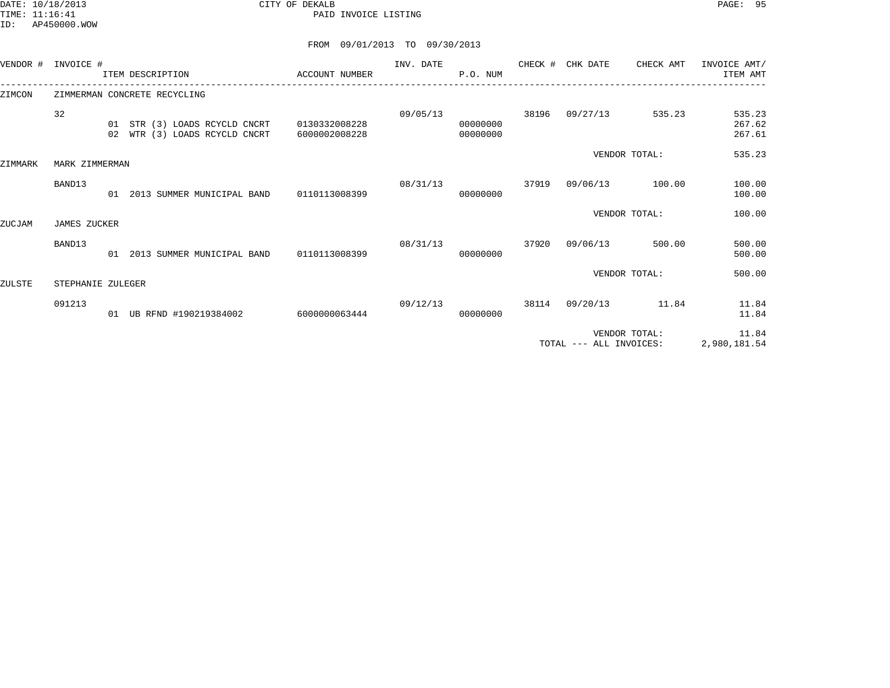CITY OF DEKALB
PAID INVOICE LISTING

DATE: 10/18/2013
TIME: 11:16:41
ID: AP450000.WOW

FROM 09/01/2013 TO 09/30/2013

| VENDOR # | INVOICE # | ITEM DESCRIPTION | ACCOUNT NUMBER | INV. DATE | P.O. NUM | CHECK # | CHK DATE | CHECK AMT | INVOICE AMT/ ITEM AMT |
|---|---|---|---|---|---|---|---|---|---|
| ZIMCON | ZIMMERMAN CONCRETE RECYCLING | | | | | | | | |
| | 32 | | | 09/05/13 | | 38196 | 09/27/13 | 535.23 | 535.23 |
| | | 01 STR (3) LOADS RCYCLD CNCRT | 0130332008228 | | 00000000 | | | | 267.62 |
| | | 02 WTR (3) LOADS RCYCLD CNCRT | 6000002008228 | | 00000000 | | | | 267.61 |
| | | | | | | | VENDOR TOTAL: | | 535.23 |
| ZIMMARK | MARK ZIMMERMAN | | | | | | | | |
| | BAND13 | | | 08/31/13 | | 37919 | 09/06/13 | 100.00 | 100.00 |
| | | 01 2013 SUMMER MUNICIPAL BAND | 0110113008399 | | 00000000 | | | | 100.00 |
| | | | | | | | VENDOR TOTAL: | | 100.00 |
| ZUCJAM | JAMES ZUCKER | | | | | | | | |
| | BAND13 | | | 08/31/13 | | 37920 | 09/06/13 | 500.00 | 500.00 |
| | | 01 2013 SUMMER MUNICIPAL BAND | 0110113008399 | | 00000000 | | | | 500.00 |
| | | | | | | | VENDOR TOTAL: | | 500.00 |
| ZULSTE | STEPHANIE ZULEGER | | | | | | | | |
| | 091213 | | | 09/12/13 | | 38114 | 09/20/13 | 11.84 | 11.84 |
| | | 01 UB RFND #190219384002 | 6000000063444 | | 00000000 | | | | 11.84 |
| | | | | | | | VENDOR TOTAL: | | 11.84 |
| | | | | | | | TOTAL --- ALL INVOICES: | | 2,980,181.54 |